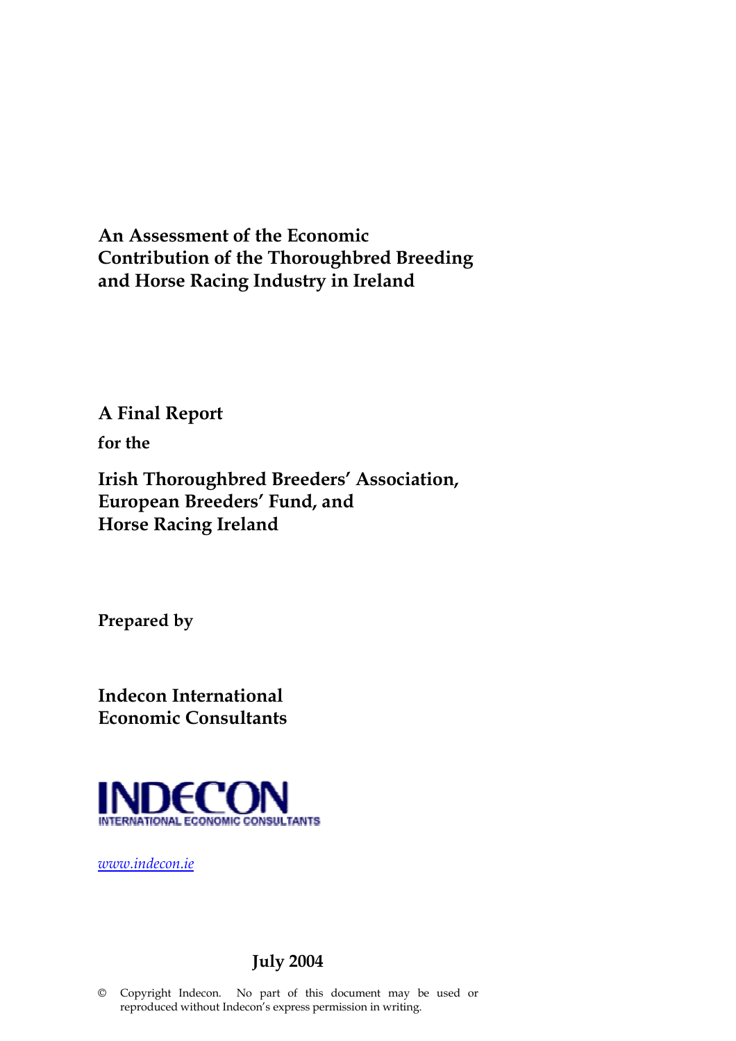# An Assessment of the Economic Contribution of the Thoroughbred Breeding and Horse Racing Industry in Ireland

**A Final Report**

**for the**

**Irish Thoroughbred Breeders' Association, European Breeders' Fund, and Horse Racing Ireland**

**Prepared by**

**Indecon International Economic Consultants**

INDECON
INTERNATIONAL ECONOMIC CONSULTANTS

*www.indecon.ie*

**July 2004**

© Copyright Indecon. No part of this document may be used or reproduced without Indecon's express permission in writing.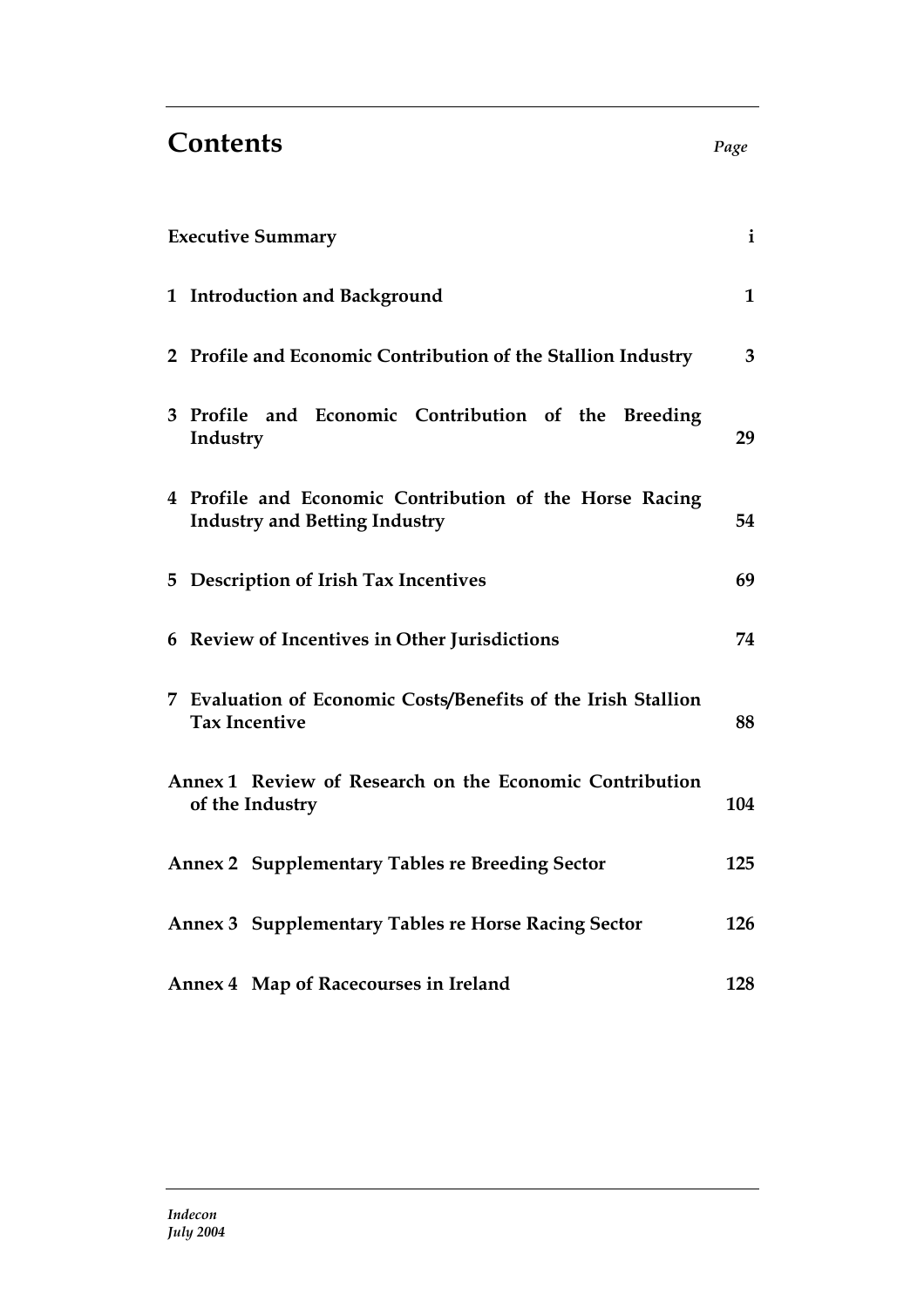# Contents

| | Page |
|---|---|
| **Executive Summary** | **i** |
| **1 Introduction and Background** | **1** |
| **2 Profile and Economic Contribution of the Stallion Industry** | **3** |
| **3 Profile and Economic Contribution of the Breeding Industry** | **29** |
| **4 Profile and Economic Contribution of the Horse Racing Industry and Betting Industry** | **54** |
| **5 Description of Irish Tax Incentives** | **69** |
| **6 Review of Incentives in Other Jurisdictions** | **74** |
| **7 Evaluation of Economic Costs/Benefits of the Irish Stallion Tax Incentive** | **88** |
| **Annex 1 Review of Research on the Economic Contribution of the Industry** | **104** |
| **Annex 2 Supplementary Tables re Breeding Sector** | **125** |
| **Annex 3 Supplementary Tables re Horse Racing Sector** | **126** |
| **Annex 4 Map of Racecourses in Ireland** | **128** |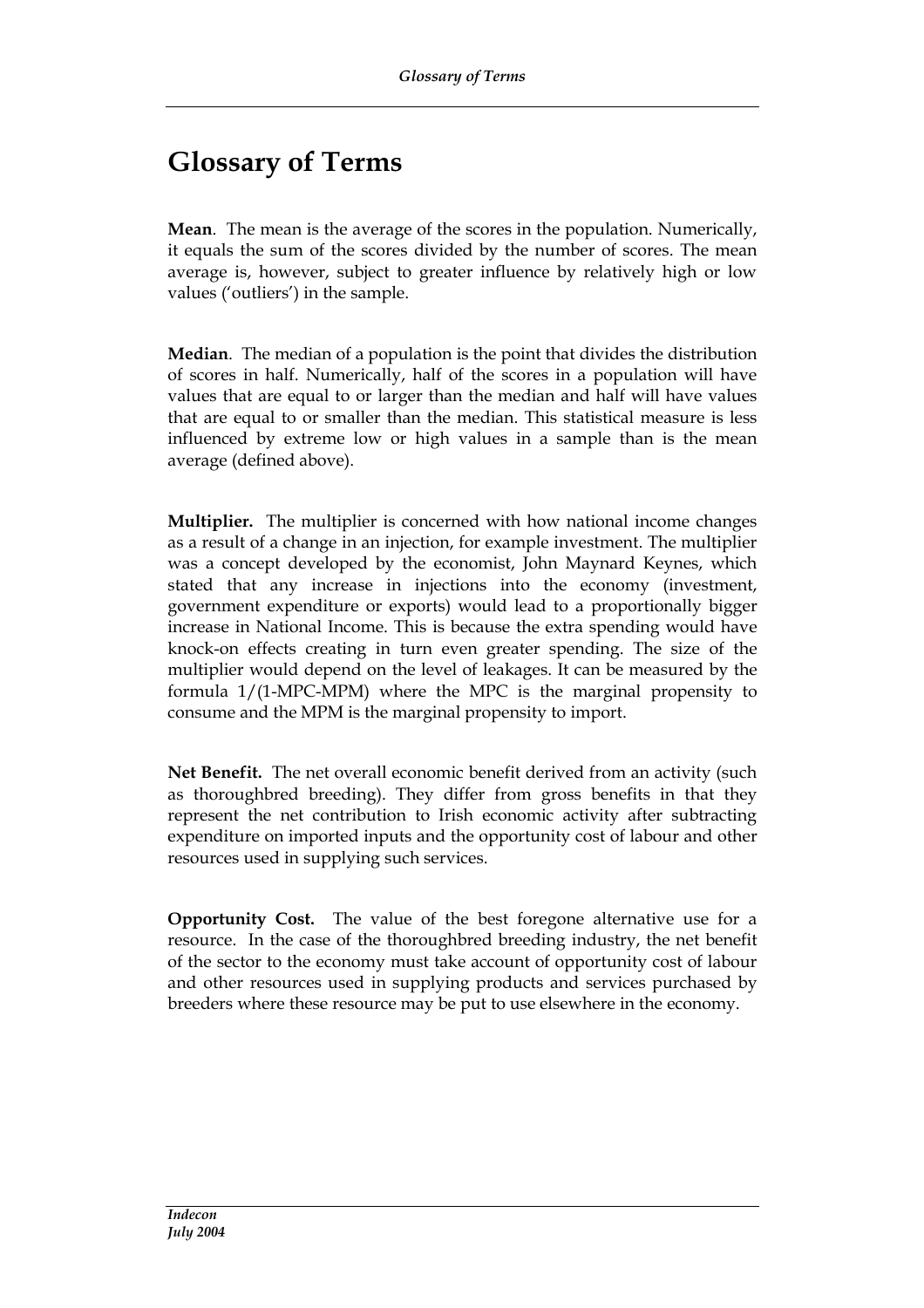# Glossary of Terms

**Mean**. The mean is the average of the scores in the population. Numerically, it equals the sum of the scores divided by the number of scores. The mean average is, however, subject to greater influence by relatively high or low values ('outliers') in the sample.

**Median**. The median of a population is the point that divides the distribution of scores in half. Numerically, half of the scores in a population will have values that are equal to or larger than the median and half will have values that are equal to or smaller than the median. This statistical measure is less influenced by extreme low or high values in a sample than is the mean average (defined above).

**Multiplier.** The multiplier is concerned with how national income changes as a result of a change in an injection, for example investment. The multiplier was a concept developed by the economist, John Maynard Keynes, which stated that any increase in injections into the economy (investment, government expenditure or exports) would lead to a proportionally bigger increase in National Income. This is because the extra spending would have knock-on effects creating in turn even greater spending. The size of the multiplier would depend on the level of leakages. It can be measured by the formula $1/(1\text{-}MPC\text{-}MPM)$ where the MPC is the marginal propensity to consume and the MPM is the marginal propensity to import.

**Net Benefit.** The net overall economic benefit derived from an activity (such as thoroughbred breeding). They differ from gross benefits in that they represent the net contribution to Irish economic activity after subtracting expenditure on imported inputs and the opportunity cost of labour and other resources used in supplying such services.

**Opportunity Cost.** The value of the best foregone alternative use for a resource. In the case of the thoroughbred breeding industry, the net benefit of the sector to the economy must take account of opportunity cost of labour and other resources used in supplying products and services purchased by breeders where these resource may be put to use elsewhere in the economy.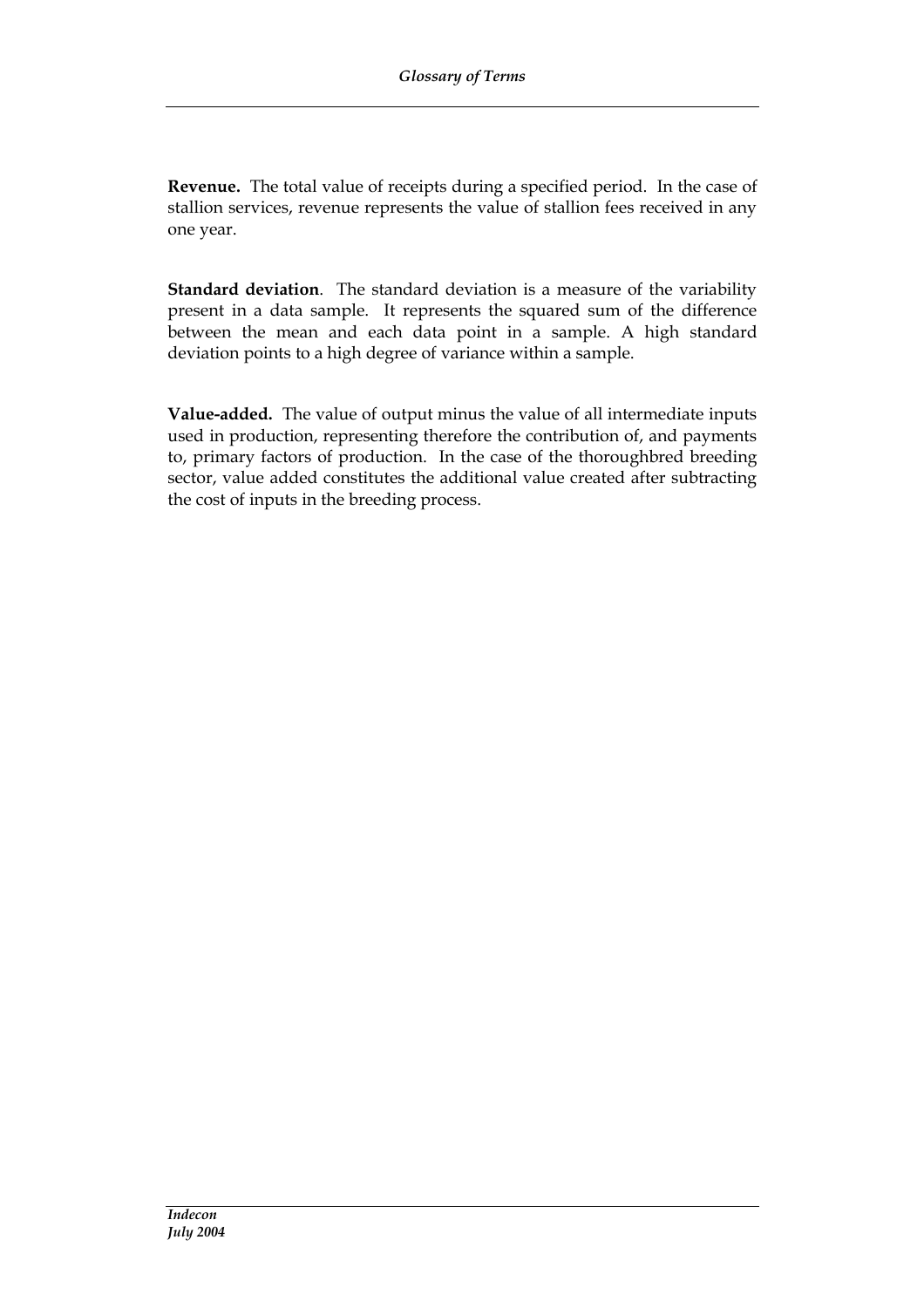**Revenue.** The total value of receipts during a specified period. In the case of stallion services, revenue represents the value of stallion fees received in any one year.

**Standard deviation**. The standard deviation is a measure of the variability present in a data sample. It represents the squared sum of the difference between the mean and each data point in a sample. A high standard deviation points to a high degree of variance within a sample.

**Value-added.** The value of output minus the value of all intermediate inputs used in production, representing therefore the contribution of, and payments to, primary factors of production. In the case of the thoroughbred breeding sector, value added constitutes the additional value created after subtracting the cost of inputs in the breeding process.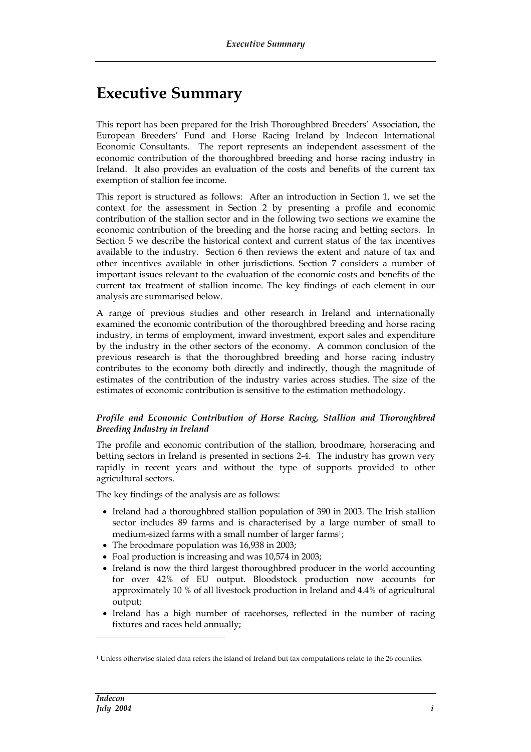# Executive Summary

This report has been prepared for the Irish Thoroughbred Breeders' Association, the European Breeders' Fund and Horse Racing Ireland by Indecon International Economic Consultants. The report represents an independent assessment of the economic contribution of the thoroughbred breeding and horse racing industry in Ireland. It also provides an evaluation of the costs and benefits of the current tax exemption of stallion fee income.

This report is structured as follows: After an introduction in Section 1, we set the context for the assessment in Section 2 by presenting a profile and economic contribution of the stallion sector and in the following two sections we examine the economic contribution of the breeding and the horse racing and betting sectors. In Section 5 we describe the historical context and current status of the tax incentives available to the industry. Section 6 then reviews the extent and nature of tax and other incentives available in other jurisdictions. Section 7 considers a number of important issues relevant to the evaluation of the economic costs and benefits of the current tax treatment of stallion income. The key findings of each element in our analysis are summarised below.

A range of previous studies and other research in Ireland and internationally examined the economic contribution of the thoroughbred breeding and horse racing industry, in terms of employment, inward investment, export sales and expenditure by the industry in the other sectors of the economy. A common conclusion of the previous research is that the thoroughbred breeding and horse racing industry contributes to the economy both directly and indirectly, though the magnitude of estimates of the contribution of the industry varies across studies. The size of the estimates of economic contribution is sensitive to the estimation methodology.

***Profile and Economic Contribution of Horse Racing, Stallion and Thoroughbred Breeding Industry in Ireland***

The profile and economic contribution of the stallion, broodmare, horseracing and betting sectors in Ireland is presented in sections 2-4. The industry has grown very rapidly in recent years and without the type of supports provided to other agricultural sectors.

The key findings of the analysis are as follows:

- Ireland had a thoroughbred stallion population of 390 in 2003. The Irish stallion sector includes 89 farms and is characterised by a large number of small to medium-sized farms with a small number of larger farms[1];
- The broodmare population was 16,938 in 2003;
- Foal production is increasing and was 10,574 in 2003;
- Ireland is now the third largest thoroughbred producer in the world accounting for over 42% of EU output. Bloodstock production now accounts for approximately 10 % of all livestock production in Ireland and 4.4% of agricultural output;
- Ireland has a high number of racehorses, reflected in the number of racing fixtures and races held annually;

[1] Unless otherwise stated data refers the island of Ireland but tax computations relate to the 26 counties.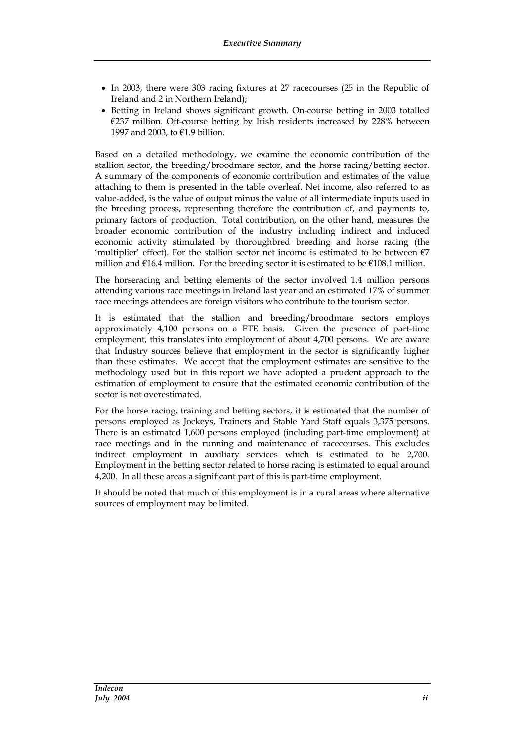- In 2003, there were 303 racing fixtures at 27 racecourses (25 in the Republic of Ireland and 2 in Northern Ireland);
- Betting in Ireland shows significant growth. On-course betting in 2003 totalled €237 million. Off-course betting by Irish residents increased by 228% between 1997 and 2003, to €1.9 billion.

Based on a detailed methodology, we examine the economic contribution of the stallion sector, the breeding/broodmare sector, and the horse racing/betting sector. A summary of the components of economic contribution and estimates of the value attaching to them is presented in the table overleaf. Net income, also referred to as value-added, is the value of output minus the value of all intermediate inputs used in the breeding process, representing therefore the contribution of, and payments to, primary factors of production. Total contribution, on the other hand, measures the broader economic contribution of the industry including indirect and induced economic activity stimulated by thoroughbred breeding and horse racing (the 'multiplier' effect). For the stallion sector net income is estimated to be between €7 million and €16.4 million. For the breeding sector it is estimated to be €108.1 million.

The horseracing and betting elements of the sector involved 1.4 million persons attending various race meetings in Ireland last year and an estimated 17% of summer race meetings attendees are foreign visitors who contribute to the tourism sector.

It is estimated that the stallion and breeding/broodmare sectors employs approximately 4,100 persons on a FTE basis. Given the presence of part-time employment, this translates into employment of about 4,700 persons. We are aware that Industry sources believe that employment in the sector is significantly higher than these estimates. We accept that the employment estimates are sensitive to the methodology used but in this report we have adopted a prudent approach to the estimation of employment to ensure that the estimated economic contribution of the sector is not overestimated.

For the horse racing, training and betting sectors, it is estimated that the number of persons employed as Jockeys, Trainers and Stable Yard Staff equals 3,375 persons. There is an estimated 1,600 persons employed (including part-time employment) at race meetings and in the running and maintenance of racecourses. This excludes indirect employment in auxiliary services which is estimated to be 2,700. Employment in the betting sector related to horse racing is estimated to equal around 4,200. In all these areas a significant part of this is part-time employment.

It should be noted that much of this employment is in a rural areas where alternative sources of employment may be limited.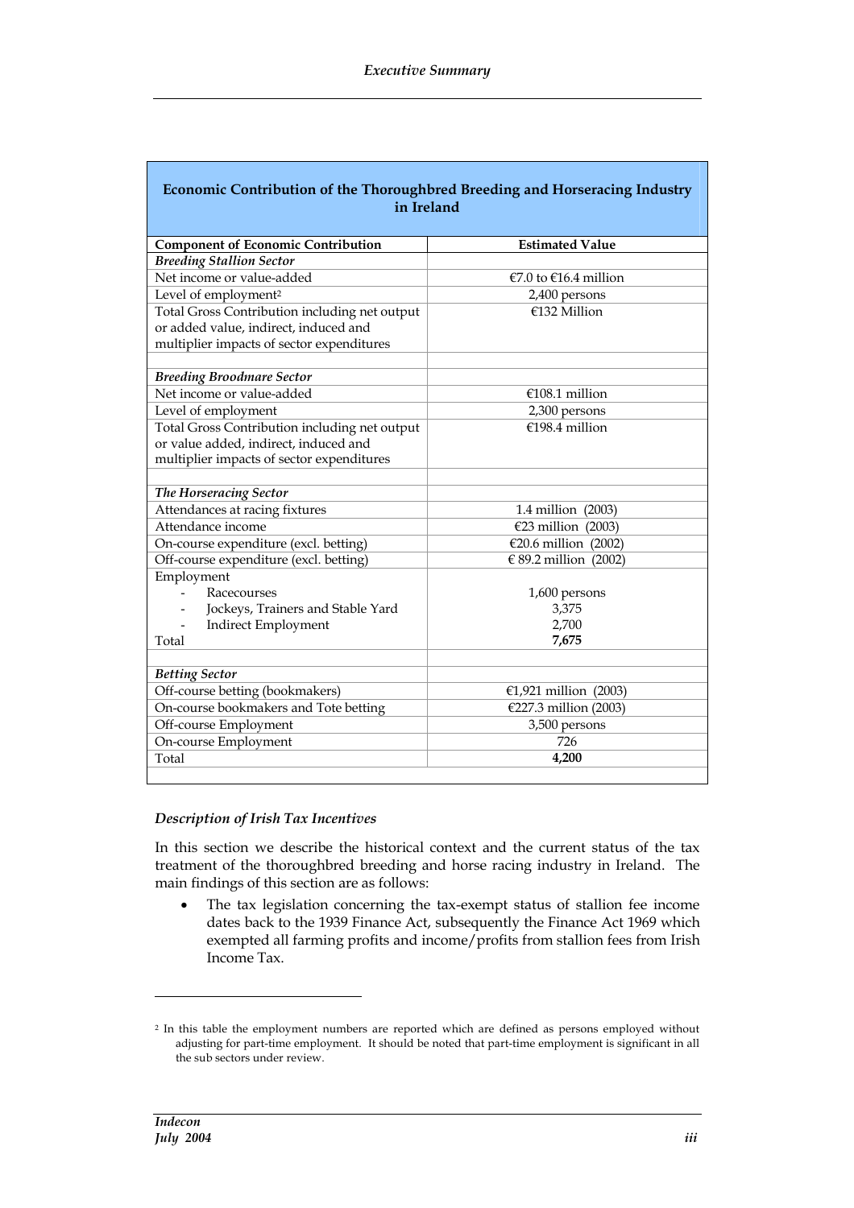| Economic Contribution of the Thoroughbred Breeding and Horseracing Industry in Ireland | |
|---|---|
| **Component of Economic Contribution** | **Estimated Value** |
| ***Breeding Stallion Sector*** | |
| Net income or value-added | €7.0 to €16.4 million |
| Level of employment[2] | 2,400 persons |
| Total Gross Contribution including net output or added value, indirect, induced and multiplier impacts of sector expenditures | €132 Million |
| | |
| ***Breeding Broodmare Sector*** | |
| Net income or value-added | €108.1 million |
| Level of employment | 2,300 persons |
| Total Gross Contribution including net output or value added, indirect, induced and multiplier impacts of sector expenditures | €198.4 million |
| | |
| ***The Horseracing Sector*** | |
| Attendances at racing fixtures | 1.4 million (2003) |
| Attendance income | €23 million (2003) |
| On-course expenditure (excl. betting) | €20.6 million (2002) |
| Off-course expenditure (excl. betting) | € 89.2 million (2002) |
| Employment | |
| - Racecourses | 1,600 persons |
| - Jockeys, Trainers and Stable Yard | 3,375 |
| - Indirect Employment | 2,700 |
| Total | **7,675** |
| | |
| ***Betting Sector*** | |
| Off-course betting (bookmakers) | €1,921 million (2003) |
| On-course bookmakers and Tote betting | €227.3 million (2003) |
| Off-course Employment | 3,500 persons |
| On-course Employment | 726 |
| Total | **4,200** |

### *Description of Irish Tax Incentives*

In this section we describe the historical context and the current status of the tax treatment of the thoroughbred breeding and horse racing industry in Ireland. The main findings of this section are as follows:

- The tax legislation concerning the tax-exempt status of stallion fee income dates back to the 1939 Finance Act, subsequently the Finance Act 1969 which exempted all farming profits and income/profits from stallion fees from Irish Income Tax.

[2] In this table the employment numbers are reported which are defined as persons employed without adjusting for part-time employment. It should be noted that part-time employment is significant in all the sub sectors under review.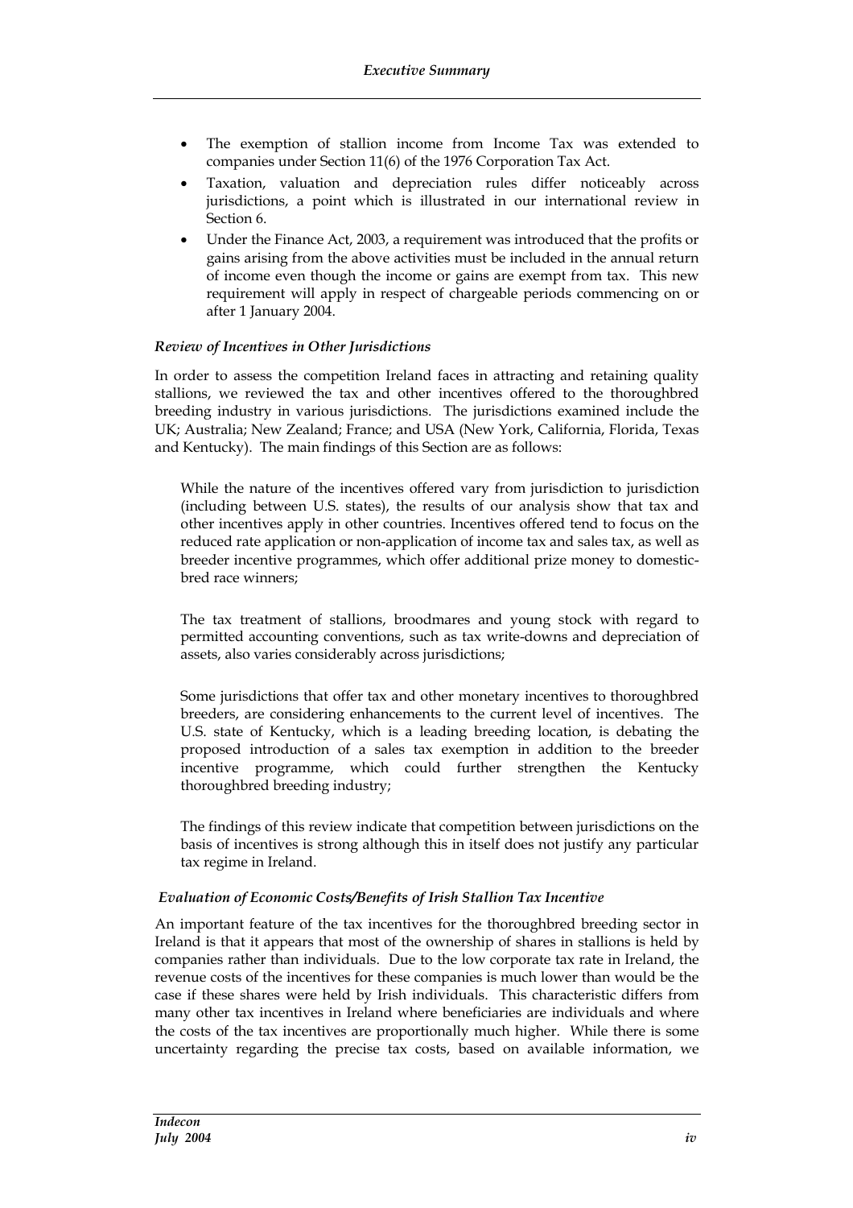- The exemption of stallion income from Income Tax was extended to companies under Section 11(6) of the 1976 Corporation Tax Act.
- Taxation, valuation and depreciation rules differ noticeably across jurisdictions, a point which is illustrated in our international review in Section 6.
- Under the Finance Act, 2003, a requirement was introduced that the profits or gains arising from the above activities must be included in the annual return of income even though the income or gains are exempt from tax. This new requirement will apply in respect of chargeable periods commencing on or after 1 January 2004.

*Review of Incentives in Other Jurisdictions*

In order to assess the competition Ireland faces in attracting and retaining quality stallions, we reviewed the tax and other incentives offered to the thoroughbred breeding industry in various jurisdictions. The jurisdictions examined include the UK; Australia; New Zealand; France; and USA (New York, California, Florida, Texas and Kentucky). The main findings of this Section are as follows:

While the nature of the incentives offered vary from jurisdiction to jurisdiction (including between U.S. states), the results of our analysis show that tax and other incentives apply in other countries. Incentives offered tend to focus on the reduced rate application or non-application of income tax and sales tax, as well as breeder incentive programmes, which offer additional prize money to domestic-bred race winners;

The tax treatment of stallions, broodmares and young stock with regard to permitted accounting conventions, such as tax write-downs and depreciation of assets, also varies considerably across jurisdictions;

Some jurisdictions that offer tax and other monetary incentives to thoroughbred breeders, are considering enhancements to the current level of incentives. The U.S. state of Kentucky, which is a leading breeding location, is debating the proposed introduction of a sales tax exemption in addition to the breeder incentive programme, which could further strengthen the Kentucky thoroughbred breeding industry;

The findings of this review indicate that competition between jurisdictions on the basis of incentives is strong although this in itself does not justify any particular tax regime in Ireland.

*Evaluation of Economic Costs/Benefits of Irish Stallion Tax Incentive*

An important feature of the tax incentives for the thoroughbred breeding sector in Ireland is that it appears that most of the ownership of shares in stallions is held by companies rather than individuals. Due to the low corporate tax rate in Ireland, the revenue costs of the incentives for these companies is much lower than would be the case if these shares were held by Irish individuals. This characteristic differs from many other tax incentives in Ireland where beneficiaries are individuals and where the costs of the tax incentives are proportionally much higher. While there is some uncertainty regarding the precise tax costs, based on available information, we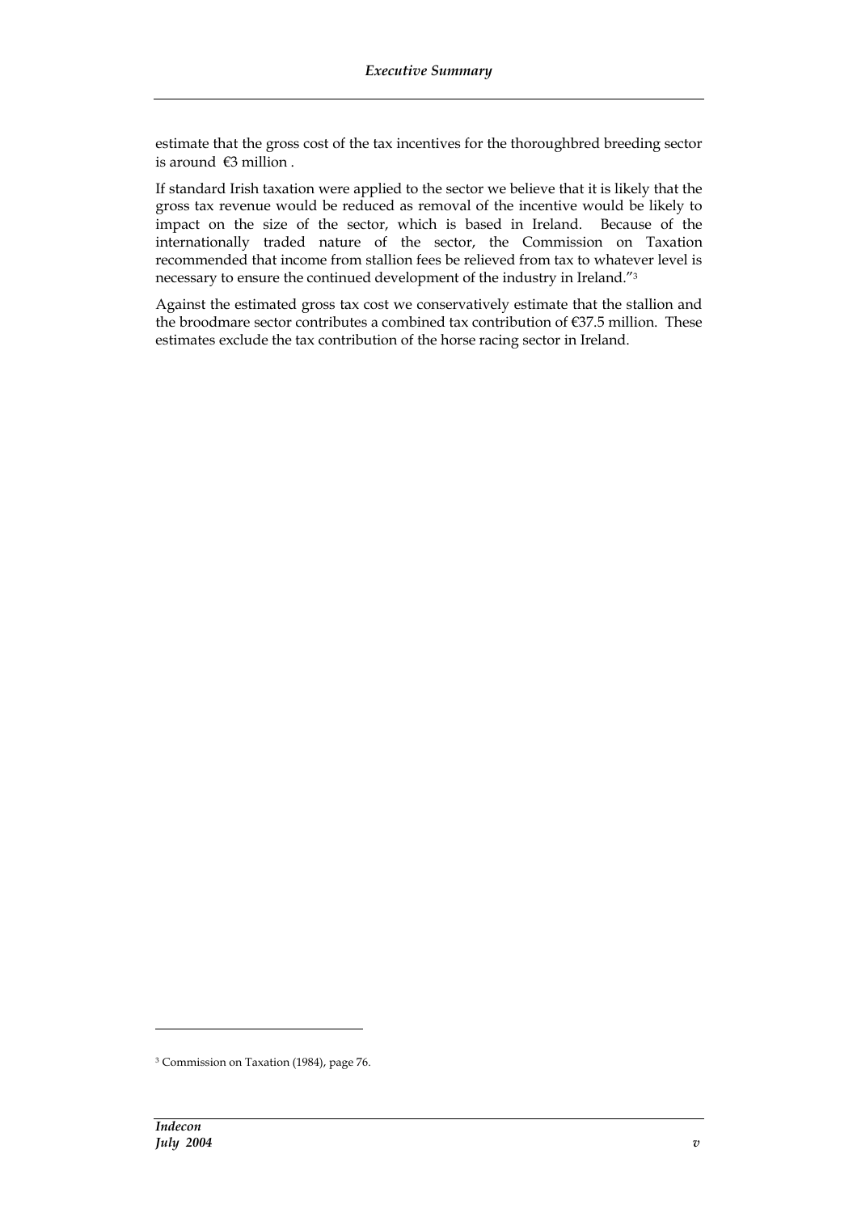estimate that the gross cost of the tax incentives for the thoroughbred breeding sector is around €3 million .

If standard Irish taxation were applied to the sector we believe that it is likely that the gross tax revenue would be reduced as removal of the incentive would be likely to impact on the size of the sector, which is based in Ireland. Because of the internationally traded nature of the sector, the Commission on Taxation recommended that income from stallion fees be relieved from tax to whatever level is necessary to ensure the continued development of the industry in Ireland."[3]

Against the estimated gross tax cost we conservatively estimate that the stallion and the broodmare sector contributes a combined tax contribution of €37.5 million. These estimates exclude the tax contribution of the horse racing sector in Ireland.

[3] Commission on Taxation (1984), page 76.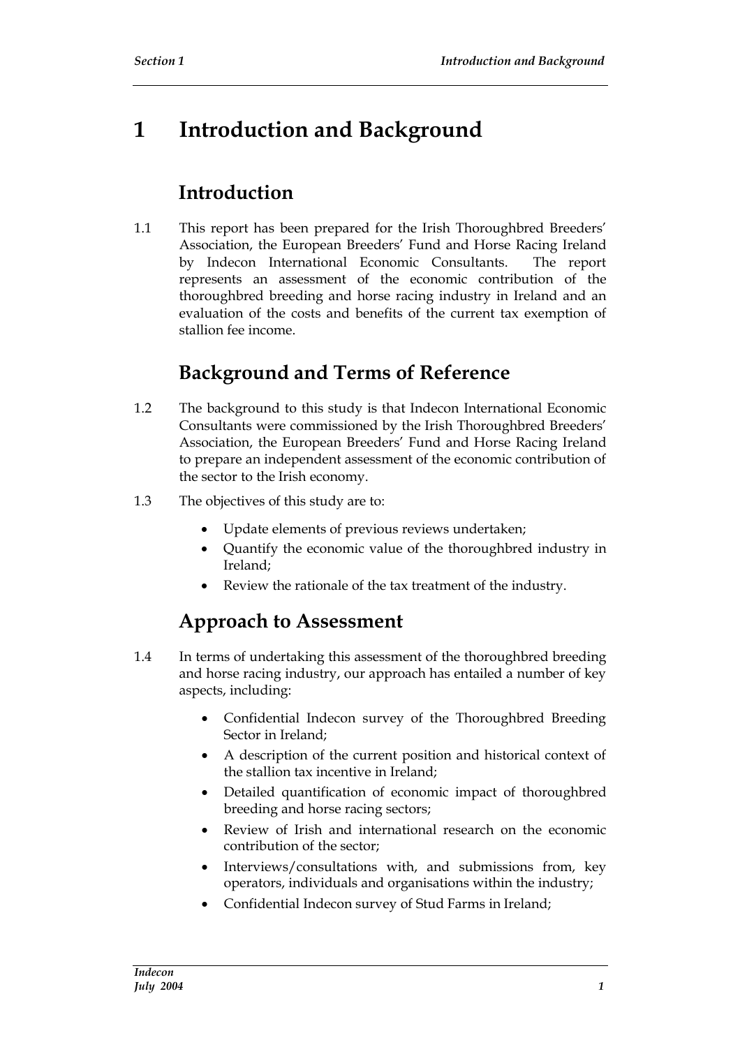# 1 Introduction and Background

## Introduction

1.1 This report has been prepared for the Irish Thoroughbred Breeders' Association, the European Breeders' Fund and Horse Racing Ireland by Indecon International Economic Consultants. The report represents an assessment of the economic contribution of the thoroughbred breeding and horse racing industry in Ireland and an evaluation of the costs and benefits of the current tax exemption of stallion fee income.

## Background and Terms of Reference

1.2 The background to this study is that Indecon International Economic Consultants were commissioned by the Irish Thoroughbred Breeders' Association, the European Breeders' Fund and Horse Racing Ireland to prepare an independent assessment of the economic contribution of the sector to the Irish economy.

1.3 The objectives of this study are to:

- Update elements of previous reviews undertaken;
- Quantify the economic value of the thoroughbred industry in Ireland;
- Review the rationale of the tax treatment of the industry.

## Approach to Assessment

1.4 In terms of undertaking this assessment of the thoroughbred breeding and horse racing industry, our approach has entailed a number of key aspects, including:

- Confidential Indecon survey of the Thoroughbred Breeding Sector in Ireland;
- A description of the current position and historical context of the stallion tax incentive in Ireland;
- Detailed quantification of economic impact of thoroughbred breeding and horse racing sectors;
- Review of Irish and international research on the economic contribution of the sector;
- Interviews/consultations with, and submissions from, key operators, individuals and organisations within the industry;
- Confidential Indecon survey of Stud Farms in Ireland;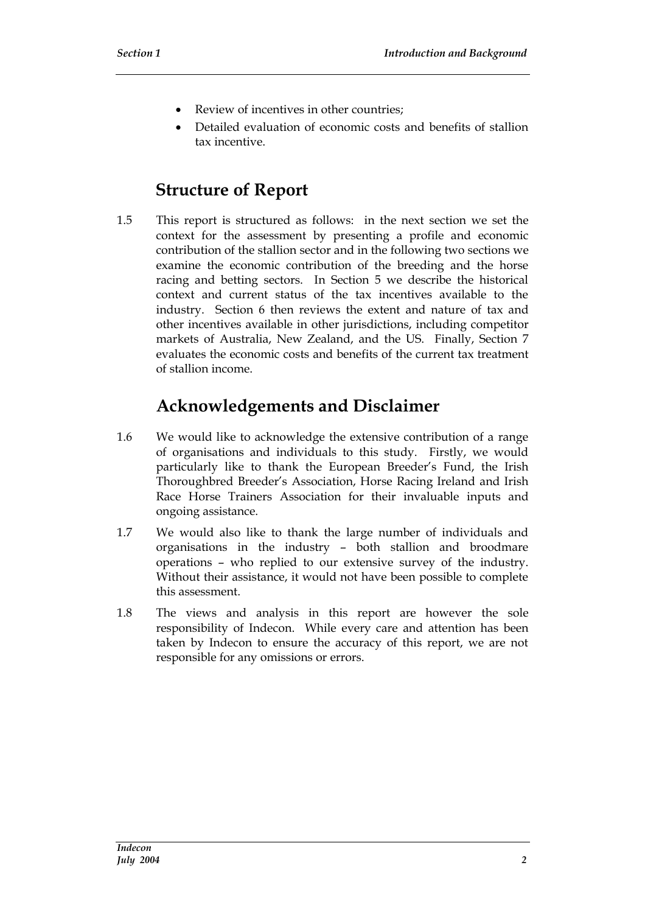- Review of incentives in other countries;
- Detailed evaluation of economic costs and benefits of stallion tax incentive.

## Structure of Report

1.5 This report is structured as follows: in the next section we set the context for the assessment by presenting a profile and economic contribution of the stallion sector and in the following two sections we examine the economic contribution of the breeding and the horse racing and betting sectors. In Section 5 we describe the historical context and current status of the tax incentives available to the industry. Section 6 then reviews the extent and nature of tax and other incentives available in other jurisdictions, including competitor markets of Australia, New Zealand, and the US. Finally, Section 7 evaluates the economic costs and benefits of the current tax treatment of stallion income.

## Acknowledgements and Disclaimer

1.6 We would like to acknowledge the extensive contribution of a range of organisations and individuals to this study. Firstly, we would particularly like to thank the European Breeder's Fund, the Irish Thoroughbred Breeder's Association, Horse Racing Ireland and Irish Race Horse Trainers Association for their invaluable inputs and ongoing assistance.

1.7 We would also like to thank the large number of individuals and organisations in the industry – both stallion and broodmare operations – who replied to our extensive survey of the industry. Without their assistance, it would not have been possible to complete this assessment.

1.8 The views and analysis in this report are however the sole responsibility of Indecon. While every care and attention has been taken by Indecon to ensure the accuracy of this report, we are not responsible for any omissions or errors.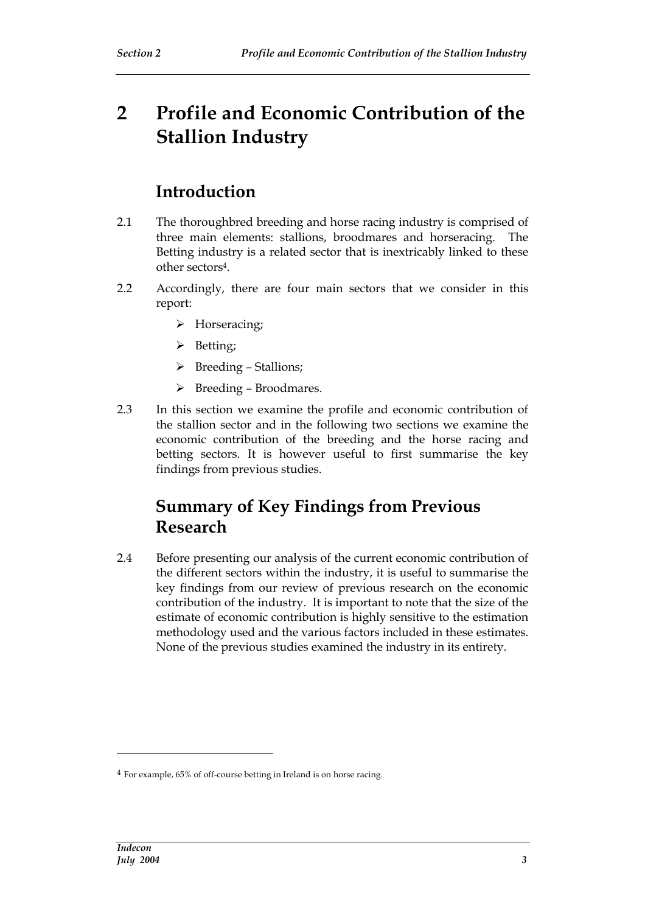# 2 Profile and Economic Contribution of the Stallion Industry

## Introduction

2.1 The thoroughbred breeding and horse racing industry is comprised of three main elements: stallions, broodmares and horseracing. The Betting industry is a related sector that is inextricably linked to these other sectors[4].

2.2 Accordingly, there are four main sectors that we consider in this report:

- Horseracing;
- Betting;
- Breeding – Stallions;
- Breeding – Broodmares.

2.3 In this section we examine the profile and economic contribution of the stallion sector and in the following two sections we examine the economic contribution of the breeding and the horse racing and betting sectors. It is however useful to first summarise the key findings from previous studies.

## Summary of Key Findings from Previous Research

2.4 Before presenting our analysis of the current economic contribution of the different sectors within the industry, it is useful to summarise the key findings from our review of previous research on the economic contribution of the industry. It is important to note that the size of the estimate of economic contribution is highly sensitive to the estimation methodology used and the various factors included in these estimates. None of the previous studies examined the industry in its entirety.

[4] For example, 65% of off-course betting in Ireland is on horse racing.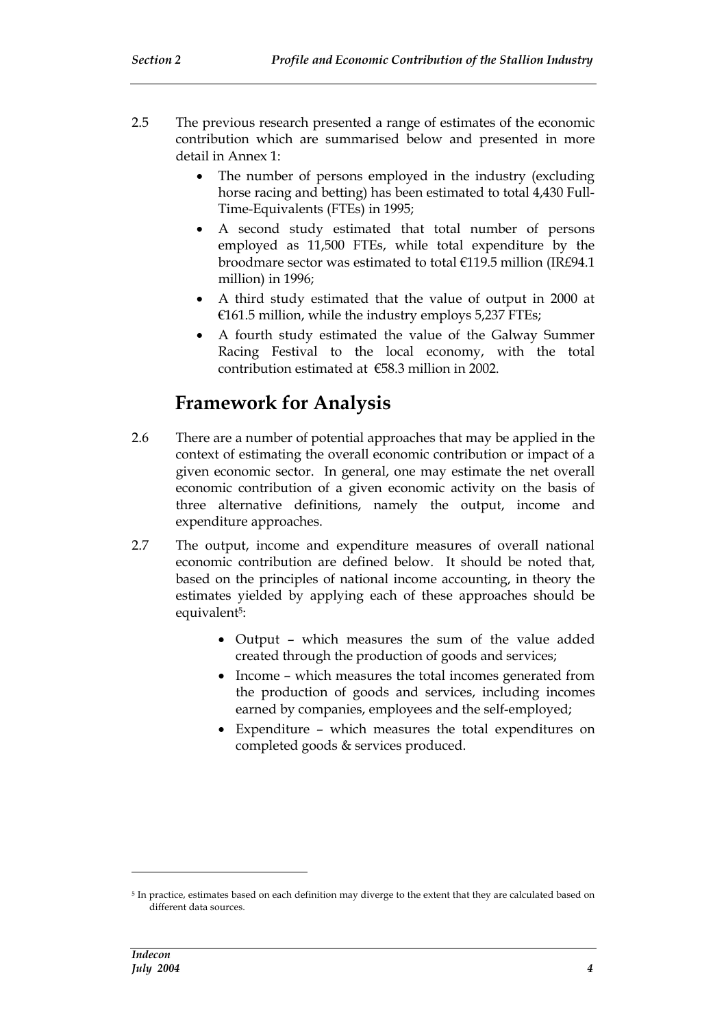2.5 The previous research presented a range of estimates of the economic contribution which are summarised below and presented in more detail in Annex 1:

- The number of persons employed in the industry (excluding horse racing and betting) has been estimated to total 4,430 Full-Time-Equivalents (FTEs) in 1995;
- A second study estimated that total number of persons employed as 11,500 FTEs, while total expenditure by the broodmare sector was estimated to total €119.5 million (IR£94.1 million) in 1996;
- A third study estimated that the value of output in 2000 at €161.5 million, while the industry employs 5,237 FTEs;
- A fourth study estimated the value of the Galway Summer Racing Festival to the local economy, with the total contribution estimated at €58.3 million in 2002.

## Framework for Analysis

2.6 There are a number of potential approaches that may be applied in the context of estimating the overall economic contribution or impact of a given economic sector. In general, one may estimate the net overall economic contribution of a given economic activity on the basis of three alternative definitions, namely the output, income and expenditure approaches.

2.7 The output, income and expenditure measures of overall national economic contribution are defined below. It should be noted that, based on the principles of national income accounting, in theory the estimates yielded by applying each of these approaches should be equivalent[5]:

- Output – which measures the sum of the value added created through the production of goods and services;
- Income – which measures the total incomes generated from the production of goods and services, including incomes earned by companies, employees and the self-employed;
- Expenditure – which measures the total expenditures on completed goods & services produced.

[5] In practice, estimates based on each definition may diverge to the extent that they are calculated based on different data sources.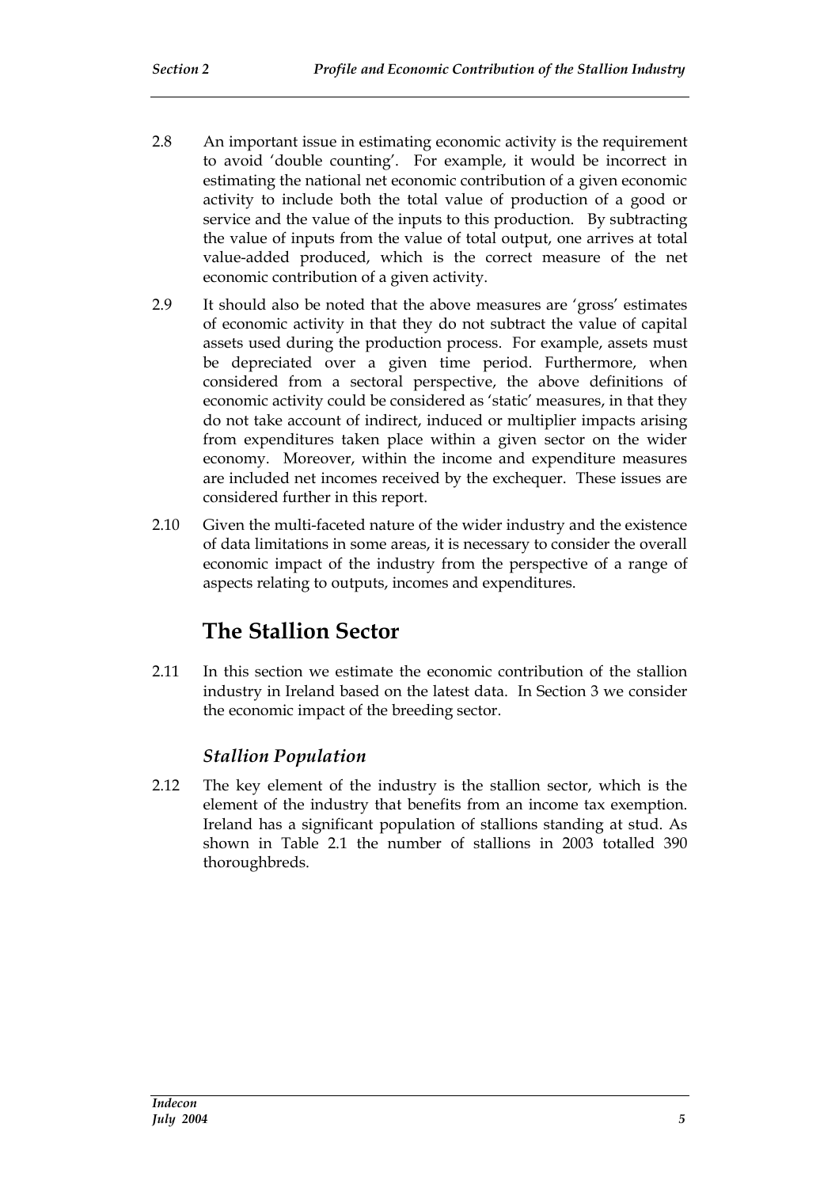2.8 An important issue in estimating economic activity is the requirement to avoid 'double counting'. For example, it would be incorrect in estimating the national net economic contribution of a given economic activity to include both the total value of production of a good or service and the value of the inputs to this production. By subtracting the value of inputs from the value of total output, one arrives at total value-added produced, which is the correct measure of the net economic contribution of a given activity.

2.9 It should also be noted that the above measures are 'gross' estimates of economic activity in that they do not subtract the value of capital assets used during the production process. For example, assets must be depreciated over a given time period. Furthermore, when considered from a sectoral perspective, the above definitions of economic activity could be considered as 'static' measures, in that they do not take account of indirect, induced or multiplier impacts arising from expenditures taken place within a given sector on the wider economy. Moreover, within the income and expenditure measures are included net incomes received by the exchequer. These issues are considered further in this report.

2.10 Given the multi-faceted nature of the wider industry and the existence of data limitations in some areas, it is necessary to consider the overall economic impact of the industry from the perspective of a range of aspects relating to outputs, incomes and expenditures.

## The Stallion Sector

2.11 In this section we estimate the economic contribution of the stallion industry in Ireland based on the latest data. In Section 3 we consider the economic impact of the breeding sector.

### *Stallion Population*

2.12 The key element of the industry is the stallion sector, which is the element of the industry that benefits from an income tax exemption. Ireland has a significant population of stallions standing at stud. As shown in Table 2.1 the number of stallions in 2003 totalled 390 thoroughbreds.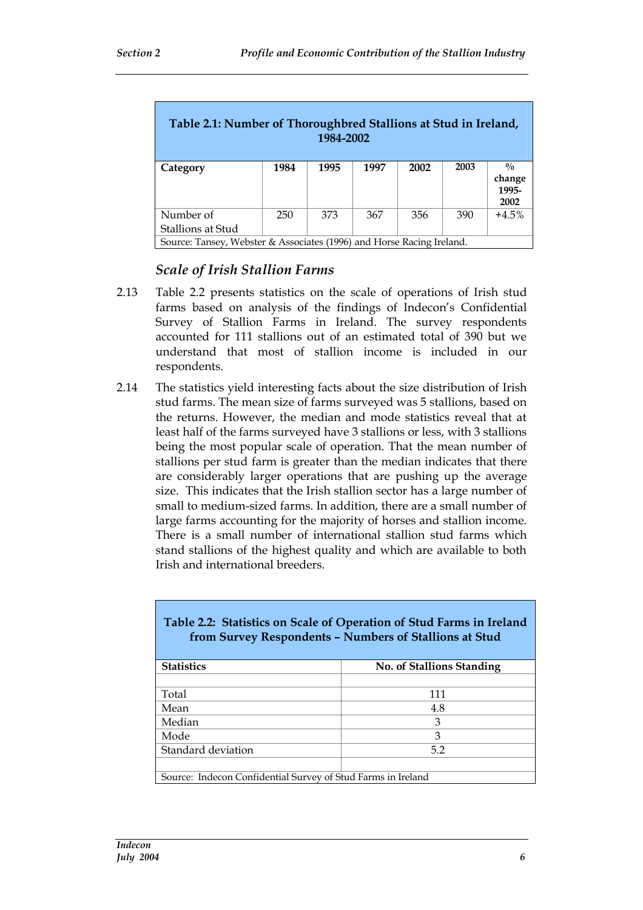**Table 2.1: Number of Thoroughbred Stallions at Stud in Ireland, 1984-2002**

| Category | 1984 | 1995 | 1997 | 2002 | 2003 | % change 1995-2002 |
|---|---|---|---|---|---|---|
| Number of Stallions at Stud | 250 | 373 | 367 | 356 | 390 | +4.5% |

Source: Tansey, Webster & Associates (1996) and Horse Racing Ireland.

### *Scale of Irish Stallion Farms*

2.13 Table 2.2 presents statistics on the scale of operations of Irish stud farms based on analysis of the findings of Indecon's Confidential Survey of Stallion Farms in Ireland. The survey respondents accounted for 111 stallions out of an estimated total of 390 but we understand that most of stallion income is included in our respondents.

2.14 The statistics yield interesting facts about the size distribution of Irish stud farms. The mean size of farms surveyed was 5 stallions, based on the returns. However, the median and mode statistics reveal that at least half of the farms surveyed have 3 stallions or less, with 3 stallions being the most popular scale of operation. That the mean number of stallions per stud farm is greater than the median indicates that there are considerably larger operations that are pushing up the average size. This indicates that the Irish stallion sector has a large number of small to medium-sized farms. In addition, there are a small number of large farms accounting for the majority of horses and stallion income. There is a small number of international stallion stud farms which stand stallions of the highest quality and which are available to both Irish and international breeders.

**Table 2.2: Statistics on Scale of Operation of Stud Farms in Ireland from Survey Respondents – Numbers of Stallions at Stud**

| Statistics | No. of Stallions Standing |
|---|---|
| Total | 111 |
| Mean | 4.8 |
| Median | 3 |
| Mode | 3 |
| Standard deviation | 5.2 |

Source: Indecon Confidential Survey of Stud Farms in Ireland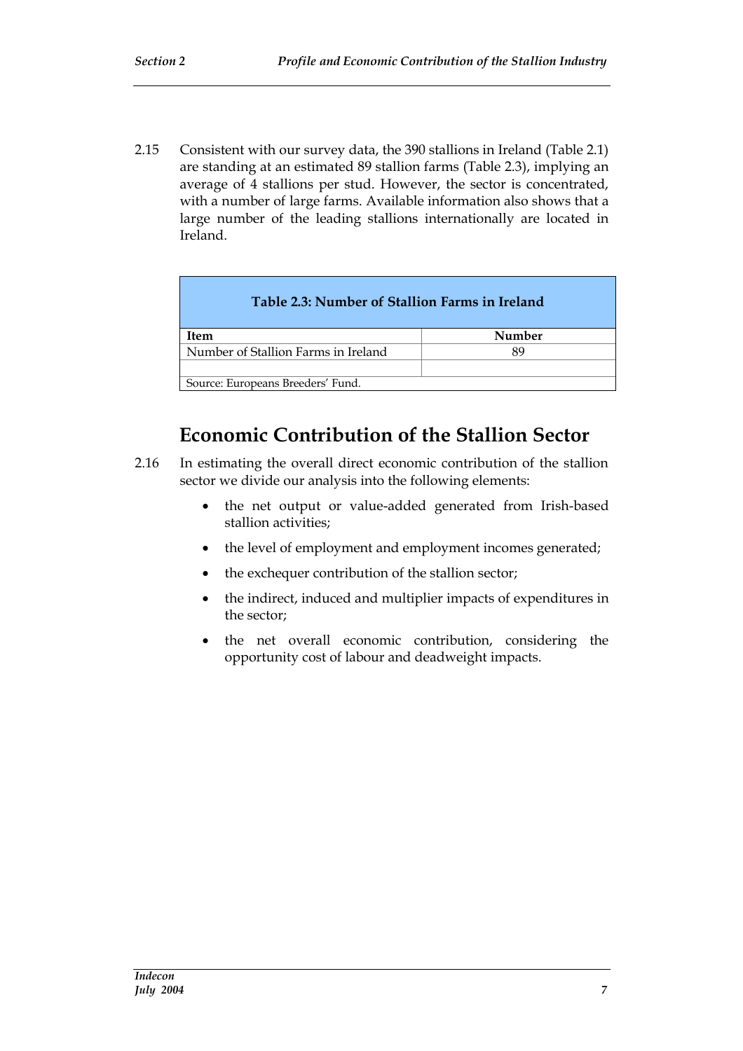2.15 Consistent with our survey data, the 390 stallions in Ireland (Table 2.1) are standing at an estimated 89 stallion farms (Table 2.3), implying an average of 4 stallions per stud. However, the sector is concentrated, with a number of large farms. Available information also shows that a large number of the leading stallions internationally are located in Ireland.

**Table 2.3: Number of Stallion Farms in Ireland**

| Item | Number |
|---|---|
| Number of Stallion Farms in Ireland | 89 |
| | |
| Source: Europeans Breeders' Fund. | |

## Economic Contribution of the Stallion Sector

2.16 In estimating the overall direct economic contribution of the stallion sector we divide our analysis into the following elements:

- the net output or value-added generated from Irish-based stallion activities;
- the level of employment and employment incomes generated;
- the exchequer contribution of the stallion sector;
- the indirect, induced and multiplier impacts of expenditures in the sector;
- the net overall economic contribution, considering the opportunity cost of labour and deadweight impacts.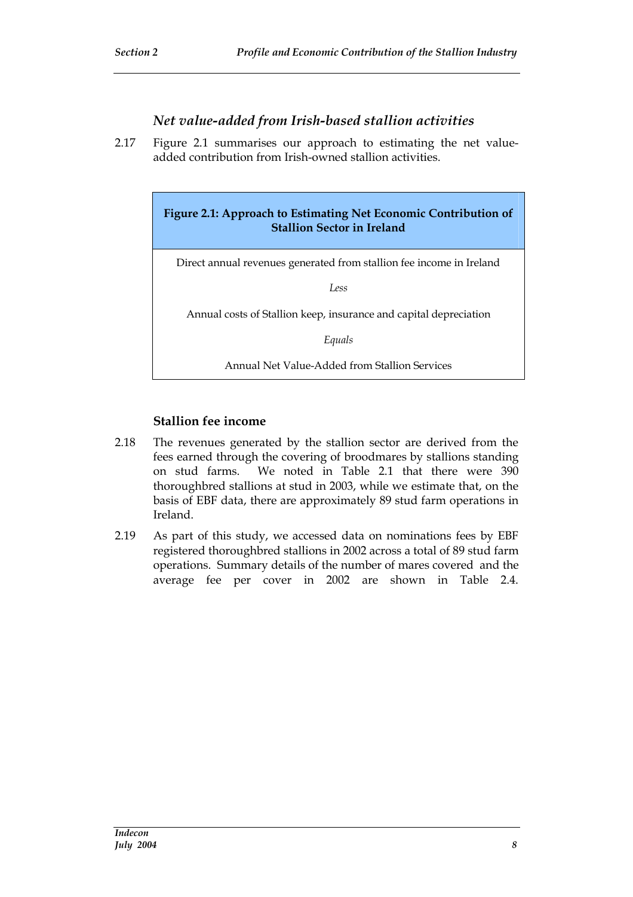### *Net value-added from Irish-based stallion activities*

2.17 Figure 2.1 summarises our approach to estimating the net value-added contribution from Irish-owned stallion activities.

| **Figure 2.1: Approach to Estimating Net Economic Contribution of Stallion Sector in Ireland** |
|---|
| Direct annual revenues generated from stallion fee income in Ireland |
| *Less* |
| Annual costs of Stallion keep, insurance and capital depreciation |
| *Equals* |
| Annual Net Value-Added from Stallion Services |

### Stallion fee income

2.18 The revenues generated by the stallion sector are derived from the fees earned through the covering of broodmares by stallions standing on stud farms. We noted in Table 2.1 that there were 390 thoroughbred stallions at stud in 2003, while we estimate that, on the basis of EBF data, there are approximately 89 stud farm operations in Ireland.

2.19 As part of this study, we accessed data on nominations fees by EBF registered thoroughbred stallions in 2002 across a total of 89 stud farm operations. Summary details of the number of mares covered and the average fee per cover in 2002 are shown in Table 2.4.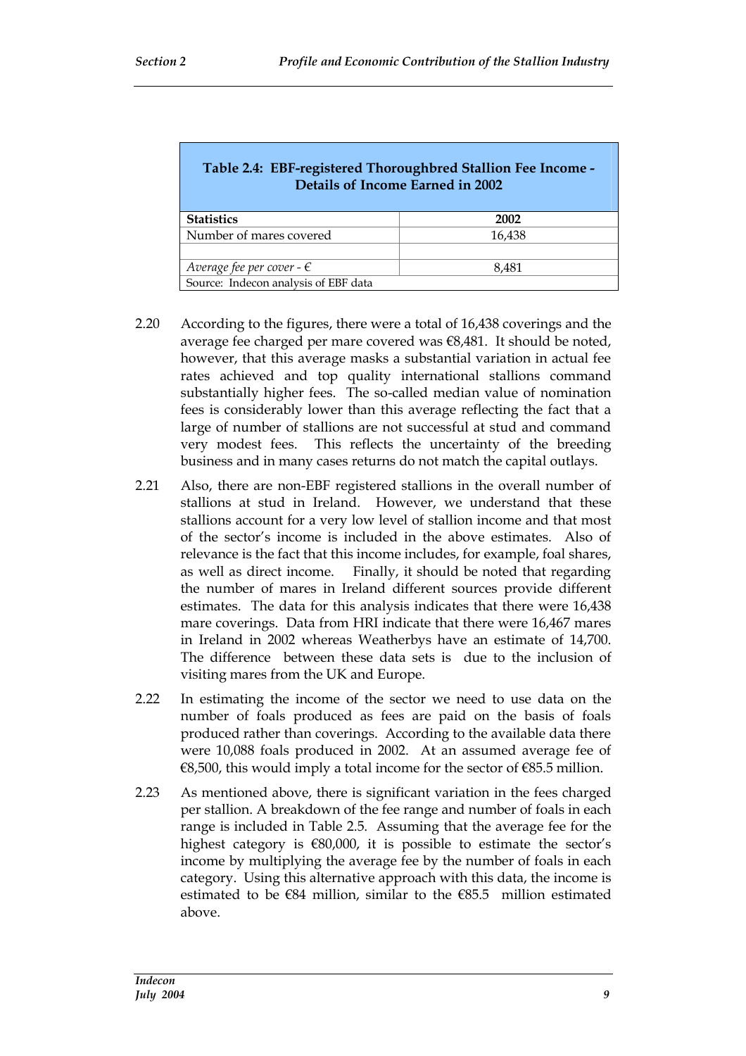**Table 2.4: EBF-registered Thoroughbred Stallion Fee Income - Details of Income Earned in 2002**

| Statistics | 2002 |
|---|---|
| Number of mares covered | 16,438 |
| | |
| *Average fee per cover - €* | 8,481 |
| Source: Indecon analysis of EBF data | |

2.20 According to the figures, there were a total of 16,438 coverings and the average fee charged per mare covered was €8,481. It should be noted, however, that this average masks a substantial variation in actual fee rates achieved and top quality international stallions command substantially higher fees. The so-called median value of nomination fees is considerably lower than this average reflecting the fact that a large of number of stallions are not successful at stud and command very modest fees. This reflects the uncertainty of the breeding business and in many cases returns do not match the capital outlays.

2.21 Also, there are non-EBF registered stallions in the overall number of stallions at stud in Ireland. However, we understand that these stallions account for a very low level of stallion income and that most of the sector's income is included in the above estimates. Also of relevance is the fact that this income includes, for example, foal shares, as well as direct income. Finally, it should be noted that regarding the number of mares in Ireland different sources provide different estimates. The data for this analysis indicates that there were 16,438 mare coverings. Data from HRI indicate that there were 16,467 mares in Ireland in 2002 whereas Weatherbys have an estimate of 14,700. The difference between these data sets is due to the inclusion of visiting mares from the UK and Europe.

2.22 In estimating the income of the sector we need to use data on the number of foals produced as fees are paid on the basis of foals produced rather than coverings. According to the available data there were 10,088 foals produced in 2002. At an assumed average fee of €8,500, this would imply a total income for the sector of €85.5 million.

2.23 As mentioned above, there is significant variation in the fees charged per stallion. A breakdown of the fee range and number of foals in each range is included in Table 2.5. Assuming that the average fee for the highest category is €80,000, it is possible to estimate the sector's income by multiplying the average fee by the number of foals in each category. Using this alternative approach with this data, the income is estimated to be €84 million, similar to the €85.5 million estimated above.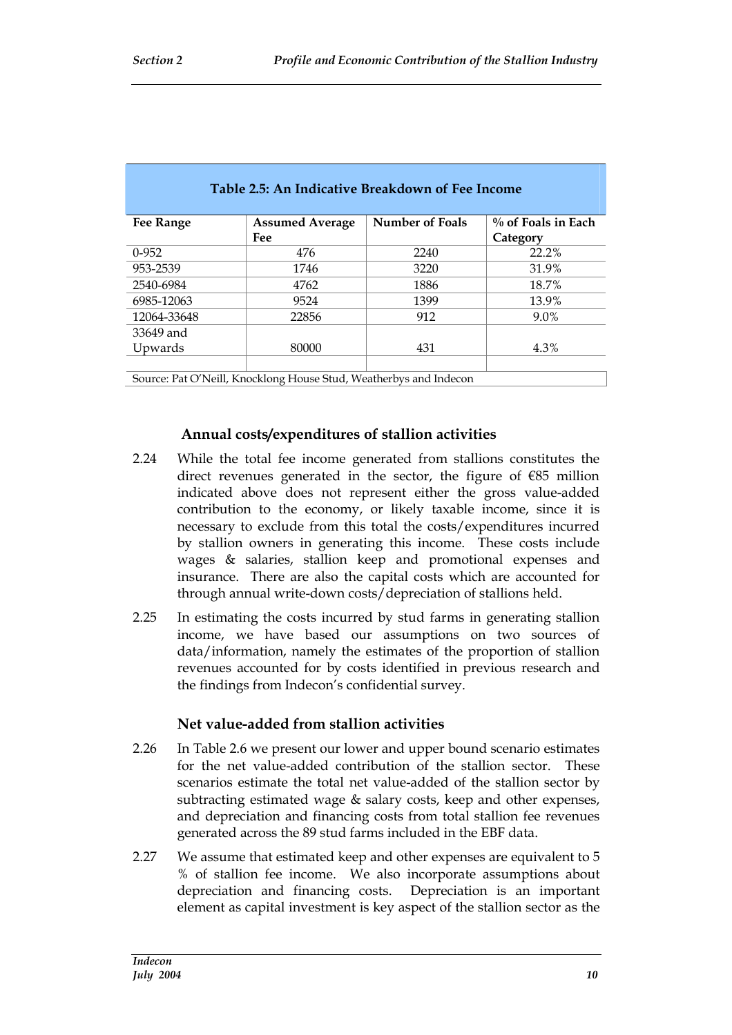**Table 2.5: An Indicative Breakdown of Fee Income**

| Fee Range | Assumed Average Fee | Number of Foals | % of Foals in Each Category |
|---|---|---|---|
| 0-952 | 476 | 2240 | 22.2% |
| 953-2539 | 1746 | 3220 | 31.9% |
| 2540-6984 | 4762 | 1886 | 18.7% |
| 6985-12063 | 9524 | 1399 | 13.9% |
| 12064-33648 | 22856 | 912 | 9.0% |
| 33649 and Upwards | 80000 | 431 | 4.3% |
| | | | |

Source: Pat O'Neill, Knocklong House Stud, Weatherbys and Indecon

### Annual costs/expenditures of stallion activities

2.24 While the total fee income generated from stallions constitutes the direct revenues generated in the sector, the figure of €85 million indicated above does not represent either the gross value-added contribution to the economy, or likely taxable income, since it is necessary to exclude from this total the costs/expenditures incurred by stallion owners in generating this income. These costs include wages & salaries, stallion keep and promotional expenses and insurance. There are also the capital costs which are accounted for through annual write-down costs/depreciation of stallions held.

2.25 In estimating the costs incurred by stud farms in generating stallion income, we have based our assumptions on two sources of data/information, namely the estimates of the proportion of stallion revenues accounted for by costs identified in previous research and the findings from Indecon's confidential survey.

### Net value-added from stallion activities

2.26 In Table 2.6 we present our lower and upper bound scenario estimates for the net value-added contribution of the stallion sector. These scenarios estimate the total net value-added of the stallion sector by subtracting estimated wage & salary costs, keep and other expenses, and depreciation and financing costs from total stallion fee revenues generated across the 89 stud farms included in the EBF data.

2.27 We assume that estimated keep and other expenses are equivalent to 5 % of stallion fee income. We also incorporate assumptions about depreciation and financing costs. Depreciation is an important element as capital investment is key aspect of the stallion sector as the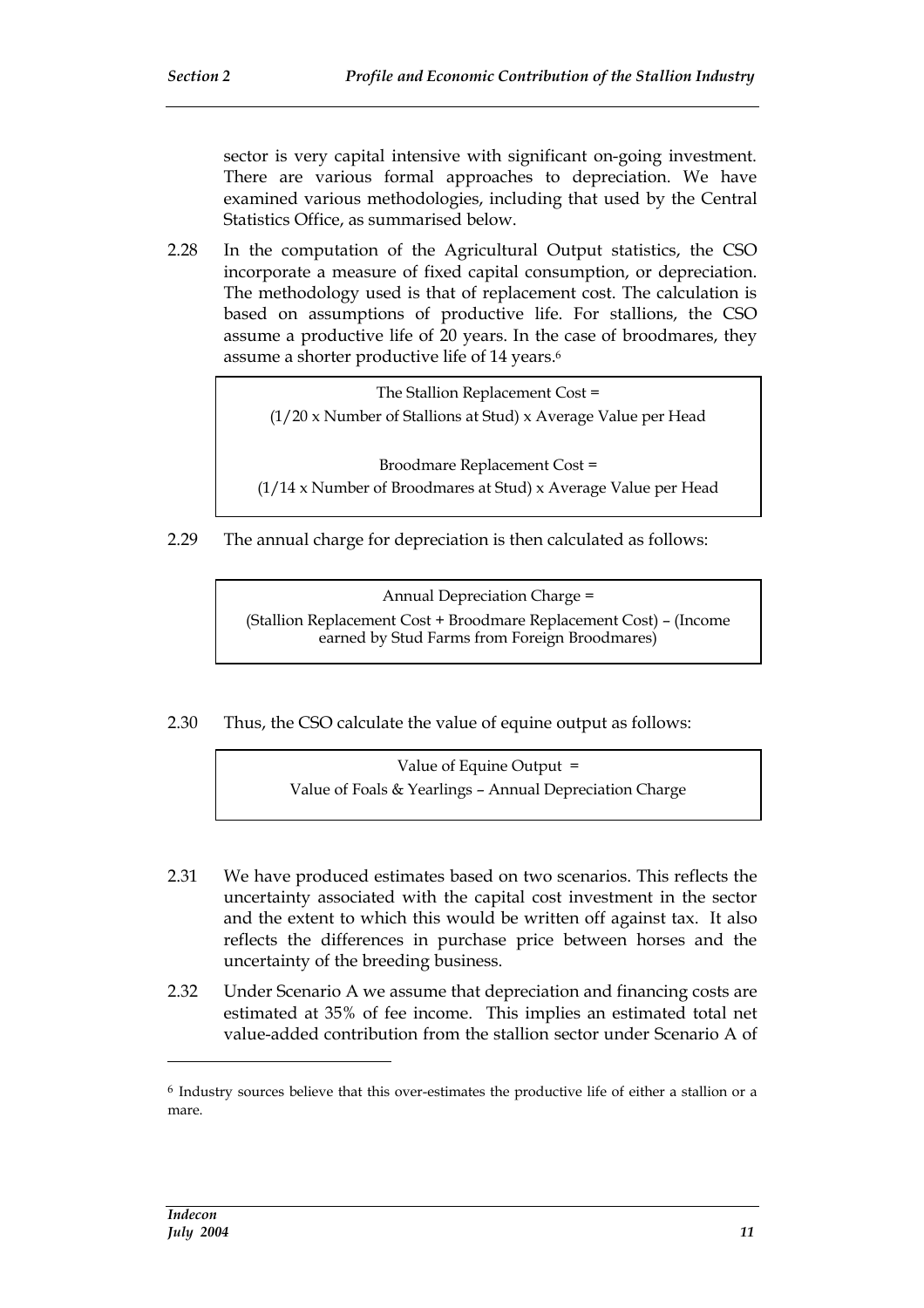sector is very capital intensive with significant on-going investment. There are various formal approaches to depreciation. We have examined various methodologies, including that used by the Central Statistics Office, as summarised below.

2.28 In the computation of the Agricultural Output statistics, the CSO incorporate a measure of fixed capital consumption, or depreciation. The methodology used is that of replacement cost. The calculation is based on assumptions of productive life. For stallions, the CSO assume a productive life of 20 years. In the case of broodmares, they assume a shorter productive life of 14 years.[6]

> The Stallion Replacement Cost =
> (1/20 x Number of Stallions at Stud) x Average Value per Head
>
> Broodmare Replacement Cost =
> (1/14 x Number of Broodmares at Stud) x Average Value per Head

2.29 The annual charge for depreciation is then calculated as follows:

> Annual Depreciation Charge =
> (Stallion Replacement Cost + Broodmare Replacement Cost) – (Income earned by Stud Farms from Foreign Broodmares)

2.30 Thus, the CSO calculate the value of equine output as follows:

> Value of Equine Output =
> Value of Foals & Yearlings – Annual Depreciation Charge

2.31 We have produced estimates based on two scenarios. This reflects the uncertainty associated with the capital cost investment in the sector and the extent to which this would be written off against tax. It also reflects the differences in purchase price between horses and the uncertainty of the breeding business.

2.32 Under Scenario A we assume that depreciation and financing costs are estimated at 35% of fee income. This implies an estimated total net value-added contribution from the stallion sector under Scenario A of

---

[6] Industry sources believe that this over-estimates the productive life of either a stallion or a mare.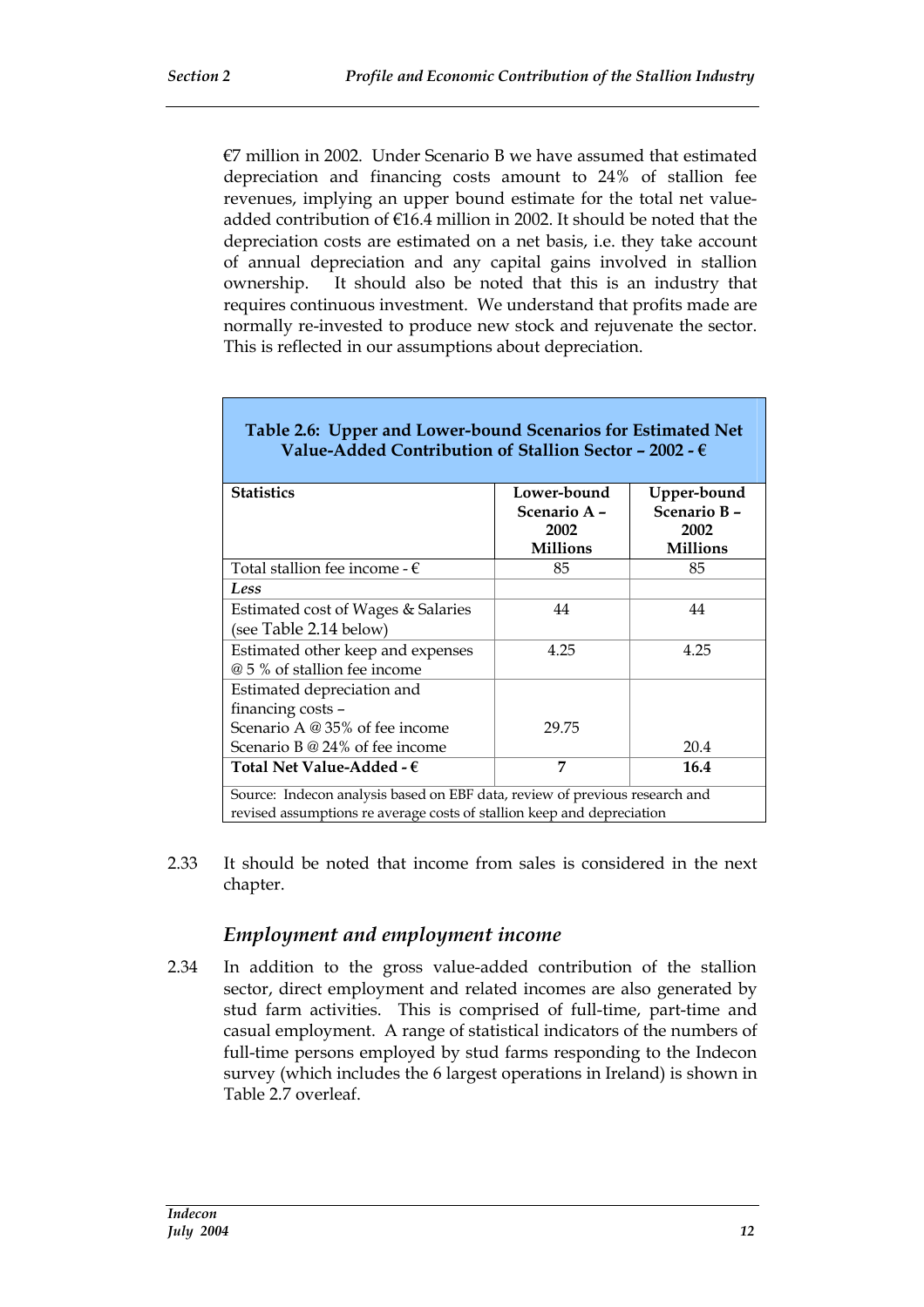€7 million in 2002. Under Scenario B we have assumed that estimated depreciation and financing costs amount to 24% of stallion fee revenues, implying an upper bound estimate for the total net value-added contribution of €16.4 million in 2002. It should be noted that the depreciation costs are estimated on a net basis, i.e. they take account of annual depreciation and any capital gains involved in stallion ownership. It should also be noted that this is an industry that requires continuous investment. We understand that profits made are normally re-invested to produce new stock and rejuvenate the sector. This is reflected in our assumptions about depreciation.

**Table 2.6: Upper and Lower-bound Scenarios for Estimated Net Value-Added Contribution of Stallion Sector – 2002 - €**

| Statistics | Lower-bound Scenario A – 2002 Millions | Upper-bound Scenario B – 2002 Millions |
|---|---|---|
| Total stallion fee income - € | 85 | 85 |
| *Less* | | |
| Estimated cost of Wages & Salaries (see Table 2.14 below) | 44 | 44 |
| Estimated other keep and expenses @ 5 % of stallion fee income | 4.25 | 4.25 |
| Estimated depreciation and financing costs – Scenario A @ 35% of fee income Scenario B @ 24% of fee income | 29.75 | 20.4 |
| **Total Net Value-Added - €** | **7** | **16.4** |

Source: Indecon analysis based on EBF data, review of previous research and revised assumptions re average costs of stallion keep and depreciation

2.33 It should be noted that income from sales is considered in the next chapter.

### *Employment and employment income*

2.34 In addition to the gross value-added contribution of the stallion sector, direct employment and related incomes are also generated by stud farm activities. This is comprised of full-time, part-time and casual employment. A range of statistical indicators of the numbers of full-time persons employed by stud farms responding to the Indecon survey (which includes the 6 largest operations in Ireland) is shown in Table 2.7 overleaf.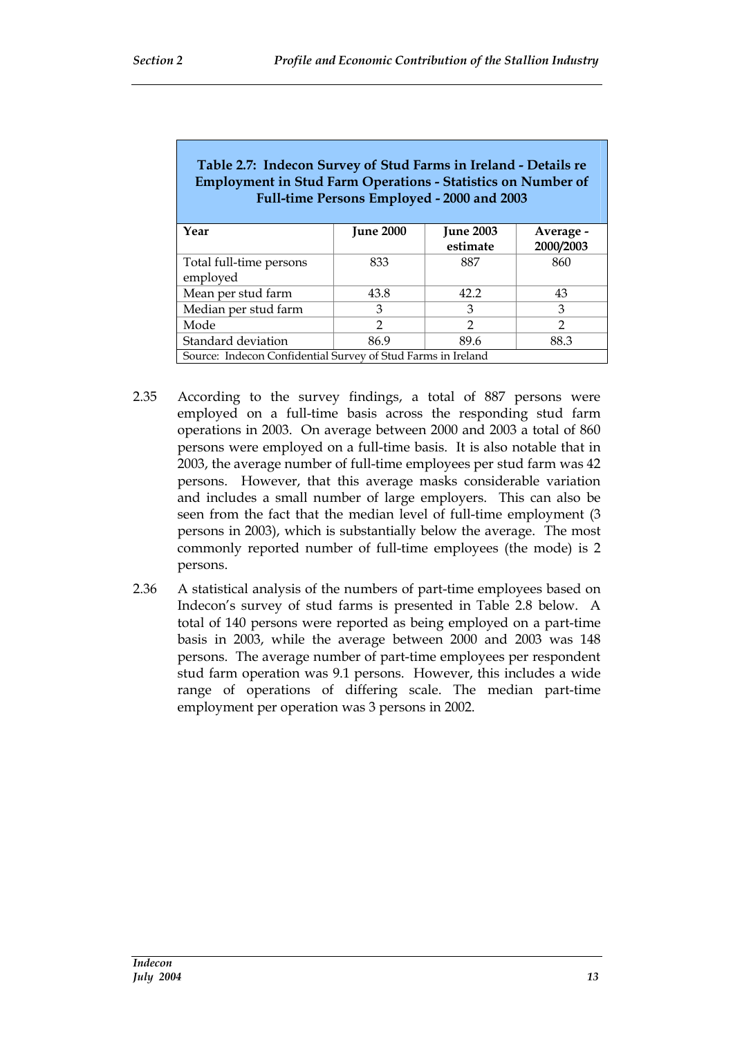**Table 2.7: Indecon Survey of Stud Farms in Ireland - Details re Employment in Stud Farm Operations - Statistics on Number of Full-time Persons Employed - 2000 and 2003**

| Year | June 2000 | June 2003 estimate | Average - 2000/2003 |
|---|---|---|---|
| Total full-time persons employed | 833 | 887 | 860 |
| Mean per stud farm | 43.8 | 42.2 | 43 |
| Median per stud farm | 3 | 3 | 3 |
| Mode | 2 | 2 | 2 |
| Standard deviation | 86.9 | 89.6 | 88.3 |
| Source: Indecon Confidential Survey of Stud Farms in Ireland | | | |

2.35 According to the survey findings, a total of 887 persons were employed on a full-time basis across the responding stud farm operations in 2003. On average between 2000 and 2003 a total of 860 persons were employed on a full-time basis. It is also notable that in 2003, the average number of full-time employees per stud farm was 42 persons. However, that this average masks considerable variation and includes a small number of large employers. This can also be seen from the fact that the median level of full-time employment (3 persons in 2003), which is substantially below the average. The most commonly reported number of full-time employees (the mode) is 2 persons.

2.36 A statistical analysis of the numbers of part-time employees based on Indecon's survey of stud farms is presented in Table 2.8 below. A total of 140 persons were reported as being employed on a part-time basis in 2003, while the average between 2000 and 2003 was 148 persons. The average number of part-time employees per respondent stud farm operation was 9.1 persons. However, this includes a wide range of operations of differing scale. The median part-time employment per operation was 3 persons in 2002.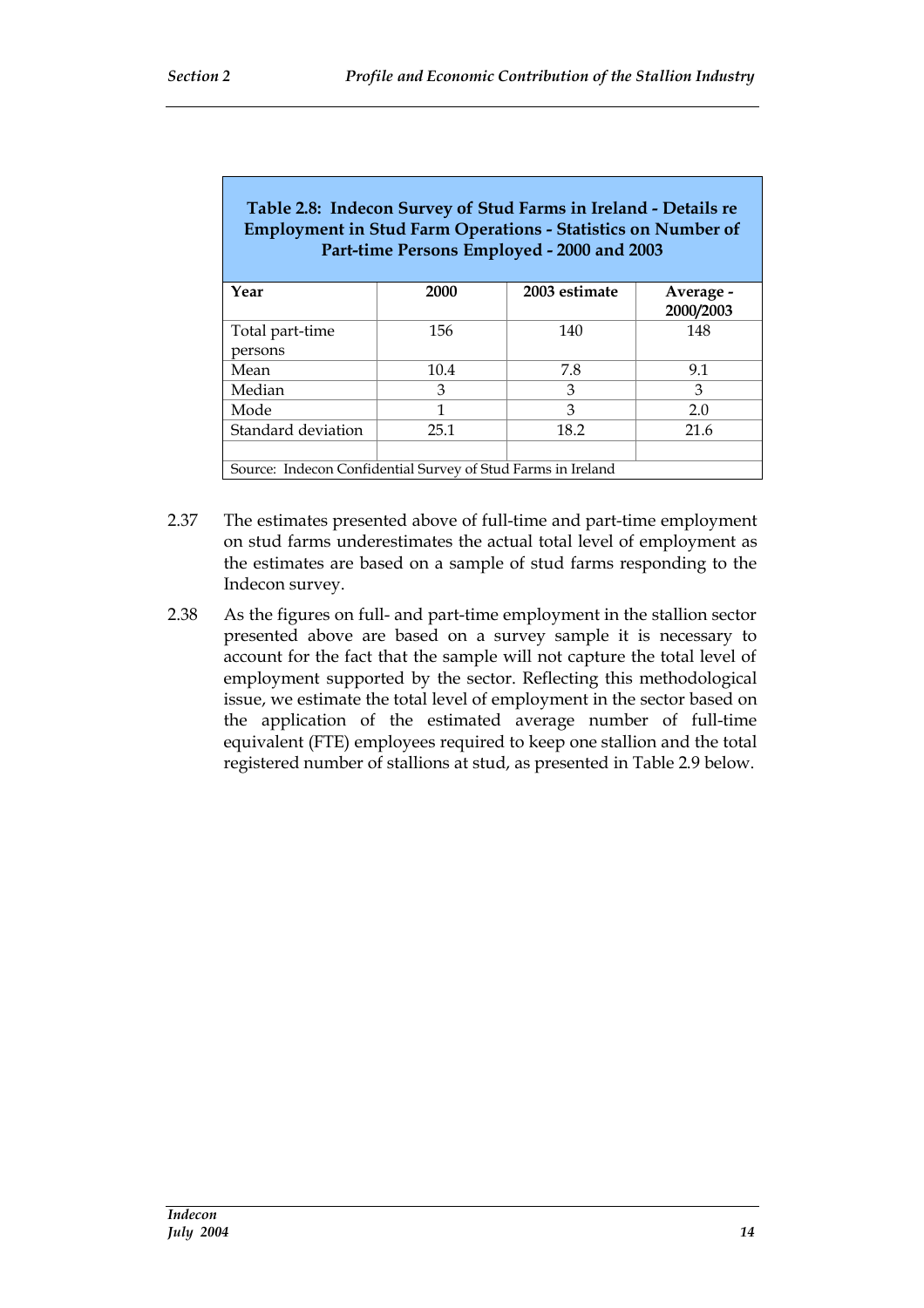**Table 2.8: Indecon Survey of Stud Farms in Ireland - Details re Employment in Stud Farm Operations - Statistics on Number of Part-time Persons Employed - 2000 and 2003**

| Year | 2000 | 2003 estimate | Average - 2000/2003 |
|---|---|---|---|
| Total part-time persons | 156 | 140 | 148 |
| Mean | 10.4 | 7.8 | 9.1 |
| Median | 3 | 3 | 3 |
| Mode | 1 | 3 | 2.0 |
| Standard deviation | 25.1 | 18.2 | 21.6 |
| | | | |

Source: Indecon Confidential Survey of Stud Farms in Ireland

2.37 The estimates presented above of full-time and part-time employment on stud farms underestimates the actual total level of employment as the estimates are based on a sample of stud farms responding to the Indecon survey.

2.38 As the figures on full- and part-time employment in the stallion sector presented above are based on a survey sample it is necessary to account for the fact that the sample will not capture the total level of employment supported by the sector. Reflecting this methodological issue, we estimate the total level of employment in the sector based on the application of the estimated average number of full-time equivalent (FTE) employees required to keep one stallion and the total registered number of stallions at stud, as presented in Table 2.9 below.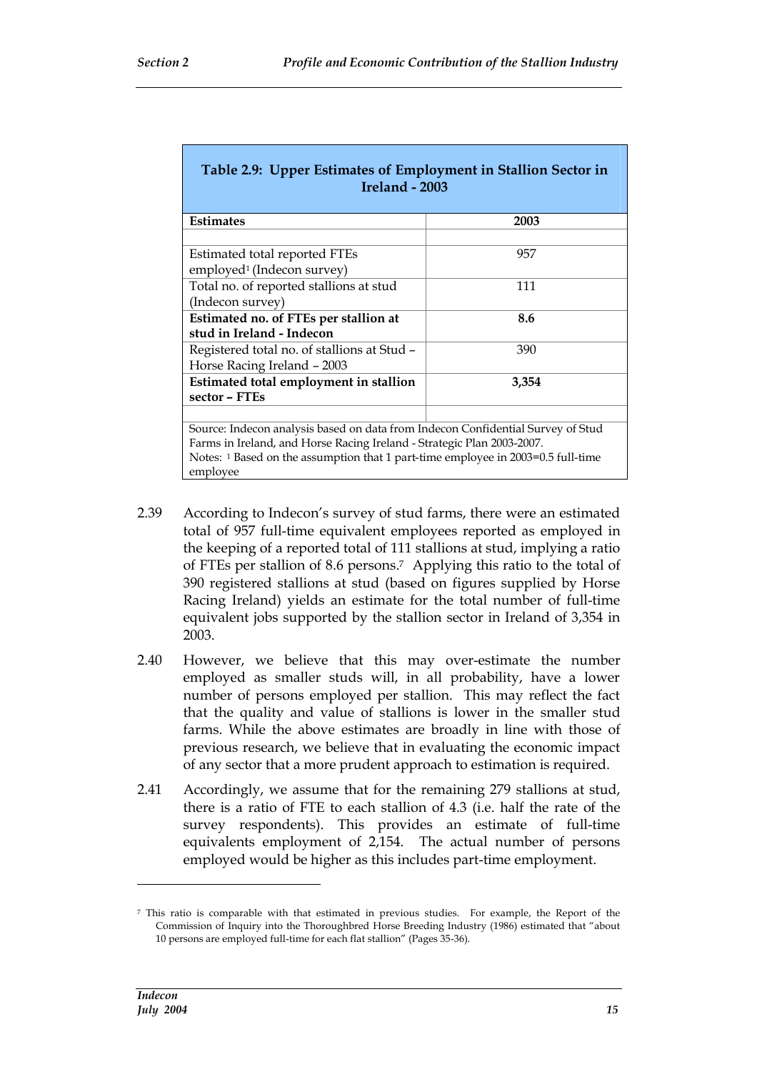**Table 2.9: Upper Estimates of Employment in Stallion Sector in Ireland - 2003**

| Estimates | 2003 |
|---|---|
| | |
| Estimated total reported FTEs employed[1] (Indecon survey) | 957 |
| Total no. of reported stallions at stud (Indecon survey) | 111 |
| **Estimated no. of FTEs per stallion at stud in Ireland - Indecon** | **8.6** |
| Registered total no. of stallions at Stud – Horse Racing Ireland – 2003 | 390 |
| **Estimated total employment in stallion sector – FTEs** | **3,354** |
| | |

Source: Indecon analysis based on data from Indecon Confidential Survey of Stud Farms in Ireland, and Horse Racing Ireland - Strategic Plan 2003-2007.
Notes: [1] Based on the assumption that 1 part-time employee in 2003=0.5 full-time employee

2.39 According to Indecon's survey of stud farms, there were an estimated total of 957 full-time equivalent employees reported as employed in the keeping of a reported total of 111 stallions at stud, implying a ratio of FTEs per stallion of 8.6 persons.[7] Applying this ratio to the total of 390 registered stallions at stud (based on figures supplied by Horse Racing Ireland) yields an estimate for the total number of full-time equivalent jobs supported by the stallion sector in Ireland of 3,354 in 2003.

2.40 However, we believe that this may over-estimate the number employed as smaller studs will, in all probability, have a lower number of persons employed per stallion. This may reflect the fact that the quality and value of stallions is lower in the smaller stud farms. While the above estimates are broadly in line with those of previous research, we believe that in evaluating the economic impact of any sector that a more prudent approach to estimation is required.

2.41 Accordingly, we assume that for the remaining 279 stallions at stud, there is a ratio of FTE to each stallion of 4.3 (i.e. half the rate of the survey respondents). This provides an estimate of full-time equivalents employment of 2,154. The actual number of persons employed would be higher as this includes part-time employment.

---

[7] This ratio is comparable with that estimated in previous studies. For example, the Report of the Commission of Inquiry into the Thoroughbred Horse Breeding Industry (1986) estimated that "about 10 persons are employed full-time for each flat stallion" (Pages 35-36).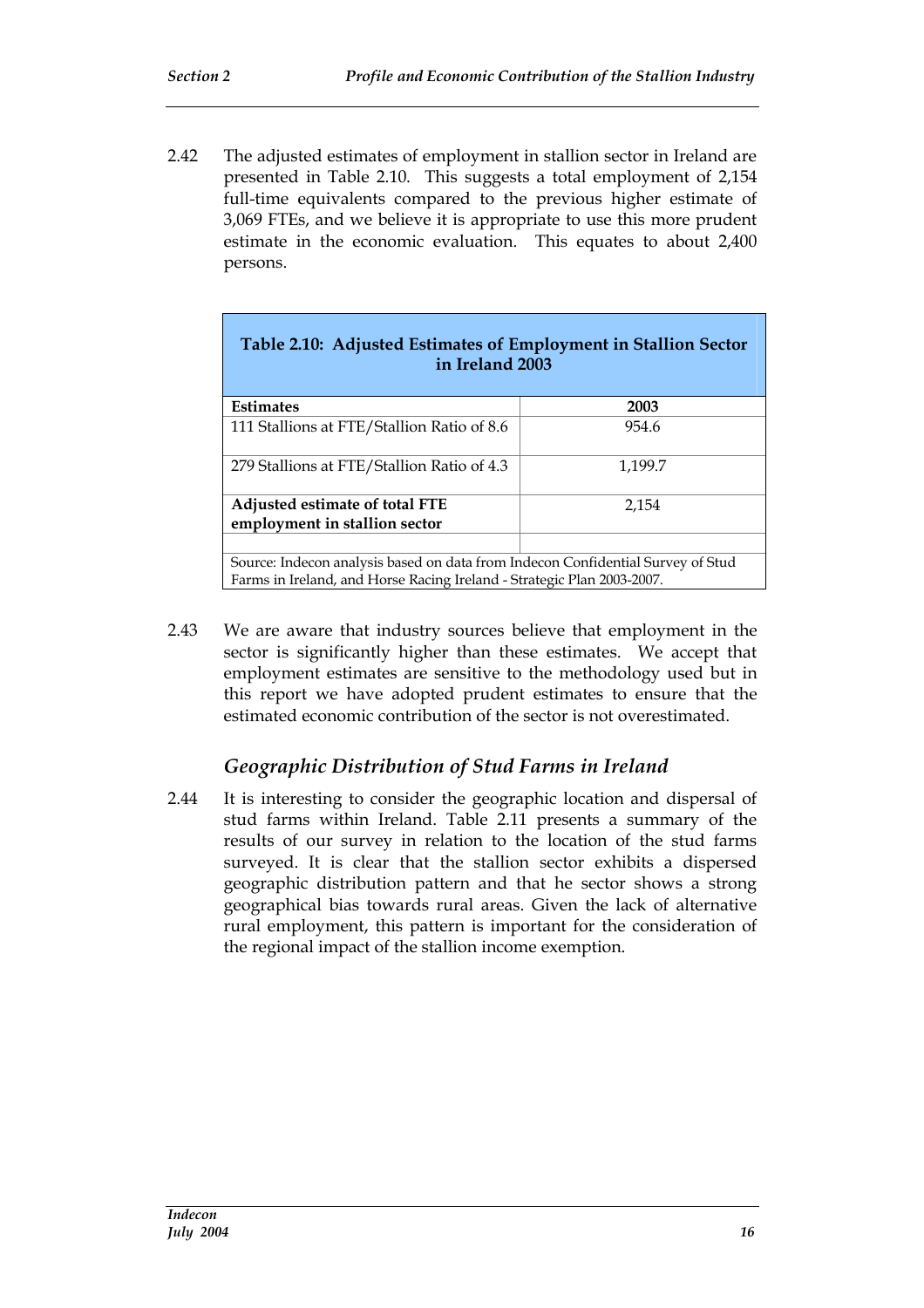2.42 The adjusted estimates of employment in stallion sector in Ireland are presented in Table 2.10. This suggests a total employment of 2,154 full-time equivalents compared to the previous higher estimate of 3,069 FTEs, and we believe it is appropriate to use this more prudent estimate in the economic evaluation. This equates to about 2,400 persons.

**Table 2.10: Adjusted Estimates of Employment in Stallion Sector in Ireland 2003**

| Estimates | 2003 |
|---|---|
| 111 Stallions at FTE/Stallion Ratio of 8.6 | 954.6 |
| 279 Stallions at FTE/Stallion Ratio of 4.3 | 1,199.7 |
| **Adjusted estimate of total FTE employment in stallion sector** | 2,154 |
| | |

Source: Indecon analysis based on data from Indecon Confidential Survey of Stud Farms in Ireland, and Horse Racing Ireland - Strategic Plan 2003-2007.

2.43 We are aware that industry sources believe that employment in the sector is significantly higher than these estimates. We accept that employment estimates are sensitive to the methodology used but in this report we have adopted prudent estimates to ensure that the estimated economic contribution of the sector is not overestimated.

### *Geographic Distribution of Stud Farms in Ireland*

2.44 It is interesting to consider the geographic location and dispersal of stud farms within Ireland. Table 2.11 presents a summary of the results of our survey in relation to the location of the stud farms surveyed. It is clear that the stallion sector exhibits a dispersed geographic distribution pattern and that he sector shows a strong geographical bias towards rural areas. Given the lack of alternative rural employment, this pattern is important for the consideration of the regional impact of the stallion income exemption.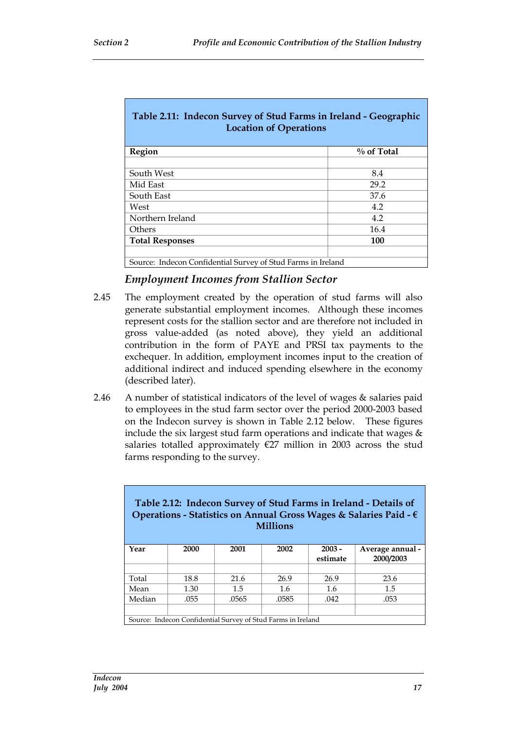| Table 2.11: Indecon Survey of Stud Farms in Ireland - Geographic Location of Operations | |
|---|---|
| **Region** | **% of Total** |
| | |
| South West | 8.4 |
| Mid East | 29.2 |
| South East | 37.6 |
| West | 4.2 |
| Northern Ireland | 4.2 |
| Others | 16.4 |
| **Total Responses** | **100** |
| | |
| Source: Indecon Confidential Survey of Stud Farms in Ireland | |

### *Employment Incomes from Stallion Sector*

2.45 The employment created by the operation of stud farms will also generate substantial employment incomes. Although these incomes represent costs for the stallion sector and are therefore not included in gross value-added (as noted above), they yield an additional contribution in the form of PAYE and PRSI tax payments to the exchequer. In addition, employment incomes input to the creation of additional indirect and induced spending elsewhere in the economy (described later).

2.46 A number of statistical indicators of the level of wages & salaries paid to employees in the stud farm sector over the period 2000-2003 based on the Indecon survey is shown in Table 2.12 below. These figures include the six largest stud farm operations and indicate that wages & salaries totalled approximately €27 million in 2003 across the stud farms responding to the survey.

| Table 2.12: Indecon Survey of Stud Farms in Ireland - Details of Operations - Statistics on Annual Gross Wages & Salaries Paid - € Millions | | | | | |
|---|---|---|---|---|---|
| **Year** | **2000** | **2001** | **2002** | **2003 - estimate** | **Average annual - 2000/2003** |
| | | | | | |
| Total | 18.8 | 21.6 | 26.9 | 26.9 | 23.6 |
| Mean | 1.30 | 1.5 | 1.6 | 1.6 | 1.5 |
| Median | .055 | .0565 | .0585 | .042 | .053 |
| | | | | | |
| Source: Indecon Confidential Survey of Stud Farms in Ireland | | | | | |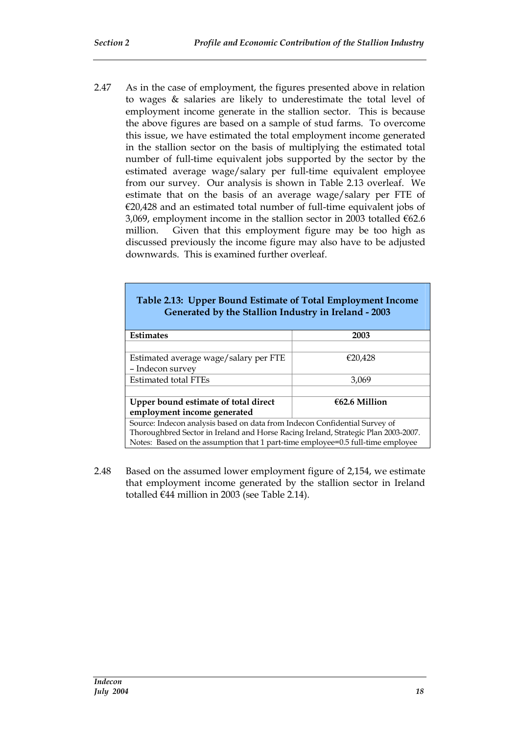2.47 As in the case of employment, the figures presented above in relation to wages & salaries are likely to underestimate the total level of employment income generate in the stallion sector. This is because the above figures are based on a sample of stud farms. To overcome this issue, we have estimated the total employment income generated in the stallion sector on the basis of multiplying the estimated total number of full-time equivalent jobs supported by the sector by the estimated average wage/salary per full-time equivalent employee from our survey. Our analysis is shown in Table 2.13 overleaf. We estimate that on the basis of an average wage/salary per FTE of €20,428 and an estimated total number of full-time equivalent jobs of 3,069, employment income in the stallion sector in 2003 totalled €62.6 million. Given that this employment figure may be too high as discussed previously the income figure may also have to be adjusted downwards. This is examined further overleaf.

**Table 2.13: Upper Bound Estimate of Total Employment Income Generated by the Stallion Industry in Ireland - 2003**

| **Estimates** | **2003** |
|---|---|
| | |
| Estimated average wage/salary per FTE – Indecon survey | €20,428 |
| Estimated total FTEs | 3,069 |
| | |
| **Upper bound estimate of total direct employment income generated** | **€62.6 Million** |

Source: Indecon analysis based on data from Indecon Confidential Survey of Thoroughbred Sector in Ireland and Horse Racing Ireland, Strategic Plan 2003-2007.
Notes: Based on the assumption that 1 part-time employee=0.5 full-time employee

2.48 Based on the assumed lower employment figure of 2,154, we estimate that employment income generated by the stallion sector in Ireland totalled €44 million in 2003 (see Table 2.14).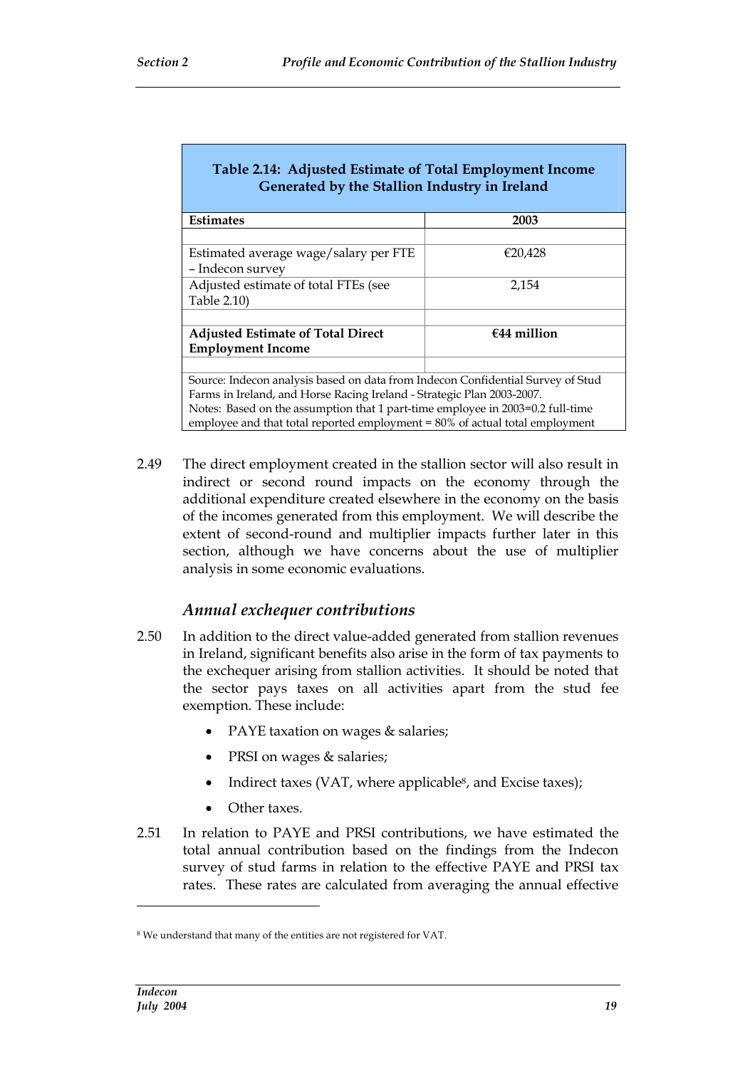**Table 2.14: Adjusted Estimate of Total Employment Income Generated by the Stallion Industry in Ireland**

| Estimates | 2003 |
|---|---|
| | |
| Estimated average wage/salary per FTE – Indecon survey | €20,428 |
| Adjusted estimate of total FTEs (see Table 2.10) | 2,154 |
| | |
| **Adjusted Estimate of Total Direct Employment Income** | **€44 million** |
| | |

Source: Indecon analysis based on data from Indecon Confidential Survey of Stud Farms in Ireland, and Horse Racing Ireland - Strategic Plan 2003-2007.
Notes: Based on the assumption that 1 part-time employee in 2003=0.2 full-time employee and that total reported employment = 80% of actual total employment

2.49 The direct employment created in the stallion sector will also result in indirect or second round impacts on the economy through the additional expenditure created elsewhere in the economy on the basis of the incomes generated from this employment. We will describe the extent of second-round and multiplier impacts further later in this section, although we have concerns about the use of multiplier analysis in some economic evaluations.

### *Annual exchequer contributions*

2.50 In addition to the direct value-added generated from stallion revenues in Ireland, significant benefits also arise in the form of tax payments to the exchequer arising from stallion activities. It should be noted that the sector pays taxes on all activities apart from the stud fee exemption. These include:

- PAYE taxation on wages & salaries;
- PRSI on wages & salaries;
- Indirect taxes (VAT, where applicable[8], and Excise taxes);
- Other taxes.

2.51 In relation to PAYE and PRSI contributions, we have estimated the total annual contribution based on the findings from the Indecon survey of stud farms in relation to the effective PAYE and PRSI tax rates. These rates are calculated from averaging the annual effective

[8] We understand that many of the entities are not registered for VAT.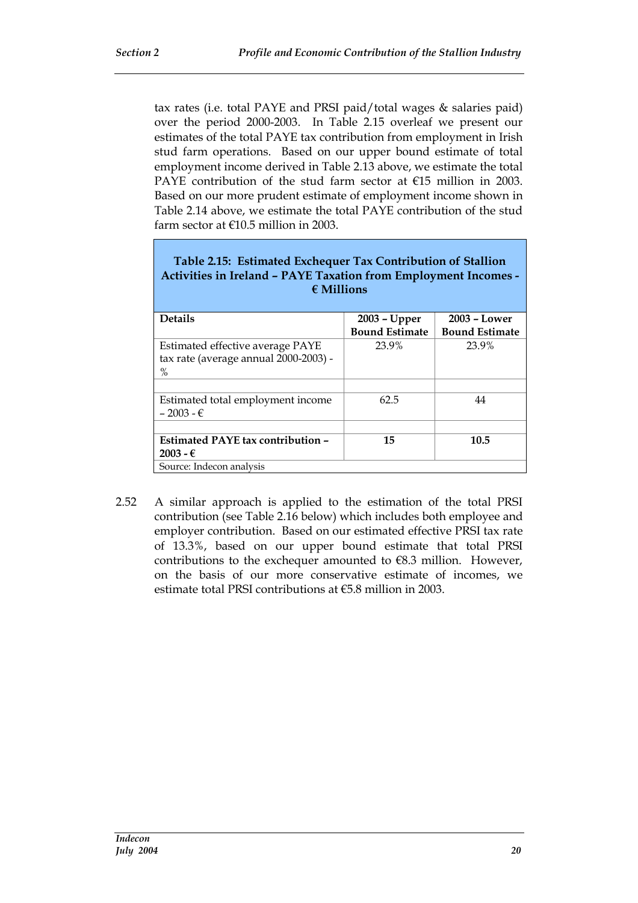tax rates (i.e. total PAYE and PRSI paid/total wages & salaries paid) over the period 2000-2003. In Table 2.15 overleaf we present our estimates of the total PAYE tax contribution from employment in Irish stud farm operations. Based on our upper bound estimate of total employment income derived in Table 2.13 above, we estimate the total PAYE contribution of the stud farm sector at €15 million in 2003. Based on our more prudent estimate of employment income shown in Table 2.14 above, we estimate the total PAYE contribution of the stud farm sector at €10.5 million in 2003.

**Table 2.15: Estimated Exchequer Tax Contribution of Stallion Activities in Ireland – PAYE Taxation from Employment Incomes - € Millions**

| Details | 2003 – Upper Bound Estimate | 2003 – Lower Bound Estimate |
|---|---|---|
| Estimated effective average PAYE tax rate (average annual 2000-2003) - % | 23.9% | 23.9% |
| | | |
| Estimated total employment income – 2003 - € | 62.5 | 44 |
| | | |
| **Estimated PAYE tax contribution – 2003 - €** | **15** | **10.5** |

Source: Indecon analysis

2.52 A similar approach is applied to the estimation of the total PRSI contribution (see Table 2.16 below) which includes both employee and employer contribution. Based on our estimated effective PRSI tax rate of 13.3%, based on our upper bound estimate that total PRSI contributions to the exchequer amounted to €8.3 million. However, on the basis of our more conservative estimate of incomes, we estimate total PRSI contributions at €5.8 million in 2003.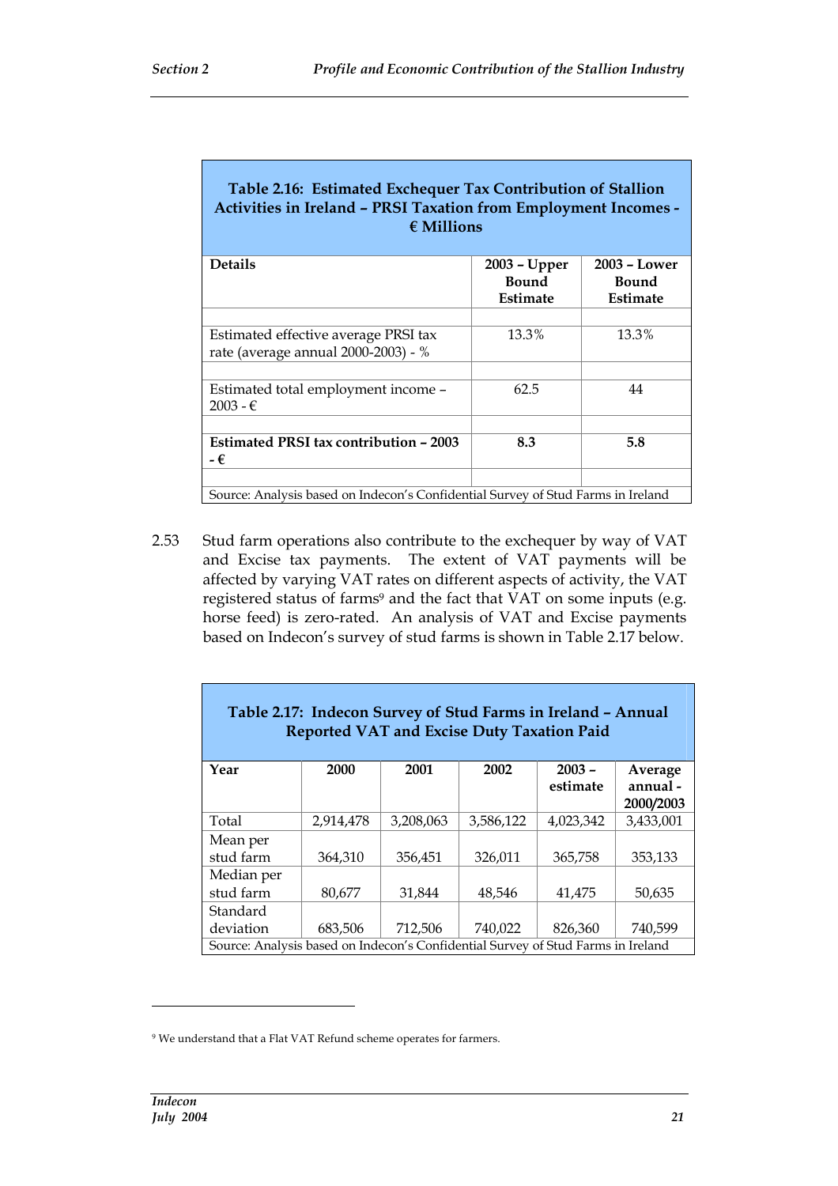**Table 2.16: Estimated Exchequer Tax Contribution of Stallion Activities in Ireland – PRSI Taxation from Employment Incomes - € Millions**

| Details | 2003 – Upper Bound Estimate | 2003 – Lower Bound Estimate |
|---|---|---|
| Estimated effective average PRSI tax rate (average annual 2000-2003) - % | 13.3% | 13.3% |
| Estimated total employment income – 2003 - € | 62.5 | 44 |
| **Estimated PRSI tax contribution – 2003 - €** | **8.3** | **5.8** |

Source: Analysis based on Indecon's Confidential Survey of Stud Farms in Ireland

2.53 Stud farm operations also contribute to the exchequer by way of VAT and Excise tax payments. The extent of VAT payments will be affected by varying VAT rates on different aspects of activity, the VAT registered status of farms[9] and the fact that VAT on some inputs (e.g. horse feed) is zero-rated. An analysis of VAT and Excise payments based on Indecon's survey of stud farms is shown in Table 2.17 below.

**Table 2.17: Indecon Survey of Stud Farms in Ireland – Annual Reported VAT and Excise Duty Taxation Paid**

| Year | 2000 | 2001 | 2002 | 2003 – estimate | Average annual - 2000/2003 |
|---|---|---|---|---|---|
| Total | 2,914,478 | 3,208,063 | 3,586,122 | 4,023,342 | 3,433,001 |
| Mean per stud farm | 364,310 | 356,451 | 326,011 | 365,758 | 353,133 |
| Median per stud farm | 80,677 | 31,844 | 48,546 | 41,475 | 50,635 |
| Standard deviation | 683,506 | 712,506 | 740,022 | 826,360 | 740,599 |

Source: Analysis based on Indecon's Confidential Survey of Stud Farms in Ireland

[9] We understand that a Flat VAT Refund scheme operates for farmers.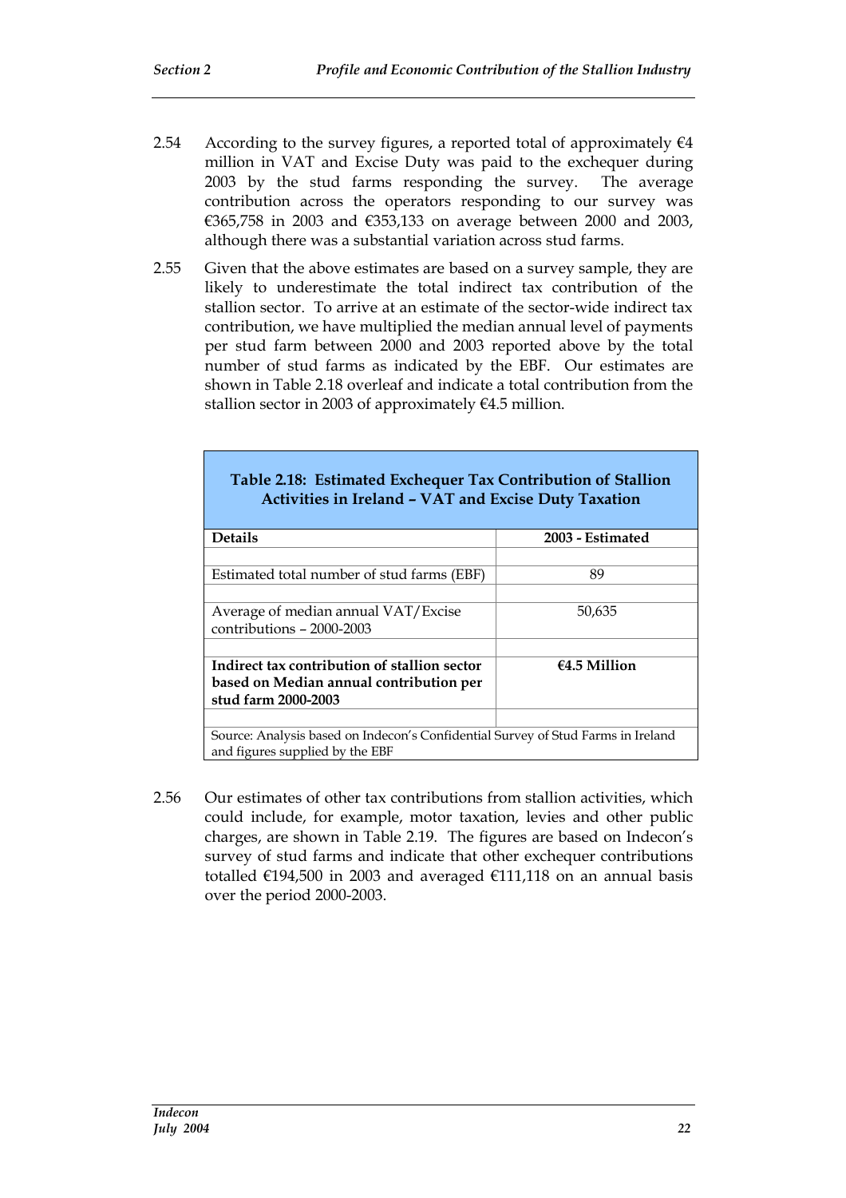2.54 According to the survey figures, a reported total of approximately €4 million in VAT and Excise Duty was paid to the exchequer during 2003 by the stud farms responding the survey. The average contribution across the operators responding to our survey was €365,758 in 2003 and €353,133 on average between 2000 and 2003, although there was a substantial variation across stud farms.

2.55 Given that the above estimates are based on a survey sample, they are likely to underestimate the total indirect tax contribution of the stallion sector. To arrive at an estimate of the sector-wide indirect tax contribution, we have multiplied the median annual level of payments per stud farm between 2000 and 2003 reported above by the total number of stud farms as indicated by the EBF. Our estimates are shown in Table 2.18 overleaf and indicate a total contribution from the stallion sector in 2003 of approximately €4.5 million.

**Table 2.18: Estimated Exchequer Tax Contribution of Stallion Activities in Ireland – VAT and Excise Duty Taxation**

| Details | 2003 - Estimated |
|---|---|
| | |
| Estimated total number of stud farms (EBF) | 89 |
| | |
| Average of median annual VAT/Excise contributions – 2000-2003 | 50,635 |
| | |
| **Indirect tax contribution of stallion sector based on Median annual contribution per stud farm 2000-2003** | **€4.5 Million** |
| | |

Source: Analysis based on Indecon's Confidential Survey of Stud Farms in Ireland and figures supplied by the EBF

2.56 Our estimates of other tax contributions from stallion activities, which could include, for example, motor taxation, levies and other public charges, are shown in Table 2.19. The figures are based on Indecon's survey of stud farms and indicate that other exchequer contributions totalled €194,500 in 2003 and averaged €111,118 on an annual basis over the period 2000-2003.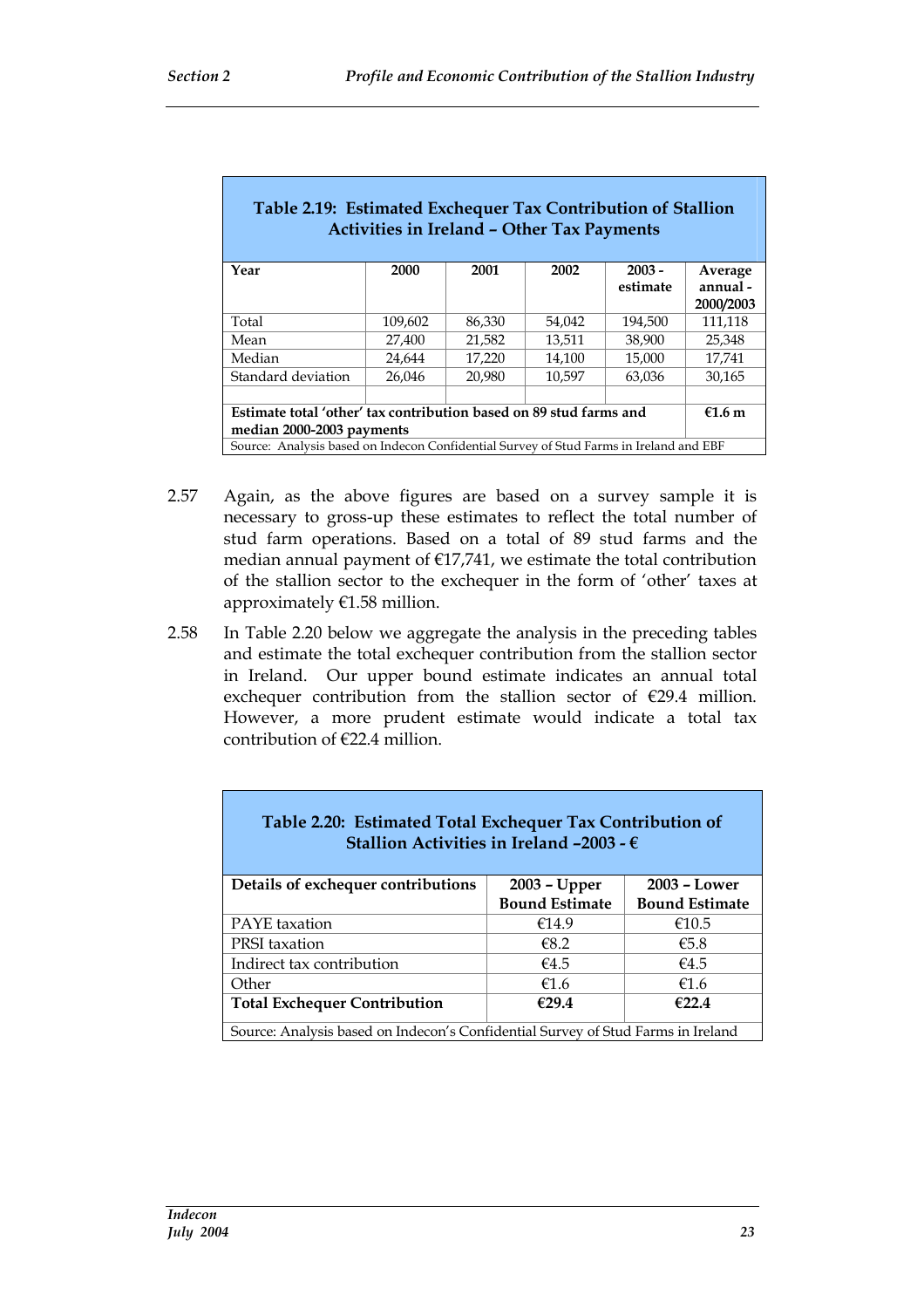**Table 2.19: Estimated Exchequer Tax Contribution of Stallion Activities in Ireland – Other Tax Payments**

| Year | 2000 | 2001 | 2002 | 2003 - estimate | Average annual - 2000/2003 |
|---|---|---|---|---|---|
| Total | 109,602 | 86,330 | 54,042 | 194,500 | 111,118 |
| Mean | 27,400 | 21,582 | 13,511 | 38,900 | 25,348 |
| Median | 24,644 | 17,220 | 14,100 | 15,000 | 17,741 |
| Standard deviation | 26,046 | 20,980 | 10,597 | 63,036 | 30,165 |
| | | | | | |
| **Estimate total 'other' tax contribution based on 89 stud farms and median 2000-2003 payments** | | | | | **€1.6 m** |

Source: Analysis based on Indecon Confidential Survey of Stud Farms in Ireland and EBF

2.57 Again, as the above figures are based on a survey sample it is necessary to gross-up these estimates to reflect the total number of stud farm operations. Based on a total of 89 stud farms and the median annual payment of €17,741, we estimate the total contribution of the stallion sector to the exchequer in the form of 'other' taxes at approximately €1.58 million.

2.58 In Table 2.20 below we aggregate the analysis in the preceding tables and estimate the total exchequer contribution from the stallion sector in Ireland. Our upper bound estimate indicates an annual total exchequer contribution from the stallion sector of €29.4 million. However, a more prudent estimate would indicate a total tax contribution of €22.4 million.

**Table 2.20: Estimated Total Exchequer Tax Contribution of Stallion Activities in Ireland –2003 - €**

| Details of exchequer contributions | 2003 – Upper Bound Estimate | 2003 – Lower Bound Estimate |
|---|---|---|
| PAYE taxation | €14.9 | €10.5 |
| PRSI taxation | €8.2 | €5.8 |
| Indirect tax contribution | €4.5 | €4.5 |
| Other | €1.6 | €1.6 |
| **Total Exchequer Contribution** | **€29.4** | **€22.4** |

Source: Analysis based on Indecon's Confidential Survey of Stud Farms in Ireland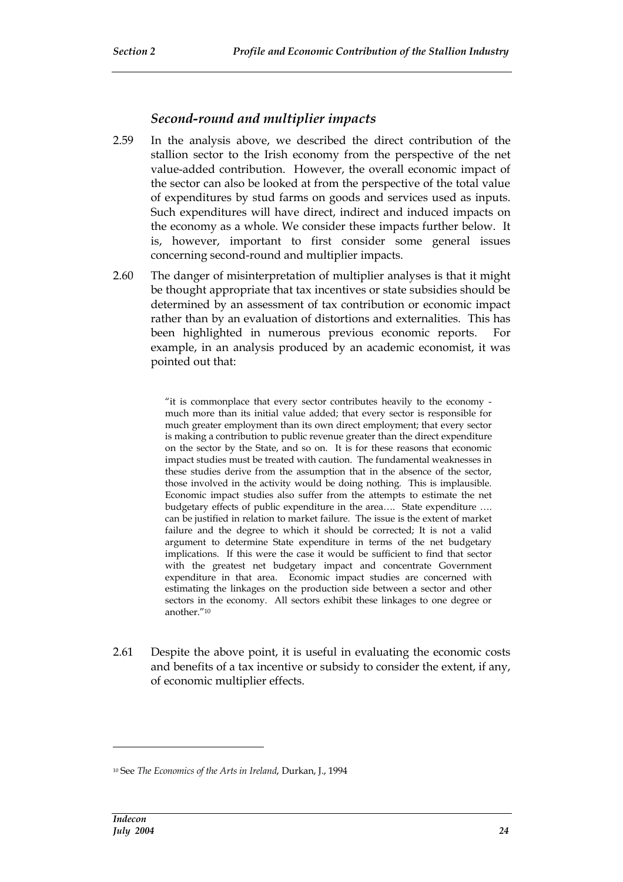### *Second-round and multiplier impacts*

2.59 In the analysis above, we described the direct contribution of the stallion sector to the Irish economy from the perspective of the net value-added contribution. However, the overall economic impact of the sector can also be looked at from the perspective of the total value of expenditures by stud farms on goods and services used as inputs. Such expenditures will have direct, indirect and induced impacts on the economy as a whole. We consider these impacts further below. It is, however, important to first consider some general issues concerning second-round and multiplier impacts.

2.60 The danger of misinterpretation of multiplier analyses is that it might be thought appropriate that tax incentives or state subsidies should be determined by an assessment of tax contribution or economic impact rather than by an evaluation of distortions and externalities. This has been highlighted in numerous previous economic reports. For example, in an analysis produced by an academic economist, it was pointed out that:

> "it is commonplace that every sector contributes heavily to the economy - much more than its initial value added; that every sector is responsible for much greater employment than its own direct employment; that every sector is making a contribution to public revenue greater than the direct expenditure on the sector by the State, and so on. It is for these reasons that economic impact studies must be treated with caution. The fundamental weaknesses in these studies derive from the assumption that in the absence of the sector, those involved in the activity would be doing nothing. This is implausible. Economic impact studies also suffer from the attempts to estimate the net budgetary effects of public expenditure in the area…. State expenditure …. can be justified in relation to market failure. The issue is the extent of market failure and the degree to which it should be corrected; It is not a valid argument to determine State expenditure in terms of the net budgetary implications. If this were the case it would be sufficient to find that sector with the greatest net budgetary impact and concentrate Government expenditure in that area. Economic impact studies are concerned with estimating the linkages on the production side between a sector and other sectors in the economy. All sectors exhibit these linkages to one degree or another."[10]

2.61 Despite the above point, it is useful in evaluating the economic costs and benefits of a tax incentive or subsidy to consider the extent, if any, of economic multiplier effects.

---

[10] See *The Economics of the Arts in Ireland*, Durkan, J., 1994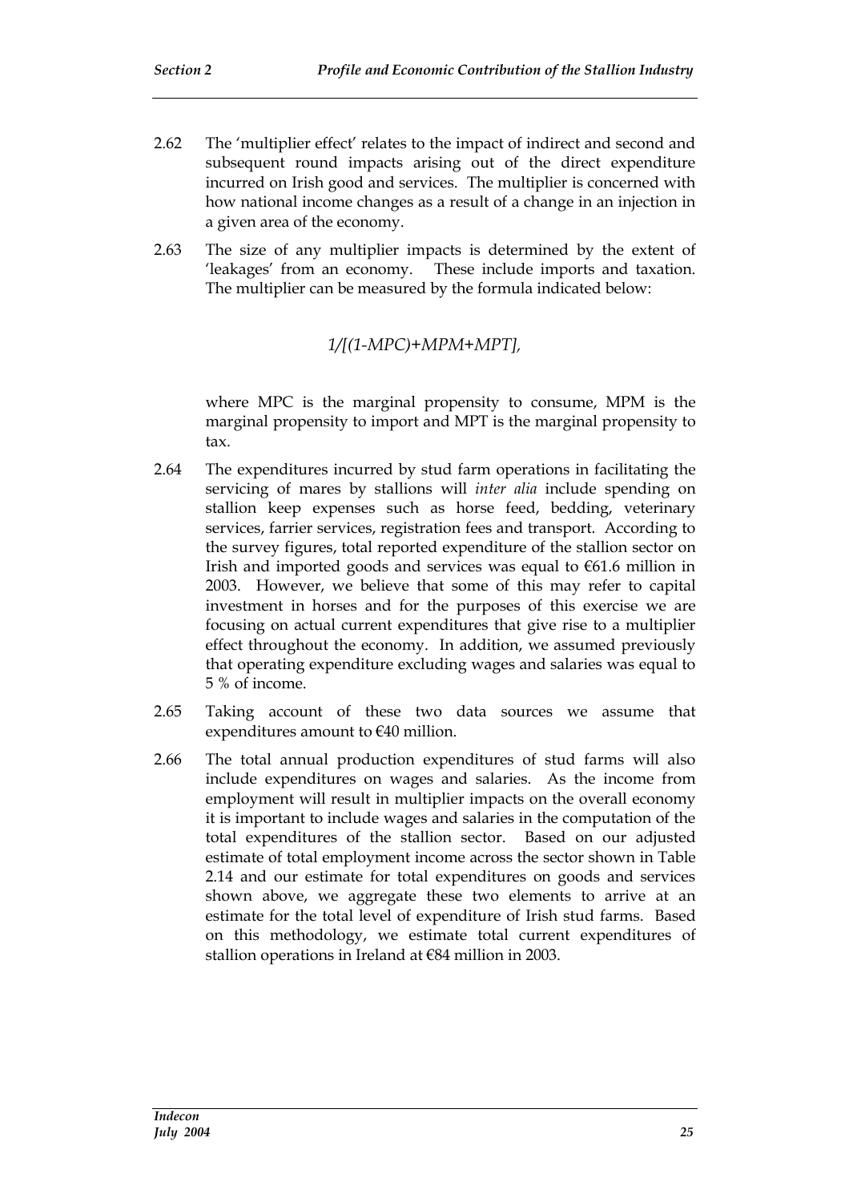2.62 The 'multiplier effect' relates to the impact of indirect and second and subsequent round impacts arising out of the direct expenditure incurred on Irish good and services. The multiplier is concerned with how national income changes as a result of a change in an injection in a given area of the economy.

2.63 The size of any multiplier impacts is determined by the extent of 'leakages' from an economy. These include imports and taxation. The multiplier can be measured by the formula indicated below:

$$1/[(1-MPC)+MPM+MPT],$$

where MPC is the marginal propensity to consume, MPM is the marginal propensity to import and MPT is the marginal propensity to tax.

2.64 The expenditures incurred by stud farm operations in facilitating the servicing of mares by stallions will *inter alia* include spending on stallion keep expenses such as horse feed, bedding, veterinary services, farrier services, registration fees and transport. According to the survey figures, total reported expenditure of the stallion sector on Irish and imported goods and services was equal to €61.6 million in 2003. However, we believe that some of this may refer to capital investment in horses and for the purposes of this exercise we are focusing on actual current expenditures that give rise to a multiplier effect throughout the economy. In addition, we assumed previously that operating expenditure excluding wages and salaries was equal to 5 % of income.

2.65 Taking account of these two data sources we assume that expenditures amount to €40 million.

2.66 The total annual production expenditures of stud farms will also include expenditures on wages and salaries. As the income from employment will result in multiplier impacts on the overall economy it is important to include wages and salaries in the computation of the total expenditures of the stallion sector. Based on our adjusted estimate of total employment income across the sector shown in Table 2.14 and our estimate for total expenditures on goods and services shown above, we aggregate these two elements to arrive at an estimate for the total level of expenditure of Irish stud farms. Based on this methodology, we estimate total current expenditures of stallion operations in Ireland at €84 million in 2003.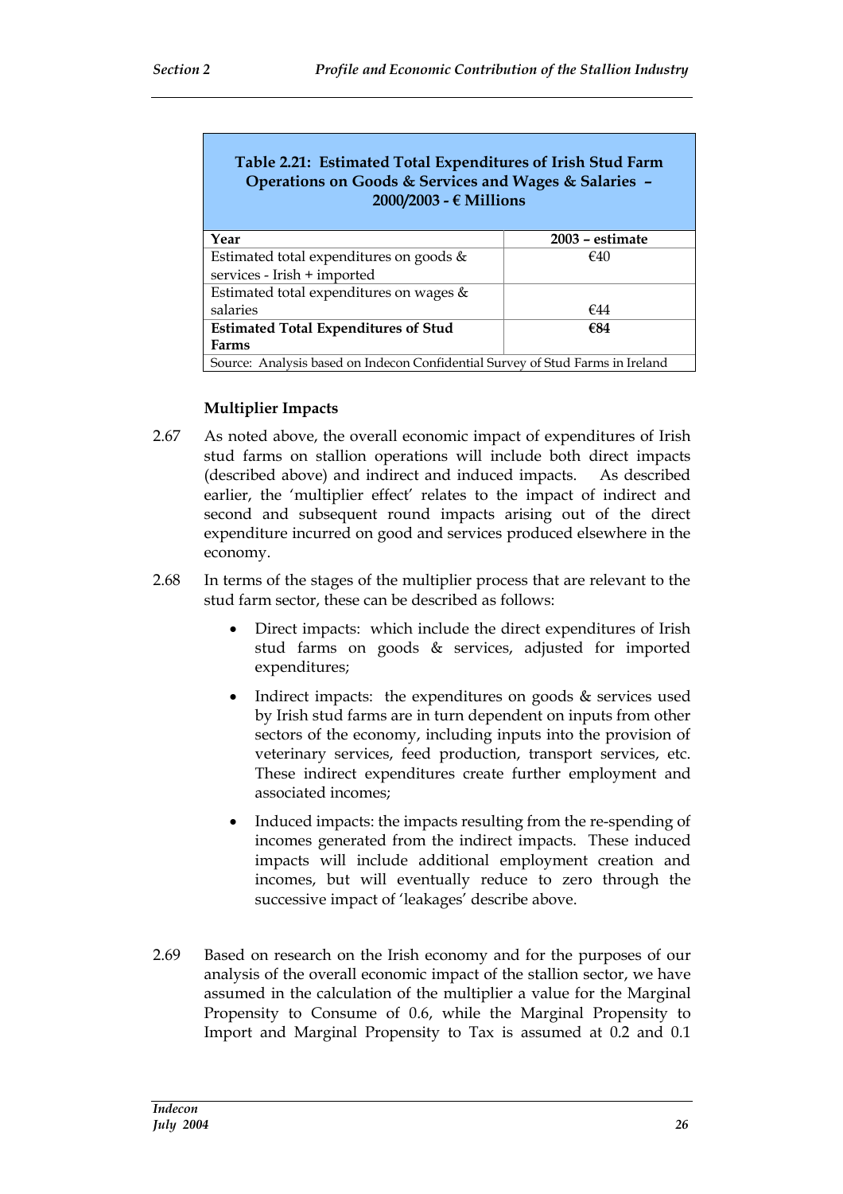**Table 2.21: Estimated Total Expenditures of Irish Stud Farm Operations on Goods & Services and Wages & Salaries – 2000/2003 - € Millions**

| Year | 2003 – estimate |
|---|---|
| Estimated total expenditures on goods & services - Irish + imported | €40 |
| Estimated total expenditures on wages & salaries | €44 |
| **Estimated Total Expenditures of Stud Farms** | **€84** |
| Source: Analysis based on Indecon Confidential Survey of Stud Farms in Ireland | |

**Multiplier Impacts**

2.67 As noted above, the overall economic impact of expenditures of Irish stud farms on stallion operations will include both direct impacts (described above) and indirect and induced impacts. As described earlier, the 'multiplier effect' relates to the impact of indirect and second and subsequent round impacts arising out of the direct expenditure incurred on good and services produced elsewhere in the economy.

2.68 In terms of the stages of the multiplier process that are relevant to the stud farm sector, these can be described as follows:

- Direct impacts: which include the direct expenditures of Irish stud farms on goods & services, adjusted for imported expenditures;
- Indirect impacts: the expenditures on goods & services used by Irish stud farms are in turn dependent on inputs from other sectors of the economy, including inputs into the provision of veterinary services, feed production, transport services, etc. These indirect expenditures create further employment and associated incomes;
- Induced impacts: the impacts resulting from the re-spending of incomes generated from the indirect impacts. These induced impacts will include additional employment creation and incomes, but will eventually reduce to zero through the successive impact of 'leakages' describe above.

2.69 Based on research on the Irish economy and for the purposes of our analysis of the overall economic impact of the stallion sector, we have assumed in the calculation of the multiplier a value for the Marginal Propensity to Consume of 0.6, while the Marginal Propensity to Import and Marginal Propensity to Tax is assumed at 0.2 and 0.1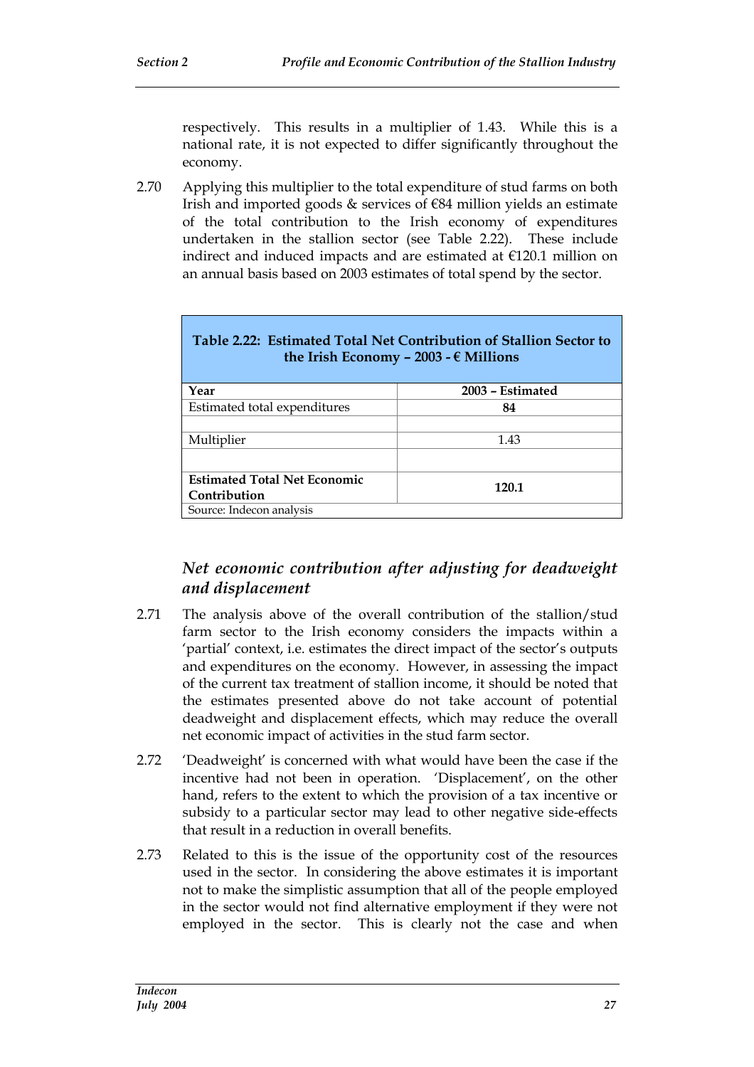respectively. This results in a multiplier of 1.43. While this is a national rate, it is not expected to differ significantly throughout the economy.

2.70 Applying this multiplier to the total expenditure of stud farms on both Irish and imported goods & services of €84 million yields an estimate of the total contribution to the Irish economy of expenditures undertaken in the stallion sector (see Table 2.22). These include indirect and induced impacts and are estimated at €120.1 million on an annual basis based on 2003 estimates of total spend by the sector.

**Table 2.22: Estimated Total Net Contribution of Stallion Sector to the Irish Economy – 2003 - € Millions**

| **Year** | **2003 – Estimated** |
|---|---|
| Estimated total expenditures | **84** |
| | |
| Multiplier | 1.43 |
| | |
| **Estimated Total Net Economic Contribution** | **120.1** |

Source: Indecon analysis

### *Net economic contribution after adjusting for deadweight and displacement*

2.71 The analysis above of the overall contribution of the stallion/stud farm sector to the Irish economy considers the impacts within a 'partial' context, i.e. estimates the direct impact of the sector's outputs and expenditures on the economy. However, in assessing the impact of the current tax treatment of stallion income, it should be noted that the estimates presented above do not take account of potential deadweight and displacement effects, which may reduce the overall net economic impact of activities in the stud farm sector.

2.72 'Deadweight' is concerned with what would have been the case if the incentive had not been in operation. 'Displacement', on the other hand, refers to the extent to which the provision of a tax incentive or subsidy to a particular sector may lead to other negative side-effects that result in a reduction in overall benefits.

2.73 Related to this is the issue of the opportunity cost of the resources used in the sector. In considering the above estimates it is important not to make the simplistic assumption that all of the people employed in the sector would not find alternative employment if they were not employed in the sector. This is clearly not the case and when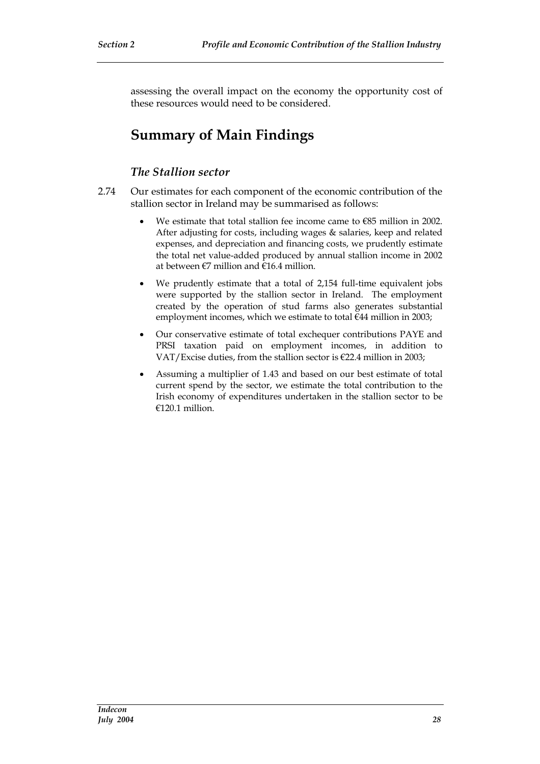assessing the overall impact on the economy the opportunity cost of these resources would need to be considered.

## Summary of Main Findings

### *The Stallion sector*

2.74 Our estimates for each component of the economic contribution of the stallion sector in Ireland may be summarised as follows:

- We estimate that total stallion fee income came to €85 million in 2002. After adjusting for costs, including wages & salaries, keep and related expenses, and depreciation and financing costs, we prudently estimate the total net value-added produced by annual stallion income in 2002 at between €7 million and €16.4 million.
- We prudently estimate that a total of 2,154 full-time equivalent jobs were supported by the stallion sector in Ireland. The employment created by the operation of stud farms also generates substantial employment incomes, which we estimate to total €44 million in 2003;
- Our conservative estimate of total exchequer contributions PAYE and PRSI taxation paid on employment incomes, in addition to VAT/Excise duties, from the stallion sector is €22.4 million in 2003;
- Assuming a multiplier of 1.43 and based on our best estimate of total current spend by the sector, we estimate the total contribution to the Irish economy of expenditures undertaken in the stallion sector to be €120.1 million.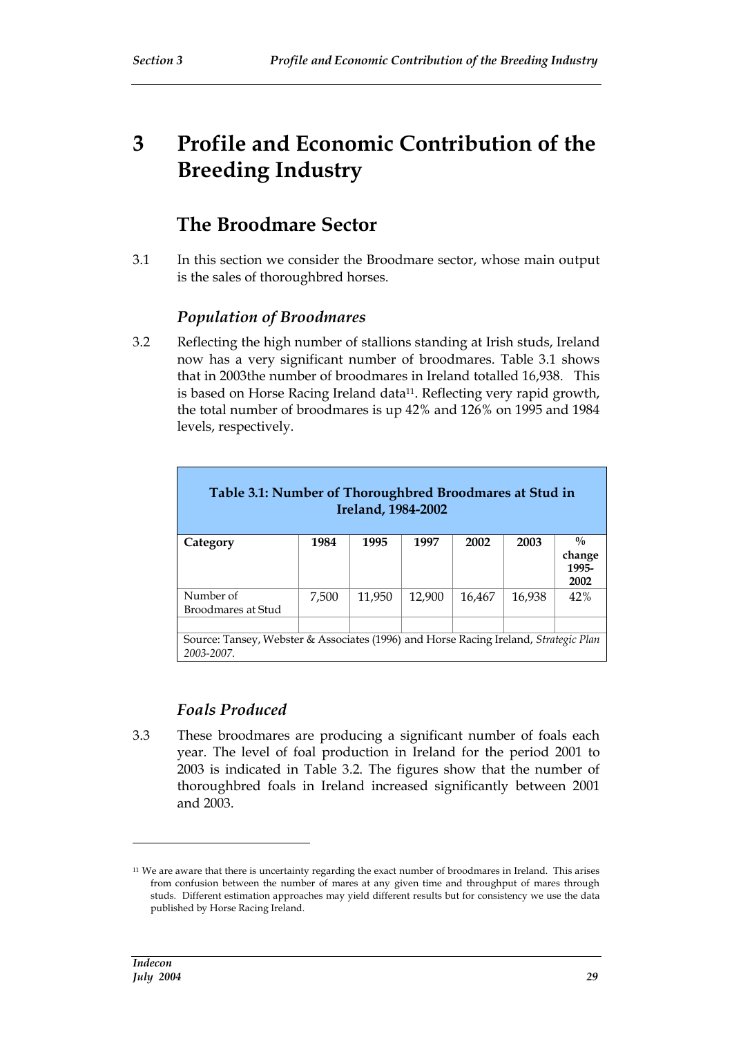# 3 Profile and Economic Contribution of the Breeding Industry

## The Broodmare Sector

3.1 In this section we consider the Broodmare sector, whose main output is the sales of thoroughbred horses.

### *Population of Broodmares*

3.2 Reflecting the high number of stallions standing at Irish studs, Ireland now has a very significant number of broodmares. Table 3.1 shows that in 2003the number of broodmares in Ireland totalled 16,938. This is based on Horse Racing Ireland data[11]. Reflecting very rapid growth, the total number of broodmares is up 42% and 126% on 1995 and 1984 levels, respectively.

**Table 3.1: Number of Thoroughbred Broodmares at Stud in Ireland, 1984-2002**

| Category | 1984 | 1995 | 1997 | 2002 | 2003 | % change 1995-2002 |
|---|---|---|---|---|---|---|
| Number of Broodmares at Stud | 7,500 | 11,950 | 12,900 | 16,467 | 16,938 | 42% |
| | | | | | | |

Source: Tansey, Webster & Associates (1996) and Horse Racing Ireland, *Strategic Plan 2003-2007*.

### *Foals Produced*

3.3 These broodmares are producing a significant number of foals each year. The level of foal production in Ireland for the period 2001 to 2003 is indicated in Table 3.2. The figures show that the number of thoroughbred foals in Ireland increased significantly between 2001 and 2003.

---

[11] We are aware that there is uncertainty regarding the exact number of broodmares in Ireland. This arises from confusion between the number of mares at any given time and throughput of mares through studs. Different estimation approaches may yield different results but for consistency we use the data published by Horse Racing Ireland.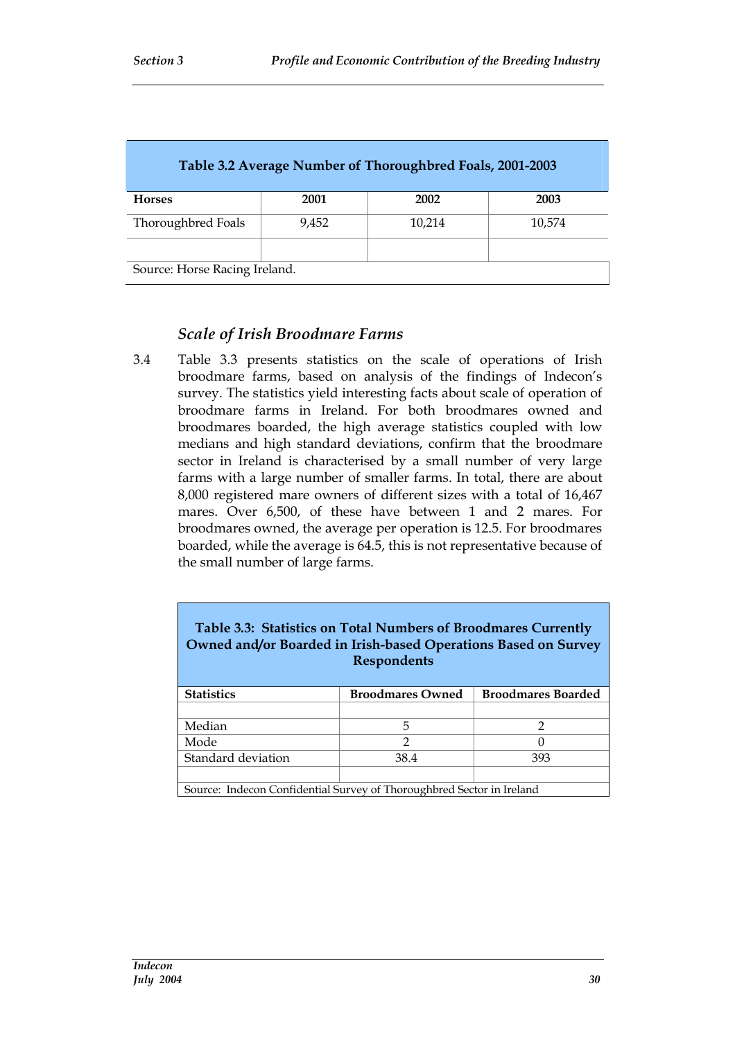| Table 3.2 Average Number of Thoroughbred Foals, 2001-2003 | | | |
|---|---|---|---|
| **Horses** | **2001** | **2002** | **2003** |
| Thoroughbred Foals | 9,452 | 10,214 | 10,574 |
| | | | |
| Source: Horse Racing Ireland. | | | |

### *Scale of Irish Broodmare Farms*

3.4 Table 3.3 presents statistics on the scale of operations of Irish broodmare farms, based on analysis of the findings of Indecon's survey. The statistics yield interesting facts about scale of operation of broodmare farms in Ireland. For both broodmares owned and broodmares boarded, the high average statistics coupled with low medians and high standard deviations, confirm that the broodmare sector in Ireland is characterised by a small number of very large farms with a large number of smaller farms. In total, there are about 8,000 registered mare owners of different sizes with a total of 16,467 mares. Over 6,500, of these have between 1 and 2 mares. For broodmares owned, the average per operation is 12.5. For broodmares boarded, while the average is 64.5, this is not representative because of the small number of large farms.

| Table 3.3: Statistics on Total Numbers of Broodmares Currently Owned and/or Boarded in Irish-based Operations Based on Survey Respondents | | |
|---|---|---|
| **Statistics** | **Broodmares Owned** | **Broodmares Boarded** |
| | | |
| Median | 5 | 2 |
| Mode | 2 | 0 |
| Standard deviation | 38.4 | 393 |
| | | |
| Source: Indecon Confidential Survey of Thoroughbred Sector in Ireland | | |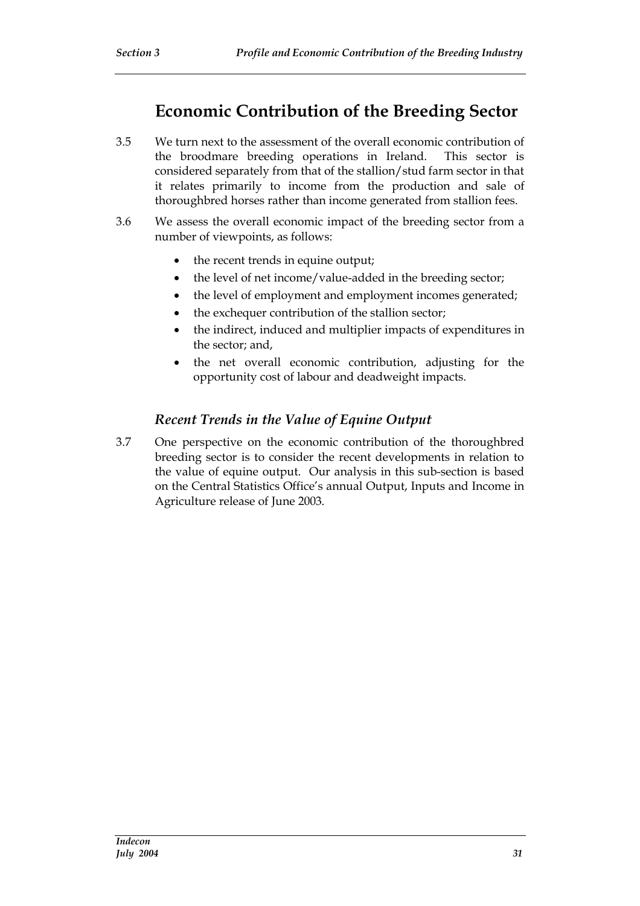## Economic Contribution of the Breeding Sector

3.5 We turn next to the assessment of the overall economic contribution of the broodmare breeding operations in Ireland. This sector is considered separately from that of the stallion/stud farm sector in that it relates primarily to income from the production and sale of thoroughbred horses rather than income generated from stallion fees.

3.6 We assess the overall economic impact of the breeding sector from a number of viewpoints, as follows:

- the recent trends in equine output;
- the level of net income/value-added in the breeding sector;
- the level of employment and employment incomes generated;
- the exchequer contribution of the stallion sector;
- the indirect, induced and multiplier impacts of expenditures in the sector; and,
- the net overall economic contribution, adjusting for the opportunity cost of labour and deadweight impacts.

### *Recent Trends in the Value of Equine Output*

3.7 One perspective on the economic contribution of the thoroughbred breeding sector is to consider the recent developments in relation to the value of equine output. Our analysis in this sub-section is based on the Central Statistics Office's annual Output, Inputs and Income in Agriculture release of June 2003.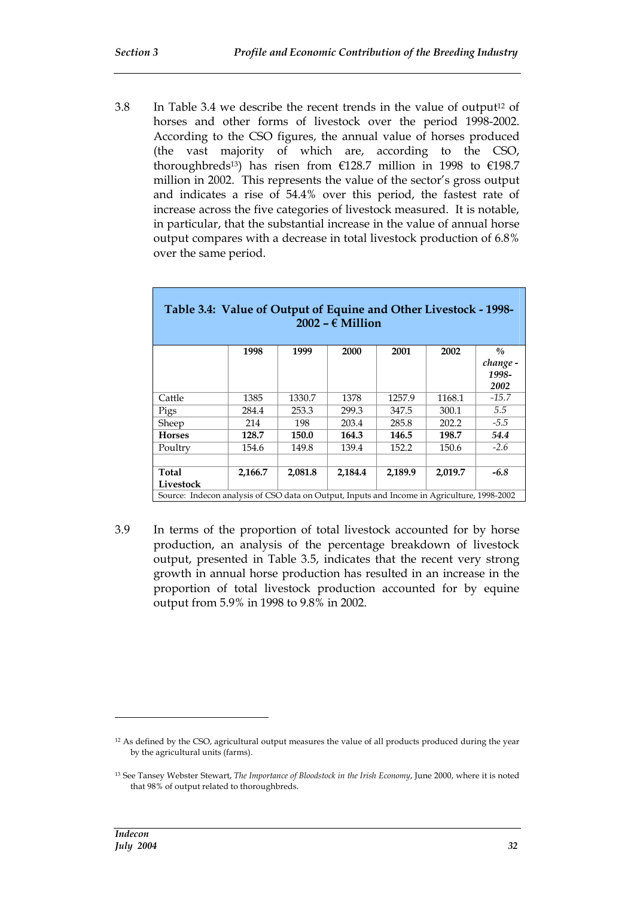3.8 In Table 3.4 we describe the recent trends in the value of output[12] of horses and other forms of livestock over the period 1998-2002. According to the CSO figures, the annual value of horses produced (the vast majority of which are, according to the CSO, thoroughbreds[13]) has risen from €128.7 million in 1998 to €198.7 million in 2002. This represents the value of the sector's gross output and indicates a rise of 54.4% over this period, the fastest rate of increase across the five categories of livestock measured. It is notable, in particular, that the substantial increase in the value of annual horse output compares with a decrease in total livestock production of 6.8% over the same period.

**Table 3.4: Value of Output of Equine and Other Livestock - 1998-2002 – € Million**

| | 1998 | 1999 | 2000 | 2001 | 2002 | *% change - 1998-2002* |
|---|---|---|---|---|---|---|
| Cattle | 1385 | 1330.7 | 1378 | 1257.9 | 1168.1 | *-15.7* |
| Pigs | 284.4 | 253.3 | 299.3 | 347.5 | 300.1 | *5.5* |
| Sheep | 214 | 198 | 203.4 | 285.8 | 202.2 | *-5.5* |
| **Horses** | **128.7** | **150.0** | **164.3** | **146.5** | **198.7** | ***54.4*** |
| Poultry | 154.6 | 149.8 | 139.4 | 152.2 | 150.6 | *-2.6* |
| | | | | | | |
| **Total Livestock** | **2,166.7** | **2,081.8** | **2,184.4** | **2,189.9** | **2,019.7** | ***-6.8*** |

Source: Indecon analysis of CSO data on Output, Inputs and Income in Agriculture, 1998-2002

3.9 In terms of the proportion of total livestock accounted for by horse production, an analysis of the percentage breakdown of livestock output, presented in Table 3.5, indicates that the recent very strong growth in annual horse production has resulted in an increase in the proportion of total livestock production accounted for by equine output from 5.9% in 1998 to 9.8% in 2002.

---

[12] As defined by the CSO, agricultural output measures the value of all products produced during the year by the agricultural units (farms).

[13] See Tansey Webster Stewart, *The Importance of Bloodstock in the Irish Economy*, June 2000, where it is noted that 98% of output related to thoroughbreds.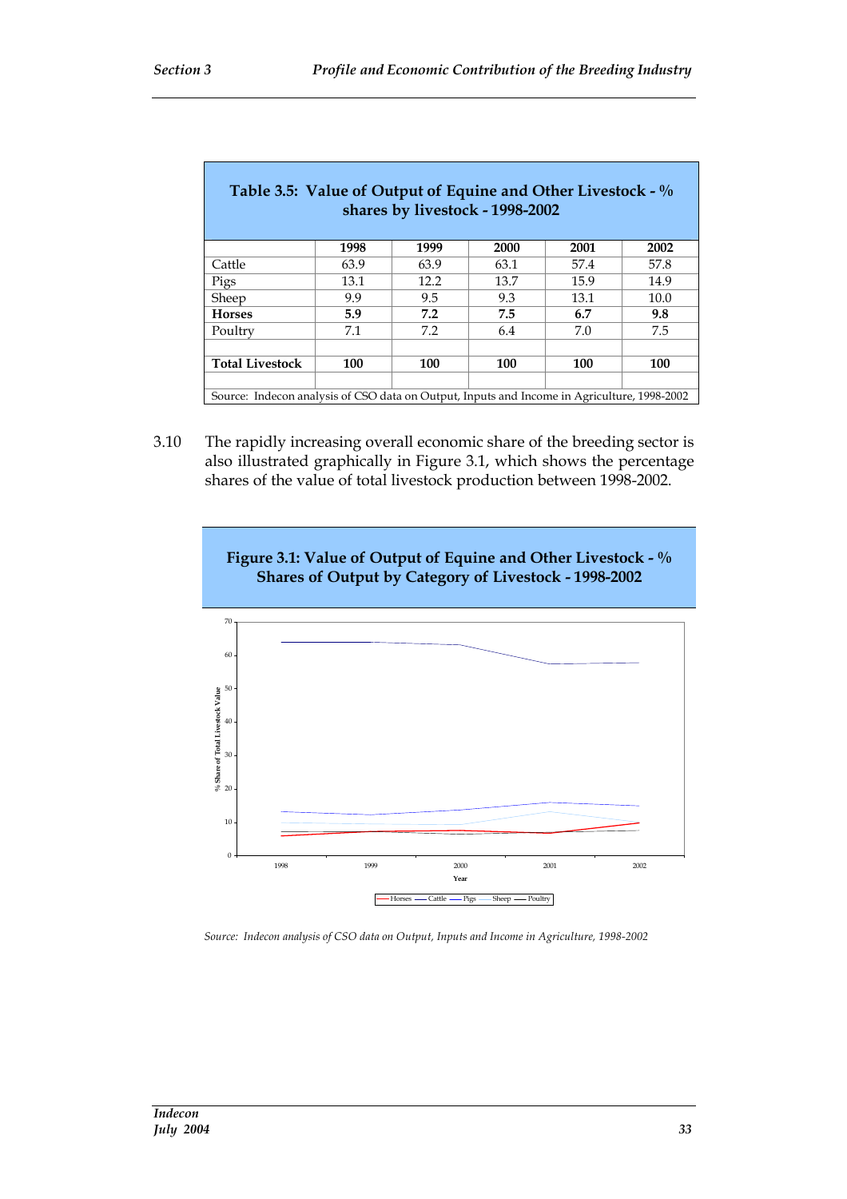**Table 3.5: Value of Output of Equine and Other Livestock - % shares by livestock - 1998-2002**

| | 1998 | 1999 | 2000 | 2001 | 2002 |
|---|---|---|---|---|---|
| Cattle | 63.9 | 63.9 | 63.1 | 57.4 | 57.8 |
| Pigs | 13.1 | 12.2 | 13.7 | 15.9 | 14.9 |
| Sheep | 9.9 | 9.5 | 9.3 | 13.1 | 10.0 |
| **Horses** | **5.9** | **7.2** | **7.5** | **6.7** | **9.8** |
| Poultry | 7.1 | 7.2 | 6.4 | 7.0 | 7.5 |
| | | | | | |
| **Total Livestock** | **100** | **100** | **100** | **100** | **100** |

Source: Indecon analysis of CSO data on Output, Inputs and Income in Agriculture, 1998-2002

3.10 The rapidly increasing overall economic share of the breeding sector is also illustrated graphically in Figure 3.1, which shows the percentage shares of the value of total livestock production between 1998-2002.

**Figure 3.1: Value of Output of Equine and Other Livestock - % Shares of Output by Category of Livestock - 1998-2002**

*Source: Indecon analysis of CSO data on Output, Inputs and Income in Agriculture, 1998-2002*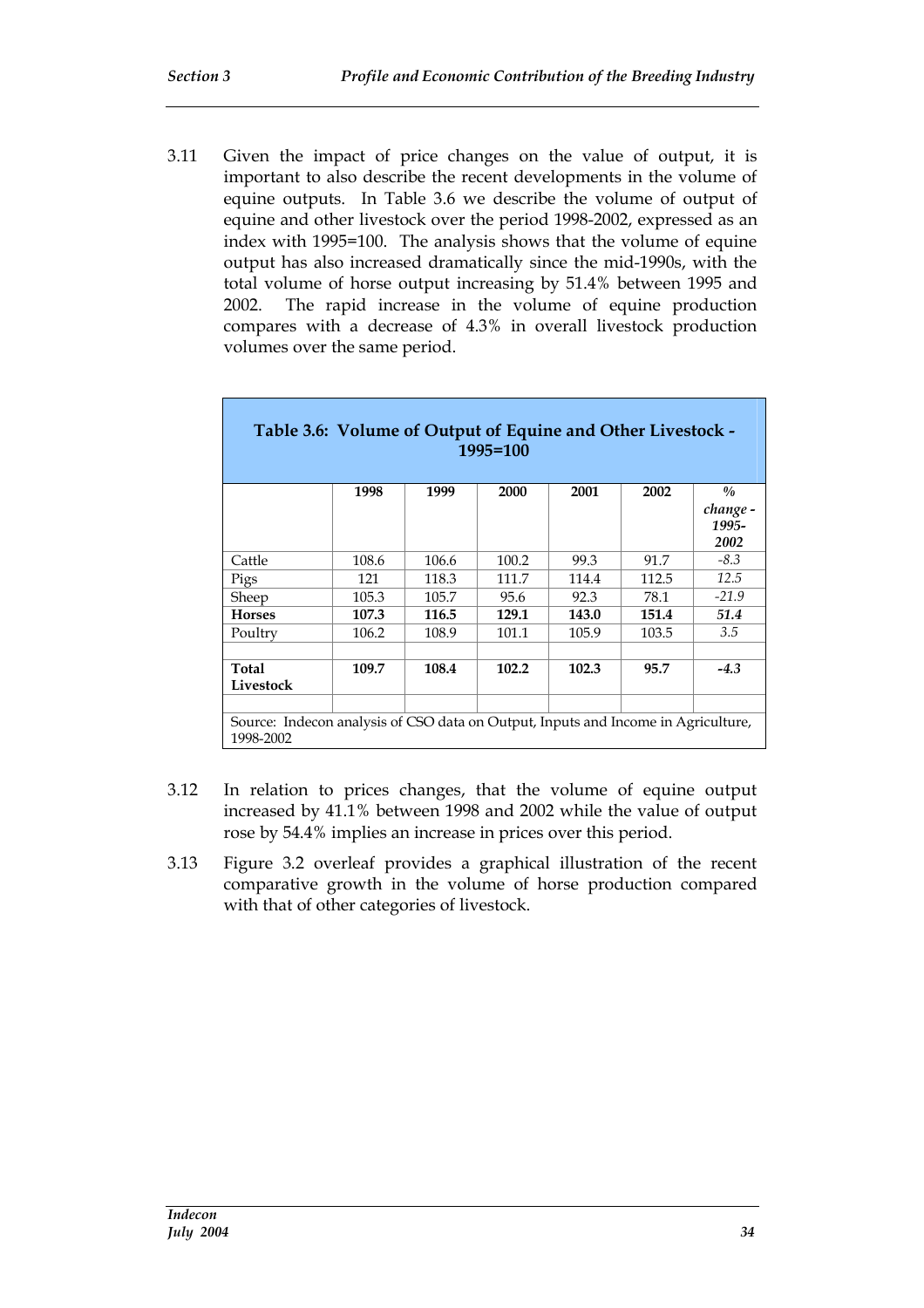3.11 Given the impact of price changes on the value of output, it is important to also describe the recent developments in the volume of equine outputs. In Table 3.6 we describe the volume of output of equine and other livestock over the period 1998-2002, expressed as an index with 1995=100. The analysis shows that the volume of equine output has also increased dramatically since the mid-1990s, with the total volume of horse output increasing by 51.4% between 1995 and 2002. The rapid increase in the volume of equine production compares with a decrease of 4.3% in overall livestock production volumes over the same period.

**Table 3.6: Volume of Output of Equine and Other Livestock - 1995=100**

| | 1998 | 1999 | 2000 | 2001 | 2002 | *% change - 1995-2002* |
|---|---|---|---|---|---|---|
| Cattle | 108.6 | 106.6 | 100.2 | 99.3 | 91.7 | *-8.3* |
| Pigs | 121 | 118.3 | 111.7 | 114.4 | 112.5 | *12.5* |
| Sheep | 105.3 | 105.7 | 95.6 | 92.3 | 78.1 | *-21.9* |
| **Horses** | **107.3** | **116.5** | **129.1** | **143.0** | **151.4** | ***51.4*** |
| Poultry | 106.2 | 108.9 | 101.1 | 105.9 | 103.5 | *3.5* |
| | | | | | | |
| **Total Livestock** | **109.7** | **108.4** | **102.2** | **102.3** | **95.7** | ***-4.3*** |
| | | | | | | |

Source: Indecon analysis of CSO data on Output, Inputs and Income in Agriculture, 1998-2002

3.12 In relation to prices changes, that the volume of equine output increased by 41.1% between 1998 and 2002 while the value of output rose by 54.4% implies an increase in prices over this period.

3.13 Figure 3.2 overleaf provides a graphical illustration of the recent comparative growth in the volume of horse production compared with that of other categories of livestock.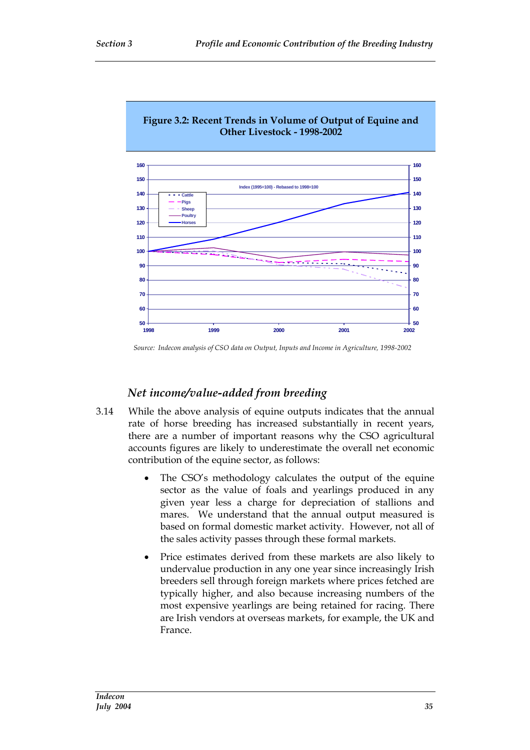**Figure 3.2: Recent Trends in Volume of Output of Equine and Other Livestock - 1998-2002**

*Source: Indecon analysis of CSO data on Output, Inputs and Income in Agriculture, 1998-2002*

## *Net income/value-added from breeding*

3.14 While the above analysis of equine outputs indicates that the annual rate of horse breeding has increased substantially in recent years, there are a number of important reasons why the CSO agricultural accounts figures are likely to underestimate the overall net economic contribution of the equine sector, as follows:

- The CSO's methodology calculates the output of the equine sector as the value of foals and yearlings produced in any given year less a charge for depreciation of stallions and mares. We understand that the annual output measured is based on formal domestic market activity. However, not all of the sales activity passes through these formal markets.

- Price estimates derived from these markets are also likely to undervalue production in any one year since increasingly Irish breeders sell through foreign markets where prices fetched are typically higher, and also because increasing numbers of the most expensive yearlings are being retained for racing. There are Irish vendors at overseas markets, for example, the UK and France.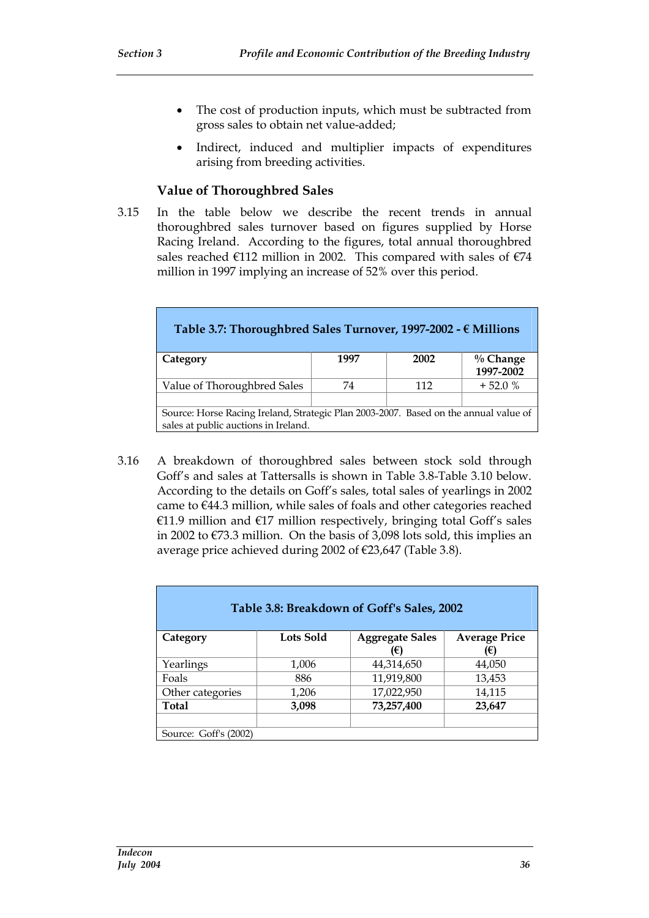- The cost of production inputs, which must be subtracted from gross sales to obtain net value-added;
- Indirect, induced and multiplier impacts of expenditures arising from breeding activities.

### Value of Thoroughbred Sales

3.15 In the table below we describe the recent trends in annual thoroughbred sales turnover based on figures supplied by Horse Racing Ireland. According to the figures, total annual thoroughbred sales reached €112 million in 2002. This compared with sales of €74 million in 1997 implying an increase of 52% over this period.

**Table 3.7: Thoroughbred Sales Turnover, 1997-2002 - € Millions**

| Category | 1997 | 2002 | % Change 1997-2002 |
|---|---|---|---|
| Value of Thoroughbred Sales | 74 | 112 | + 52.0 % |
| | | | |

Source: Horse Racing Ireland, Strategic Plan 2003-2007. Based on the annual value of sales at public auctions in Ireland.

3.16 A breakdown of thoroughbred sales between stock sold through Goff's and sales at Tattersalls is shown in Table 3.8-Table 3.10 below. According to the details on Goff's sales, total sales of yearlings in 2002 came to €44.3 million, while sales of foals and other categories reached €11.9 million and €17 million respectively, bringing total Goff's sales in 2002 to €73.3 million. On the basis of 3,098 lots sold, this implies an average price achieved during 2002 of €23,647 (Table 3.8).

**Table 3.8: Breakdown of Goff's Sales, 2002**

| Category | Lots Sold | Aggregate Sales (€) | Average Price (€) |
|---|---|---|---|
| Yearlings | 1,006 | 44,314,650 | 44,050 |
| Foals | 886 | 11,919,800 | 13,453 |
| Other categories | 1,206 | 17,022,950 | 14,115 |
| **Total** | **3,098** | **73,257,400** | **23,647** |
| | | | |

Source: Goff's (2002)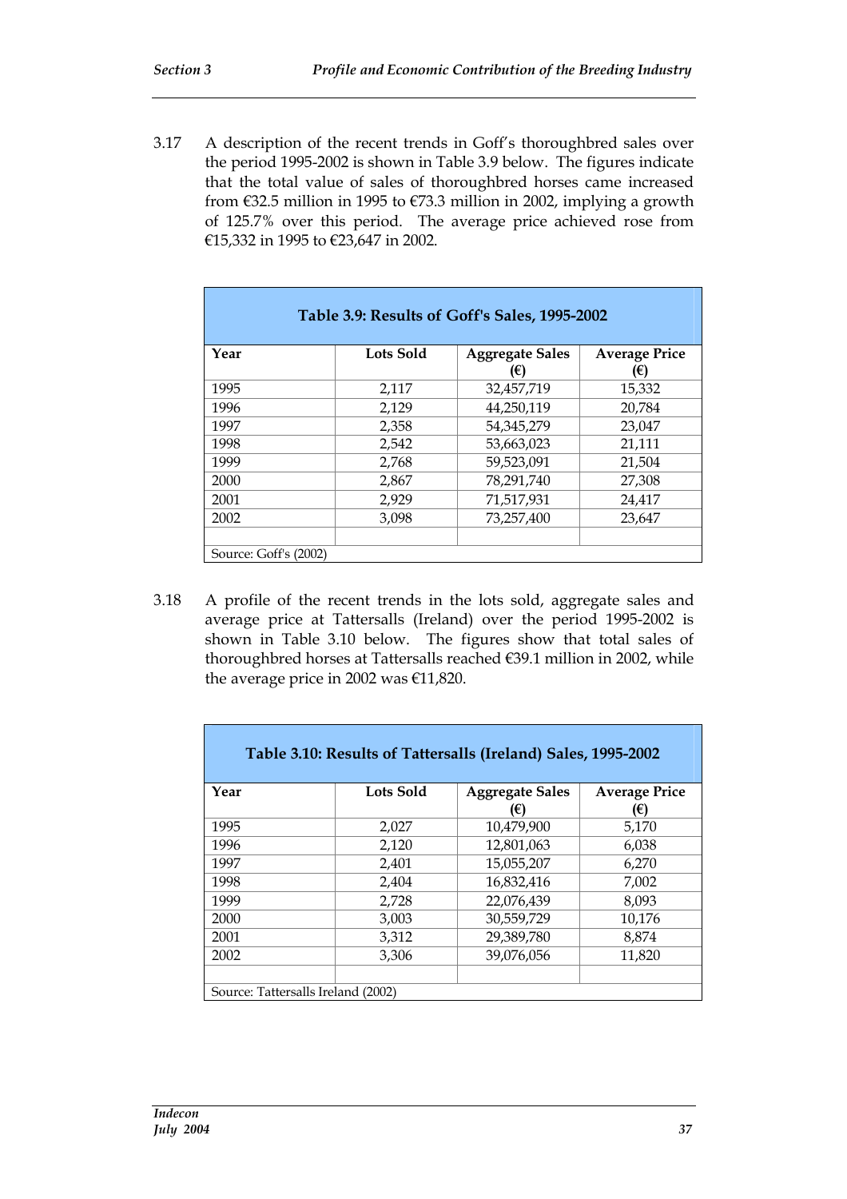3.17 A description of the recent trends in Goff's thoroughbred sales over the period 1995-2002 is shown in Table 3.9 below. The figures indicate that the total value of sales of thoroughbred horses came increased from €32.5 million in 1995 to €73.3 million in 2002, implying a growth of 125.7% over this period. The average price achieved rose from €15,332 in 1995 to €23,647 in 2002.

**Table 3.9: Results of Goff's Sales, 1995-2002**

| Year | Lots Sold | Aggregate Sales (€) | Average Price (€) |
|---|---|---|---|
| 1995 | 2,117 | 32,457,719 | 15,332 |
| 1996 | 2,129 | 44,250,119 | 20,784 |
| 1997 | 2,358 | 54,345,279 | 23,047 |
| 1998 | 2,542 | 53,663,023 | 21,111 |
| 1999 | 2,768 | 59,523,091 | 21,504 |
| 2000 | 2,867 | 78,291,740 | 27,308 |
| 2001 | 2,929 | 71,517,931 | 24,417 |
| 2002 | 3,098 | 73,257,400 | 23,647 |

Source: Goff's (2002)

3.18 A profile of the recent trends in the lots sold, aggregate sales and average price at Tattersalls (Ireland) over the period 1995-2002 is shown in Table 3.10 below. The figures show that total sales of thoroughbred horses at Tattersalls reached €39.1 million in 2002, while the average price in 2002 was €11,820.

**Table 3.10: Results of Tattersalls (Ireland) Sales, 1995-2002**

| Year | Lots Sold | Aggregate Sales (€) | Average Price (€) |
|---|---|---|---|
| 1995 | 2,027 | 10,479,900 | 5,170 |
| 1996 | 2,120 | 12,801,063 | 6,038 |
| 1997 | 2,401 | 15,055,207 | 6,270 |
| 1998 | 2,404 | 16,832,416 | 7,002 |
| 1999 | 2,728 | 22,076,439 | 8,093 |
| 2000 | 3,003 | 30,559,729 | 10,176 |
| 2001 | 3,312 | 29,389,780 | 8,874 |
| 2002 | 3,306 | 39,076,056 | 11,820 |

Source: Tattersalls Ireland (2002)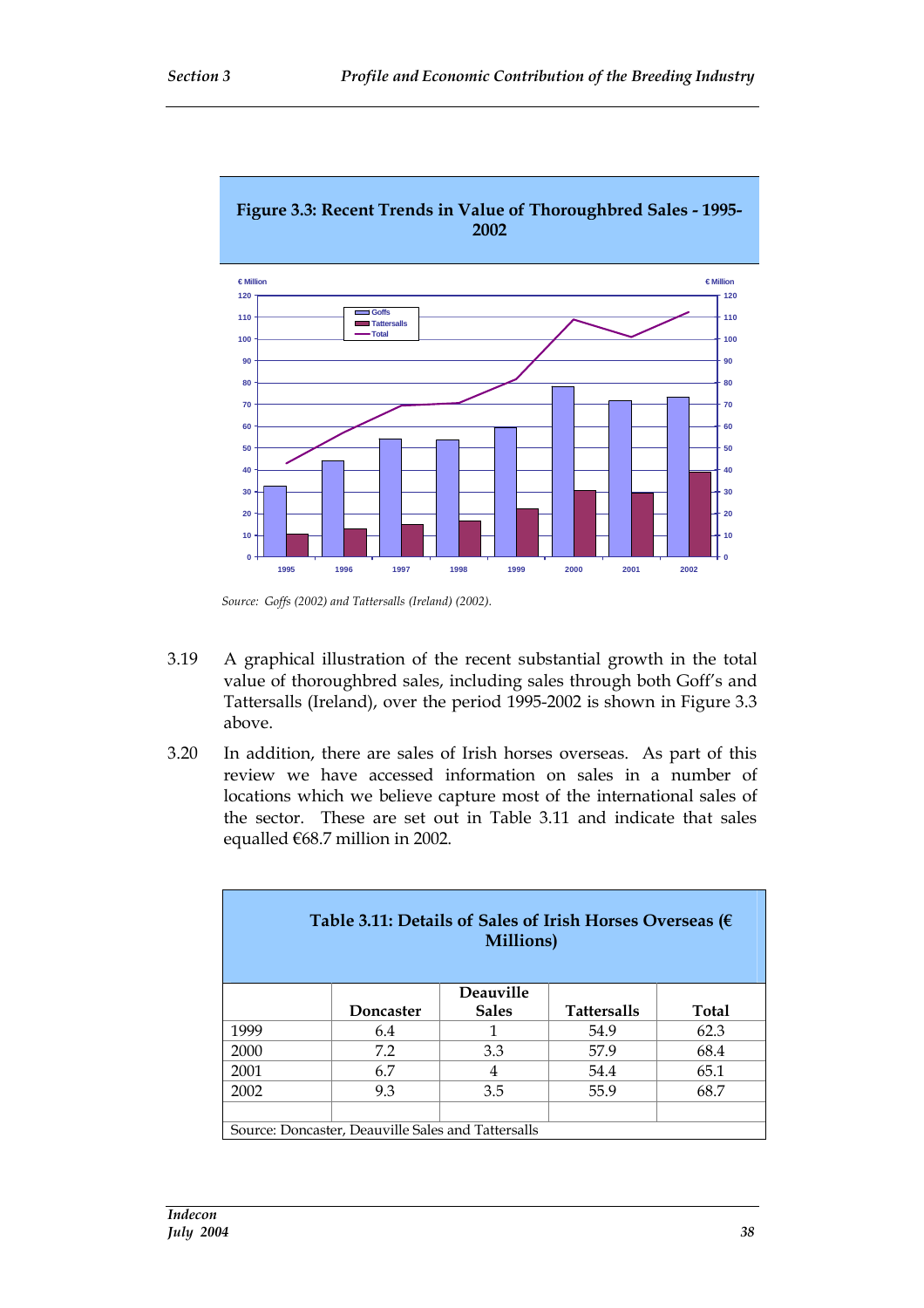**Figure 3.3: Recent Trends in Value of Thoroughbred Sales - 1995-2002**

*Source: Goffs (2002) and Tattersalls (Ireland) (2002).*

3.19 A graphical illustration of the recent substantial growth in the total value of thoroughbred sales, including sales through both Goff's and Tattersalls (Ireland), over the period 1995-2002 is shown in Figure 3.3 above.

3.20 In addition, there are sales of Irish horses overseas. As part of this review we have accessed information on sales in a number of locations which we believe capture most of the international sales of the sector. These are set out in Table 3.11 and indicate that sales equalled €68.7 million in 2002.

**Table 3.11: Details of Sales of Irish Horses Overseas (€ Millions)**

| | Doncaster | Deauville Sales | Tattersalls | Total |
|---|---|---|---|---|
| 1999 | 6.4 | 1 | 54.9 | 62.3 |
| 2000 | 7.2 | 3.3 | 57.9 | 68.4 |
| 2001 | 6.7 | 4 | 54.4 | 65.1 |
| 2002 | 9.3 | 3.5 | 55.9 | 68.7 |

Source: Doncaster, Deauville Sales and Tattersalls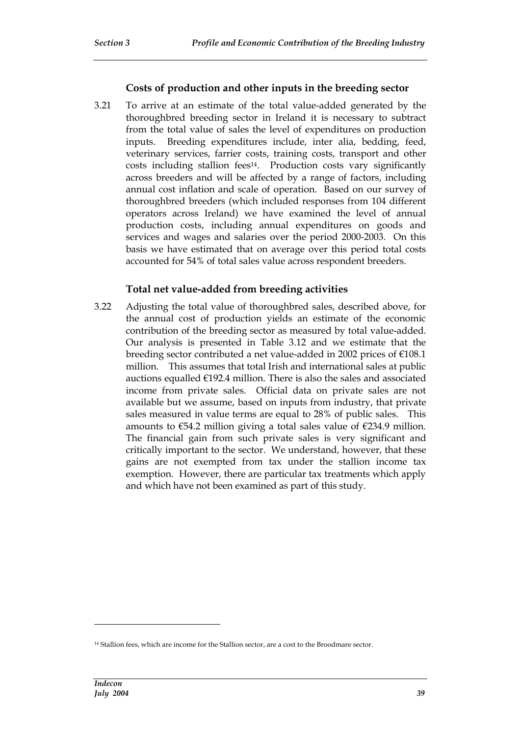### Costs of production and other inputs in the breeding sector

3.21 To arrive at an estimate of the total value-added generated by the thoroughbred breeding sector in Ireland it is necessary to subtract from the total value of sales the level of expenditures on production inputs. Breeding expenditures include, inter alia, bedding, feed, veterinary services, farrier costs, training costs, transport and other costs including stallion fees[14]. Production costs vary significantly across breeders and will be affected by a range of factors, including annual cost inflation and scale of operation. Based on our survey of thoroughbred breeders (which included responses from 104 different operators across Ireland) we have examined the level of annual production costs, including annual expenditures on goods and services and wages and salaries over the period 2000-2003. On this basis we have estimated that on average over this period total costs accounted for 54% of total sales value across respondent breeders.

### Total net value-added from breeding activities

3.22 Adjusting the total value of thoroughbred sales, described above, for the annual cost of production yields an estimate of the economic contribution of the breeding sector as measured by total value-added. Our analysis is presented in Table 3.12 and we estimate that the breeding sector contributed a net value-added in 2002 prices of €108.1 million. This assumes that total Irish and international sales at public auctions equalled €192.4 million. There is also the sales and associated income from private sales. Official data on private sales are not available but we assume, based on inputs from industry, that private sales measured in value terms are equal to 28% of public sales. This amounts to €54.2 million giving a total sales value of €234.9 million. The financial gain from such private sales is very significant and critically important to the sector. We understand, however, that these gains are not exempted from tax under the stallion income tax exemption. However, there are particular tax treatments which apply and which have not been examined as part of this study.

---

[14] Stallion fees, which are income for the Stallion sector, are a cost to the Broodmare sector.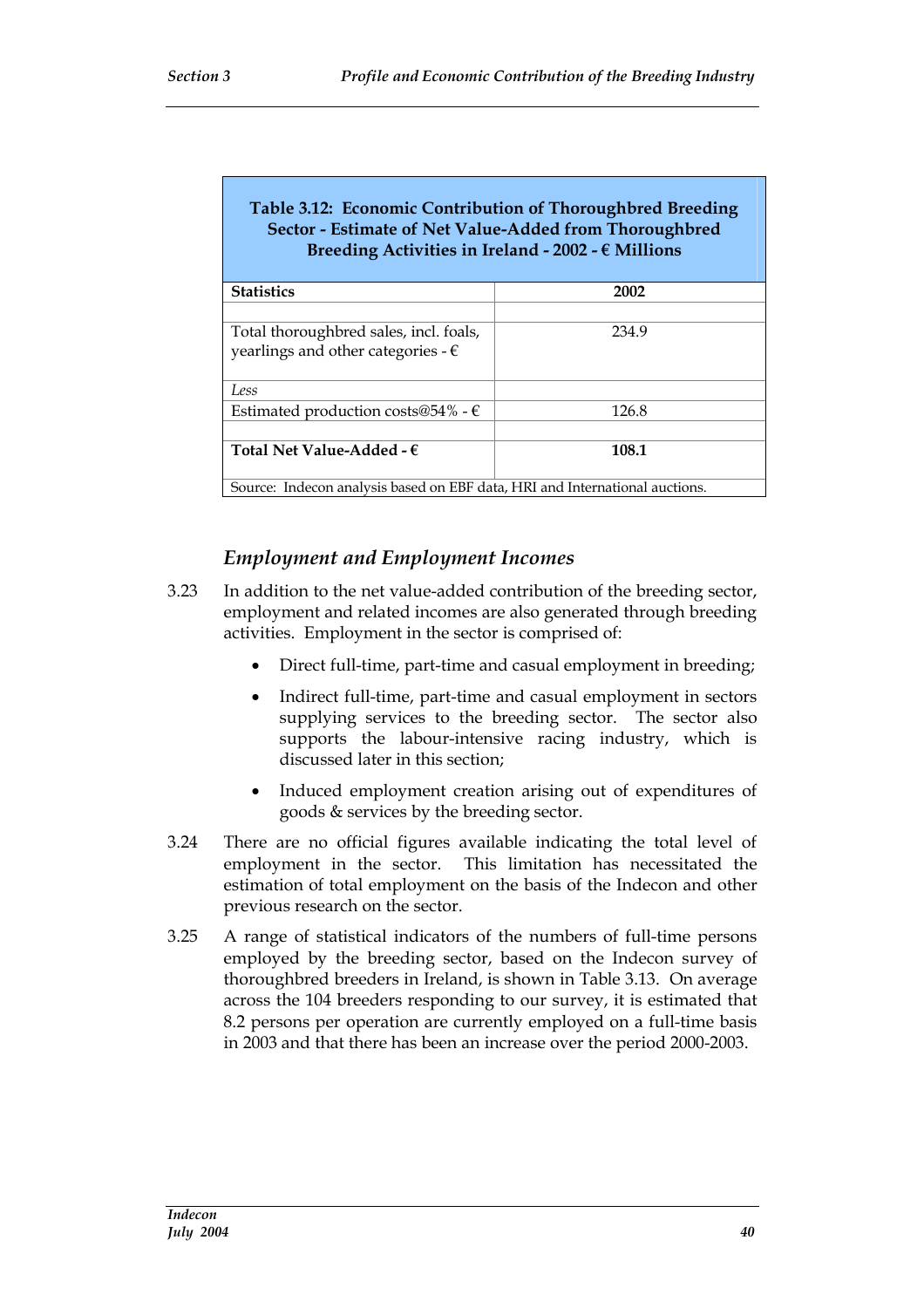**Table 3.12: Economic Contribution of Thoroughbred Breeding Sector - Estimate of Net Value-Added from Thoroughbred Breeding Activities in Ireland - 2002 - € Millions**

| Statistics | 2002 |
|---|---|
| | |
| Total thoroughbred sales, incl. foals, yearlings and other categories - € | 234.9 |
| *Less* | |
| Estimated production costs@54% - € | 126.8 |
| | |
| **Total Net Value-Added - €** | **108.1** |

Source: Indecon analysis based on EBF data, HRI and International auctions.

### *Employment and Employment Incomes*

3.23 In addition to the net value-added contribution of the breeding sector, employment and related incomes are also generated through breeding activities. Employment in the sector is comprised of:

- Direct full-time, part-time and casual employment in breeding;
- Indirect full-time, part-time and casual employment in sectors supplying services to the breeding sector. The sector also supports the labour-intensive racing industry, which is discussed later in this section;
- Induced employment creation arising out of expenditures of goods & services by the breeding sector.

3.24 There are no official figures available indicating the total level of employment in the sector. This limitation has necessitated the estimation of total employment on the basis of the Indecon and other previous research on the sector.

3.25 A range of statistical indicators of the numbers of full-time persons employed by the breeding sector, based on the Indecon survey of thoroughbred breeders in Ireland, is shown in Table 3.13. On average across the 104 breeders responding to our survey, it is estimated that 8.2 persons per operation are currently employed on a full-time basis in 2003 and that there has been an increase over the period 2000-2003.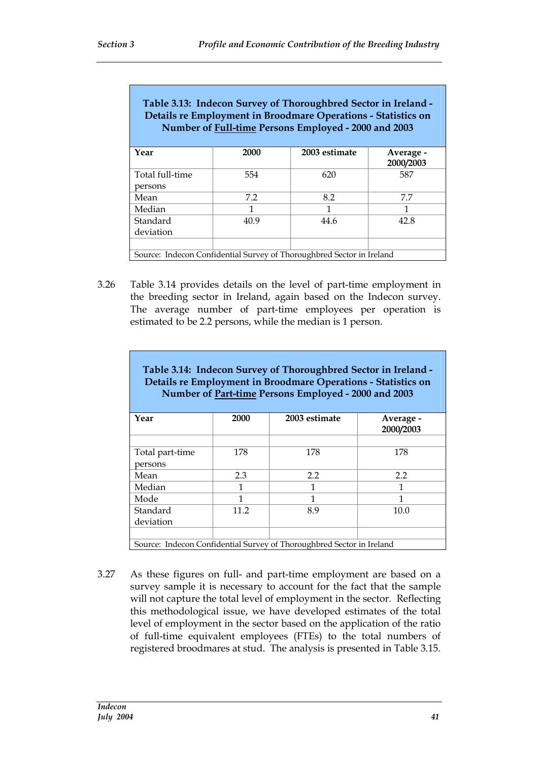**Table 3.13: Indecon Survey of Thoroughbred Sector in Ireland - Details re Employment in Broodmare Operations - Statistics on Number of <u>Full-time</u> Persons Employed - 2000 and 2003**

| Year | 2000 | 2003 estimate | Average - 2000/2003 |
|---|---|---|---|
| Total full-time persons | 554 | 620 | 587 |
| Mean | 7.2 | 8.2 | 7.7 |
| Median | 1 | 1 | 1 |
| Standard deviation | 40.9 | 44.6 | 42.8 |

Source: Indecon Confidential Survey of Thoroughbred Sector in Ireland

3.26 Table 3.14 provides details on the level of part-time employment in the breeding sector in Ireland, again based on the Indecon survey. The average number of part-time employees per operation is estimated to be 2.2 persons, while the median is 1 person.

**Table 3.14: Indecon Survey of Thoroughbred Sector in Ireland - Details re Employment in Broodmare Operations - Statistics on Number of <u>Part-time</u> Persons Employed - 2000 and 2003**

| Year | 2000 | 2003 estimate | Average - 2000/2003 |
|---|---|---|---|
| Total part-time persons | 178 | 178 | 178 |
| Mean | 2.3 | 2.2 | 2.2 |
| Median | 1 | 1 | 1 |
| Mode | 1 | 1 | 1 |
| Standard deviation | 11.2 | 8.9 | 10.0 |

Source: Indecon Confidential Survey of Thoroughbred Sector in Ireland

3.27 As these figures on full- and part-time employment are based on a survey sample it is necessary to account for the fact that the sample will not capture the total level of employment in the sector. Reflecting this methodological issue, we have developed estimates of the total level of employment in the sector based on the application of the ratio of full-time equivalent employees (FTEs) to the total numbers of registered broodmares at stud. The analysis is presented in Table 3.15.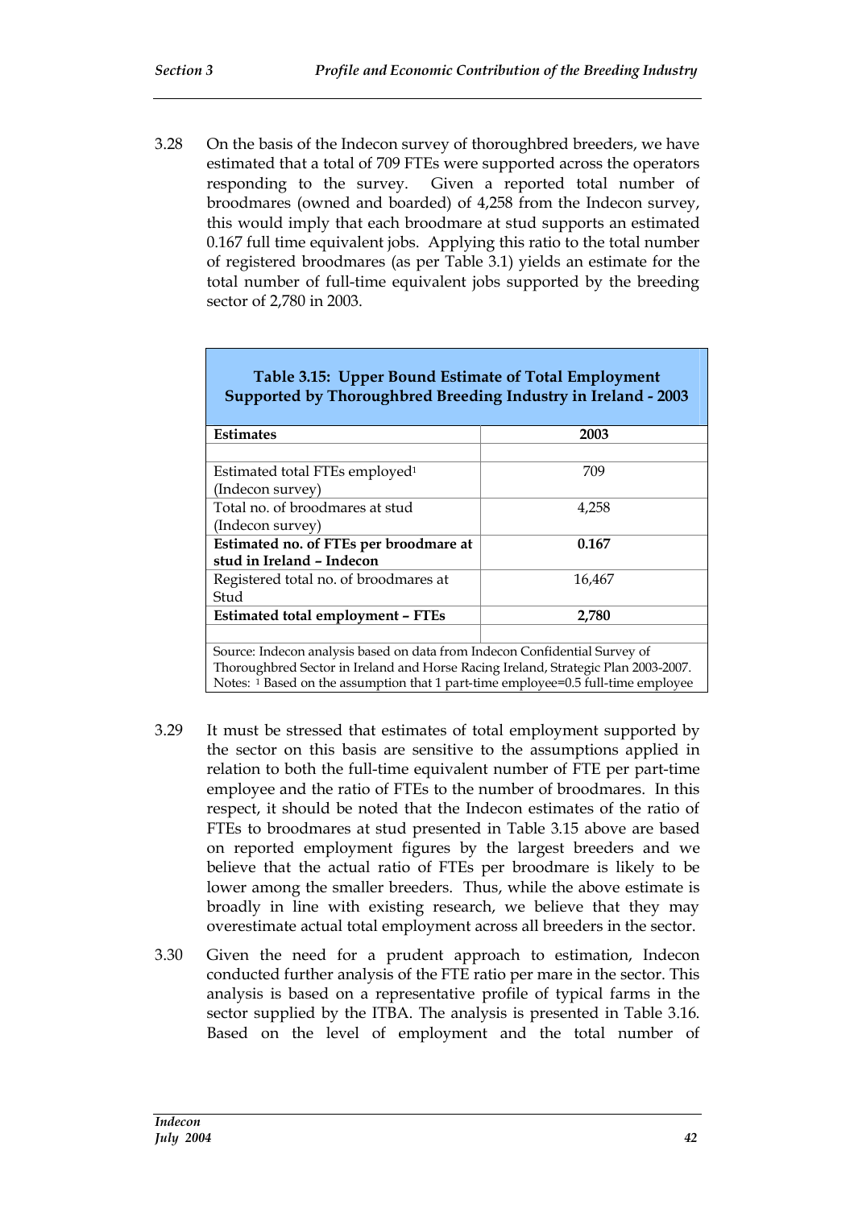3.28 On the basis of the Indecon survey of thoroughbred breeders, we have estimated that a total of 709 FTEs were supported across the operators responding to the survey. Given a reported total number of broodmares (owned and boarded) of 4,258 from the Indecon survey, this would imply that each broodmare at stud supports an estimated 0.167 full time equivalent jobs. Applying this ratio to the total number of registered broodmares (as per Table 3.1) yields an estimate for the total number of full-time equivalent jobs supported by the breeding sector of 2,780 in 2003.

**Table 3.15: Upper Bound Estimate of Total Employment Supported by Thoroughbred Breeding Industry in Ireland - 2003**

| Estimates | 2003 |
|---|---|
| | |
| Estimated total FTEs employed[1] (Indecon survey) | 709 |
| Total no. of broodmares at stud (Indecon survey) | 4,258 |
| **Estimated no. of FTEs per broodmare at stud in Ireland – Indecon** | **0.167** |
| Registered total no. of broodmares at Stud | 16,467 |
| **Estimated total employment – FTEs** | **2,780** |
| | |

Source: Indecon analysis based on data from Indecon Confidential Survey of Thoroughbred Sector in Ireland and Horse Racing Ireland, Strategic Plan 2003-2007.
Notes: [1] Based on the assumption that 1 part-time employee=0.5 full-time employee

3.29 It must be stressed that estimates of total employment supported by the sector on this basis are sensitive to the assumptions applied in relation to both the full-time equivalent number of FTE per part-time employee and the ratio of FTEs to the number of broodmares. In this respect, it should be noted that the Indecon estimates of the ratio of FTEs to broodmares at stud presented in Table 3.15 above are based on reported employment figures by the largest breeders and we believe that the actual ratio of FTEs per broodmare is likely to be lower among the smaller breeders. Thus, while the above estimate is broadly in line with existing research, we believe that they may overestimate actual total employment across all breeders in the sector.

3.30 Given the need for a prudent approach to estimation, Indecon conducted further analysis of the FTE ratio per mare in the sector. This analysis is based on a representative profile of typical farms in the sector supplied by the ITBA. The analysis is presented in Table 3.16. Based on the level of employment and the total number of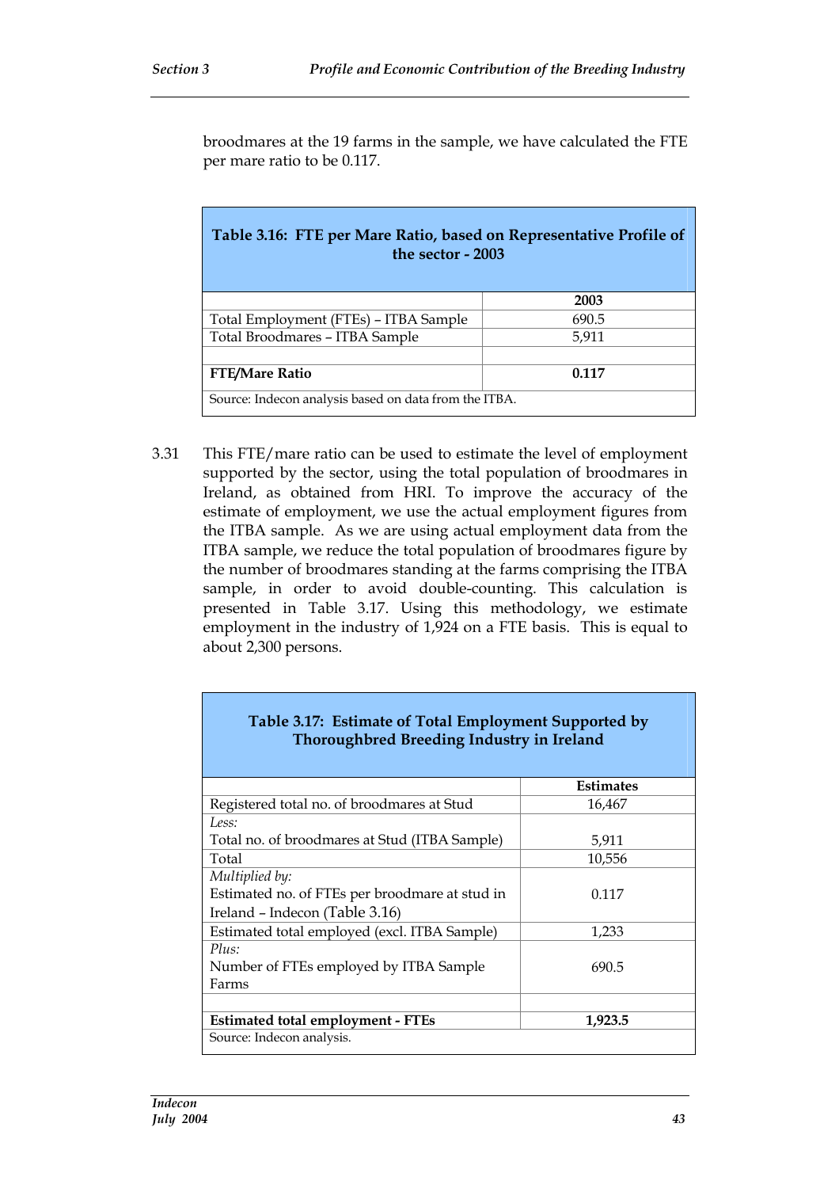broodmares at the 19 farms in the sample, we have calculated the FTE per mare ratio to be 0.117.

**Table 3.16: FTE per Mare Ratio, based on Representative Profile of the sector - 2003**

| | 2003 |
|---|---|
| Total Employment (FTEs) – ITBA Sample | 690.5 |
| Total Broodmares – ITBA Sample | 5,911 |
| | |
| **FTE/Mare Ratio** | **0.117** |
| Source: Indecon analysis based on data from the ITBA. | |

3.31 This FTE/mare ratio can be used to estimate the level of employment supported by the sector, using the total population of broodmares in Ireland, as obtained from HRI. To improve the accuracy of the estimate of employment, we use the actual employment figures from the ITBA sample. As we are using actual employment data from the ITBA sample, we reduce the total population of broodmares figure by the number of broodmares standing at the farms comprising the ITBA sample, in order to avoid double-counting. This calculation is presented in Table 3.17. Using this methodology, we estimate employment in the industry of 1,924 on a FTE basis. This is equal to about 2,300 persons.

**Table 3.17: Estimate of Total Employment Supported by Thoroughbred Breeding Industry in Ireland**

| | Estimates |
|---|---|
| Registered total no. of broodmares at Stud | 16,467 |
| *Less:* Total no. of broodmares at Stud (ITBA Sample) | 5,911 |
| Total | 10,556 |
| *Multiplied by:* Estimated no. of FTEs per broodmare at stud in Ireland – Indecon (Table 3.16) | 0.117 |
| Estimated total employed (excl. ITBA Sample) | 1,233 |
| *Plus:* Number of FTEs employed by ITBA Sample Farms | 690.5 |
| | |
| **Estimated total employment - FTEs** | **1,923.5** |
| Source: Indecon analysis. | |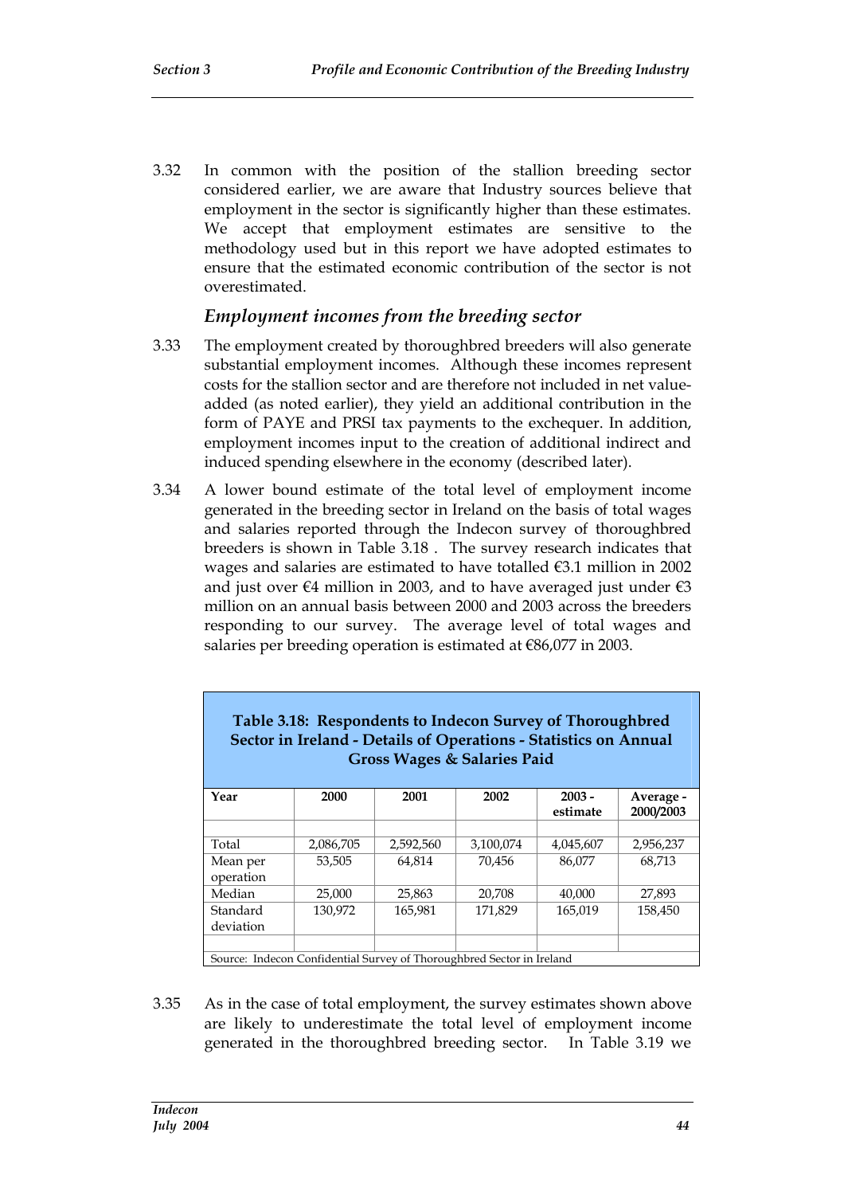3.32 In common with the position of the stallion breeding sector considered earlier, we are aware that Industry sources believe that employment in the sector is significantly higher than these estimates. We accept that employment estimates are sensitive to the methodology used but in this report we have adopted estimates to ensure that the estimated economic contribution of the sector is not overestimated.

### *Employment incomes from the breeding sector*

3.33 The employment created by thoroughbred breeders will also generate substantial employment incomes. Although these incomes represent costs for the stallion sector and are therefore not included in net value-added (as noted earlier), they yield an additional contribution in the form of PAYE and PRSI tax payments to the exchequer. In addition, employment incomes input to the creation of additional indirect and induced spending elsewhere in the economy (described later).

3.34 A lower bound estimate of the total level of employment income generated in the breeding sector in Ireland on the basis of total wages and salaries reported through the Indecon survey of thoroughbred breeders is shown in Table 3.18 . The survey research indicates that wages and salaries are estimated to have totalled €3.1 million in 2002 and just over €4 million in 2003, and to have averaged just under €3 million on an annual basis between 2000 and 2003 across the breeders responding to our survey. The average level of total wages and salaries per breeding operation is estimated at €86,077 in 2003.

**Table 3.18: Respondents to Indecon Survey of Thoroughbred Sector in Ireland - Details of Operations - Statistics on Annual Gross Wages & Salaries Paid**

| Year | 2000 | 2001 | 2002 | 2003 - estimate | Average - 2000/2003 |
|---|---|---|---|---|---|
| Total | 2,086,705 | 2,592,560 | 3,100,074 | 4,045,607 | 2,956,237 |
| Mean per operation | 53,505 | 64,814 | 70,456 | 86,077 | 68,713 |
| Median | 25,000 | 25,863 | 20,708 | 40,000 | 27,893 |
| Standard deviation | 130,972 | 165,981 | 171,829 | 165,019 | 158,450 |

Source: Indecon Confidential Survey of Thoroughbred Sector in Ireland

3.35 As in the case of total employment, the survey estimates shown above are likely to underestimate the total level of employment income generated in the thoroughbred breeding sector. In Table 3.19 we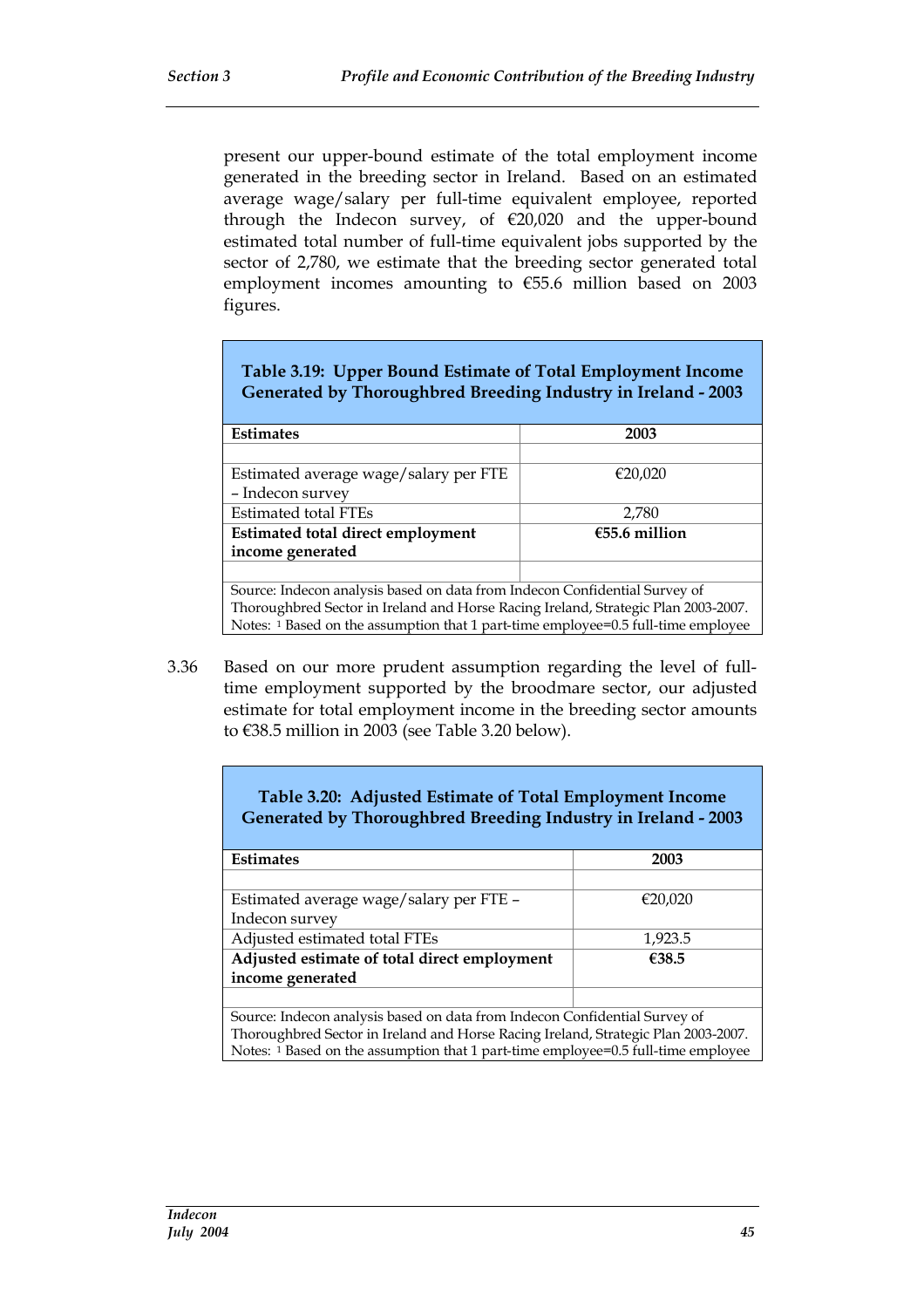present our upper-bound estimate of the total employment income generated in the breeding sector in Ireland. Based on an estimated average wage/salary per full-time equivalent employee, reported through the Indecon survey, of €20,020 and the upper-bound estimated total number of full-time equivalent jobs supported by the sector of 2,780, we estimate that the breeding sector generated total employment incomes amounting to €55.6 million based on 2003 figures.

**Table 3.19: Upper Bound Estimate of Total Employment Income Generated by Thoroughbred Breeding Industry in Ireland - 2003**

| **Estimates** | **2003** |
|---|---|
| | |
| Estimated average wage/salary per FTE – Indecon survey | €20,020 |
| Estimated total FTEs | 2,780 |
| **Estimated total direct employment income generated** | **€55.6 million** |
| | |

Source: Indecon analysis based on data from Indecon Confidential Survey of Thoroughbred Sector in Ireland and Horse Racing Ireland, Strategic Plan 2003-2007.
Notes: [1] Based on the assumption that 1 part-time employee=0.5 full-time employee

3.36 Based on our more prudent assumption regarding the level of full-time employment supported by the broodmare sector, our adjusted estimate for total employment income in the breeding sector amounts to €38.5 million in 2003 (see Table 3.20 below).

**Table 3.20: Adjusted Estimate of Total Employment Income Generated by Thoroughbred Breeding Industry in Ireland - 2003**

| **Estimates** | **2003** |
|---|---|
| | |
| Estimated average wage/salary per FTE – Indecon survey | €20,020 |
| Adjusted estimated total FTEs | 1,923.5 |
| **Adjusted estimate of total direct employment income generated** | **€38.5** |
| | |

Source: Indecon analysis based on data from Indecon Confidential Survey of Thoroughbred Sector in Ireland and Horse Racing Ireland, Strategic Plan 2003-2007.
Notes: [1] Based on the assumption that 1 part-time employee=0.5 full-time employee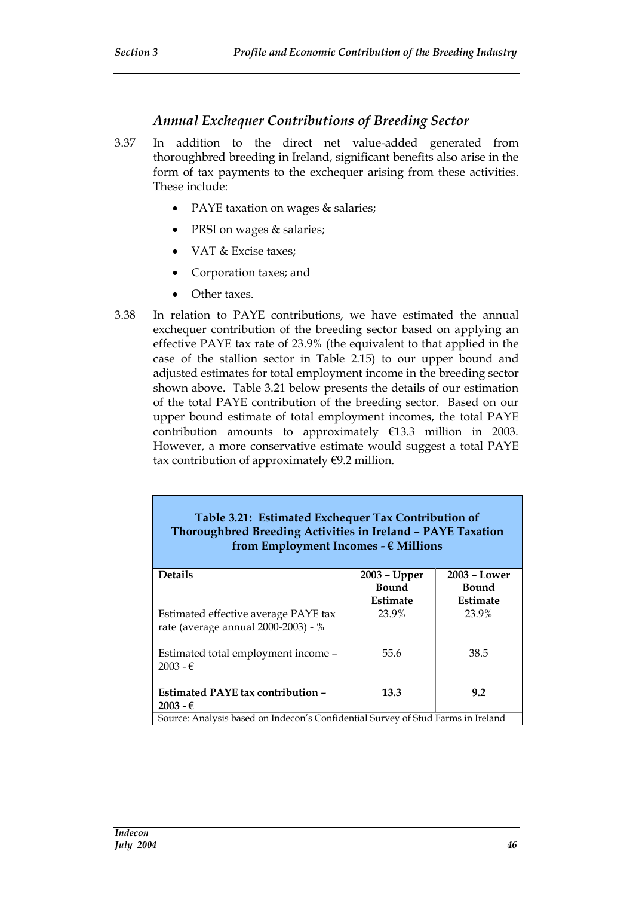### *Annual Exchequer Contributions of Breeding Sector*

3.37 In addition to the direct net value-added generated from thoroughbred breeding in Ireland, significant benefits also arise in the form of tax payments to the exchequer arising from these activities. These include:

- PAYE taxation on wages & salaries;
- PRSI on wages & salaries;
- VAT & Excise taxes;
- Corporation taxes; and
- Other taxes.

3.38 In relation to PAYE contributions, we have estimated the annual exchequer contribution of the breeding sector based on applying an effective PAYE tax rate of 23.9% (the equivalent to that applied in the case of the stallion sector in Table 2.15) to our upper bound and adjusted estimates for total employment income in the breeding sector shown above. Table 3.21 below presents the details of our estimation of the total PAYE contribution of the breeding sector. Based on our upper bound estimate of total employment incomes, the total PAYE contribution amounts to approximately €13.3 million in 2003. However, a more conservative estimate would suggest a total PAYE tax contribution of approximately €9.2 million.

**Table 3.21: Estimated Exchequer Tax Contribution of Thoroughbred Breeding Activities in Ireland – PAYE Taxation from Employment Incomes - € Millions**

| Details | 2003 – Upper Bound Estimate | 2003 – Lower Bound Estimate |
|---|---|---|
| Estimated effective average PAYE tax rate (average annual 2000-2003) - % | 23.9% | 23.9% |
| Estimated total employment income – 2003 - € | 55.6 | 38.5 |
| **Estimated PAYE tax contribution – 2003 - €** | **13.3** | **9.2** |

Source: Analysis based on Indecon's Confidential Survey of Stud Farms in Ireland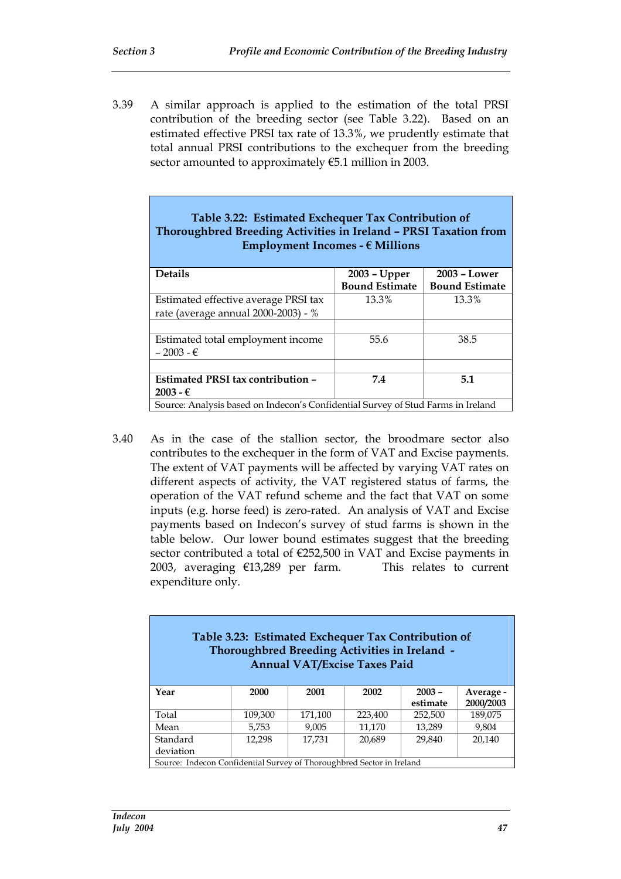3.39 A similar approach is applied to the estimation of the total PRSI contribution of the breeding sector (see Table 3.22). Based on an estimated effective PRSI tax rate of 13.3%, we prudently estimate that total annual PRSI contributions to the exchequer from the breeding sector amounted to approximately €5.1 million in 2003.

**Table 3.22: Estimated Exchequer Tax Contribution of Thoroughbred Breeding Activities in Ireland – PRSI Taxation from Employment Incomes - € Millions**

| Details | 2003 – Upper Bound Estimate | 2003 – Lower Bound Estimate |
|---|---|---|
| Estimated effective average PRSI tax rate (average annual 2000-2003) - % | 13.3% | 13.3% |
| | | |
| Estimated total employment income – 2003 - € | 55.6 | 38.5 |
| | | |
| **Estimated PRSI tax contribution – 2003 - €** | **7.4** | **5.1** |

Source: Analysis based on Indecon's Confidential Survey of Stud Farms in Ireland

3.40 As in the case of the stallion sector, the broodmare sector also contributes to the exchequer in the form of VAT and Excise payments. The extent of VAT payments will be affected by varying VAT rates on different aspects of activity, the VAT registered status of farms, the operation of the VAT refund scheme and the fact that VAT on some inputs (e.g. horse feed) is zero-rated. An analysis of VAT and Excise payments based on Indecon's survey of stud farms is shown in the table below. Our lower bound estimates suggest that the breeding sector contributed a total of €252,500 in VAT and Excise payments in 2003, averaging €13,289 per farm. This relates to current expenditure only.

**Table 3.23: Estimated Exchequer Tax Contribution of Thoroughbred Breeding Activities in Ireland - Annual VAT/Excise Taxes Paid**

| Year | 2000 | 2001 | 2002 | 2003 – estimate | Average - 2000/2003 |
|---|---|---|---|---|---|
| Total | 109,300 | 171,100 | 223,400 | 252,500 | 189,075 |
| Mean | 5,753 | 9,005 | 11,170 | 13,289 | 9,804 |
| Standard deviation | 12,298 | 17,731 | 20,689 | 29,840 | 20,140 |

Source: Indecon Confidential Survey of Thoroughbred Sector in Ireland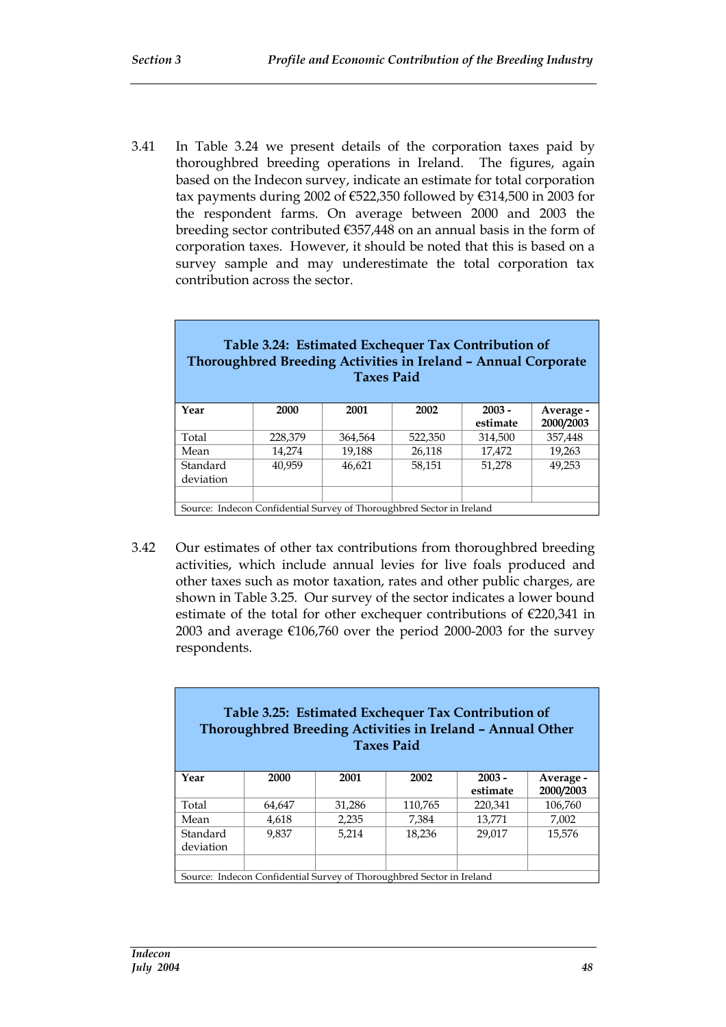3.41 In Table 3.24 we present details of the corporation taxes paid by thoroughbred breeding operations in Ireland. The figures, again based on the Indecon survey, indicate an estimate for total corporation tax payments during 2002 of €522,350 followed by €314,500 in 2003 for the respondent farms. On average between 2000 and 2003 the breeding sector contributed €357,448 on an annual basis in the form of corporation taxes. However, it should be noted that this is based on a survey sample and may underestimate the total corporation tax contribution across the sector.

**Table 3.24: Estimated Exchequer Tax Contribution of Thoroughbred Breeding Activities in Ireland – Annual Corporate Taxes Paid**

| Year | 2000 | 2001 | 2002 | 2003 - estimate | Average - 2000/2003 |
|---|---|---|---|---|---|
| Total | 228,379 | 364,564 | 522,350 | 314,500 | 357,448 |
| Mean | 14,274 | 19,188 | 26,118 | 17,472 | 19,263 |
| Standard deviation | 40,959 | 46,621 | 58,151 | 51,278 | 49,253 |
| | | | | | |

Source: Indecon Confidential Survey of Thoroughbred Sector in Ireland

3.42 Our estimates of other tax contributions from thoroughbred breeding activities, which include annual levies for live foals produced and other taxes such as motor taxation, rates and other public charges, are shown in Table 3.25. Our survey of the sector indicates a lower bound estimate of the total for other exchequer contributions of €220,341 in 2003 and average €106,760 over the period 2000-2003 for the survey respondents.

**Table 3.25: Estimated Exchequer Tax Contribution of Thoroughbred Breeding Activities in Ireland – Annual Other Taxes Paid**

| Year | 2000 | 2001 | 2002 | 2003 - estimate | Average - 2000/2003 |
|---|---|---|---|---|---|
| Total | 64,647 | 31,286 | 110,765 | 220,341 | 106,760 |
| Mean | 4,618 | 2,235 | 7,384 | 13,771 | 7,002 |
| Standard deviation | 9,837 | 5,214 | 18,236 | 29,017 | 15,576 |
| | | | | | |

Source: Indecon Confidential Survey of Thoroughbred Sector in Ireland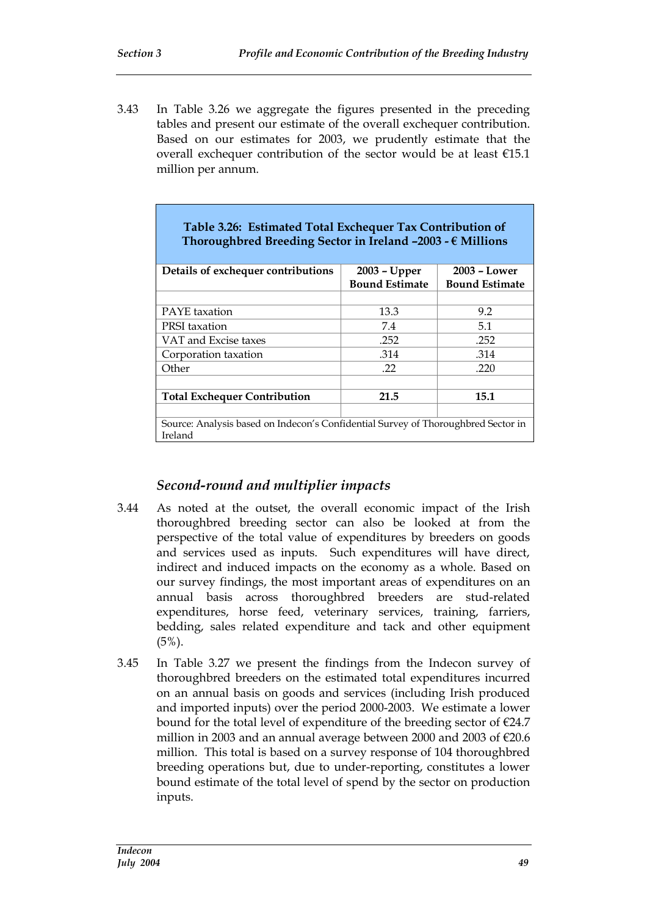3.43 In Table 3.26 we aggregate the figures presented in the preceding tables and present our estimate of the overall exchequer contribution. Based on our estimates for 2003, we prudently estimate that the overall exchequer contribution of the sector would be at least €15.1 million per annum.

**Table 3.26: Estimated Total Exchequer Tax Contribution of Thoroughbred Breeding Sector in Ireland –2003 - € Millions**

| Details of exchequer contributions | 2003 – Upper Bound Estimate | 2003 – Lower Bound Estimate |
|---|---|---|
| | | |
| PAYE taxation | 13.3 | 9.2 |
| PRSI taxation | 7.4 | 5.1 |
| VAT and Excise taxes | .252 | .252 |
| Corporation taxation | .314 | .314 |
| Other | .22 | .220 |
| | | |
| **Total Exchequer Contribution** | **21.5** | **15.1** |
| | | |

Source: Analysis based on Indecon's Confidential Survey of Thoroughbred Sector in Ireland

### *Second-round and multiplier impacts*

3.44 As noted at the outset, the overall economic impact of the Irish thoroughbred breeding sector can also be looked at from the perspective of the total value of expenditures by breeders on goods and services used as inputs. Such expenditures will have direct, indirect and induced impacts on the economy as a whole. Based on our survey findings, the most important areas of expenditures on an annual basis across thoroughbred breeders are stud-related expenditures, horse feed, veterinary services, training, farriers, bedding, sales related expenditure and tack and other equipment (5%).

3.45 In Table 3.27 we present the findings from the Indecon survey of thoroughbred breeders on the estimated total expenditures incurred on an annual basis on goods and services (including Irish produced and imported inputs) over the period 2000-2003. We estimate a lower bound for the total level of expenditure of the breeding sector of €24.7 million in 2003 and an annual average between 2000 and 2003 of €20.6 million. This total is based on a survey response of 104 thoroughbred breeding operations but, due to under-reporting, constitutes a lower bound estimate of the total level of spend by the sector on production inputs.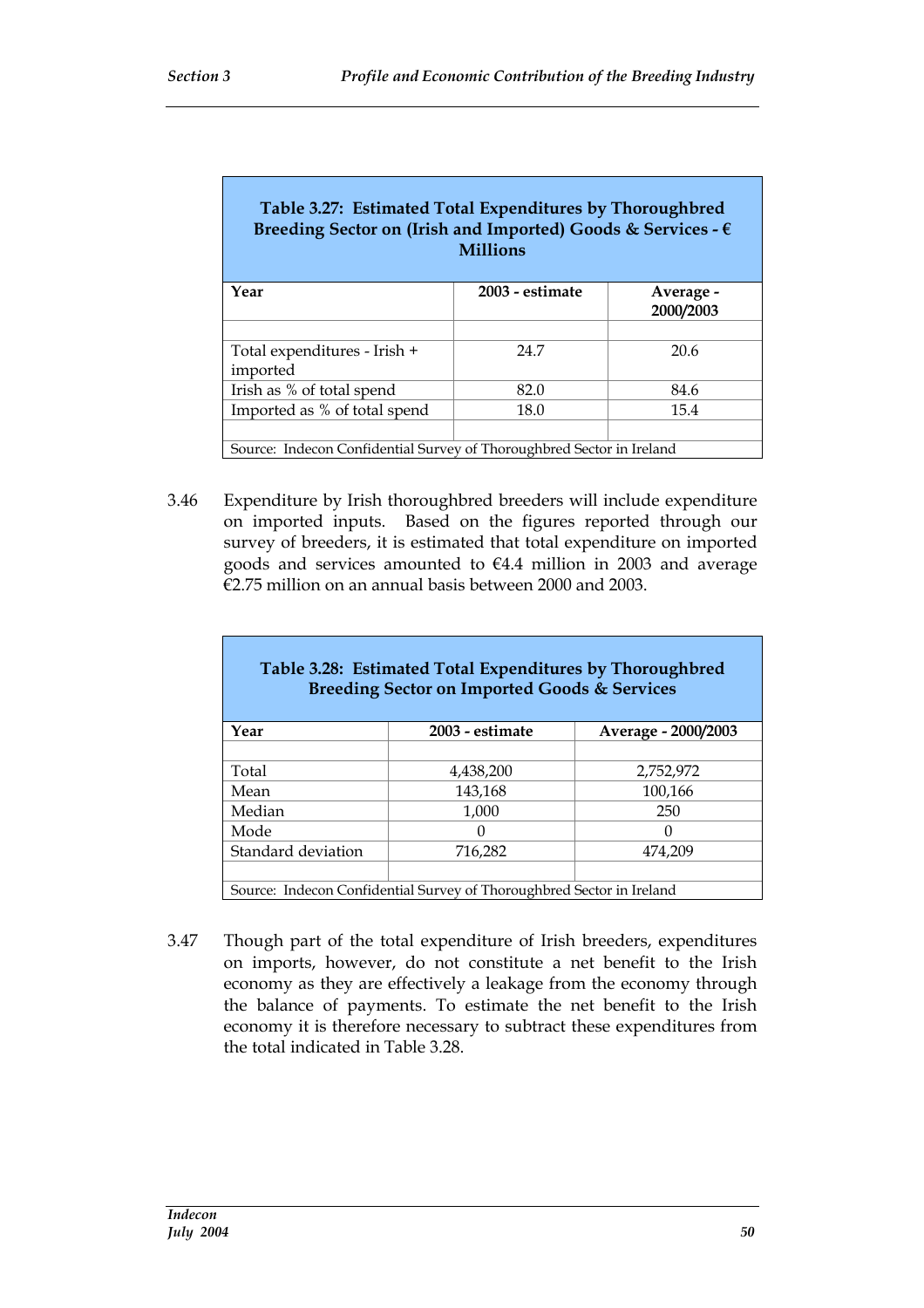| Table 3.27: Estimated Total Expenditures by Thoroughbred Breeding Sector on (Irish and Imported) Goods & Services - € Millions | | |
|---|---|---|
| **Year** | **2003 - estimate** | **Average - 2000/2003** |
| | | |
| Total expenditures - Irish + imported | 24.7 | 20.6 |
| Irish as % of total spend | 82.0 | 84.6 |
| Imported as % of total spend | 18.0 | 15.4 |
| | | |
| Source: Indecon Confidential Survey of Thoroughbred Sector in Ireland | | |

3.46 Expenditure by Irish thoroughbred breeders will include expenditure on imported inputs. Based on the figures reported through our survey of breeders, it is estimated that total expenditure on imported goods and services amounted to €4.4 million in 2003 and average €2.75 million on an annual basis between 2000 and 2003.

| Table 3.28: Estimated Total Expenditures by Thoroughbred Breeding Sector on Imported Goods & Services | | |
|---|---|---|
| **Year** | **2003 - estimate** | **Average - 2000/2003** |
| | | |
| Total | 4,438,200 | 2,752,972 |
| Mean | 143,168 | 100,166 |
| Median | 1,000 | 250 |
| Mode | 0 | 0 |
| Standard deviation | 716,282 | 474,209 |
| | | |
| Source: Indecon Confidential Survey of Thoroughbred Sector in Ireland | | |

3.47 Though part of the total expenditure of Irish breeders, expenditures on imports, however, do not constitute a net benefit to the Irish economy as they are effectively a leakage from the economy through the balance of payments. To estimate the net benefit to the Irish economy it is therefore necessary to subtract these expenditures from the total indicated in Table 3.28.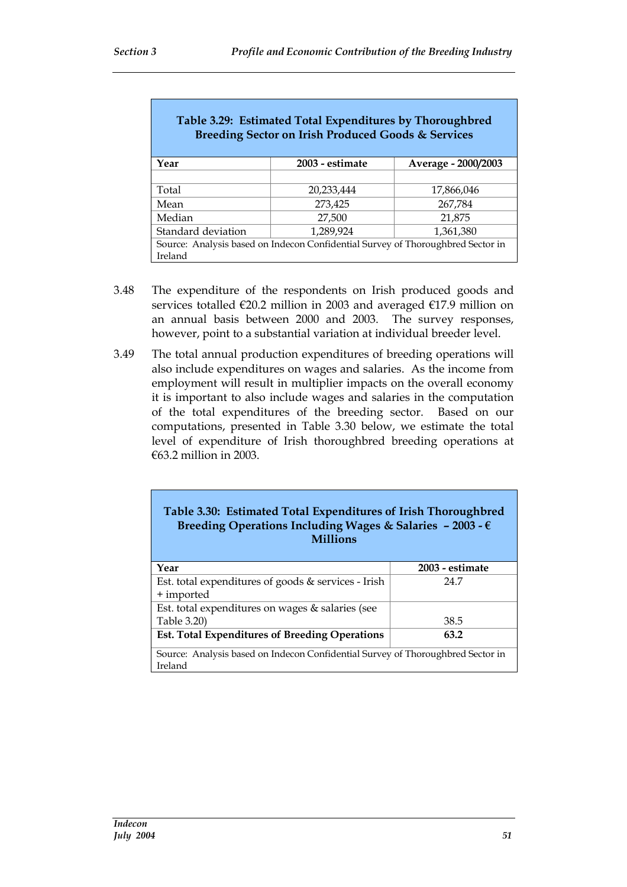**Table 3.29: Estimated Total Expenditures by Thoroughbred Breeding Sector on Irish Produced Goods & Services**

| Year | 2003 - estimate | Average - 2000/2003 |
|---|---|---|
| | | |
| Total | 20,233,444 | 17,866,046 |
| Mean | 273,425 | 267,784 |
| Median | 27,500 | 21,875 |
| Standard deviation | 1,289,924 | 1,361,380 |

Source: Analysis based on Indecon Confidential Survey of Thoroughbred Sector in Ireland

3.48 The expenditure of the respondents on Irish produced goods and services totalled €20.2 million in 2003 and averaged €17.9 million on an annual basis between 2000 and 2003. The survey responses, however, point to a substantial variation at individual breeder level.

3.49 The total annual production expenditures of breeding operations will also include expenditures on wages and salaries. As the income from employment will result in multiplier impacts on the overall economy it is important to also include wages and salaries in the computation of the total expenditures of the breeding sector. Based on our computations, presented in Table 3.30 below, we estimate the total level of expenditure of Irish thoroughbred breeding operations at €63.2 million in 2003.

**Table 3.30: Estimated Total Expenditures of Irish Thoroughbred Breeding Operations Including Wages & Salaries – 2003 - € Millions**

| Year | 2003 - estimate |
|---|---|
| Est. total expenditures of goods & services - Irish + imported | 24.7 |
| Est. total expenditures on wages & salaries (see Table 3.20) | 38.5 |
| **Est. Total Expenditures of Breeding Operations** | **63.2** |

Source: Analysis based on Indecon Confidential Survey of Thoroughbred Sector in Ireland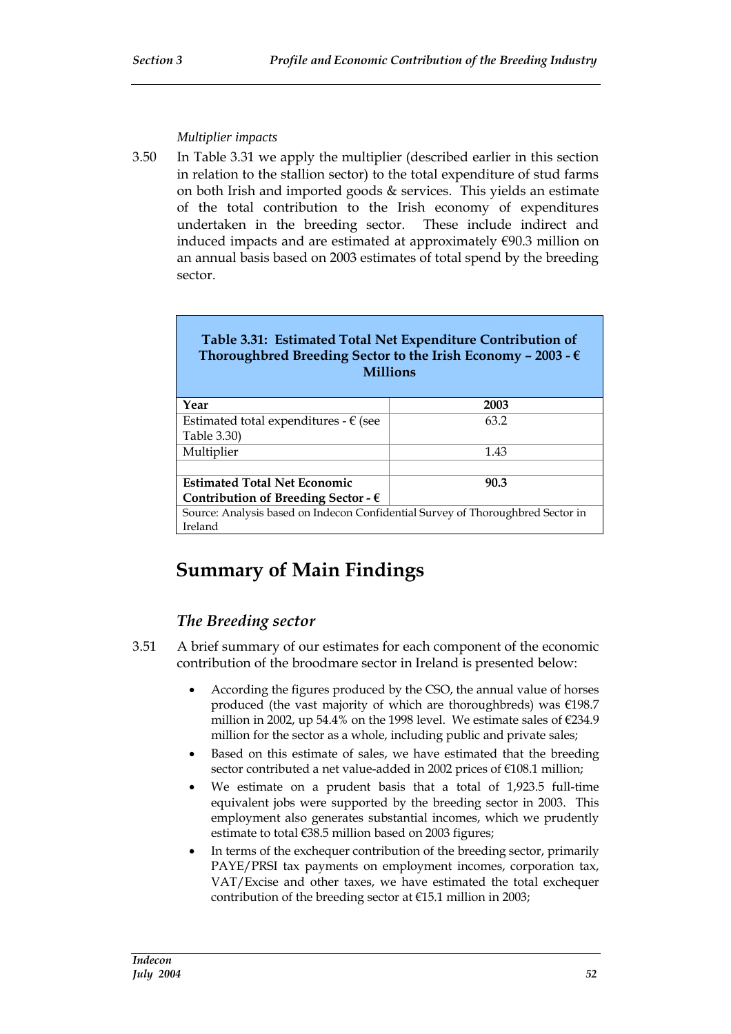*Multiplier impacts*

3.50 In Table 3.31 we apply the multiplier (described earlier in this section in relation to the stallion sector) to the total expenditure of stud farms on both Irish and imported goods & services. This yields an estimate of the total contribution to the Irish economy of expenditures undertaken in the breeding sector. These include indirect and induced impacts and are estimated at approximately €90.3 million on an annual basis based on 2003 estimates of total spend by the breeding sector.

**Table 3.31: Estimated Total Net Expenditure Contribution of Thoroughbred Breeding Sector to the Irish Economy – 2003 - € Millions**

| Year | 2003 |
|---|---|
| Estimated total expenditures - € (see Table 3.30) | 63.2 |
| Multiplier | 1.43 |
| | |
| **Estimated Total Net Economic Contribution of Breeding Sector - €** | **90.3** |

Source: Analysis based on Indecon Confidential Survey of Thoroughbred Sector in Ireland

# Summary of Main Findings

## *The Breeding sector*

3.51 A brief summary of our estimates for each component of the economic contribution of the broodmare sector in Ireland is presented below:

- According the figures produced by the CSO, the annual value of horses produced (the vast majority of which are thoroughbreds) was €198.7 million in 2002, up 54.4% on the 1998 level. We estimate sales of €234.9 million for the sector as a whole, including public and private sales;
- Based on this estimate of sales, we have estimated that the breeding sector contributed a net value-added in 2002 prices of €108.1 million;
- We estimate on a prudent basis that a total of 1,923.5 full-time equivalent jobs were supported by the breeding sector in 2003. This employment also generates substantial incomes, which we prudently estimate to total €38.5 million based on 2003 figures;
- In terms of the exchequer contribution of the breeding sector, primarily PAYE/PRSI tax payments on employment incomes, corporation tax, VAT/Excise and other taxes, we have estimated the total exchequer contribution of the breeding sector at €15.1 million in 2003;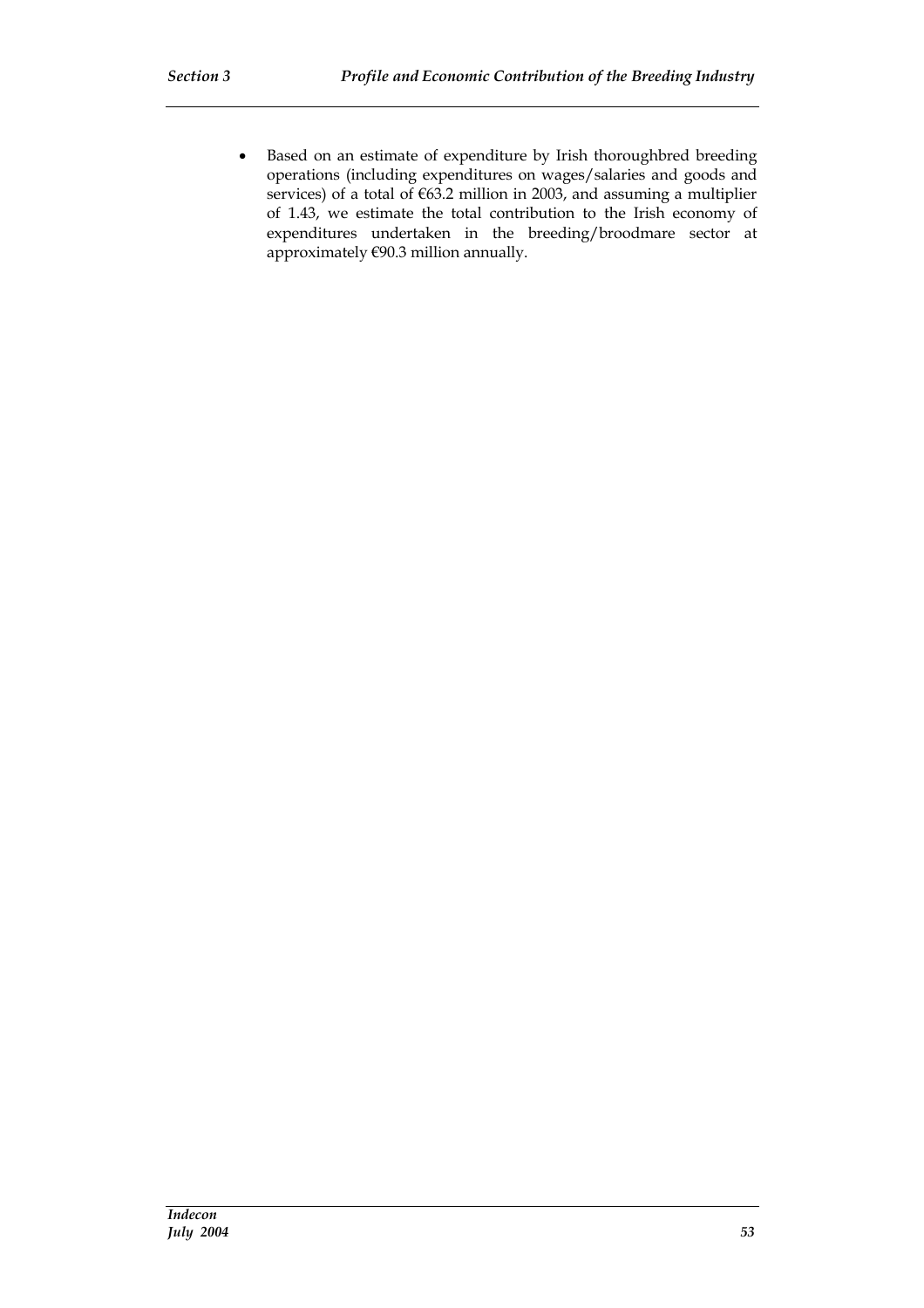- Based on an estimate of expenditure by Irish thoroughbred breeding operations (including expenditures on wages/salaries and goods and services) of a total of €63.2 million in 2003, and assuming a multiplier of 1.43, we estimate the total contribution to the Irish economy of expenditures undertaken in the breeding/broodmare sector at approximately €90.3 million annually.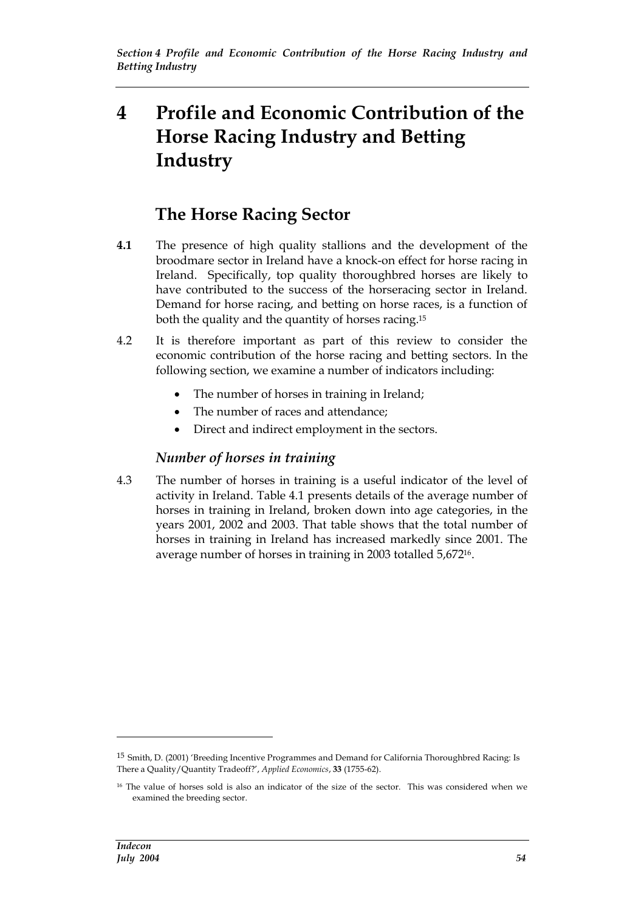# 4 Profile and Economic Contribution of the Horse Racing Industry and Betting Industry

## The Horse Racing Sector

**4.1** The presence of high quality stallions and the development of the broodmare sector in Ireland have a knock-on effect for horse racing in Ireland. Specifically, top quality thoroughbred horses are likely to have contributed to the success of the horseracing sector in Ireland. Demand for horse racing, and betting on horse races, is a function of both the quality and the quantity of horses racing.[15]

4.2 It is therefore important as part of this review to consider the economic contribution of the horse racing and betting sectors. In the following section, we examine a number of indicators including:

- The number of horses in training in Ireland;
- The number of races and attendance;
- Direct and indirect employment in the sectors.

### *Number of horses in training*

4.3 The number of horses in training is a useful indicator of the level of activity in Ireland. Table 4.1 presents details of the average number of horses in training in Ireland, broken down into age categories, in the years 2001, 2002 and 2003. That table shows that the total number of horses in training in Ireland has increased markedly since 2001. The average number of horses in training in 2003 totalled 5,672[16].

---

[15] Smith, D. (2001) 'Breeding Incentive Programmes and Demand for California Thoroughbred Racing: Is There a Quality/Quantity Tradeoff?', *Applied Economics*, **33** (1755-62).

[16] The value of horses sold is also an indicator of the size of the sector. This was considered when we examined the breeding sector.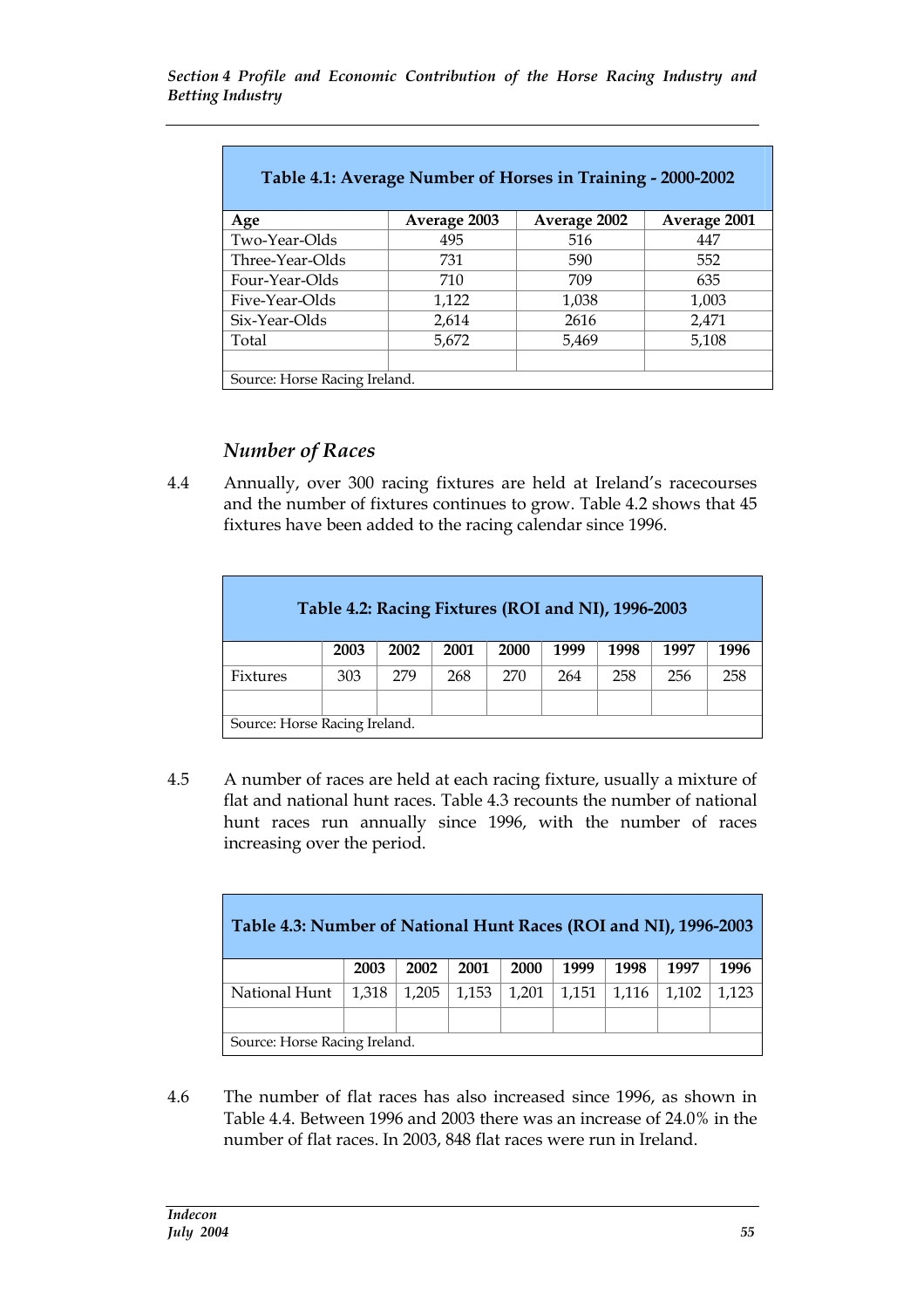| Table 4.1: Average Number of Horses in Training - 2000-2002 | | | |
|---|---|---|---|
| Age | Average 2003 | Average 2002 | Average 2001 |
| Two-Year-Olds | 495 | 516 | 447 |
| Three-Year-Olds | 731 | 590 | 552 |
| Four-Year-Olds | 710 | 709 | 635 |
| Five-Year-Olds | 1,122 | 1,038 | 1,003 |
| Six-Year-Olds | 2,614 | 2616 | 2,471 |
| Total | 5,672 | 5,469 | 5,108 |
| | | | |
| Source: Horse Racing Ireland. | | | |

### *Number of Races*

4.4 Annually, over 300 racing fixtures are held at Ireland's racecourses and the number of fixtures continues to grow. Table 4.2 shows that 45 fixtures have been added to the racing calendar since 1996.

| Table 4.2: Racing Fixtures (ROI and NI), 1996-2003 | | | | | | | | |
|---|---|---|---|---|---|---|---|---|
| | 2003 | 2002 | 2001 | 2000 | 1999 | 1998 | 1997 | 1996 |
| Fixtures | 303 | 279 | 268 | 270 | 264 | 258 | 256 | 258 |
| | | | | | | | | |
| Source: Horse Racing Ireland. | | | | | | | | |

4.5 A number of races are held at each racing fixture, usually a mixture of flat and national hunt races. Table 4.3 recounts the number of national hunt races run annually since 1996, with the number of races increasing over the period.

| Table 4.3: Number of National Hunt Races (ROI and NI), 1996-2003 | | | | | | | | |
|---|---|---|---|---|---|---|---|---|
| | 2003 | 2002 | 2001 | 2000 | 1999 | 1998 | 1997 | 1996 |
| National Hunt | 1,318 | 1,205 | 1,153 | 1,201 | 1,151 | 1,116 | 1,102 | 1,123 |
| | | | | | | | | |
| Source: Horse Racing Ireland. | | | | | | | | |

4.6 The number of flat races has also increased since 1996, as shown in Table 4.4. Between 1996 and 2003 there was an increase of 24.0% in the number of flat races. In 2003, 848 flat races were run in Ireland.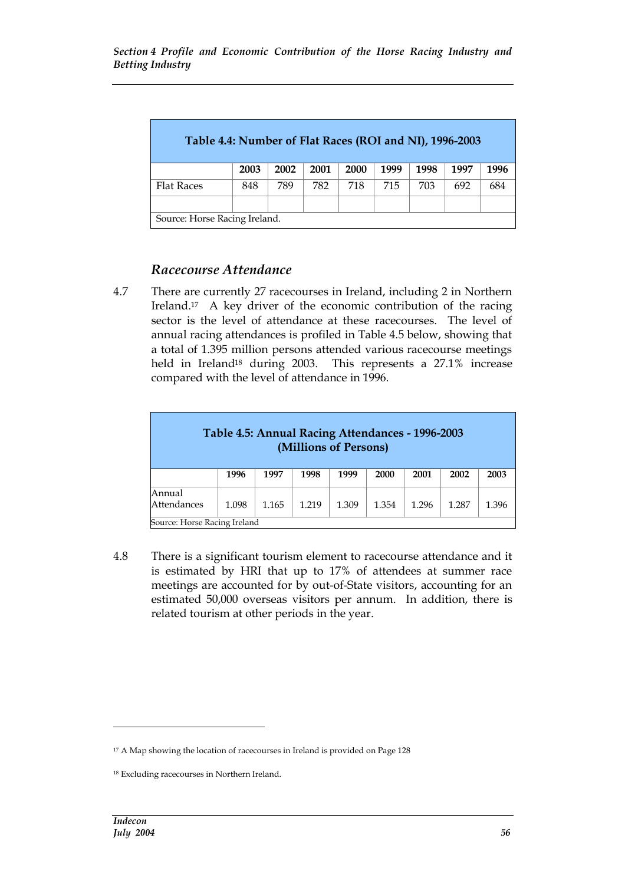| Table 4.4: Number of Flat Races (ROI and NI), 1996-2003 | | | | | | | | |
|---|---|---|---|---|---|---|---|---|
| | **2003** | **2002** | **2001** | **2000** | **1999** | **1998** | **1997** | **1996** |
| Flat Races | 848 | 789 | 782 | 718 | 715 | 703 | 692 | 684 |
| | | | | | | | | |
| Source: Horse Racing Ireland. | | | | | | | | |

### *Racecourse Attendance*

4.7 There are currently 27 racecourses in Ireland, including 2 in Northern Ireland.[17] A key driver of the economic contribution of the racing sector is the level of attendance at these racecourses. The level of annual racing attendances is profiled in Table 4.5 below, showing that a total of 1.395 million persons attended various racecourse meetings held in Ireland[18] during 2003. This represents a 27.1% increase compared with the level of attendance in 1996.

| Table 4.5: Annual Racing Attendances - 1996-2003 (Millions of Persons) | | | | | | | | |
|---|---|---|---|---|---|---|---|---|
| | **1996** | **1997** | **1998** | **1999** | **2000** | **2001** | **2002** | **2003** |
| Annual Attendances | 1.098 | 1.165 | 1.219 | 1.309 | 1.354 | 1.296 | 1.287 | 1.396 |
| Source: Horse Racing Ireland | | | | | | | | |

4.8 There is a significant tourism element to racecourse attendance and it is estimated by HRI that up to 17% of attendees at summer race meetings are accounted for by out-of-State visitors, accounting for an estimated 50,000 overseas visitors per annum. In addition, there is related tourism at other periods in the year.

[17] A Map showing the location of racecourses in Ireland is provided on Page 128

[18] Excluding racecourses in Northern Ireland.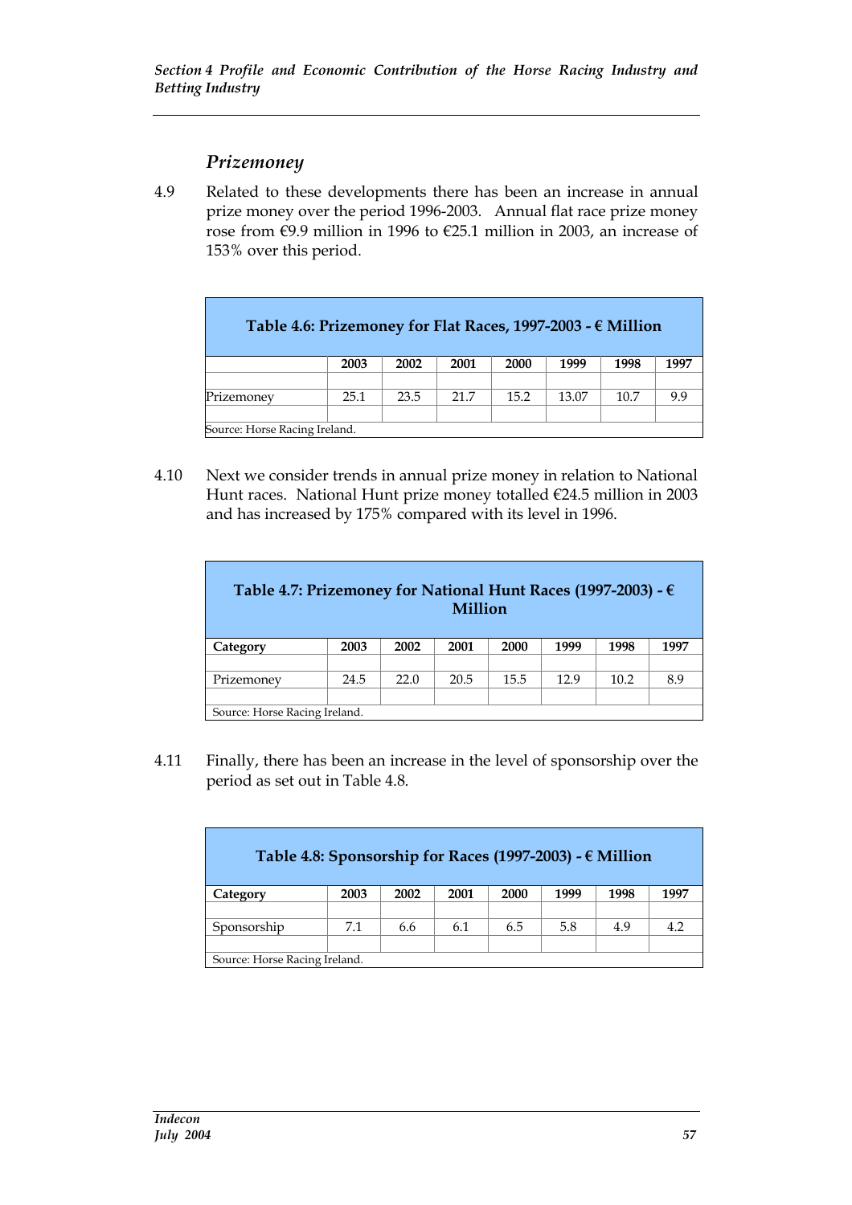### Prizemoney

4.9 Related to these developments there has been an increase in annual prize money over the period 1996-2003. Annual flat race prize money rose from €9.9 million in 1996 to €25.1 million in 2003, an increase of 153% over this period.

**Table 4.6: Prizemoney for Flat Races, 1997-2003 - € Million**

| | 2003 | 2002 | 2001 | 2000 | 1999 | 1998 | 1997 |
|---|---|---|---|---|---|---|---|
| Prizemoney | 25.1 | 23.5 | 21.7 | 15.2 | 13.07 | 10.7 | 9.9 |

Source: Horse Racing Ireland.

4.10 Next we consider trends in annual prize money in relation to National Hunt races. National Hunt prize money totalled €24.5 million in 2003 and has increased by 175% compared with its level in 1996.

**Table 4.7: Prizemoney for National Hunt Races (1997-2003) - € Million**

| Category | 2003 | 2002 | 2001 | 2000 | 1999 | 1998 | 1997 |
|---|---|---|---|---|---|---|---|
| Prizemoney | 24.5 | 22.0 | 20.5 | 15.5 | 12.9 | 10.2 | 8.9 |

Source: Horse Racing Ireland.

4.11 Finally, there has been an increase in the level of sponsorship over the period as set out in Table 4.8.

**Table 4.8: Sponsorship for Races (1997-2003) - € Million**

| Category | 2003 | 2002 | 2001 | 2000 | 1999 | 1998 | 1997 |
|---|---|---|---|---|---|---|---|
| Sponsorship | 7.1 | 6.6 | 6.1 | 6.5 | 5.8 | 4.9 | 4.2 |

Source: Horse Racing Ireland.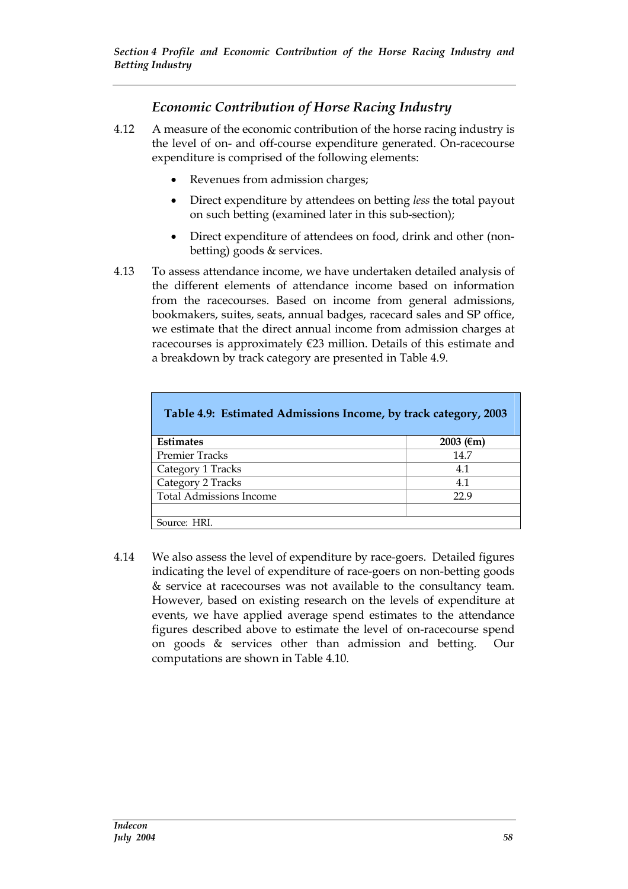## Economic Contribution of Horse Racing Industry

4.12 A measure of the economic contribution of the horse racing industry is the level of on- and off-course expenditure generated. On-racecourse expenditure is comprised of the following elements:

- Revenues from admission charges;
- Direct expenditure by attendees on betting *less* the total payout on such betting (examined later in this sub-section);
- Direct expenditure of attendees on food, drink and other (non-betting) goods & services.

4.13 To assess attendance income, we have undertaken detailed analysis of the different elements of attendance income based on information from the racecourses. Based on income from general admissions, bookmakers, suites, seats, annual badges, racecard sales and SP office, we estimate that the direct annual income from admission charges at racecourses is approximately €23 million. Details of this estimate and a breakdown by track category are presented in Table 4.9.

**Table 4.9: Estimated Admissions Income, by track category, 2003**

| Estimates | 2003 (€m) |
|---|---|
| Premier Tracks | 14.7 |
| Category 1 Tracks | 4.1 |
| Category 2 Tracks | 4.1 |
| Total Admissions Income | 22.9 |
| | |
| Source: HRI. | |

4.14 We also assess the level of expenditure by race-goers. Detailed figures indicating the level of expenditure of race-goers on non-betting goods & service at racecourses was not available to the consultancy team. However, based on existing research on the levels of expenditure at events, we have applied average spend estimates to the attendance figures described above to estimate the level of on-racecourse spend on goods & services other than admission and betting. Our computations are shown in Table 4.10.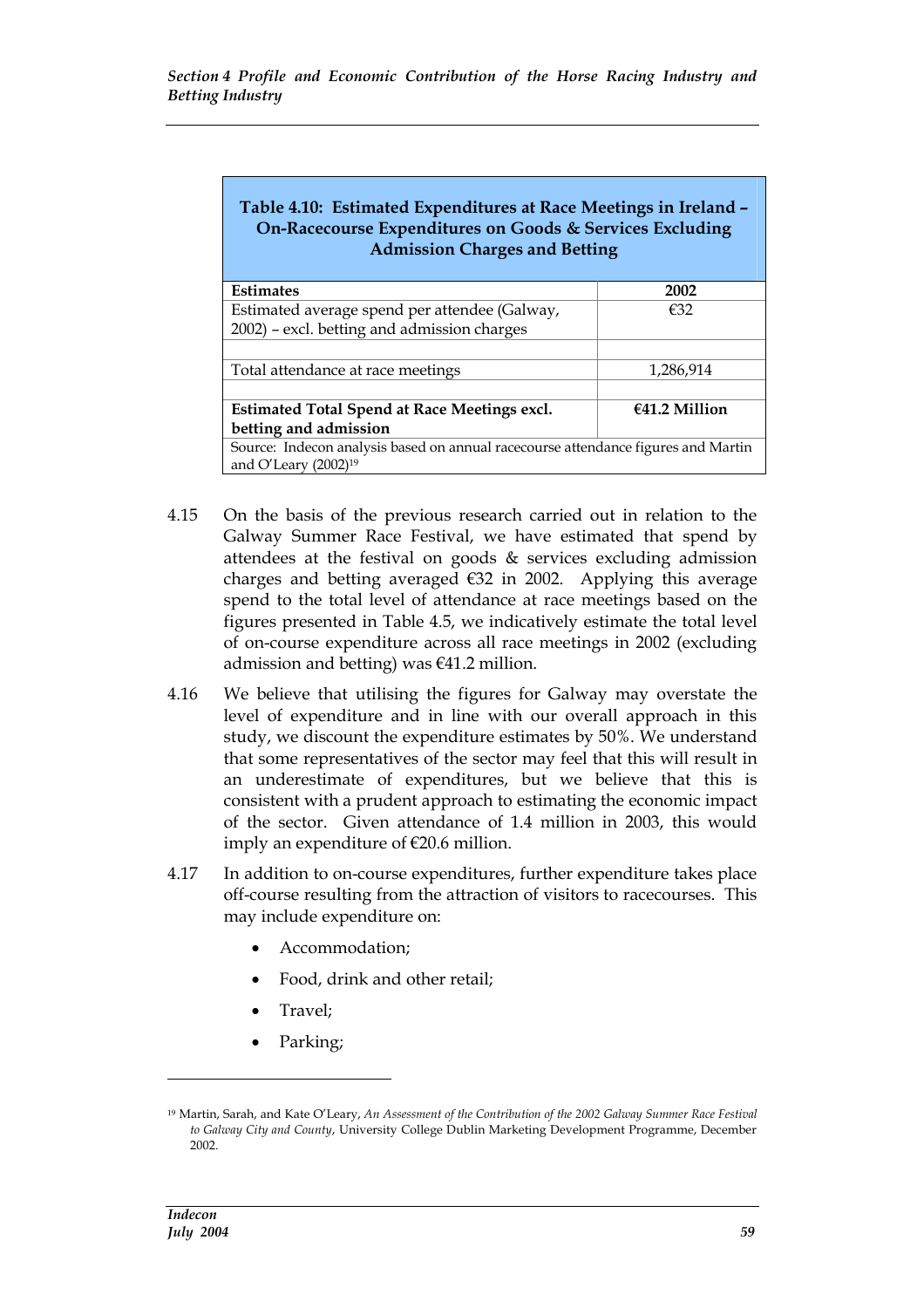**Table 4.10: Estimated Expenditures at Race Meetings in Ireland – On-Racecourse Expenditures on Goods & Services Excluding Admission Charges and Betting**

| Estimates | 2002 |
|---|---|
| Estimated average spend per attendee (Galway, 2002) – excl. betting and admission charges | €32 |
| | |
| Total attendance at race meetings | 1,286,914 |
| | |
| **Estimated Total Spend at Race Meetings excl. betting and admission** | **€41.2 Million** |

Source: Indecon analysis based on annual racecourse attendance figures and Martin and O'Leary (2002)[19]

4.15 On the basis of the previous research carried out in relation to the Galway Summer Race Festival, we have estimated that spend by attendees at the festival on goods & services excluding admission charges and betting averaged €32 in 2002. Applying this average spend to the total level of attendance at race meetings based on the figures presented in Table 4.5, we indicatively estimate the total level of on-course expenditure across all race meetings in 2002 (excluding admission and betting) was €41.2 million.

4.16 We believe that utilising the figures for Galway may overstate the level of expenditure and in line with our overall approach in this study, we discount the expenditure estimates by 50%. We understand that some representatives of the sector may feel that this will result in an underestimate of expenditures, but we believe that this is consistent with a prudent approach to estimating the economic impact of the sector. Given attendance of 1.4 million in 2003, this would imply an expenditure of €20.6 million.

4.17 In addition to on-course expenditures, further expenditure takes place off-course resulting from the attraction of visitors to racecourses. This may include expenditure on:

- Accommodation;
- Food, drink and other retail;
- Travel;
- Parking;

[19] Martin, Sarah, and Kate O'Leary, *An Assessment of the Contribution of the 2002 Galway Summer Race Festival to Galway City and County*, University College Dublin Marketing Development Programme, December 2002.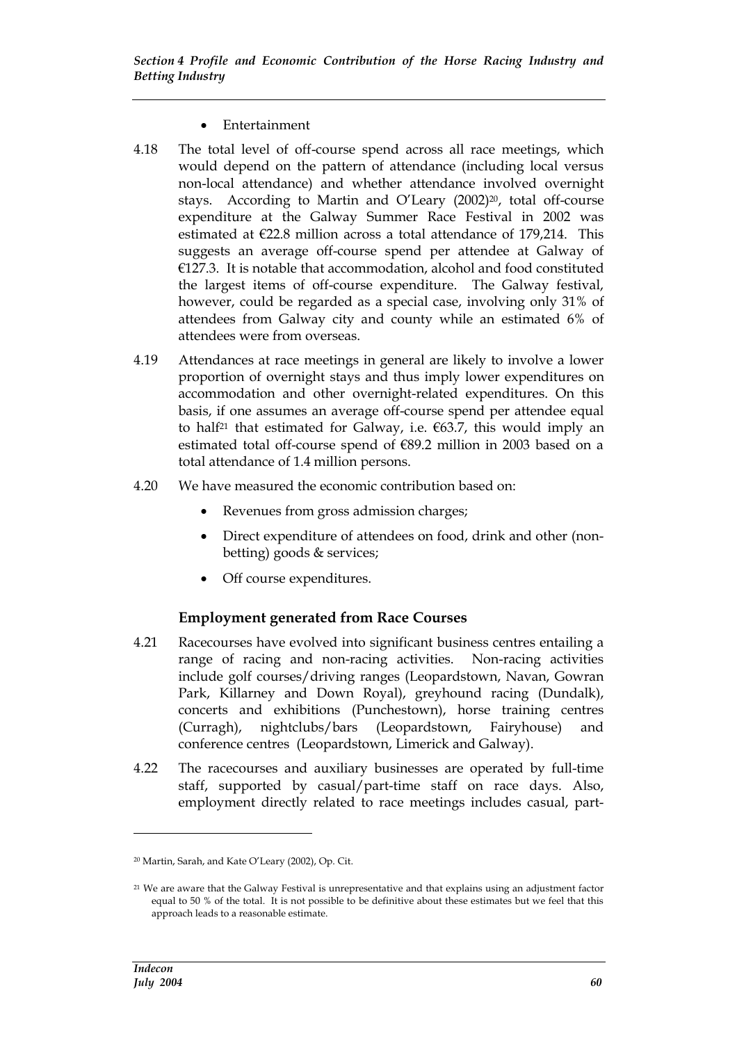- Entertainment

4.18 The total level of off-course spend across all race meetings, which would depend on the pattern of attendance (including local versus non-local attendance) and whether attendance involved overnight stays. According to Martin and O'Leary (2002)[20], total off-course expenditure at the Galway Summer Race Festival in 2002 was estimated at €22.8 million across a total attendance of 179,214. This suggests an average off-course spend per attendee at Galway of €127.3. It is notable that accommodation, alcohol and food constituted the largest items of off-course expenditure. The Galway festival, however, could be regarded as a special case, involving only 31% of attendees from Galway city and county while an estimated 6% of attendees were from overseas.

4.19 Attendances at race meetings in general are likely to involve a lower proportion of overnight stays and thus imply lower expenditures on accommodation and other overnight-related expenditures. On this basis, if one assumes an average off-course spend per attendee equal to half[21] that estimated for Galway, i.e. €63.7, this would imply an estimated total off-course spend of €89.2 million in 2003 based on a total attendance of 1.4 million persons.

4.20 We have measured the economic contribution based on:

- Revenues from gross admission charges;
- Direct expenditure of attendees on food, drink and other (non-betting) goods & services;
- Off course expenditures.

### Employment generated from Race Courses

4.21 Racecourses have evolved into significant business centres entailing a range of racing and non-racing activities. Non-racing activities include golf courses/driving ranges (Leopardstown, Navan, Gowran Park, Killarney and Down Royal), greyhound racing (Dundalk), concerts and exhibitions (Punchestown), horse training centres (Curragh), nightclubs/bars (Leopardstown, Fairyhouse) and conference centres (Leopardstown, Limerick and Galway).

4.22 The racecourses and auxiliary businesses are operated by full-time staff, supported by casual/part-time staff on race days. Also, employment directly related to race meetings includes casual, part-

---

[20] Martin, Sarah, and Kate O'Leary (2002), Op. Cit.

[21] We are aware that the Galway Festival is unrepresentative and that explains using an adjustment factor equal to 50 % of the total. It is not possible to be definitive about these estimates but we feel that this approach leads to a reasonable estimate.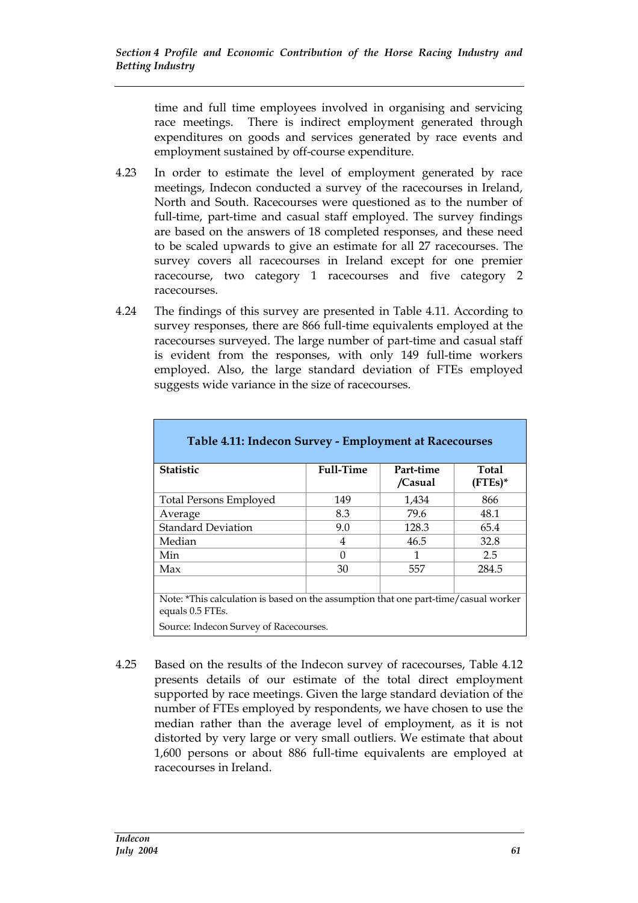time and full time employees involved in organising and servicing race meetings. There is indirect employment generated through expenditures on goods and services generated by race events and employment sustained by off-course expenditure.

4.23 In order to estimate the level of employment generated by race meetings, Indecon conducted a survey of the racecourses in Ireland, North and South. Racecourses were questioned as to the number of full-time, part-time and casual staff employed. The survey findings are based on the answers of 18 completed responses, and these need to be scaled upwards to give an estimate for all 27 racecourses. The survey covers all racecourses in Ireland except for one premier racecourse, two category 1 racecourses and five category 2 racecourses.

4.24 The findings of this survey are presented in Table 4.11. According to survey responses, there are 866 full-time equivalents employed at the racecourses surveyed. The large number of part-time and casual staff is evident from the responses, with only 149 full-time workers employed. Also, the large standard deviation of FTEs employed suggests wide variance in the size of racecourses.

**Table 4.11: Indecon Survey - Employment at Racecourses**

| Statistic | Full-Time | Part-time /Casual | Total (FTEs)* |
|---|---|---|---|
| Total Persons Employed | 149 | 1,434 | 866 |
| Average | 8.3 | 79.6 | 48.1 |
| Standard Deviation | 9.0 | 128.3 | 65.4 |
| Median | 4 | 46.5 | 32.8 |
| Min | 0 | 1 | 2.5 |
| Max | 30 | 557 | 284.5 |

Note: *This calculation is based on the assumption that one part-time/casual worker equals 0.5 FTEs.

Source: Indecon Survey of Racecourses.

4.25 Based on the results of the Indecon survey of racecourses, Table 4.12 presents details of our estimate of the total direct employment supported by race meetings. Given the large standard deviation of the number of FTEs employed by respondents, we have chosen to use the median rather than the average level of employment, as it is not distorted by very large or very small outliers. We estimate that about 1,600 persons or about 886 full-time equivalents are employed at racecourses in Ireland.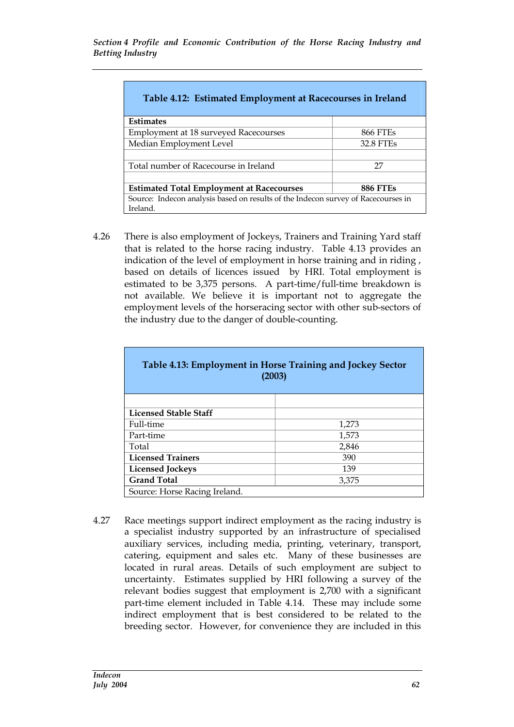| Table 4.12: Estimated Employment at Racecourses in Ireland | |
|---|---|
| **Estimates** | |
| Employment at 18 surveyed Racecourses | 866 FTEs |
| Median Employment Level | 32.8 FTEs |
| | |
| Total number of Racecourse in Ireland | 27 |
| | |
| **Estimated Total Employment at Racecourses** | **886 FTEs** |
| Source: Indecon analysis based on results of the Indecon survey of Racecourses in Ireland. | |

4.26 There is also employment of Jockeys, Trainers and Training Yard staff that is related to the horse racing industry. Table 4.13 provides an indication of the level of employment in horse training and in riding , based on details of licences issued by HRI. Total employment is estimated to be 3,375 persons. A part-time/full-time breakdown is not available. We believe it is important not to aggregate the employment levels of the horseracing sector with other sub-sectors of the industry due to the danger of double-counting.

| Table 4.13: Employment in Horse Training and Jockey Sector (2003) | |
|---|---|
| | |
| **Licensed Stable Staff** | |
| Full-time | 1,273 |
| Part-time | 1,573 |
| Total | 2,846 |
| **Licensed Trainers** | 390 |
| **Licensed Jockeys** | 139 |
| **Grand Total** | 3,375 |
| Source: Horse Racing Ireland. | |

4.27 Race meetings support indirect employment as the racing industry is a specialist industry supported by an infrastructure of specialised auxiliary services, including media, printing, veterinary, transport, catering, equipment and sales etc. Many of these businesses are located in rural areas. Details of such employment are subject to uncertainty. Estimates supplied by HRI following a survey of the relevant bodies suggest that employment is 2,700 with a significant part-time element included in Table 4.14. These may include some indirect employment that is best considered to be related to the breeding sector. However, for convenience they are included in this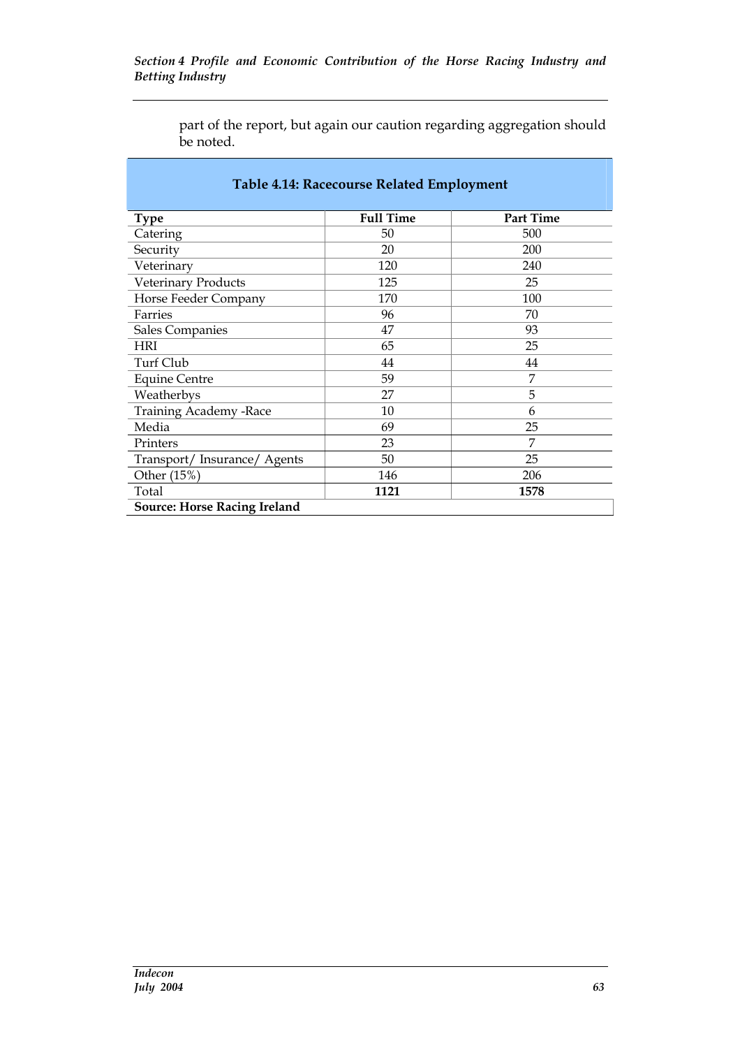part of the report, but again our caution regarding aggregation should be noted.

**Table 4.14: Racecourse Related Employment**

| Type | Full Time | Part Time |
|---|---|---|
| Catering | 50 | 500 |
| Security | 20 | 200 |
| Veterinary | 120 | 240 |
| Veterinary Products | 125 | 25 |
| Horse Feeder Company | 170 | 100 |
| Farries | 96 | 70 |
| Sales Companies | 47 | 93 |
| HRI | 65 | 25 |
| Turf Club | 44 | 44 |
| Equine Centre | 59 | 7 |
| Weatherbys | 27 | 5 |
| Training Academy -Race | 10 | 6 |
| Media | 69 | 25 |
| Printers | 23 | 7 |
| Transport/ Insurance/ Agents | 50 | 25 |
| Other (15%) | 146 | 206 |
| Total | **1121** | **1578** |

**Source: Horse Racing Ireland**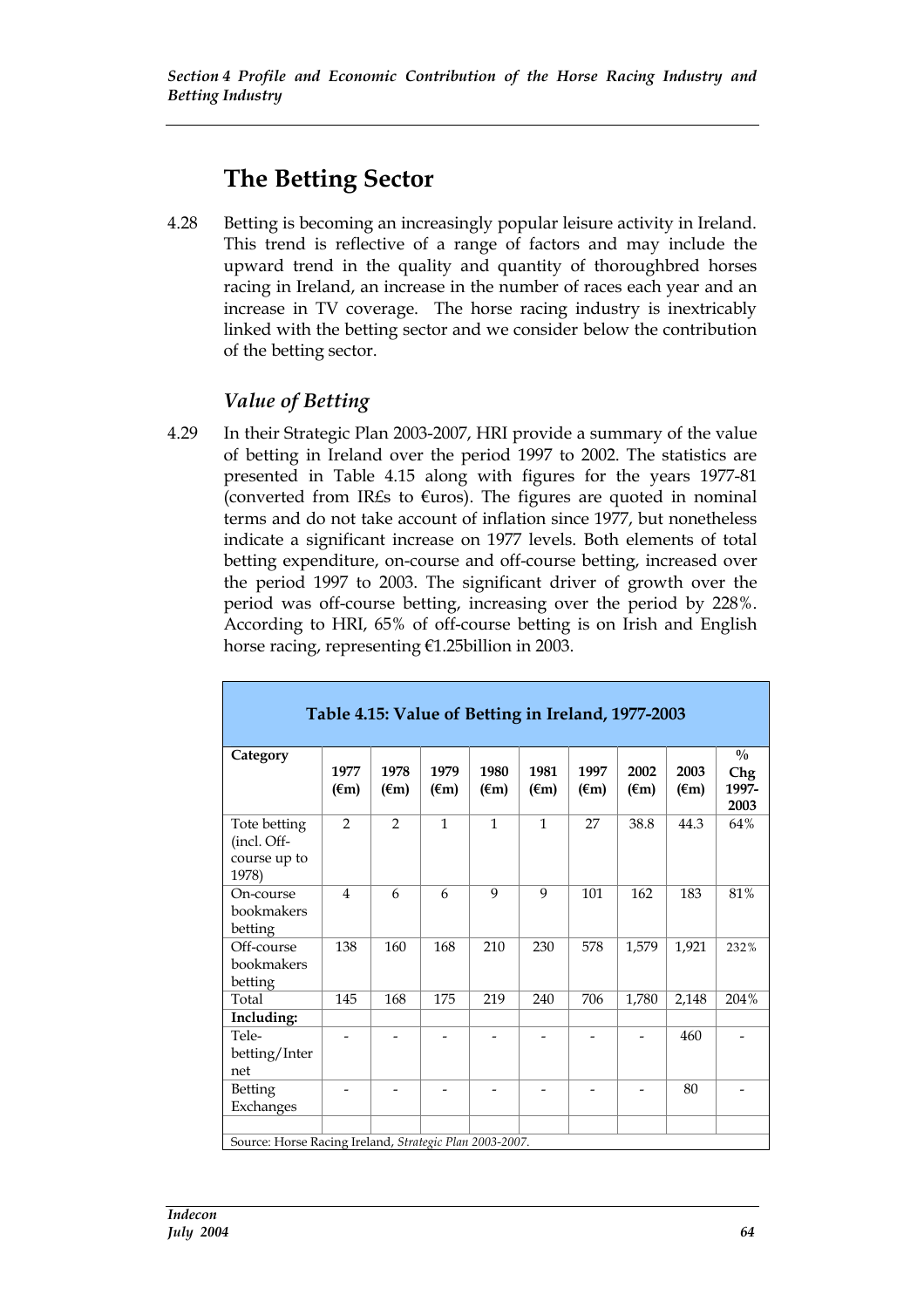## The Betting Sector

4.28 Betting is becoming an increasingly popular leisure activity in Ireland. This trend is reflective of a range of factors and may include the upward trend in the quality and quantity of thoroughbred horses racing in Ireland, an increase in the number of races each year and an increase in TV coverage. The horse racing industry is inextricably linked with the betting sector and we consider below the contribution of the betting sector.

### *Value of Betting*

4.29 In their Strategic Plan 2003-2007, HRI provide a summary of the value of betting in Ireland over the period 1997 to 2002. The statistics are presented in Table 4.15 along with figures for the years 1977-81 (converted from IR£s to €uros). The figures are quoted in nominal terms and do not take account of inflation since 1977, but nonetheless indicate a significant increase on 1977 levels. Both elements of total betting expenditure, on-course and off-course betting, increased over the period 1997 to 2003. The significant driver of growth over the period was off-course betting, increasing over the period by 228%. According to HRI, 65% of off-course betting is on Irish and English horse racing, representing €1.25billion in 2003.

**Table 4.15: Value of Betting in Ireland, 1977-2003**

| Category | 1977 (€m) | 1978 (€m) | 1979 (€m) | 1980 (€m) | 1981 (€m) | 1997 (€m) | 2002 (€m) | 2003 (€m) | % Chg 1997-2003 |
|---|---|---|---|---|---|---|---|---|---|
| Tote betting (incl. Off-course up to 1978) | 2 | 2 | 1 | 1 | 1 | 27 | 38.8 | 44.3 | 64% |
| On-course bookmakers betting | 4 | 6 | 6 | 9 | 9 | 101 | 162 | 183 | 81% |
| Off-course bookmakers betting | 138 | 160 | 168 | 210 | 230 | 578 | 1,579 | 1,921 | 232% |
| Total | 145 | 168 | 175 | 219 | 240 | 706 | 1,780 | 2,148 | 204% |
| **Including:** | | | | | | | | | |
| Tele-betting/Internet | - | - | - | - | - | - | - | 460 | - |
| Betting Exchanges | - | - | - | - | - | - | - | 80 | - |

Source: Horse Racing Ireland, *Strategic Plan 2003-2007*.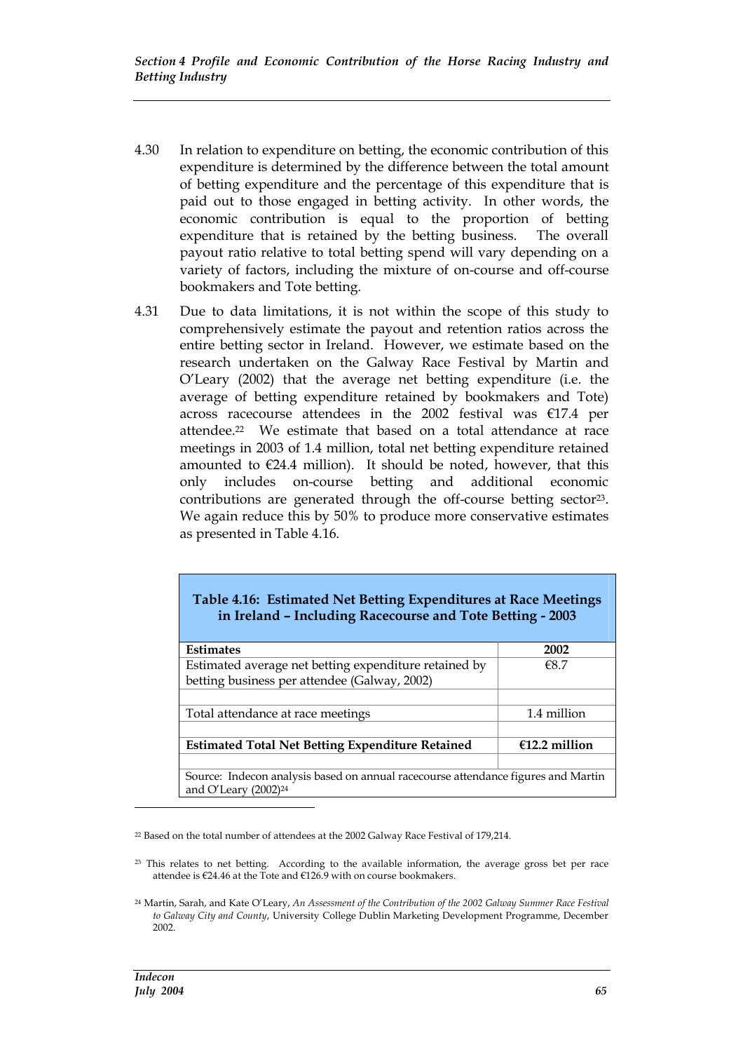4.30 In relation to expenditure on betting, the economic contribution of this expenditure is determined by the difference between the total amount of betting expenditure and the percentage of this expenditure that is paid out to those engaged in betting activity. In other words, the economic contribution is equal to the proportion of betting expenditure that is retained by the betting business. The overall payout ratio relative to total betting spend will vary depending on a variety of factors, including the mixture of on-course and off-course bookmakers and Tote betting.

4.31 Due to data limitations, it is not within the scope of this study to comprehensively estimate the payout and retention ratios across the entire betting sector in Ireland. However, we estimate based on the research undertaken on the Galway Race Festival by Martin and O'Leary (2002) that the average net betting expenditure (i.e. the average of betting expenditure retained by bookmakers and Tote) across racecourse attendees in the 2002 festival was €17.4 per attendee.[22] We estimate that based on a total attendance at race meetings in 2003 of 1.4 million, total net betting expenditure retained amounted to €24.4 million). It should be noted, however, that this only includes on-course betting and additional economic contributions are generated through the off-course betting sector[23]. We again reduce this by 50% to produce more conservative estimates as presented in Table 4.16.

**Table 4.16: Estimated Net Betting Expenditures at Race Meetings in Ireland – Including Racecourse and Tote Betting - 2003**

| **Estimates** | **2002** |
|---|---|
| Estimated average net betting expenditure retained by betting business per attendee (Galway, 2002) | €8.7 |
| | |
| Total attendance at race meetings | 1.4 million |
| | |
| **Estimated Total Net Betting Expenditure Retained** | **€12.2 million** |
| | |

Source: Indecon analysis based on annual racecourse attendance figures and Martin and O'Leary (2002)[24]

---

[22] Based on the total number of attendees at the 2002 Galway Race Festival of 179,214.

[23] This relates to net betting. According to the available information, the average gross bet per race attendee is €24.46 at the Tote and €126.9 with on course bookmakers.

[24] Martin, Sarah, and Kate O'Leary, *An Assessment of the Contribution of the 2002 Galway Summer Race Festival to Galway City and County*, University College Dublin Marketing Development Programme, December 2002.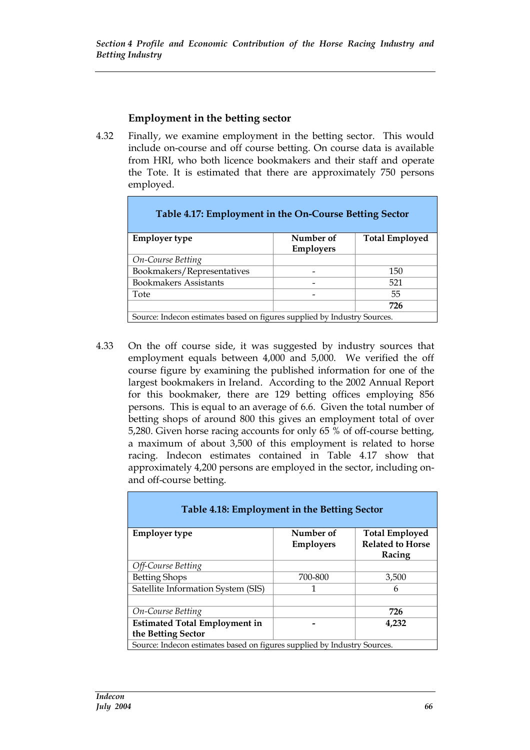### Employment in the betting sector

4.32 Finally, we examine employment in the betting sector. This would include on-course and off course betting. On course data is available from HRI, who both licence bookmakers and their staff and operate the Tote. It is estimated that there are approximately 750 persons employed.

**Table 4.17: Employment in the On-Course Betting Sector**

| Employer type | Number of Employers | Total Employed |
|---|---|---|
| *On-Course Betting* | | |
| Bookmakers/Representatives | - | 150 |
| Bookmakers Assistants | - | 521 |
| Tote | - | 55 |
| | | **726** |

Source: Indecon estimates based on figures supplied by Industry Sources.

4.33 On the off course side, it was suggested by industry sources that employment equals between 4,000 and 5,000. We verified the off course figure by examining the published information for one of the largest bookmakers in Ireland. According to the 2002 Annual Report for this bookmaker, there are 129 betting offices employing 856 persons. This is equal to an average of 6.6. Given the total number of betting shops of around 800 this gives an employment total of over 5,280. Given horse racing accounts for only 65 % of off-course betting, a maximum of about 3,500 of this employment is related to horse racing. Indecon estimates contained in Table 4.17 show that approximately 4,200 persons are employed in the sector, including on- and off-course betting.

**Table 4.18: Employment in the Betting Sector**

| Employer type | Number of Employers | Total Employed Related to Horse Racing |
|---|---|---|
| *Off-Course Betting* | | |
| Betting Shops | 700-800 | 3,500 |
| Satellite Information System (SIS) | 1 | 6 |
| | | |
| *On-Course Betting* | | **726** |
| **Estimated Total Employment in the Betting Sector** | **-** | **4,232** |

Source: Indecon estimates based on figures supplied by Industry Sources.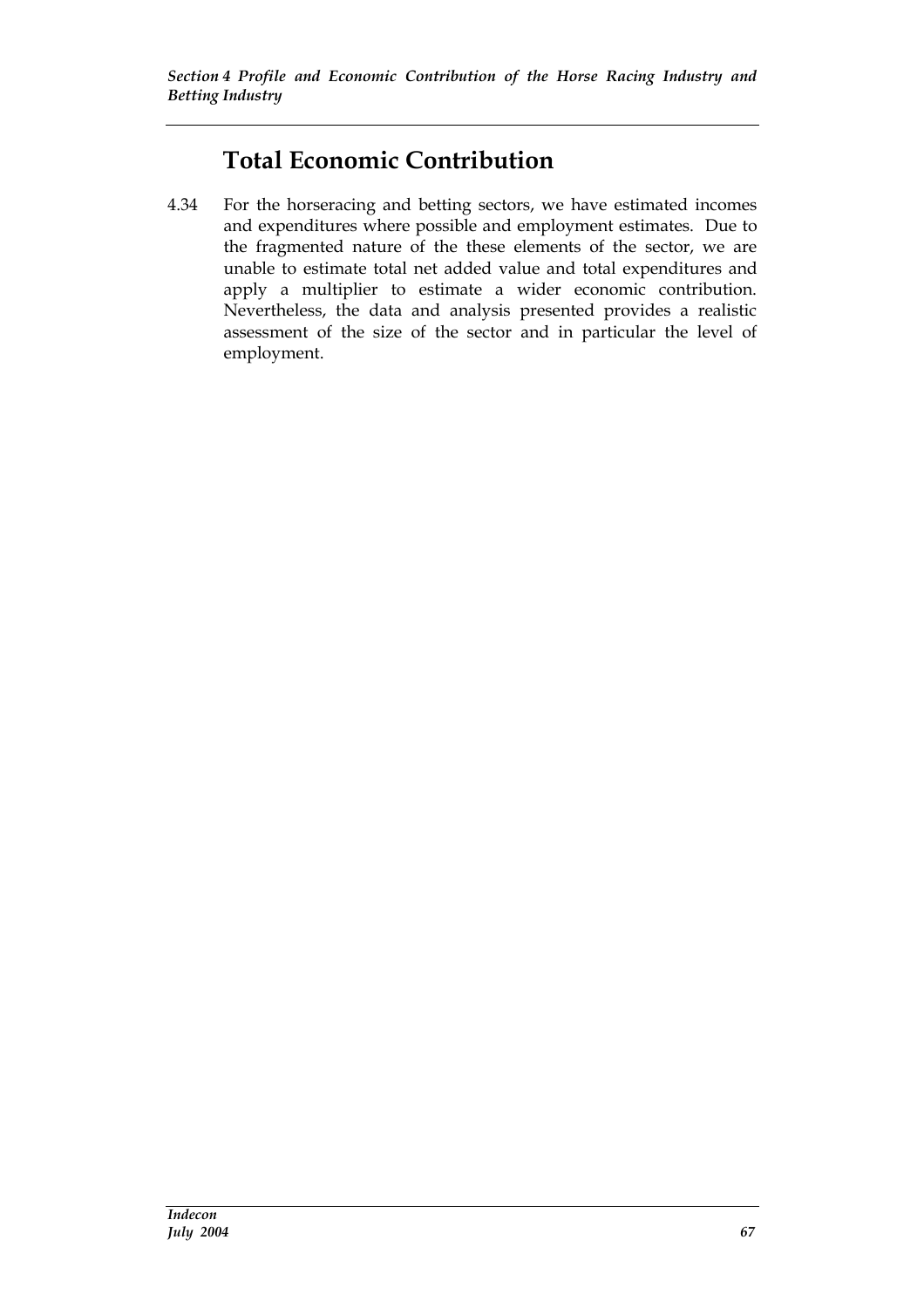# Total Economic Contribution

4.34 For the horseracing and betting sectors, we have estimated incomes and expenditures where possible and employment estimates. Due to the fragmented nature of the these elements of the sector, we are unable to estimate total net added value and total expenditures and apply a multiplier to estimate a wider economic contribution. Nevertheless, the data and analysis presented provides a realistic assessment of the size of the sector and in particular the level of employment.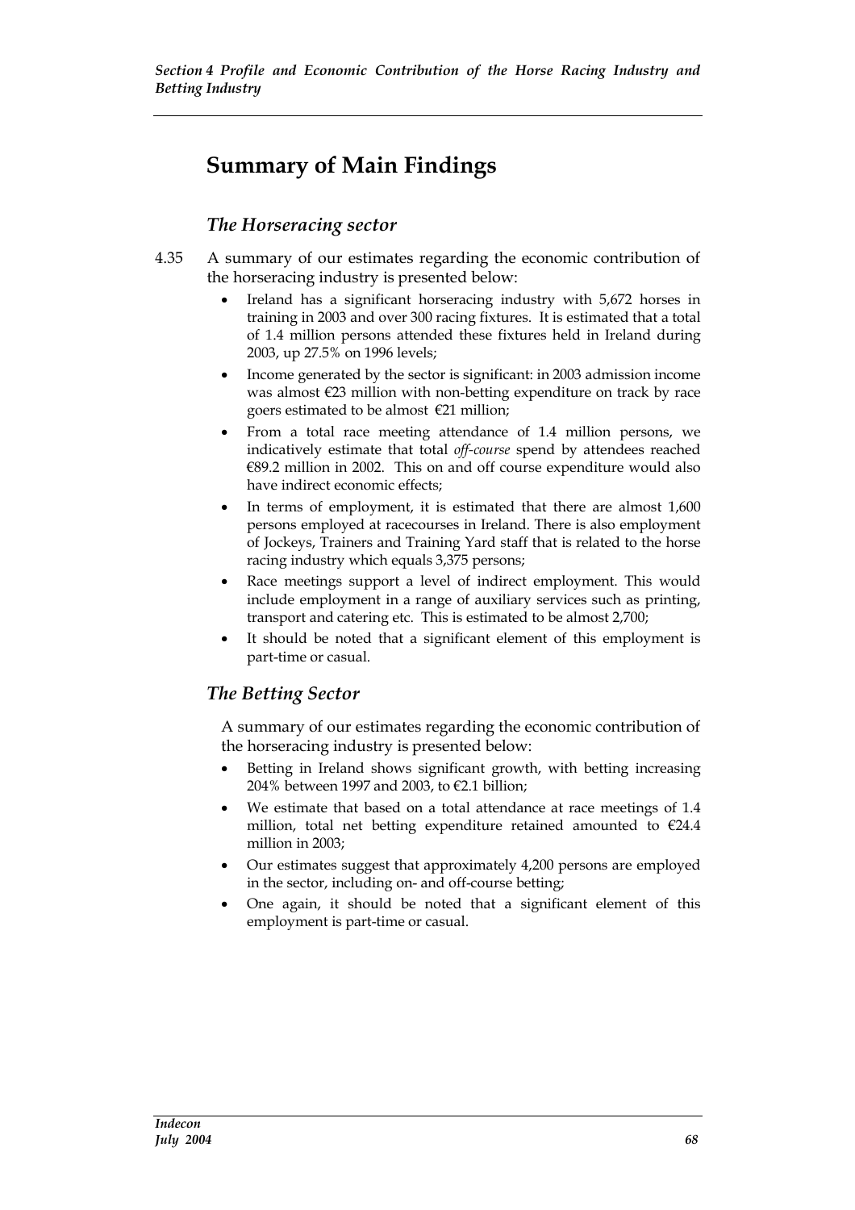# Summary of Main Findings

### *The Horseracing sector*

4.35 A summary of our estimates regarding the economic contribution of the horseracing industry is presented below:

- Ireland has a significant horseracing industry with 5,672 horses in training in 2003 and over 300 racing fixtures. It is estimated that a total of 1.4 million persons attended these fixtures held in Ireland during 2003, up 27.5% on 1996 levels;
- Income generated by the sector is significant: in 2003 admission income was almost €23 million with non-betting expenditure on track by race goers estimated to be almost €21 million;
- From a total race meeting attendance of 1.4 million persons, we indicatively estimate that total *off-course* spend by attendees reached €89.2 million in 2002. This on and off course expenditure would also have indirect economic effects;
- In terms of employment, it is estimated that there are almost 1,600 persons employed at racecourses in Ireland. There is also employment of Jockeys, Trainers and Training Yard staff that is related to the horse racing industry which equals 3,375 persons;
- Race meetings support a level of indirect employment. This would include employment in a range of auxiliary services such as printing, transport and catering etc. This is estimated to be almost 2,700;
- It should be noted that a significant element of this employment is part-time or casual.

## *The Betting Sector*

A summary of our estimates regarding the economic contribution of the horseracing industry is presented below:

- Betting in Ireland shows significant growth, with betting increasing 204% between 1997 and 2003, to €2.1 billion;
- We estimate that based on a total attendance at race meetings of 1.4 million, total net betting expenditure retained amounted to €24.4 million in 2003;
- Our estimates suggest that approximately 4,200 persons are employed in the sector, including on- and off-course betting;
- One again, it should be noted that a significant element of this employment is part-time or casual.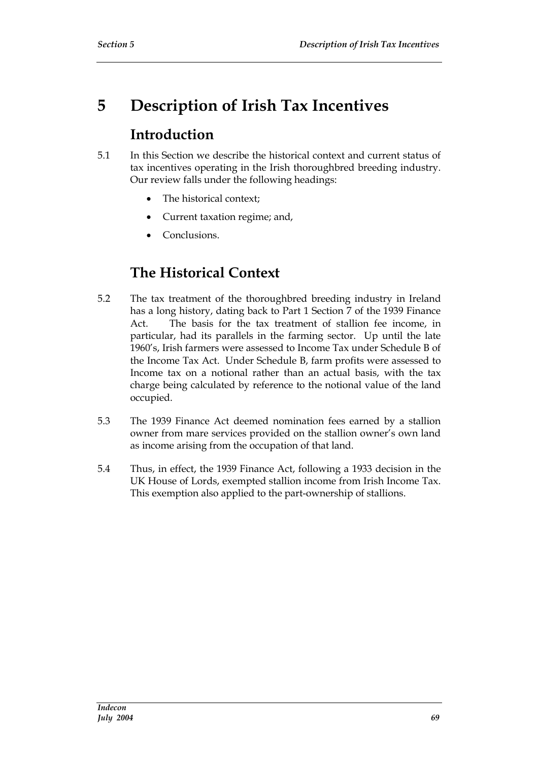# 5 Description of Irish Tax Incentives

## Introduction

5.1 In this Section we describe the historical context and current status of tax incentives operating in the Irish thoroughbred breeding industry. Our review falls under the following headings:

- The historical context;
- Current taxation regime; and,
- Conclusions.

## The Historical Context

5.2 The tax treatment of the thoroughbred breeding industry in Ireland has a long history, dating back to Part 1 Section 7 of the 1939 Finance Act. The basis for the tax treatment of stallion fee income, in particular, had its parallels in the farming sector. Up until the late 1960's, Irish farmers were assessed to Income Tax under Schedule B of the Income Tax Act. Under Schedule B, farm profits were assessed to Income tax on a notional rather than an actual basis, with the tax charge being calculated by reference to the notional value of the land occupied.

5.3 The 1939 Finance Act deemed nomination fees earned by a stallion owner from mare services provided on the stallion owner's own land as income arising from the occupation of that land.

5.4 Thus, in effect, the 1939 Finance Act, following a 1933 decision in the UK House of Lords, exempted stallion income from Irish Income Tax. This exemption also applied to the part-ownership of stallions.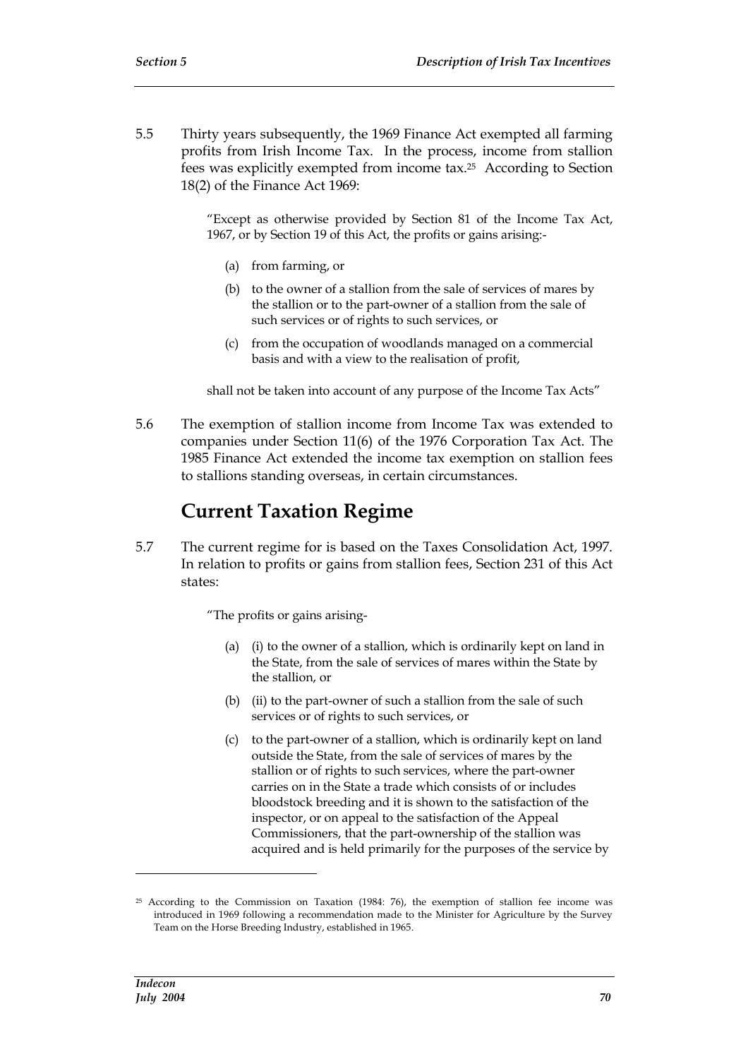5.5 Thirty years subsequently, the 1969 Finance Act exempted all farming profits from Irish Income Tax. In the process, income from stallion fees was explicitly exempted from income tax.[25] According to Section 18(2) of the Finance Act 1969:

> "Except as otherwise provided by Section 81 of the Income Tax Act, 1967, or by Section 19 of this Act, the profits or gains arising:-
>
> (a) from farming, or
>
> (b) to the owner of a stallion from the sale of services of mares by the stallion or to the part-owner of a stallion from the sale of such services or of rights to such services, or
>
> (c) from the occupation of woodlands managed on a commercial basis and with a view to the realisation of profit,
>
> shall not be taken into account of any purpose of the Income Tax Acts"

5.6 The exemption of stallion income from Income Tax was extended to companies under Section 11(6) of the 1976 Corporation Tax Act. The 1985 Finance Act extended the income tax exemption on stallion fees to stallions standing overseas, in certain circumstances.

## Current Taxation Regime

5.7 The current regime for is based on the Taxes Consolidation Act, 1997. In relation to profits or gains from stallion fees, Section 231 of this Act states:

> "The profits or gains arising-
>
> (a) (i) to the owner of a stallion, which is ordinarily kept on land in the State, from the sale of services of mares within the State by the stallion, or
>
> (b) (ii) to the part-owner of such a stallion from the sale of such services or of rights to such services, or
>
> (c) to the part-owner of a stallion, which is ordinarily kept on land outside the State, from the sale of services of mares by the stallion or of rights to such services, where the part-owner carries on in the State a trade which consists of or includes bloodstock breeding and it is shown to the satisfaction of the inspector, or on appeal to the satisfaction of the Appeal Commissioners, that the part-ownership of the stallion was acquired and is held primarily for the purposes of the service by

[25] According to the Commission on Taxation (1984: 76), the exemption of stallion fee income was introduced in 1969 following a recommendation made to the Minister for Agriculture by the Survey Team on the Horse Breeding Industry, established in 1965.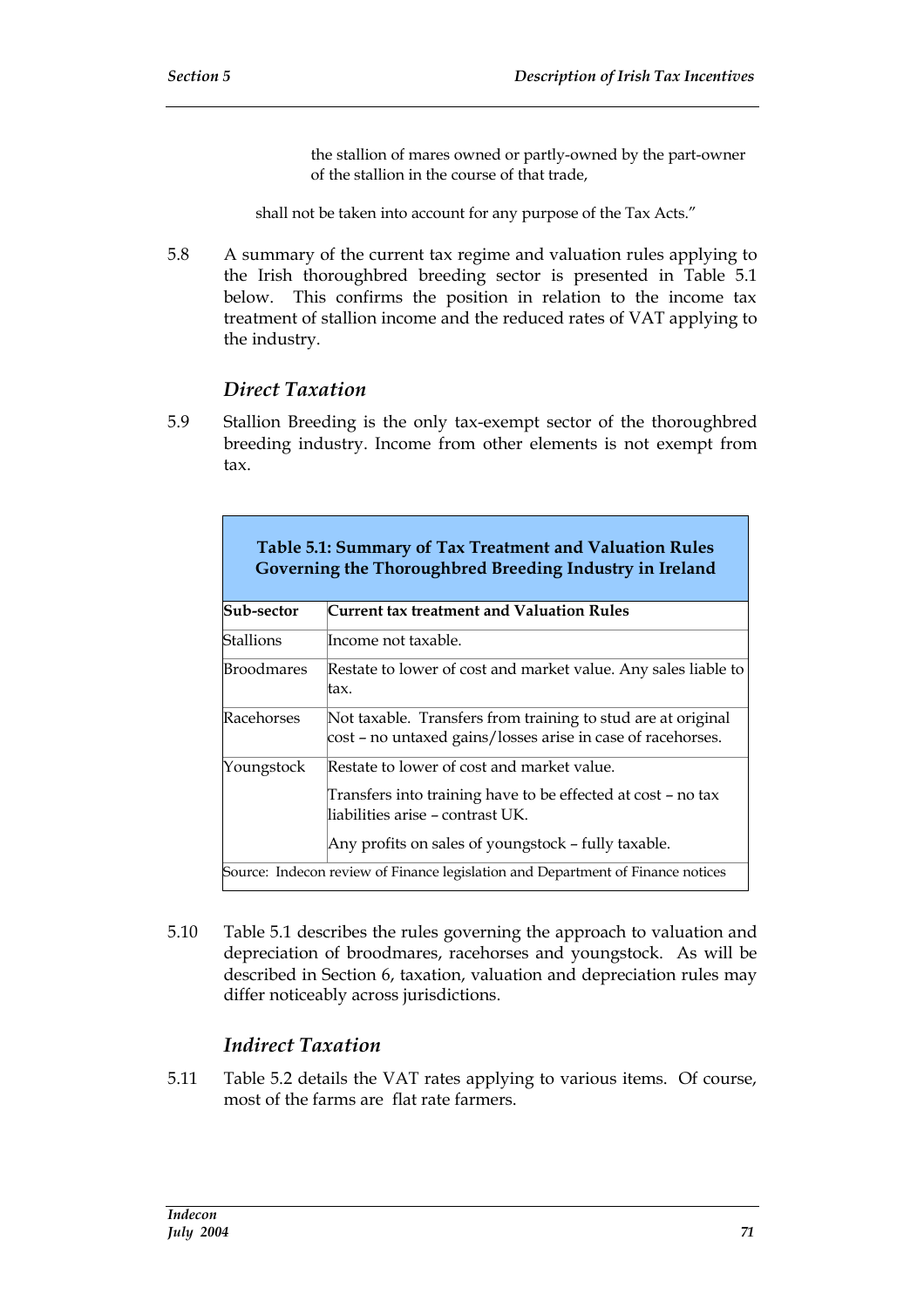the stallion of mares owned or partly-owned by the part-owner of the stallion in the course of that trade,

shall not be taken into account for any purpose of the Tax Acts."

5.8 A summary of the current tax regime and valuation rules applying to the Irish thoroughbred breeding sector is presented in Table 5.1 below. This confirms the position in relation to the income tax treatment of stallion income and the reduced rates of VAT applying to the industry.

### *Direct Taxation*

5.9 Stallion Breeding is the only tax-exempt sector of the thoroughbred breeding industry. Income from other elements is not exempt from tax.

**Table 5.1: Summary of Tax Treatment and Valuation Rules Governing the Thoroughbred Breeding Industry in Ireland**

| Sub-sector | Current tax treatment and Valuation Rules |
|---|---|
| Stallions | Income not taxable. |
| Broodmares | Restate to lower of cost and market value. Any sales liable to tax. |
| Racehorses | Not taxable. Transfers from training to stud are at original cost – no untaxed gains/losses arise in case of racehorses. |
| Youngstock | Restate to lower of cost and market value.<br><br>Transfers into training have to be effected at cost – no tax liabilities arise – contrast UK.<br><br>Any profits on sales of youngstock – fully taxable. |

Source: Indecon review of Finance legislation and Department of Finance notices

5.10 Table 5.1 describes the rules governing the approach to valuation and depreciation of broodmares, racehorses and youngstock. As will be described in Section 6, taxation, valuation and depreciation rules may differ noticeably across jurisdictions.

### *Indirect Taxation*

5.11 Table 5.2 details the VAT rates applying to various items. Of course, most of the farms are flat rate farmers.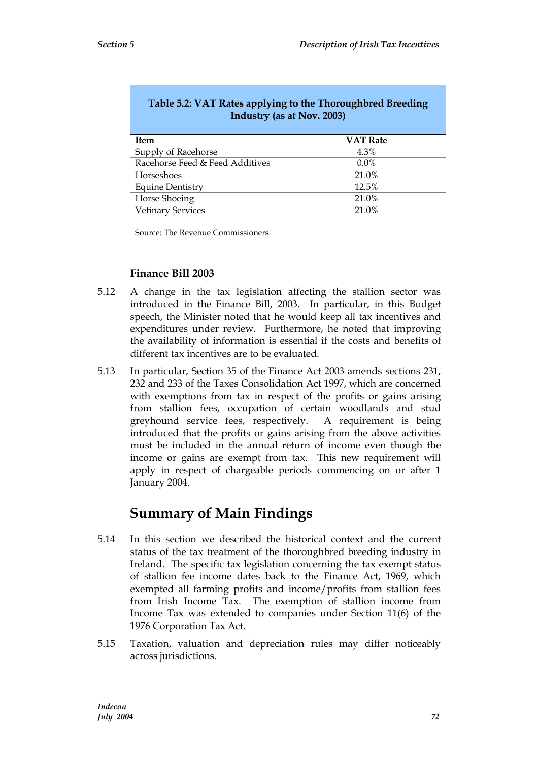**Table 5.2: VAT Rates applying to the Thoroughbred Breeding Industry (as at Nov. 2003)**

| Item | VAT Rate |
|---|---|
| Supply of Racehorse | 4.3% |
| Racehorse Feed & Feed Additives | 0.0% |
| Horseshoes | 21.0% |
| Equine Dentistry | 12.5% |
| Horse Shoeing | 21.0% |
| Vetinary Services | 21.0% |
| | |

Source: The Revenue Commissioners.

### Finance Bill 2003

5.12 A change in the tax legislation affecting the stallion sector was introduced in the Finance Bill, 2003. In particular, in this Budget speech, the Minister noted that he would keep all tax incentives and expenditures under review. Furthermore, he noted that improving the availability of information is essential if the costs and benefits of different tax incentives are to be evaluated.

5.13 In particular, Section 35 of the Finance Act 2003 amends sections 231, 232 and 233 of the Taxes Consolidation Act 1997, which are concerned with exemptions from tax in respect of the profits or gains arising from stallion fees, occupation of certain woodlands and stud greyhound service fees, respectively. A requirement is being introduced that the profits or gains arising from the above activities must be included in the annual return of income even though the income or gains are exempt from tax. This new requirement will apply in respect of chargeable periods commencing on or after 1 January 2004.

## Summary of Main Findings

5.14 In this section we described the historical context and the current status of the tax treatment of the thoroughbred breeding industry in Ireland. The specific tax legislation concerning the tax exempt status of stallion fee income dates back to the Finance Act, 1969, which exempted all farming profits and income/profits from stallion fees from Irish Income Tax. The exemption of stallion income from Income Tax was extended to companies under Section 11(6) of the 1976 Corporation Tax Act.

5.15 Taxation, valuation and depreciation rules may differ noticeably across jurisdictions.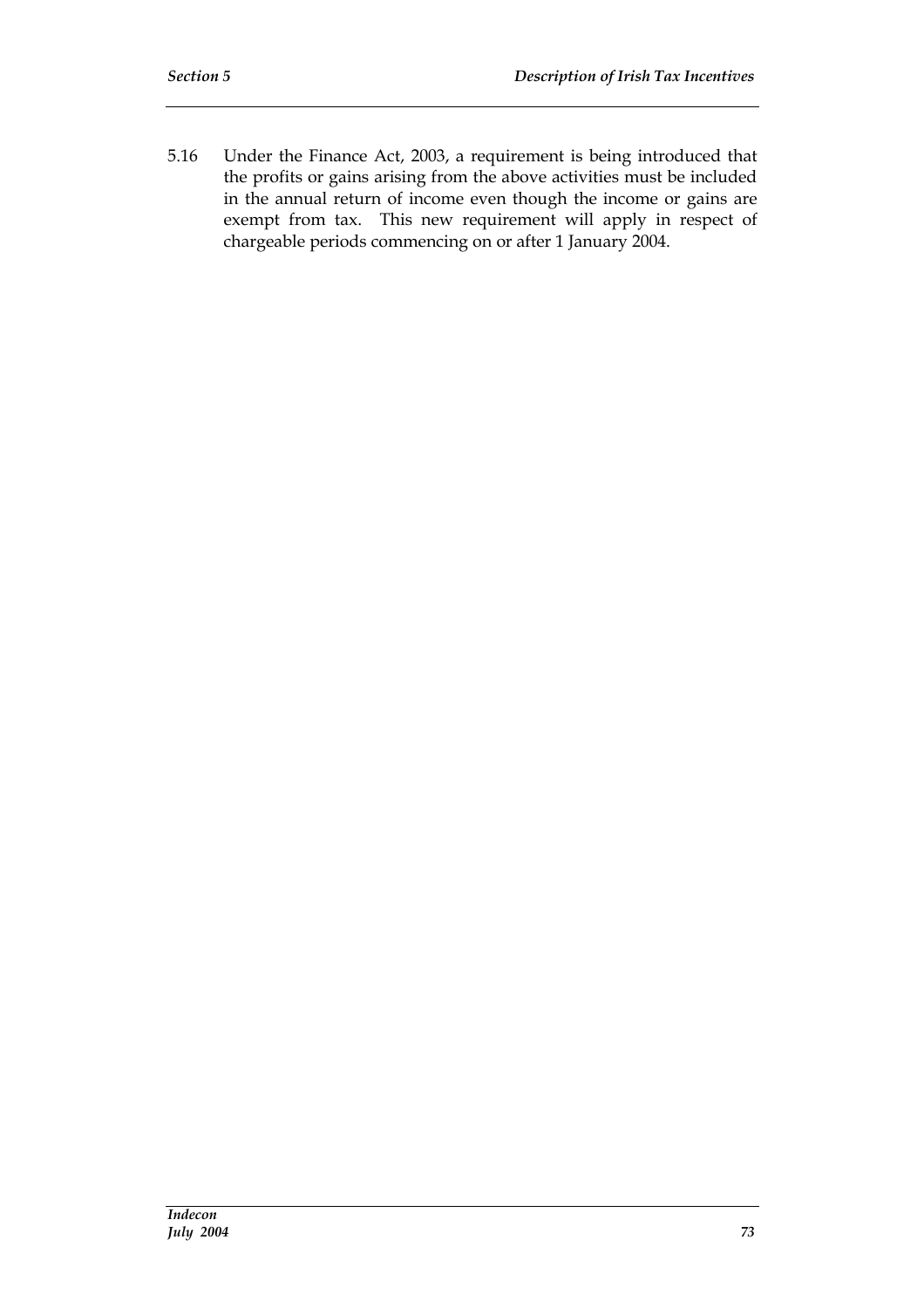5.16 Under the Finance Act, 2003, a requirement is being introduced that the profits or gains arising from the above activities must be included in the annual return of income even though the income or gains are exempt from tax. This new requirement will apply in respect of chargeable periods commencing on or after 1 January 2004.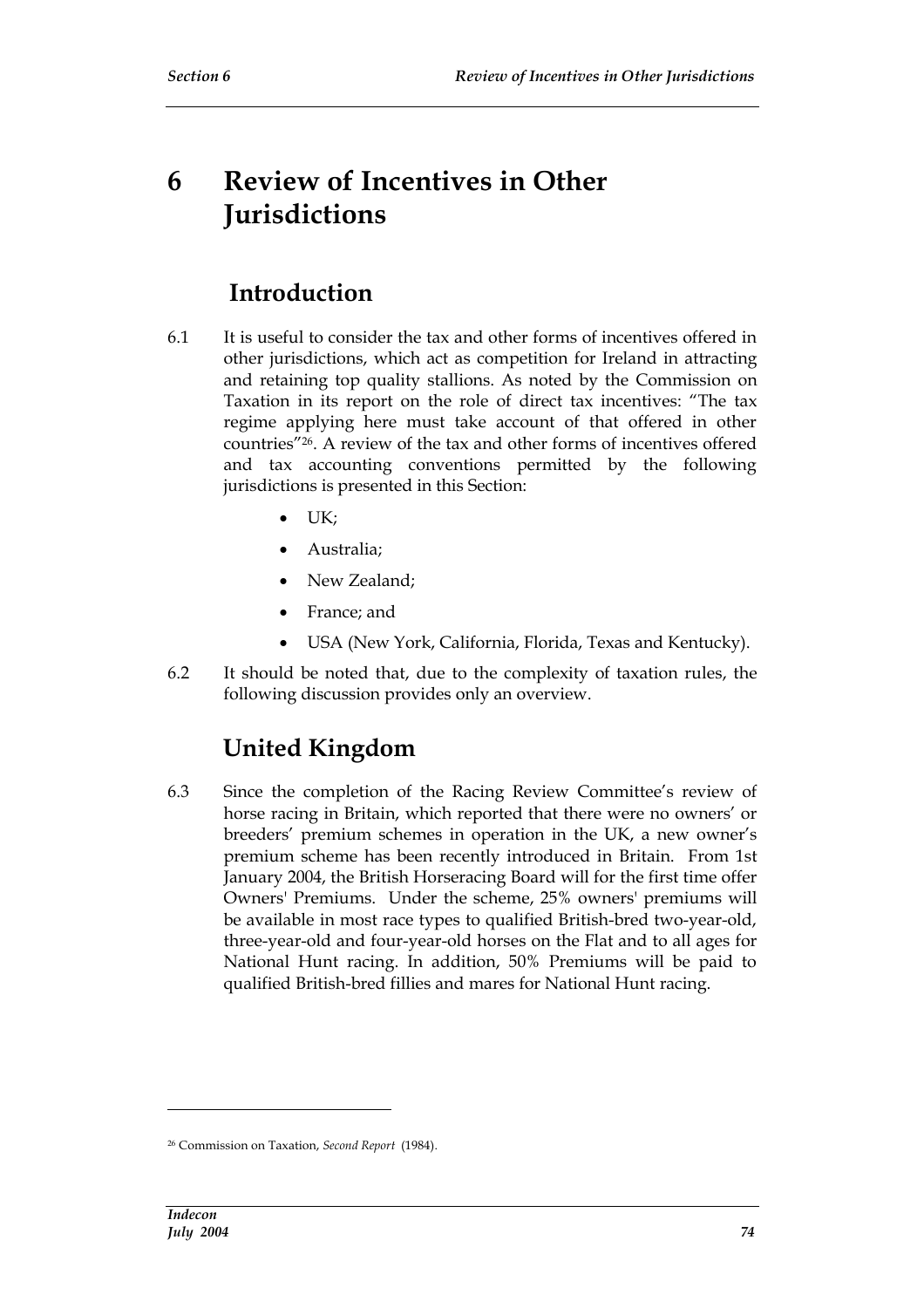# 6 Review of Incentives in Other Jurisdictions

## Introduction

6.1 It is useful to consider the tax and other forms of incentives offered in other jurisdictions, which act as competition for Ireland in attracting and retaining top quality stallions. As noted by the Commission on Taxation in its report on the role of direct tax incentives: "The tax regime applying here must take account of that offered in other countries"[26]. A review of the tax and other forms of incentives offered and tax accounting conventions permitted by the following jurisdictions is presented in this Section:

- UK;
- Australia;
- New Zealand;
- France; and
- USA (New York, California, Florida, Texas and Kentucky).

6.2 It should be noted that, due to the complexity of taxation rules, the following discussion provides only an overview.

## United Kingdom

6.3 Since the completion of the Racing Review Committee's review of horse racing in Britain, which reported that there were no owners' or breeders' premium schemes in operation in the UK, a new owner's premium scheme has been recently introduced in Britain. From 1st January 2004, the British Horseracing Board will for the first time offer Owners' Premiums. Under the scheme, 25% owners' premiums will be available in most race types to qualified British-bred two-year-old, three-year-old and four-year-old horses on the Flat and to all ages for National Hunt racing. In addition, 50% Premiums will be paid to qualified British-bred fillies and mares for National Hunt racing.

[26] Commission on Taxation, *Second Report* (1984).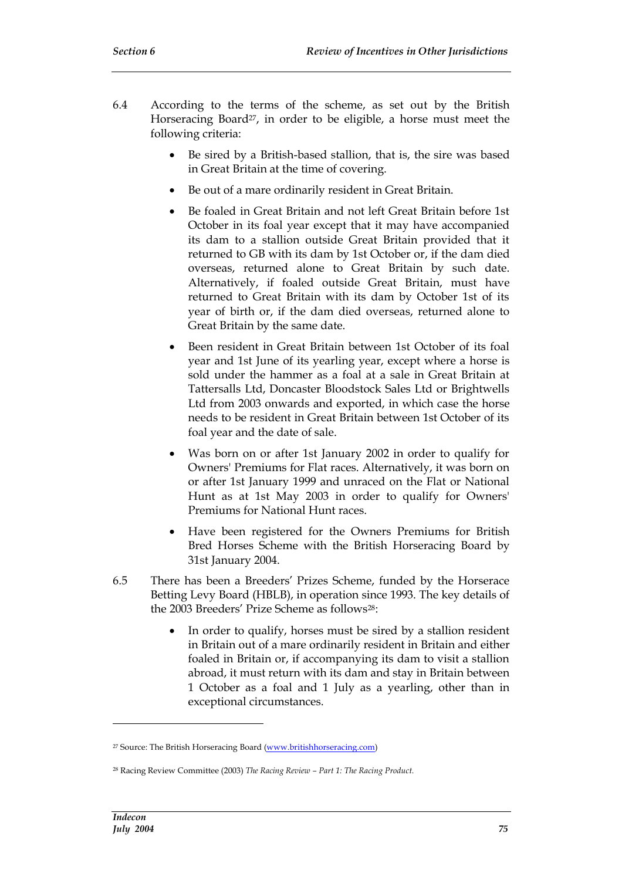6.4 According to the terms of the scheme, as set out by the British Horseracing Board[27], in order to be eligible, a horse must meet the following criteria:

- Be sired by a British-based stallion, that is, the sire was based in Great Britain at the time of covering.
- Be out of a mare ordinarily resident in Great Britain.
- Be foaled in Great Britain and not left Great Britain before 1st October in its foal year except that it may have accompanied its dam to a stallion outside Great Britain provided that it returned to GB with its dam by 1st October or, if the dam died overseas, returned alone to Great Britain by such date. Alternatively, if foaled outside Great Britain, must have returned to Great Britain with its dam by October 1st of its year of birth or, if the dam died overseas, returned alone to Great Britain by the same date.
- Been resident in Great Britain between 1st October of its foal year and 1st June of its yearling year, except where a horse is sold under the hammer as a foal at a sale in Great Britain at Tattersalls Ltd, Doncaster Bloodstock Sales Ltd or Brightwells Ltd from 2003 onwards and exported, in which case the horse needs to be resident in Great Britain between 1st October of its foal year and the date of sale.
- Was born on or after 1st January 2002 in order to qualify for Owners' Premiums for Flat races. Alternatively, it was born on or after 1st January 1999 and unraced on the Flat or National Hunt as at 1st May 2003 in order to qualify for Owners' Premiums for National Hunt races.
- Have been registered for the Owners Premiums for British Bred Horses Scheme with the British Horseracing Board by 31st January 2004.

6.5 There has been a Breeders' Prizes Scheme, funded by the Horserace Betting Levy Board (HBLB), in operation since 1993. The key details of the 2003 Breeders' Prize Scheme as follows[28]:

- In order to qualify, horses must be sired by a stallion resident in Britain out of a mare ordinarily resident in Britain and either foaled in Britain or, if accompanying its dam to visit a stallion abroad, it must return with its dam and stay in Britain between 1 October as a foal and 1 July as a yearling, other than in exceptional circumstances.

---

[27] Source: The British Horseracing Board (www.britishhorseracing.com)

[28] Racing Review Committee (2003) *The Racing Review – Part 1: The Racing Product.*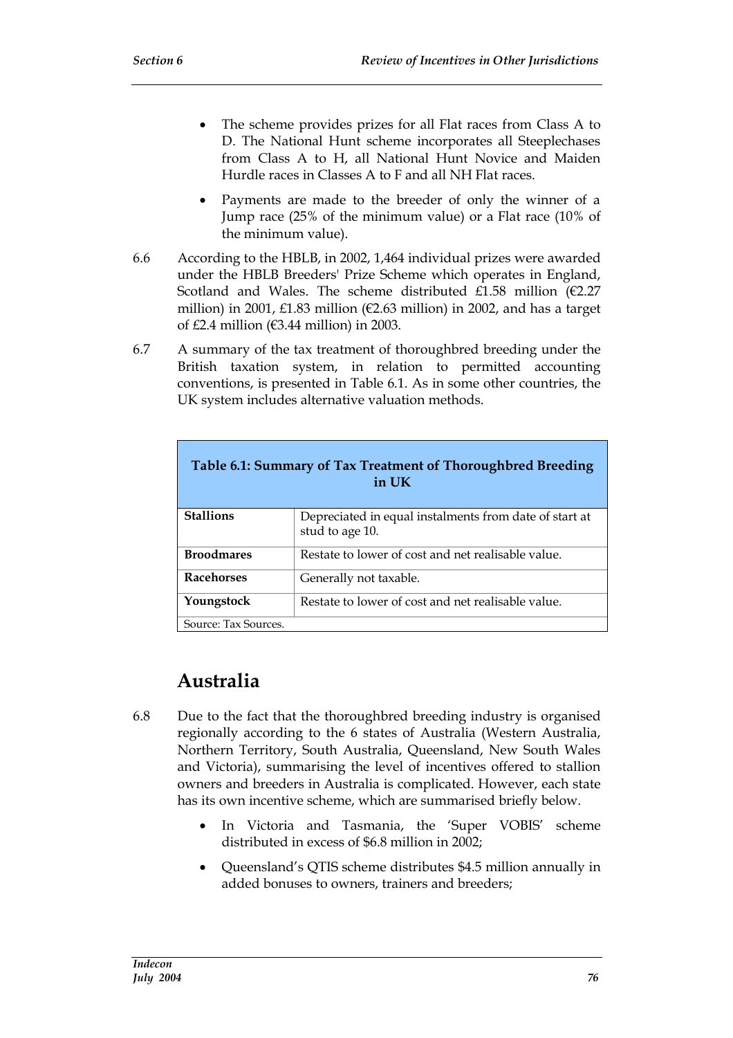- The scheme provides prizes for all Flat races from Class A to D. The National Hunt scheme incorporates all Steeplechases from Class A to H, all National Hunt Novice and Maiden Hurdle races in Classes A to F and all NH Flat races.
- Payments are made to the breeder of only the winner of a Jump race (25% of the minimum value) or a Flat race (10% of the minimum value).

6.6 According to the HBLB, in 2002, 1,464 individual prizes were awarded under the HBLB Breeders' Prize Scheme which operates in England, Scotland and Wales. The scheme distributed £1.58 million (€2.27 million) in 2001, £1.83 million (€2.63 million) in 2002, and has a target of £2.4 million (€3.44 million) in 2003.

6.7 A summary of the tax treatment of thoroughbred breeding under the British taxation system, in relation to permitted accounting conventions, is presented in Table 6.1. As in some other countries, the UK system includes alternative valuation methods.

| Table 6.1: Summary of Tax Treatment of Thoroughbred Breeding in UK | |
|---|---|
| **Stallions** | Depreciated in equal instalments from date of start at stud to age 10. |
| **Broodmares** | Restate to lower of cost and net realisable value. |
| **Racehorses** | Generally not taxable. |
| **Youngstock** | Restate to lower of cost and net realisable value. |
| Source: Tax Sources. | |

## Australia

6.8 Due to the fact that the thoroughbred breeding industry is organised regionally according to the 6 states of Australia (Western Australia, Northern Territory, South Australia, Queensland, New South Wales and Victoria), summarising the level of incentives offered to stallion owners and breeders in Australia is complicated. However, each state has its own incentive scheme, which are summarised briefly below.

- In Victoria and Tasmania, the 'Super VOBIS' scheme distributed in excess of $6.8 million in 2002;
- Queensland's QTIS scheme distributes $4.5 million annually in added bonuses to owners, trainers and breeders;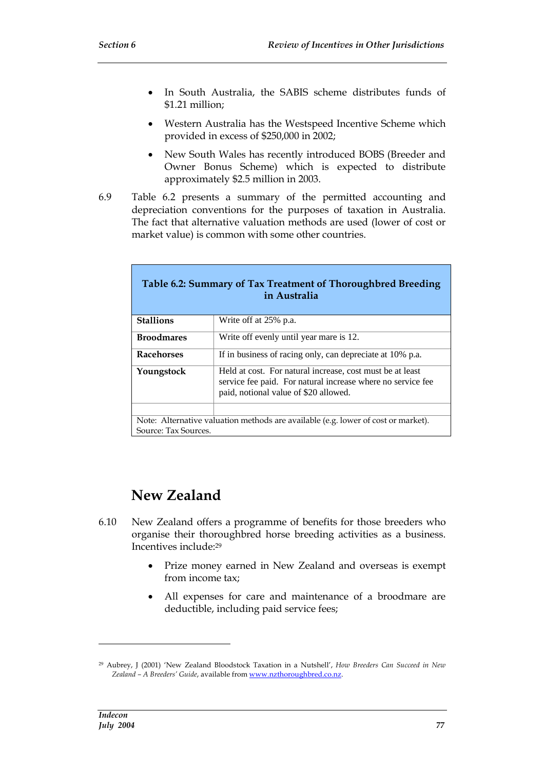- In South Australia, the SABIS scheme distributes funds of $1.21 million;
- Western Australia has the Westspeed Incentive Scheme which provided in excess of $250,000 in 2002;
- New South Wales has recently introduced BOBS (Breeder and Owner Bonus Scheme) which is expected to distribute approximately $2.5 million in 2003.

6.9 Table 6.2 presents a summary of the permitted accounting and depreciation conventions for the purposes of taxation in Australia. The fact that alternative valuation methods are used (lower of cost or market value) is common with some other countries.

| Table 6.2: Summary of Tax Treatment of Thoroughbred Breeding in Australia | |
|---|---|
| **Stallions** | Write off at 25% p.a. |
| **Broodmares** | Write off evenly until year mare is 12. |
| **Racehorses** | If in business of racing only, can depreciate at 10% p.a. |
| **Youngstock** | Held at cost. For natural increase, cost must be at least service fee paid. For natural increase where no service fee paid, notional value of $20 allowed. |
| | |
| Note: Alternative valuation methods are available (e.g. lower of cost or market). Source: Tax Sources. | |

## New Zealand

6.10 New Zealand offers a programme of benefits for those breeders who organise their thoroughbred horse breeding activities as a business. Incentives include:[29]

- Prize money earned in New Zealand and overseas is exempt from income tax;
- All expenses for care and maintenance of a broodmare are deductible, including paid service fees;

[29] Aubrey, J (2001) 'New Zealand Bloodstock Taxation in a Nutshell', *How Breeders Can Succeed in New Zealand – A Breeders' Guide*, available from www.nzthoroughbred.co.nz.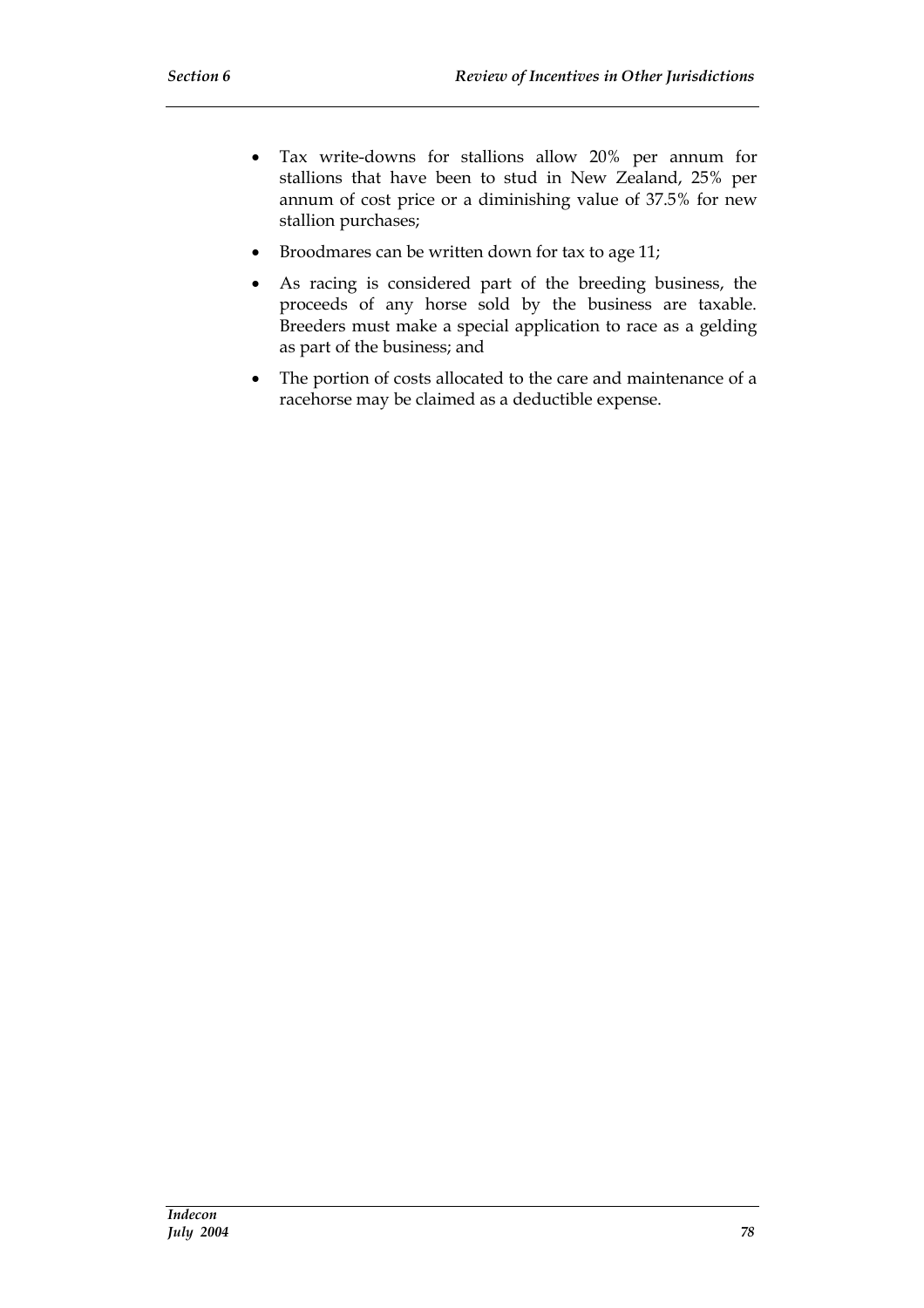- Tax write-downs for stallions allow 20% per annum for stallions that have been to stud in New Zealand, 25% per annum of cost price or a diminishing value of 37.5% for new stallion purchases;
- Broodmares can be written down for tax to age 11;
- As racing is considered part of the breeding business, the proceeds of any horse sold by the business are taxable. Breeders must make a special application to race as a gelding as part of the business; and
- The portion of costs allocated to the care and maintenance of a racehorse may be claimed as a deductible expense.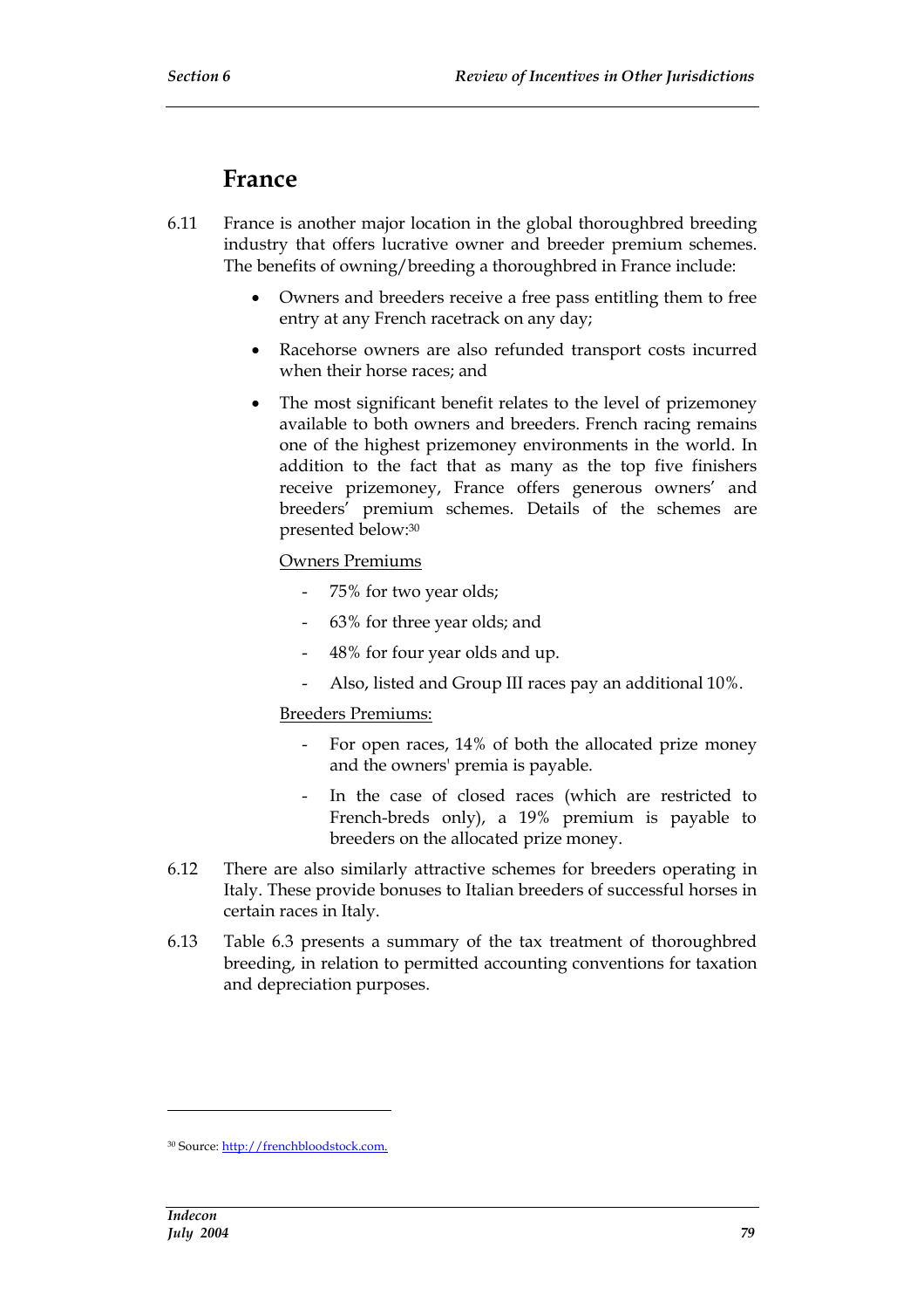## France

6.11 France is another major location in the global thoroughbred breeding industry that offers lucrative owner and breeder premium schemes. The benefits of owning/breeding a thoroughbred in France include:

- Owners and breeders receive a free pass entitling them to free entry at any French racetrack on any day;
- Racehorse owners are also refunded transport costs incurred when their horse races; and
- The most significant benefit relates to the level of prizemoney available to both owners and breeders. French racing remains one of the highest prizemoney environments in the world. In addition to the fact that as many as the top five finishers receive prizemoney, France offers generous owners' and breeders' premium schemes. Details of the schemes are presented below:[30]

  <u>Owners Premiums</u>

  - 75% for two year olds;
  - 63% for three year olds; and
  - 48% for four year olds and up.
  - Also, listed and Group III races pay an additional 10%.

  <u>Breeders Premiums:</u>

  - For open races, 14% of both the allocated prize money and the owners' premia is payable.
  - In the case of closed races (which are restricted to French-breds only), a 19% premium is payable to breeders on the allocated prize money.

6.12 There are also similarly attractive schemes for breeders operating in Italy. These provide bonuses to Italian breeders of successful horses in certain races in Italy.

6.13 Table 6.3 presents a summary of the tax treatment of thoroughbred breeding, in relation to permitted accounting conventions for taxation and depreciation purposes.

---

[30] Source: http://frenchbloodstock.com.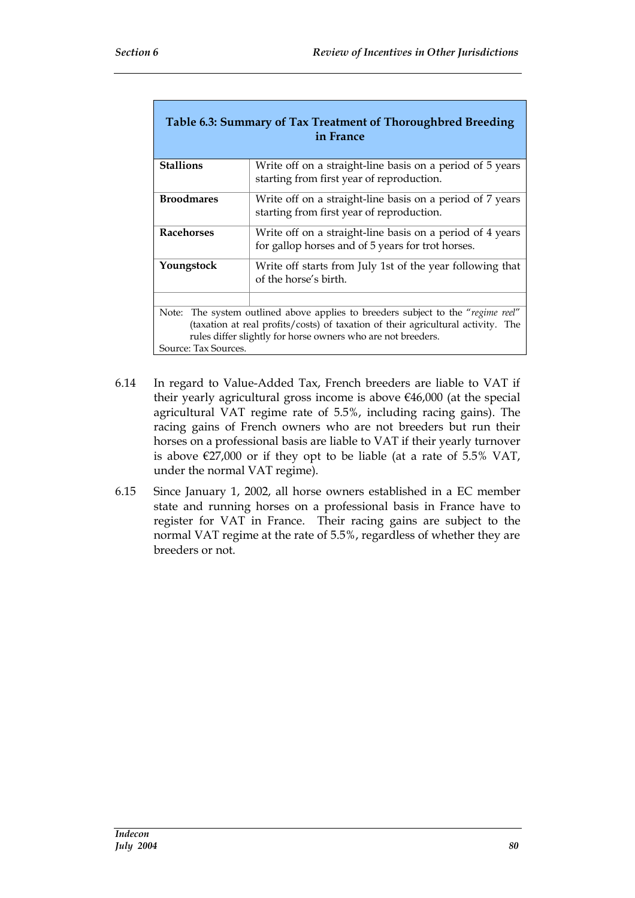| Table 6.3: Summary of Tax Treatment of Thoroughbred Breeding in France | |
|---|---|
| **Stallions** | Write off on a straight-line basis on a period of 5 years starting from first year of reproduction. |
| **Broodmares** | Write off on a straight-line basis on a period of 7 years starting from first year of reproduction. |
| **Racehorses** | Write off on a straight-line basis on a period of 4 years for gallop horses and of 5 years for trot horses. |
| **Youngstock** | Write off starts from July 1st of the year following that of the horse's birth. |
| | |

Note: The system outlined above applies to breeders subject to the "*regime reel*" (taxation at real profits/costs) of taxation of their agricultural activity. The rules differ slightly for horse owners who are not breeders.
Source: Tax Sources.

6.14 In regard to Value-Added Tax, French breeders are liable to VAT if their yearly agricultural gross income is above €46,000 (at the special agricultural VAT regime rate of 5.5%, including racing gains). The racing gains of French owners who are not breeders but run their horses on a professional basis are liable to VAT if their yearly turnover is above €27,000 or if they opt to be liable (at a rate of 5.5% VAT, under the normal VAT regime).

6.15 Since January 1, 2002, all horse owners established in a EC member state and running horses on a professional basis in France have to register for VAT in France. Their racing gains are subject to the normal VAT regime at the rate of 5.5%, regardless of whether they are breeders or not.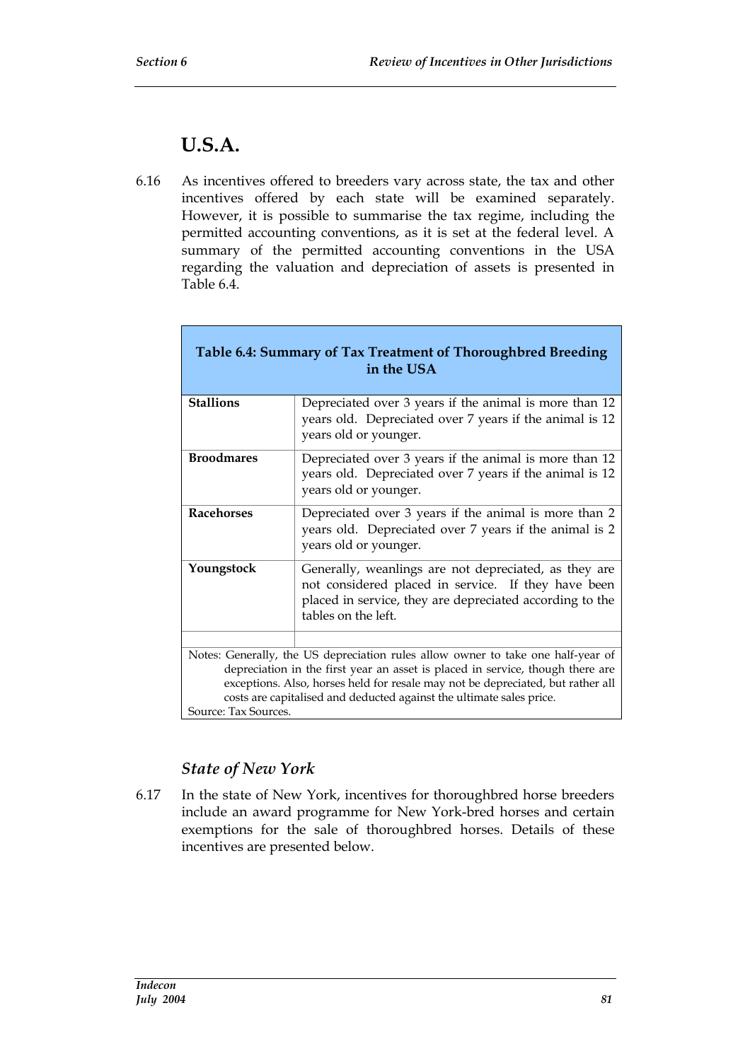## U.S.A.

6.16 As incentives offered to breeders vary across state, the tax and other incentives offered by each state will be examined separately. However, it is possible to summarise the tax regime, including the permitted accounting conventions, as it is set at the federal level. A summary of the permitted accounting conventions in the USA regarding the valuation and depreciation of assets is presented in Table 6.4.

**Table 6.4: Summary of Tax Treatment of Thoroughbred Breeding in the USA**

| | |
|---|---|
| **Stallions** | Depreciated over 3 years if the animal is more than 12 years old. Depreciated over 7 years if the animal is 12 years old or younger. |
| **Broodmares** | Depreciated over 3 years if the animal is more than 12 years old. Depreciated over 7 years if the animal is 12 years old or younger. |
| **Racehorses** | Depreciated over 3 years if the animal is more than 2 years old. Depreciated over 7 years if the animal is 2 years old or younger. |
| **Youngstock** | Generally, weanlings are not depreciated, as they are not considered placed in service. If they have been placed in service, they are depreciated according to the tables on the left. |

Notes: Generally, the US depreciation rules allow owner to take one half-year of depreciation in the first year an asset is placed in service, though there are exceptions. Also, horses held for resale may not be depreciated, but rather all costs are capitalised and deducted against the ultimate sales price.
Source: Tax Sources.

### *State of New York*

6.17 In the state of New York, incentives for thoroughbred horse breeders include an award programme for New York-bred horses and certain exemptions for the sale of thoroughbred horses. Details of these incentives are presented below.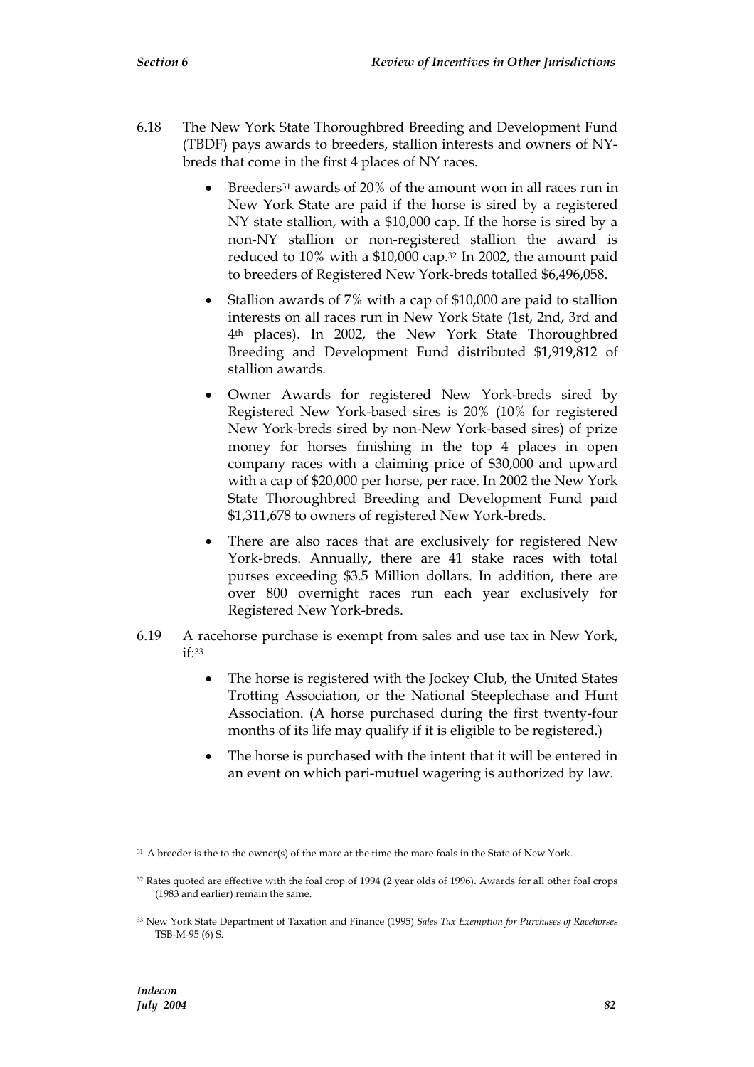6.18 The New York State Thoroughbred Breeding and Development Fund (TBDF) pays awards to breeders, stallion interests and owners of NY-breds that come in the first 4 places of NY races.

- Breeders[31] awards of 20% of the amount won in all races run in New York State are paid if the horse is sired by a registered NY state stallion, with a $10,000 cap. If the horse is sired by a non-NY stallion or non-registered stallion the award is reduced to 10% with a $10,000 cap.[32] In 2002, the amount paid to breeders of Registered New York-breds totalled $6,496,058.
- Stallion awards of 7% with a cap of $10,000 are paid to stallion interests on all races run in New York State (1st, 2nd, 3rd and 4th places). In 2002, the New York State Thoroughbred Breeding and Development Fund distributed $1,919,812 of stallion awards.
- Owner Awards for registered New York-breds sired by Registered New York-based sires is 20% (10% for registered New York-breds sired by non-New York-based sires) of prize money for horses finishing in the top 4 places in open company races with a claiming price of $30,000 and upward with a cap of $20,000 per horse, per race. In 2002 the New York State Thoroughbred Breeding and Development Fund paid $1,311,678 to owners of registered New York-breds.
- There are also races that are exclusively for registered New York-breds. Annually, there are 41 stake races with total purses exceeding $3.5 Million dollars. In addition, there are over 800 overnight races run each year exclusively for Registered New York-breds.

6.19 A racehorse purchase is exempt from sales and use tax in New York, if:[33]

- The horse is registered with the Jockey Club, the United States Trotting Association, or the National Steeplechase and Hunt Association. (A horse purchased during the first twenty-four months of its life may qualify if it is eligible to be registered.)
- The horse is purchased with the intent that it will be entered in an event on which pari-mutuel wagering is authorized by law.

---

[31] A breeder is the to the owner(s) of the mare at the time the mare foals in the State of New York.

[32] Rates quoted are effective with the foal crop of 1994 (2 year olds of 1996). Awards for all other foal crops (1983 and earlier) remain the same.

[33] New York State Department of Taxation and Finance (1995) *Sales Tax Exemption for Purchases of Racehorses* TSB-M-95 (6) S.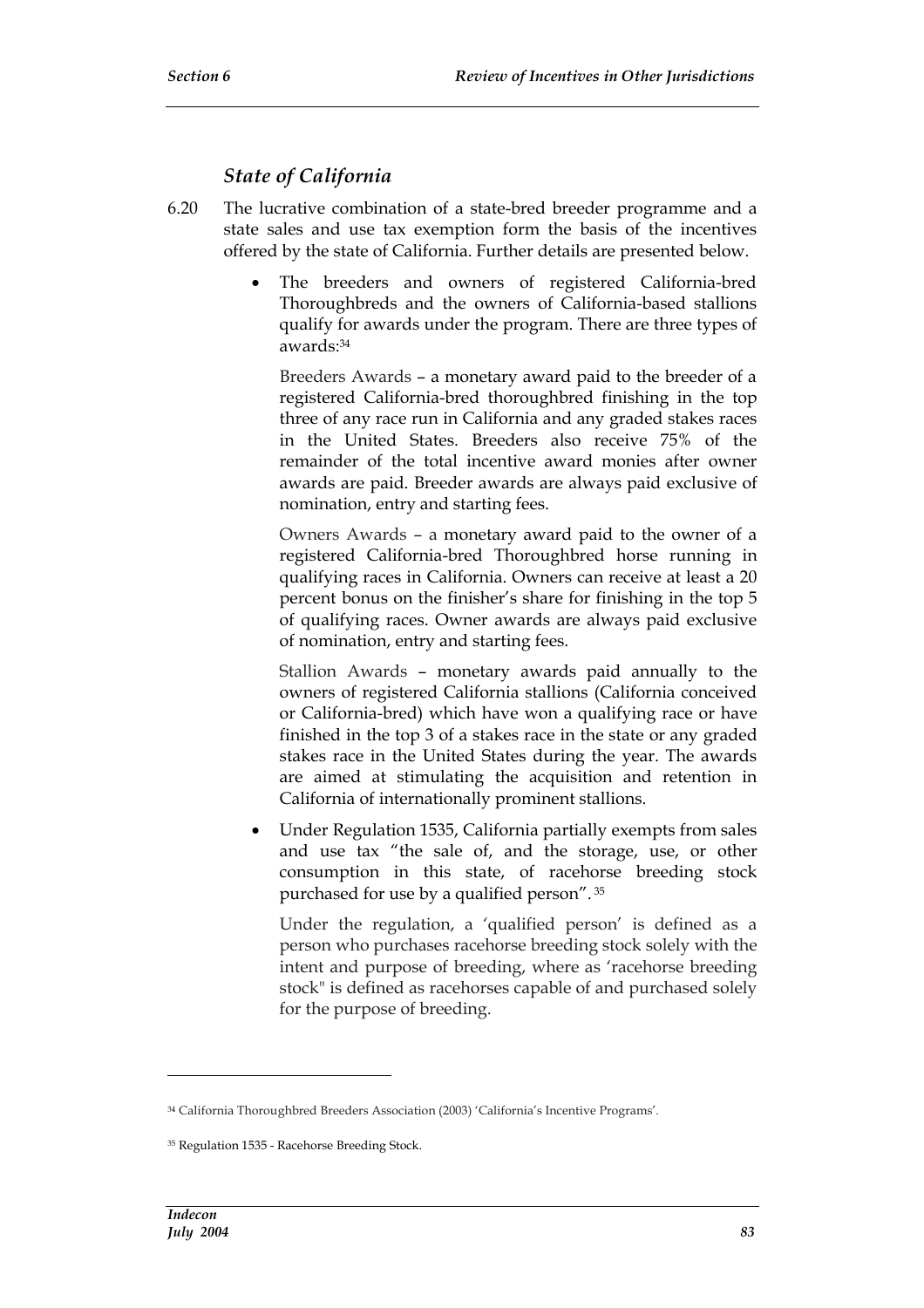### *State of California*

6.20 The lucrative combination of a state-bred breeder programme and a state sales and use tax exemption form the basis of the incentives offered by the state of California. Further details are presented below.

- The breeders and owners of registered California-bred Thoroughbreds and the owners of California-based stallions qualify for awards under the program. There are three types of awards:[34]

  Breeders Awards – a monetary award paid to the breeder of a registered California-bred thoroughbred finishing in the top three of any race run in California and any graded stakes races in the United States. Breeders also receive 75% of the remainder of the total incentive award monies after owner awards are paid. Breeder awards are always paid exclusive of nomination, entry and starting fees.

  Owners Awards – a monetary award paid to the owner of a registered California-bred Thoroughbred horse running in qualifying races in California. Owners can receive at least a 20 percent bonus on the finisher's share for finishing in the top 5 of qualifying races. Owner awards are always paid exclusive of nomination, entry and starting fees.

  Stallion Awards – monetary awards paid annually to the owners of registered California stallions (California conceived or California-bred) which have won a qualifying race or have finished in the top 3 of a stakes race in the state or any graded stakes race in the United States during the year. The awards are aimed at stimulating the acquisition and retention in California of internationally prominent stallions.

- Under Regulation 1535, California partially exempts from sales and use tax "the sale of, and the storage, use, or other consumption in this state, of racehorse breeding stock purchased for use by a qualified person".[35]

  Under the regulation, a 'qualified person' is defined as a person who purchases racehorse breeding stock solely with the intent and purpose of breeding, where as 'racehorse breeding stock" is defined as racehorses capable of and purchased solely for the purpose of breeding.

---

[34] California Thoroughbred Breeders Association (2003) 'California's Incentive Programs'.

[35] Regulation 1535 - Racehorse Breeding Stock.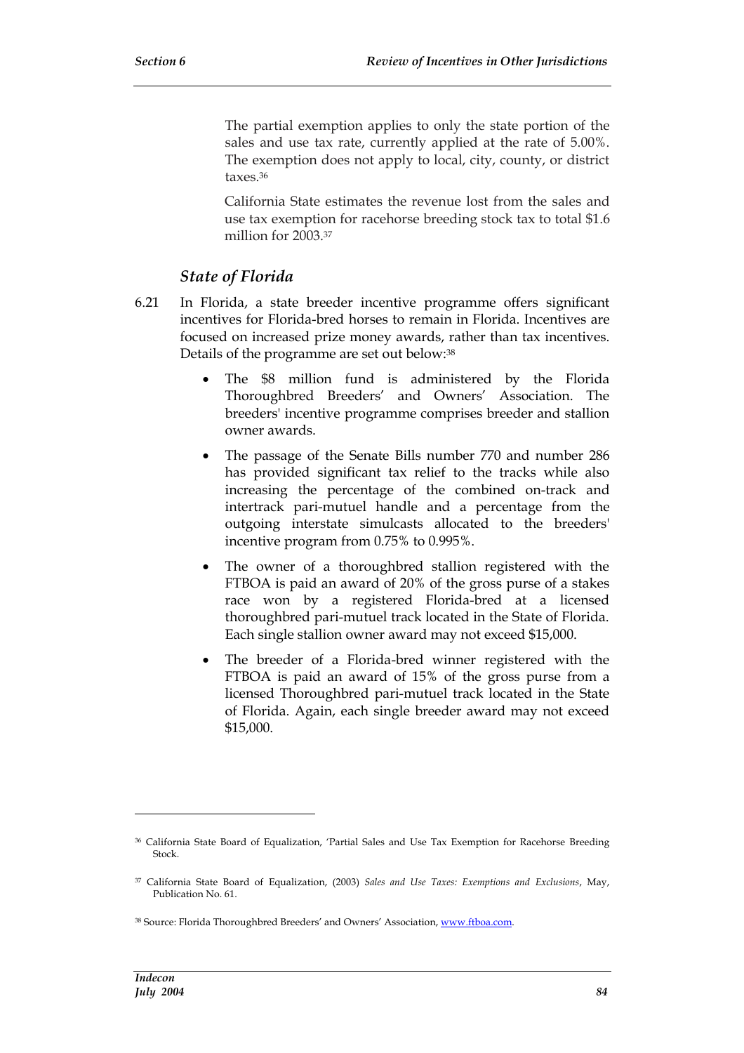The partial exemption applies to only the state portion of the sales and use tax rate, currently applied at the rate of 5.00%. The exemption does not apply to local, city, county, or district taxes.[36]

California State estimates the revenue lost from the sales and use tax exemption for racehorse breeding stock tax to total $1.6 million for 2003.[37]

### *State of Florida*

6.21 In Florida, a state breeder incentive programme offers significant incentives for Florida-bred horses to remain in Florida. Incentives are focused on increased prize money awards, rather than tax incentives. Details of the programme are set out below:[38]

- The $8 million fund is administered by the Florida Thoroughbred Breeders' and Owners' Association. The breeders' incentive programme comprises breeder and stallion owner awards.
- The passage of the Senate Bills number 770 and number 286 has provided significant tax relief to the tracks while also increasing the percentage of the combined on-track and intertrack pari-mutuel handle and a percentage from the outgoing interstate simulcasts allocated to the breeders' incentive program from 0.75% to 0.995%.
- The owner of a thoroughbred stallion registered with the FTBOA is paid an award of 20% of the gross purse of a stakes race won by a registered Florida-bred at a licensed thoroughbred pari-mutuel track located in the State of Florida. Each single stallion owner award may not exceed $15,000.
- The breeder of a Florida-bred winner registered with the FTBOA is paid an award of 15% of the gross purse from a licensed Thoroughbred pari-mutuel track located in the State of Florida. Again, each single breeder award may not exceed $15,000.

---

[36] California State Board of Equalization, 'Partial Sales and Use Tax Exemption for Racehorse Breeding Stock.

[37] California State Board of Equalization, (2003) *Sales and Use Taxes: Exemptions and Exclusions*, May, Publication No. 61.

[38] Source: Florida Thoroughbred Breeders' and Owners' Association, www.ftboa.com.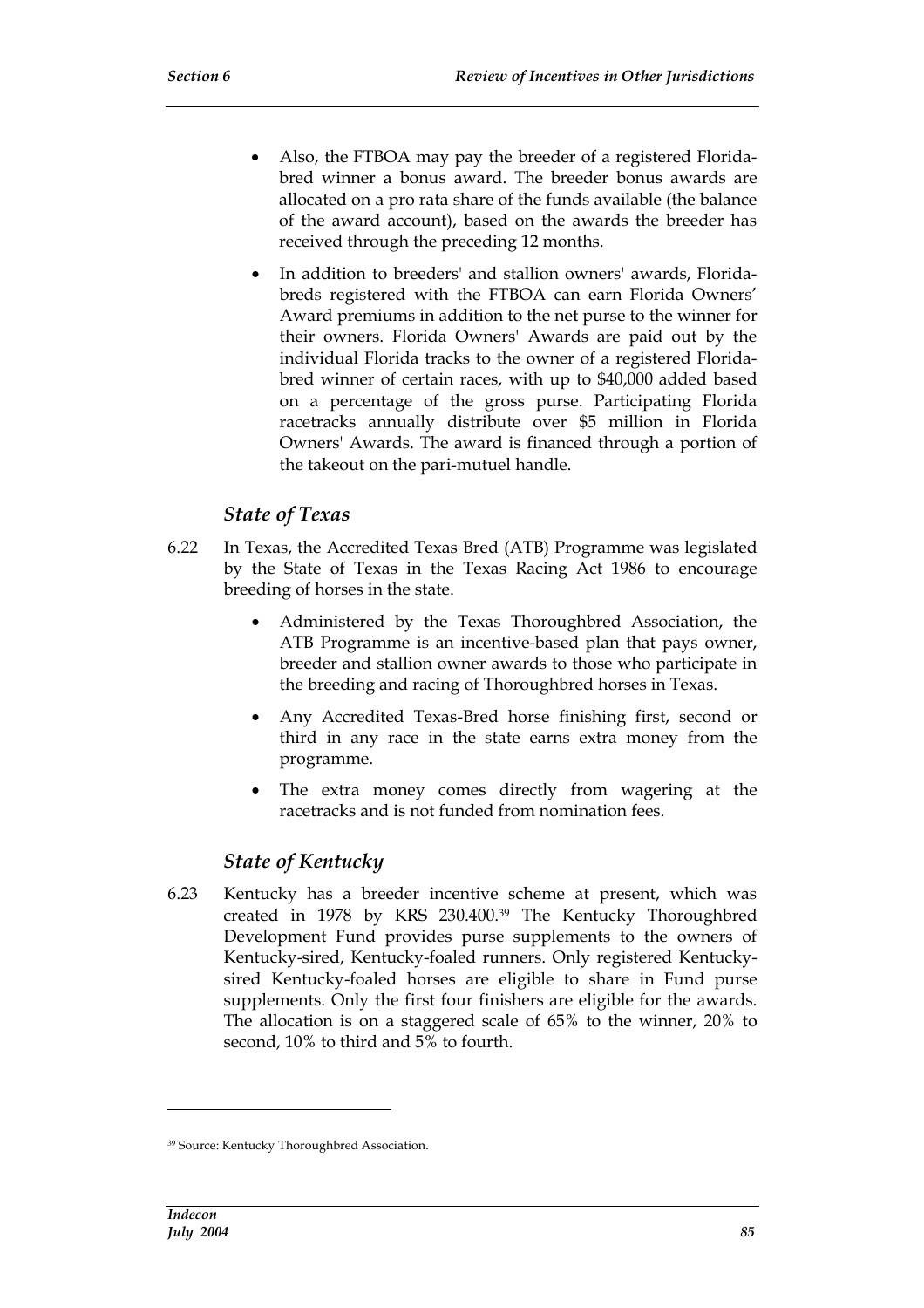- Also, the FTBOA may pay the breeder of a registered Florida-bred winner a bonus award. The breeder bonus awards are allocated on a pro rata share of the funds available (the balance of the award account), based on the awards the breeder has received through the preceding 12 months.
- In addition to breeders' and stallion owners' awards, Florida-breds registered with the FTBOA can earn Florida Owners' Award premiums in addition to the net purse to the winner for their owners. Florida Owners' Awards are paid out by the individual Florida tracks to the owner of a registered Florida-bred winner of certain races, with up to $40,000 added based on a percentage of the gross purse. Participating Florida racetracks annually distribute over $5 million in Florida Owners' Awards. The award is financed through a portion of the takeout on the pari-mutuel handle.

### *State of Texas*

6.22 In Texas, the Accredited Texas Bred (ATB) Programme was legislated by the State of Texas in the Texas Racing Act 1986 to encourage breeding of horses in the state.

- Administered by the Texas Thoroughbred Association, the ATB Programme is an incentive-based plan that pays owner, breeder and stallion owner awards to those who participate in the breeding and racing of Thoroughbred horses in Texas.
- Any Accredited Texas-Bred horse finishing first, second or third in any race in the state earns extra money from the programme.
- The extra money comes directly from wagering at the racetracks and is not funded from nomination fees.

### *State of Kentucky*

6.23 Kentucky has a breeder incentive scheme at present, which was created in 1978 by KRS 230.400.[39] The Kentucky Thoroughbred Development Fund provides purse supplements to the owners of Kentucky-sired, Kentucky-foaled runners. Only registered Kentucky-sired Kentucky-foaled horses are eligible to share in Fund purse supplements. Only the first four finishers are eligible for the awards. The allocation is on a staggered scale of 65% to the winner, 20% to second, 10% to third and 5% to fourth.

[39] Source: Kentucky Thoroughbred Association.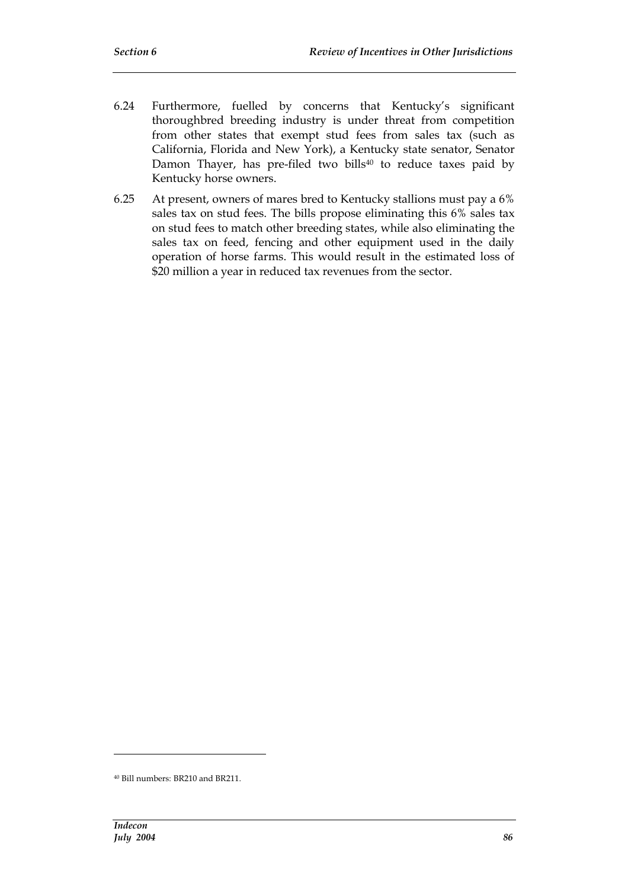6.24 Furthermore, fuelled by concerns that Kentucky's significant thoroughbred breeding industry is under threat from competition from other states that exempt stud fees from sales tax (such as California, Florida and New York), a Kentucky state senator, Senator Damon Thayer, has pre-filed two bills[40] to reduce taxes paid by Kentucky horse owners.

6.25 At present, owners of mares bred to Kentucky stallions must pay a 6% sales tax on stud fees. The bills propose eliminating this 6% sales tax on stud fees to match other breeding states, while also eliminating the sales tax on feed, fencing and other equipment used in the daily operation of horse farms. This would result in the estimated loss of $20 million a year in reduced tax revenues from the sector.

---

[40] Bill numbers: BR210 and BR211.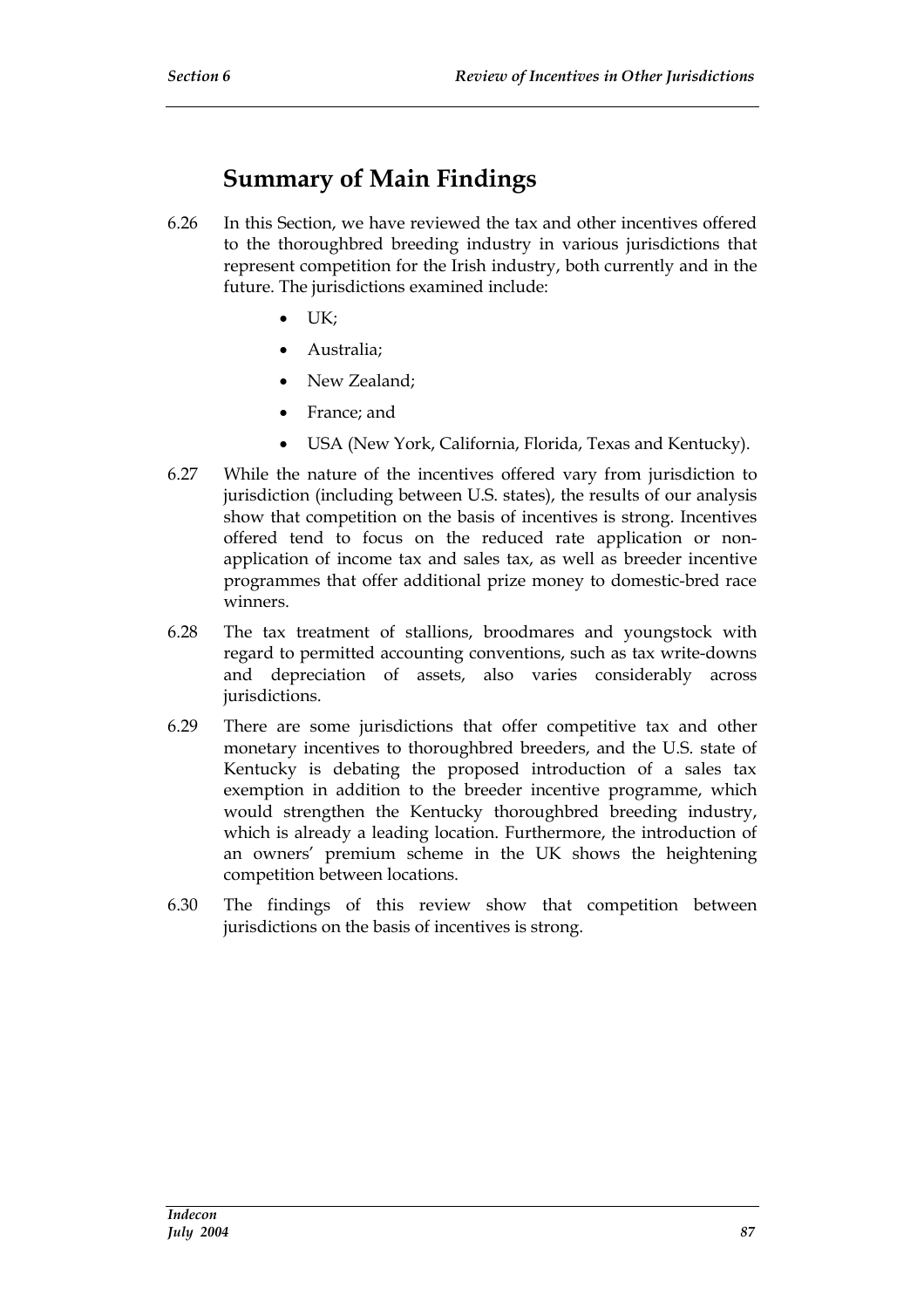## Summary of Main Findings

6.26 In this Section, we have reviewed the tax and other incentives offered to the thoroughbred breeding industry in various jurisdictions that represent competition for the Irish industry, both currently and in the future. The jurisdictions examined include:

- UK;
- Australia;
- New Zealand;
- France; and
- USA (New York, California, Florida, Texas and Kentucky).

6.27 While the nature of the incentives offered vary from jurisdiction to jurisdiction (including between U.S. states), the results of our analysis show that competition on the basis of incentives is strong. Incentives offered tend to focus on the reduced rate application or non-application of income tax and sales tax, as well as breeder incentive programmes that offer additional prize money to domestic-bred race winners.

6.28 The tax treatment of stallions, broodmares and youngstock with regard to permitted accounting conventions, such as tax write-downs and depreciation of assets, also varies considerably across jurisdictions.

6.29 There are some jurisdictions that offer competitive tax and other monetary incentives to thoroughbred breeders, and the U.S. state of Kentucky is debating the proposed introduction of a sales tax exemption in addition to the breeder incentive programme, which would strengthen the Kentucky thoroughbred breeding industry, which is already a leading location. Furthermore, the introduction of an owners' premium scheme in the UK shows the heightening competition between locations.

6.30 The findings of this review show that competition between jurisdictions on the basis of incentives is strong.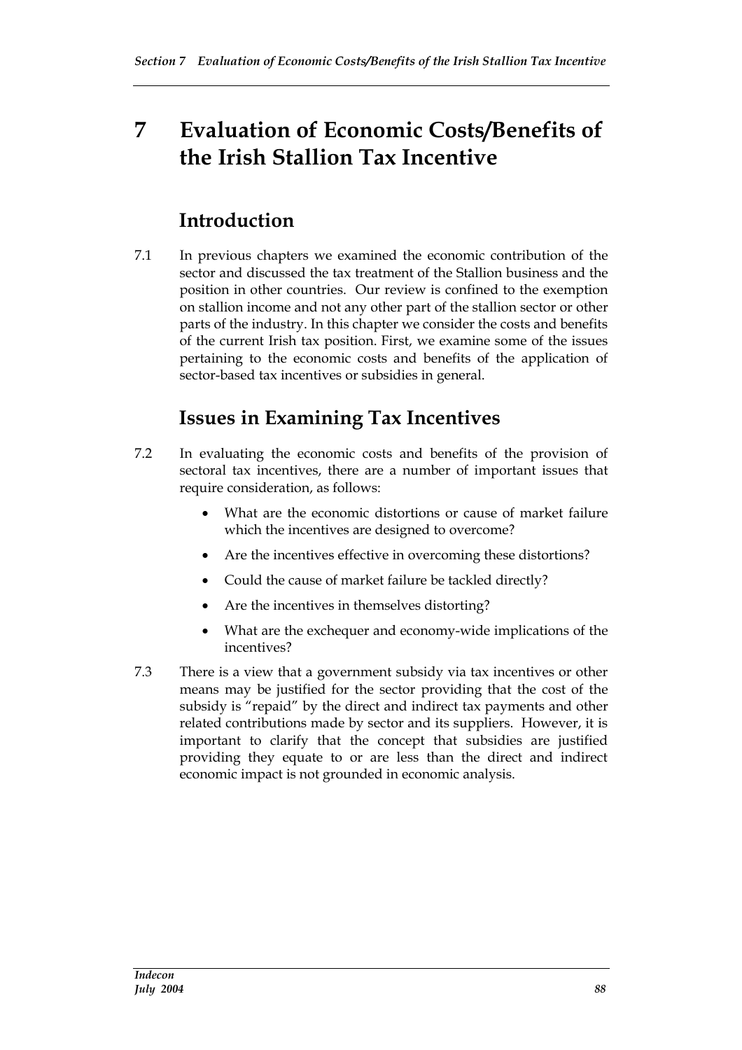# 7 Evaluation of Economic Costs/Benefits of the Irish Stallion Tax Incentive

## Introduction

7.1 In previous chapters we examined the economic contribution of the sector and discussed the tax treatment of the Stallion business and the position in other countries. Our review is confined to the exemption on stallion income and not any other part of the stallion sector or other parts of the industry. In this chapter we consider the costs and benefits of the current Irish tax position. First, we examine some of the issues pertaining to the economic costs and benefits of the application of sector-based tax incentives or subsidies in general.

## Issues in Examining Tax Incentives

7.2 In evaluating the economic costs and benefits of the provision of sectoral tax incentives, there are a number of important issues that require consideration, as follows:

- What are the economic distortions or cause of market failure which the incentives are designed to overcome?
- Are the incentives effective in overcoming these distortions?
- Could the cause of market failure be tackled directly?
- Are the incentives in themselves distorting?
- What are the exchequer and economy-wide implications of the incentives?

7.3 There is a view that a government subsidy via tax incentives or other means may be justified for the sector providing that the cost of the subsidy is "repaid" by the direct and indirect tax payments and other related contributions made by sector and its suppliers. However, it is important to clarify that the concept that subsidies are justified providing they equate to or are less than the direct and indirect economic impact is not grounded in economic analysis.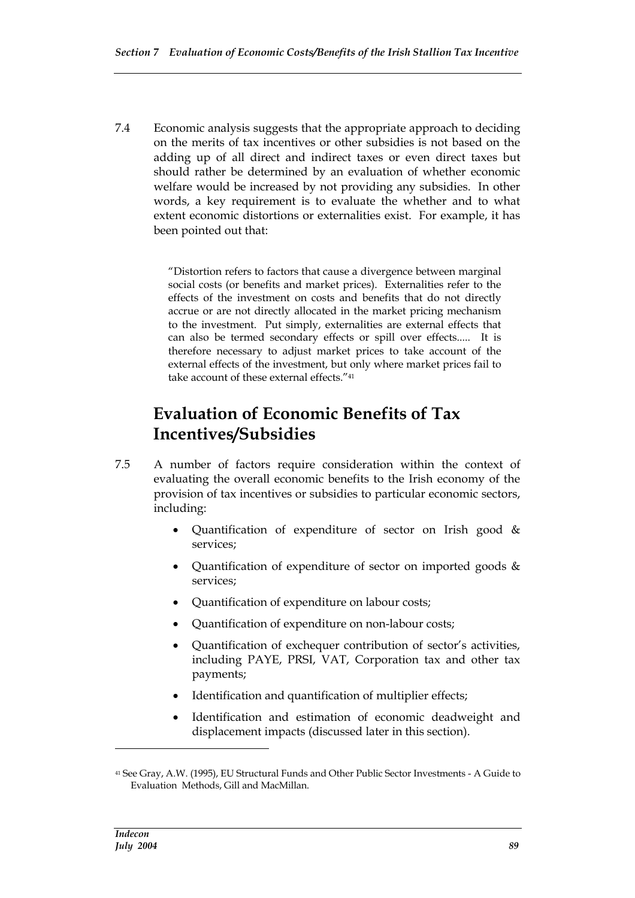7.4 Economic analysis suggests that the appropriate approach to deciding on the merits of tax incentives or other subsidies is not based on the adding up of all direct and indirect taxes or even direct taxes but should rather be determined by an evaluation of whether economic welfare would be increased by not providing any subsidies. In other words, a key requirement is to evaluate the whether and to what extent economic distortions or externalities exist. For example, it has been pointed out that:

> "Distortion refers to factors that cause a divergence between marginal social costs (or benefits and market prices). Externalities refer to the effects of the investment on costs and benefits that do not directly accrue or are not directly allocated in the market pricing mechanism to the investment. Put simply, externalities are external effects that can also be termed secondary effects or spill over effects..... It is therefore necessary to adjust market prices to take account of the external effects of the investment, but only where market prices fail to take account of these external effects."[41]

## Evaluation of Economic Benefits of Tax Incentives/Subsidies

7.5 A number of factors require consideration within the context of evaluating the overall economic benefits to the Irish economy of the provision of tax incentives or subsidies to particular economic sectors, including:

- Quantification of expenditure of sector on Irish good & services;
- Quantification of expenditure of sector on imported goods & services;
- Quantification of expenditure on labour costs;
- Quantification of expenditure on non-labour costs;
- Quantification of exchequer contribution of sector's activities, including PAYE, PRSI, VAT, Corporation tax and other tax payments;
- Identification and quantification of multiplier effects;
- Identification and estimation of economic deadweight and displacement impacts (discussed later in this section).

[41] See Gray, A.W. (1995), EU Structural Funds and Other Public Sector Investments - A Guide to Evaluation Methods, Gill and MacMillan.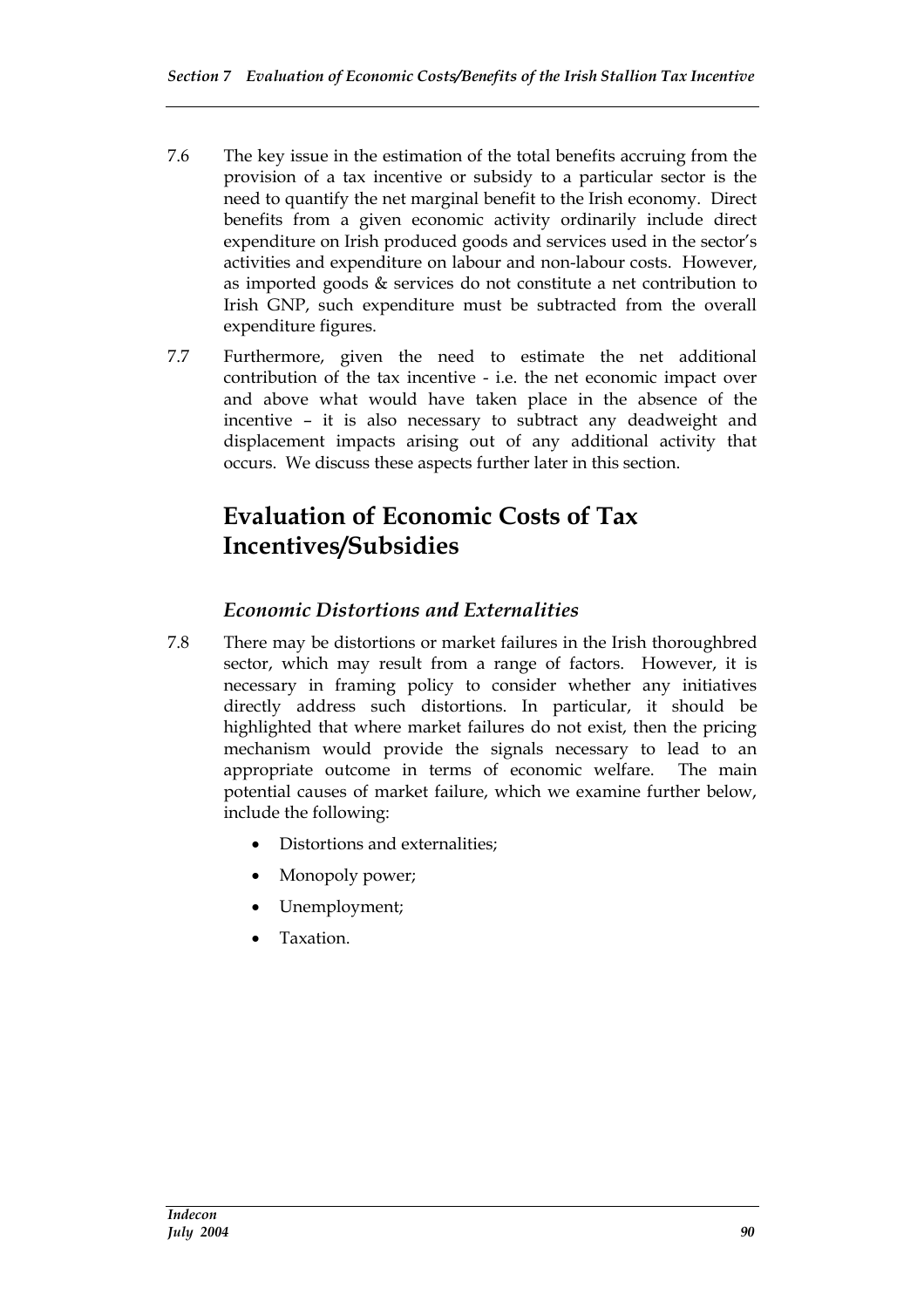7.6 The key issue in the estimation of the total benefits accruing from the provision of a tax incentive or subsidy to a particular sector is the need to quantify the net marginal benefit to the Irish economy. Direct benefits from a given economic activity ordinarily include direct expenditure on Irish produced goods and services used in the sector's activities and expenditure on labour and non-labour costs. However, as imported goods & services do not constitute a net contribution to Irish GNP, such expenditure must be subtracted from the overall expenditure figures.

7.7 Furthermore, given the need to estimate the net additional contribution of the tax incentive - i.e. the net economic impact over and above what would have taken place in the absence of the incentive – it is also necessary to subtract any deadweight and displacement impacts arising out of any additional activity that occurs. We discuss these aspects further later in this section.

## Evaluation of Economic Costs of Tax Incentives/Subsidies

### *Economic Distortions and Externalities*

7.8 There may be distortions or market failures in the Irish thoroughbred sector, which may result from a range of factors. However, it is necessary in framing policy to consider whether any initiatives directly address such distortions. In particular, it should be highlighted that where market failures do not exist, then the pricing mechanism would provide the signals necessary to lead to an appropriate outcome in terms of economic welfare. The main potential causes of market failure, which we examine further below, include the following:

- Distortions and externalities;
- Monopoly power;
- Unemployment;
- Taxation.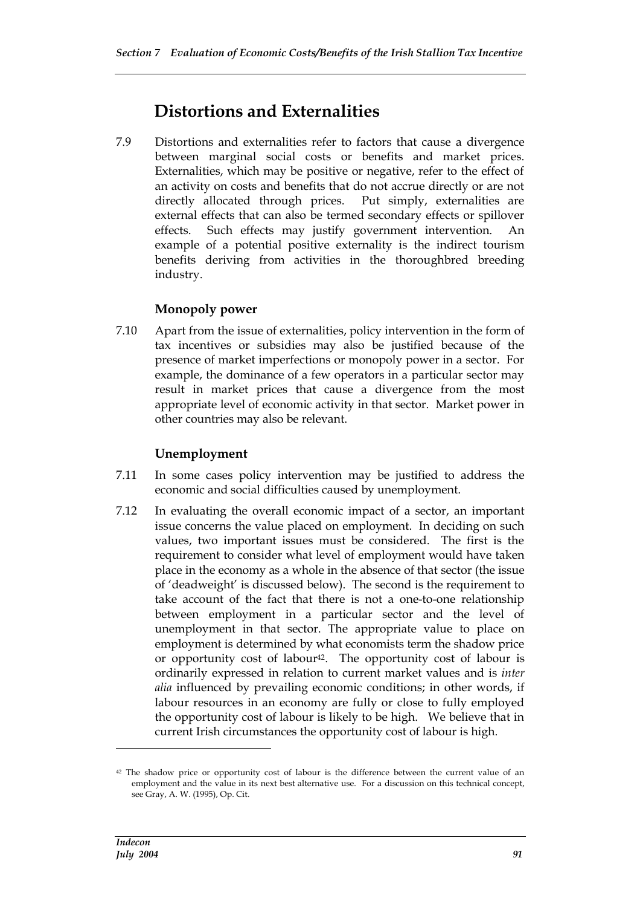## Distortions and Externalities

7.9 Distortions and externalities refer to factors that cause a divergence between marginal social costs or benefits and market prices. Externalities, which may be positive or negative, refer to the effect of an activity on costs and benefits that do not accrue directly or are not directly allocated through prices. Put simply, externalities are external effects that can also be termed secondary effects or spillover effects. Such effects may justify government intervention. An example of a potential positive externality is the indirect tourism benefits deriving from activities in the thoroughbred breeding industry.

### Monopoly power

7.10 Apart from the issue of externalities, policy intervention in the form of tax incentives or subsidies may also be justified because of the presence of market imperfections or monopoly power in a sector. For example, the dominance of a few operators in a particular sector may result in market prices that cause a divergence from the most appropriate level of economic activity in that sector. Market power in other countries may also be relevant.

### Unemployment

7.11 In some cases policy intervention may be justified to address the economic and social difficulties caused by unemployment.

7.12 In evaluating the overall economic impact of a sector, an important issue concerns the value placed on employment. In deciding on such values, two important issues must be considered. The first is the requirement to consider what level of employment would have taken place in the economy as a whole in the absence of that sector (the issue of 'deadweight' is discussed below). The second is the requirement to take account of the fact that there is not a one-to-one relationship between employment in a particular sector and the level of unemployment in that sector. The appropriate value to place on employment is determined by what economists term the shadow price or opportunity cost of labour[42]. The opportunity cost of labour is ordinarily expressed in relation to current market values and is *inter alia* influenced by prevailing economic conditions; in other words, if labour resources in an economy are fully or close to fully employed the opportunity cost of labour is likely to be high. We believe that in current Irish circumstances the opportunity cost of labour is high.

---

[42] The shadow price or opportunity cost of labour is the difference between the current value of an employment and the value in its next best alternative use. For a discussion on this technical concept, see Gray, A. W. (1995), Op. Cit.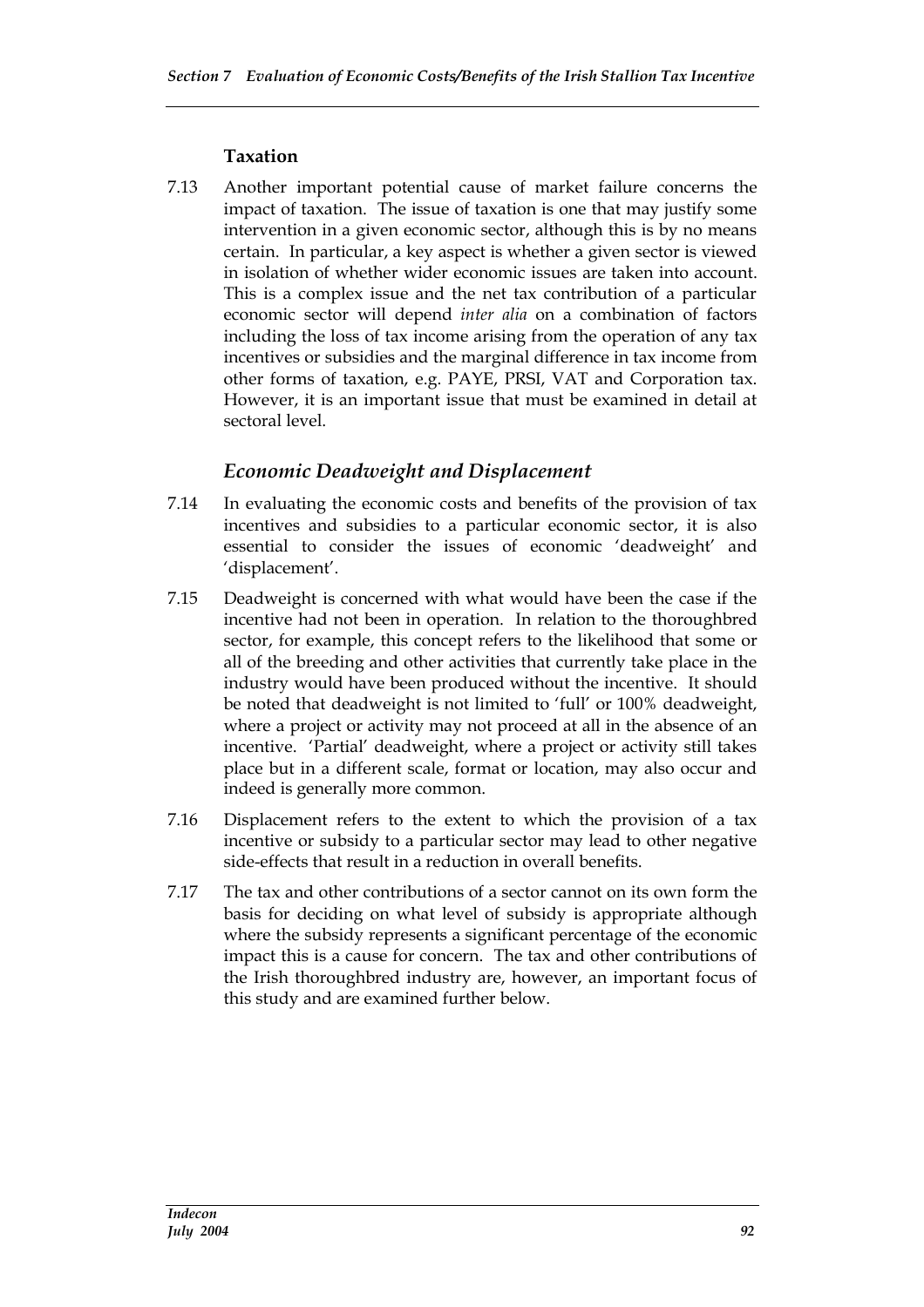### Taxation

7.13 Another important potential cause of market failure concerns the impact of taxation. The issue of taxation is one that may justify some intervention in a given economic sector, although this is by no means certain. In particular, a key aspect is whether a given sector is viewed in isolation of whether wider economic issues are taken into account. This is a complex issue and the net tax contribution of a particular economic sector will depend *inter alia* on a combination of factors including the loss of tax income arising from the operation of any tax incentives or subsidies and the marginal difference in tax income from other forms of taxation, e.g. PAYE, PRSI, VAT and Corporation tax. However, it is an important issue that must be examined in detail at sectoral level.

## *Economic Deadweight and Displacement*

7.14 In evaluating the economic costs and benefits of the provision of tax incentives and subsidies to a particular economic sector, it is also essential to consider the issues of economic 'deadweight' and 'displacement'.

7.15 Deadweight is concerned with what would have been the case if the incentive had not been in operation. In relation to the thoroughbred sector, for example, this concept refers to the likelihood that some or all of the breeding and other activities that currently take place in the industry would have been produced without the incentive. It should be noted that deadweight is not limited to 'full' or 100% deadweight, where a project or activity may not proceed at all in the absence of an incentive. 'Partial' deadweight, where a project or activity still takes place but in a different scale, format or location, may also occur and indeed is generally more common.

7.16 Displacement refers to the extent to which the provision of a tax incentive or subsidy to a particular sector may lead to other negative side-effects that result in a reduction in overall benefits.

7.17 The tax and other contributions of a sector cannot on its own form the basis for deciding on what level of subsidy is appropriate although where the subsidy represents a significant percentage of the economic impact this is a cause for concern. The tax and other contributions of the Irish thoroughbred industry are, however, an important focus of this study and are examined further below.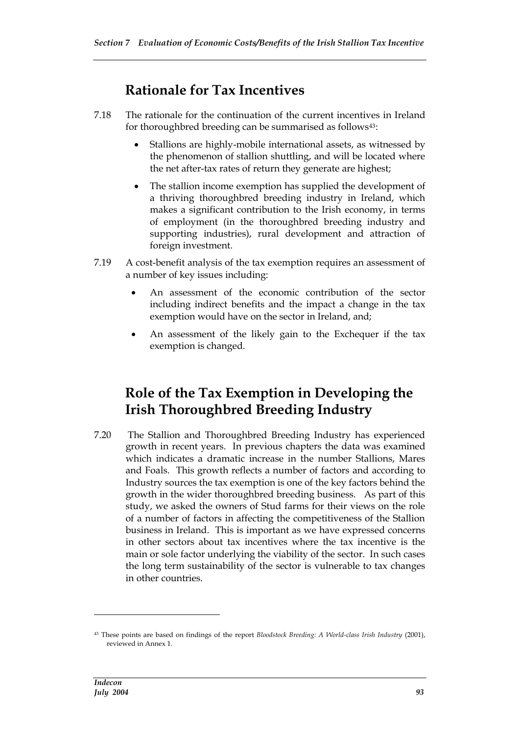## Rationale for Tax Incentives

7.18 The rationale for the continuation of the current incentives in Ireland for thoroughbred breeding can be summarised as follows[43]:

- Stallions are highly-mobile international assets, as witnessed by the phenomenon of stallion shuttling, and will be located where the net after-tax rates of return they generate are highest;
- The stallion income exemption has supplied the development of a thriving thoroughbred breeding industry in Ireland, which makes a significant contribution to the Irish economy, in terms of employment (in the thoroughbred breeding industry and supporting industries), rural development and attraction of foreign investment.

7.19 A cost-benefit analysis of the tax exemption requires an assessment of a number of key issues including:

- An assessment of the economic contribution of the sector including indirect benefits and the impact a change in the tax exemption would have on the sector in Ireland, and;
- An assessment of the likely gain to the Exchequer if the tax exemption is changed.

## Role of the Tax Exemption in Developing the Irish Thoroughbred Breeding Industry

7.20 The Stallion and Thoroughbred Breeding Industry has experienced growth in recent years. In previous chapters the data was examined which indicates a dramatic increase in the number Stallions, Mares and Foals. This growth reflects a number of factors and according to Industry sources the tax exemption is one of the key factors behind the growth in the wider thoroughbred breeding business. As part of this study, we asked the owners of Stud farms for their views on the role of a number of factors in affecting the competitiveness of the Stallion business in Ireland. This is important as we have expressed concerns in other sectors about tax incentives where the tax incentive is the main or sole factor underlying the viability of the sector. In such cases the long term sustainability of the sector is vulnerable to tax changes in other countries.

[43] These points are based on findings of the report *Bloodstock Breeding: A World-class Irish Industry* (2001), reviewed in Annex 1.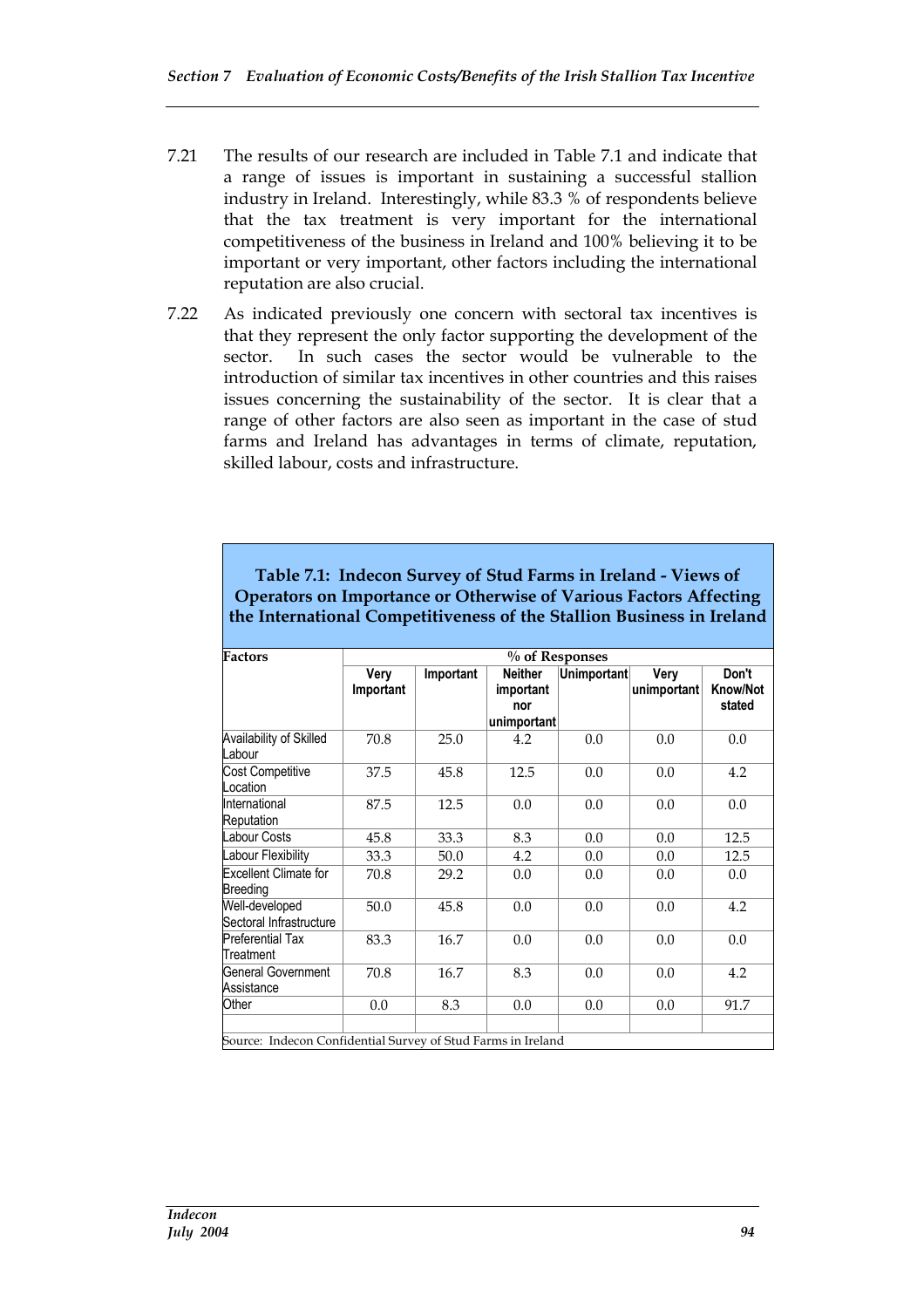7.21 The results of our research are included in Table 7.1 and indicate that a range of issues is important in sustaining a successful stallion industry in Ireland. Interestingly, while 83.3 % of respondents believe that the tax treatment is very important for the international competitiveness of the business in Ireland and 100% believing it to be important or very important, other factors including the international reputation are also crucial.

7.22 As indicated previously one concern with sectoral tax incentives is that they represent the only factor supporting the development of the sector. In such cases the sector would be vulnerable to the introduction of similar tax incentives in other countries and this raises issues concerning the sustainability of the sector. It is clear that a range of other factors are also seen as important in the case of stud farms and Ireland has advantages in terms of climate, reputation, skilled labour, costs and infrastructure.

**Table 7.1: Indecon Survey of Stud Farms in Ireland - Views of Operators on Importance or Otherwise of Various Factors Affecting the International Competitiveness of the Stallion Business in Ireland**

| Factors | % of Responses | | | | | |
|---|---|---|---|---|---|---|
| | Very Important | Important | Neither important nor unimportant | Unimportant | Very unimportant | Don't Know/Not stated |
| Availability of Skilled Labour | 70.8 | 25.0 | 4.2 | 0.0 | 0.0 | 0.0 |
| Cost Competitive Location | 37.5 | 45.8 | 12.5 | 0.0 | 0.0 | 4.2 |
| International Reputation | 87.5 | 12.5 | 0.0 | 0.0 | 0.0 | 0.0 |
| Labour Costs | 45.8 | 33.3 | 8.3 | 0.0 | 0.0 | 12.5 |
| Labour Flexibility | 33.3 | 50.0 | 4.2 | 0.0 | 0.0 | 12.5 |
| Excellent Climate for Breeding | 70.8 | 29.2 | 0.0 | 0.0 | 0.0 | 0.0 |
| Well-developed Sectoral Infrastructure | 50.0 | 45.8 | 0.0 | 0.0 | 0.0 | 4.2 |
| Preferential Tax Treatment | 83.3 | 16.7 | 0.0 | 0.0 | 0.0 | 0.0 |
| General Government Assistance | 70.8 | 16.7 | 8.3 | 0.0 | 0.0 | 4.2 |
| Other | 0.0 | 8.3 | 0.0 | 0.0 | 0.0 | 91.7 |

Source: Indecon Confidential Survey of Stud Farms in Ireland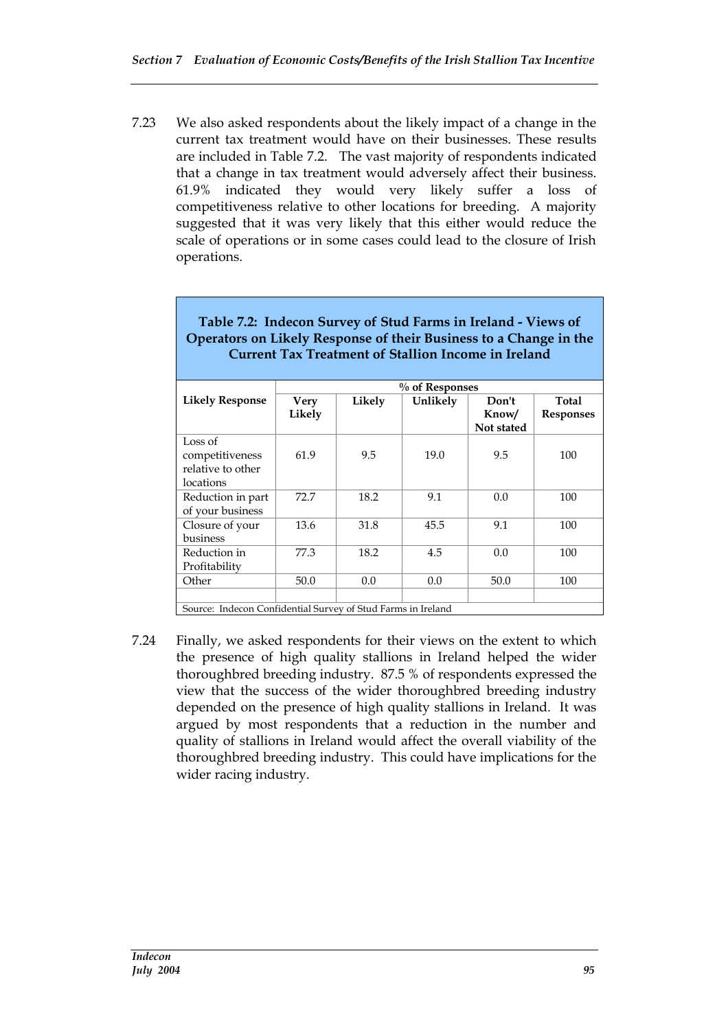7.23 We also asked respondents about the likely impact of a change in the current tax treatment would have on their businesses. These results are included in Table 7.2. The vast majority of respondents indicated that a change in tax treatment would adversely affect their business. 61.9% indicated they would very likely suffer a loss of competitiveness relative to other locations for breeding. A majority suggested that it was very likely that this either would reduce the scale of operations or in some cases could lead to the closure of Irish operations.

**Table 7.2: Indecon Survey of Stud Farms in Ireland - Views of Operators on Likely Response of their Business to a Change in the Current Tax Treatment of Stallion Income in Ireland**

| Likely Response | % of Responses | | | | |
|---|---|---|---|---|---|
| | Very Likely | Likely | Unlikely | Don't Know/ Not stated | Total Responses |
| Loss of competitiveness relative to other locations | 61.9 | 9.5 | 19.0 | 9.5 | 100 |
| Reduction in part of your business | 72.7 | 18.2 | 9.1 | 0.0 | 100 |
| Closure of your business | 13.6 | 31.8 | 45.5 | 9.1 | 100 |
| Reduction in Profitability | 77.3 | 18.2 | 4.5 | 0.0 | 100 |
| Other | 50.0 | 0.0 | 0.0 | 50.0 | 100 |

Source: Indecon Confidential Survey of Stud Farms in Ireland

7.24 Finally, we asked respondents for their views on the extent to which the presence of high quality stallions in Ireland helped the wider thoroughbred breeding industry. 87.5 % of respondents expressed the view that the success of the wider thoroughbred breeding industry depended on the presence of high quality stallions in Ireland. It was argued by most respondents that a reduction in the number and quality of stallions in Ireland would affect the overall viability of the thoroughbred breeding industry. This could have implications for the wider racing industry.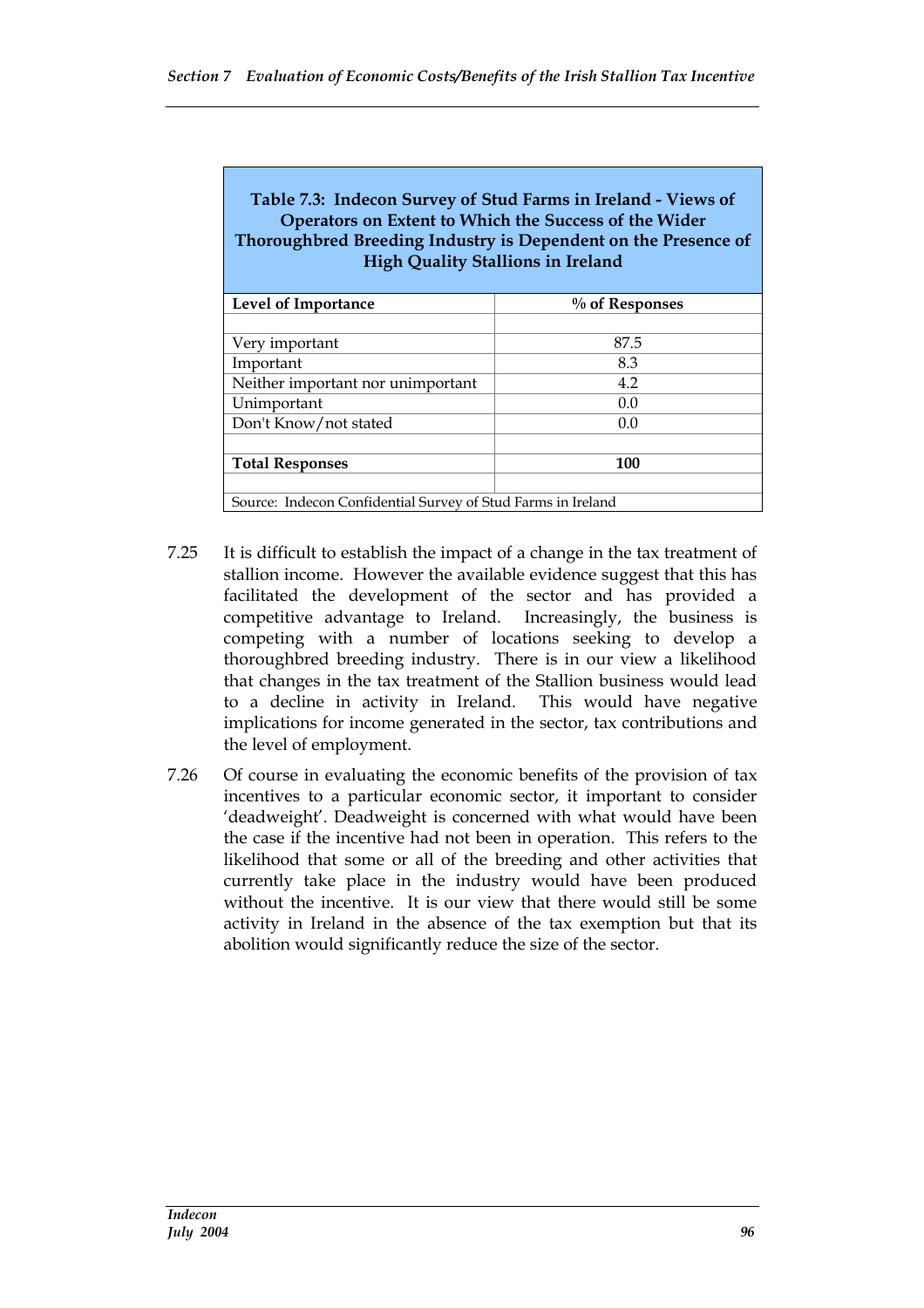**Table 7.3: Indecon Survey of Stud Farms in Ireland - Views of Operators on Extent to Which the Success of the Wider Thoroughbred Breeding Industry is Dependent on the Presence of High Quality Stallions in Ireland**

| Level of Importance | % of Responses |
|---|---|
| | |
| Very important | 87.5 |
| Important | 8.3 |
| Neither important nor unimportant | 4.2 |
| Unimportant | 0.0 |
| Don't Know/not stated | 0.0 |
| | |
| **Total Responses** | **100** |
| | |

Source: Indecon Confidential Survey of Stud Farms in Ireland

7.25 It is difficult to establish the impact of a change in the tax treatment of stallion income. However the available evidence suggest that this has facilitated the development of the sector and has provided a competitive advantage to Ireland. Increasingly, the business is competing with a number of locations seeking to develop a thoroughbred breeding industry. There is in our view a likelihood that changes in the tax treatment of the Stallion business would lead to a decline in activity in Ireland. This would have negative implications for income generated in the sector, tax contributions and the level of employment.

7.26 Of course in evaluating the economic benefits of the provision of tax incentives to a particular economic sector, it important to consider 'deadweight'. Deadweight is concerned with what would have been the case if the incentive had not been in operation. This refers to the likelihood that some or all of the breeding and other activities that currently take place in the industry would have been produced without the incentive. It is our view that there would still be some activity in Ireland in the absence of the tax exemption but that its abolition would significantly reduce the size of the sector.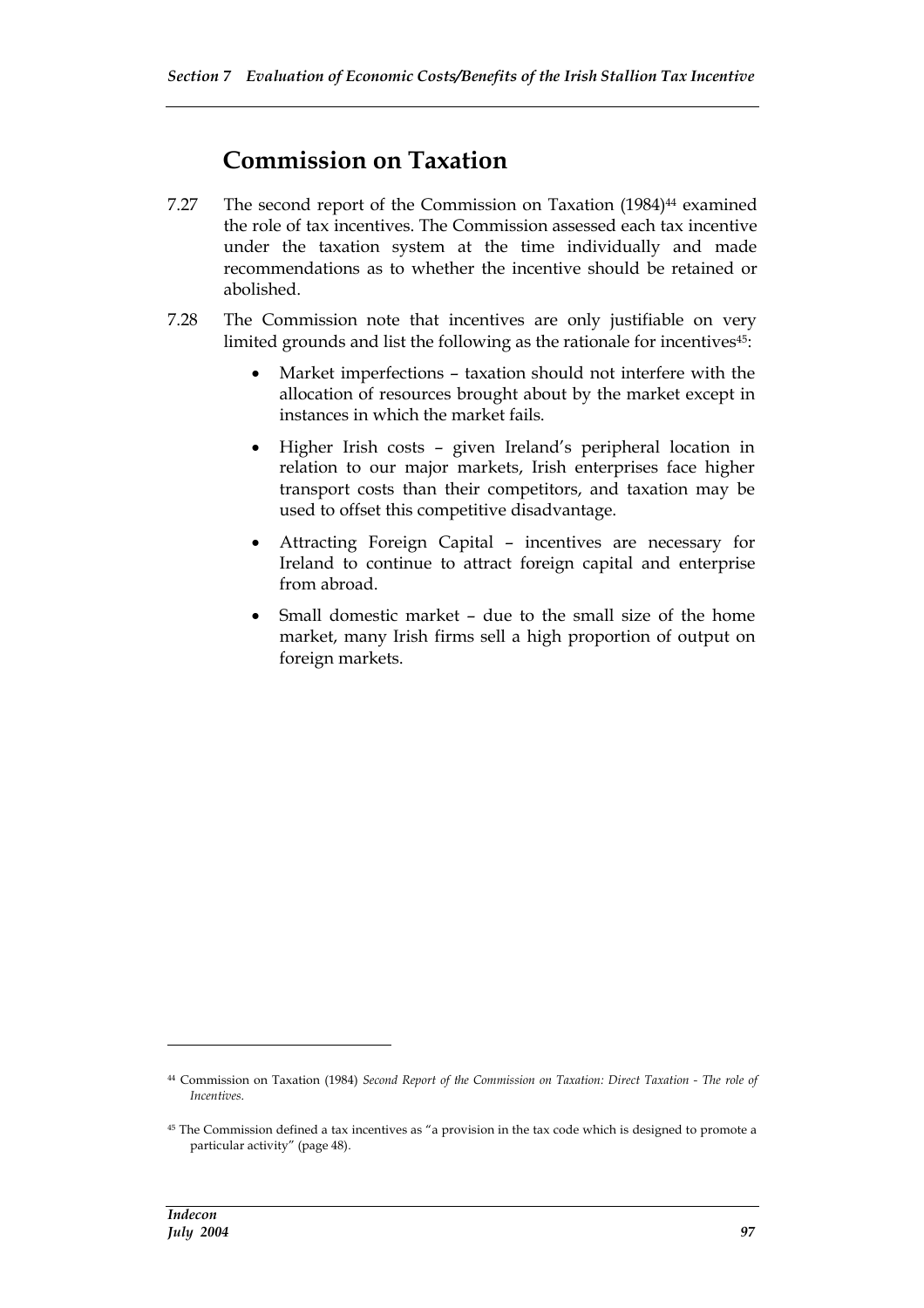## Commission on Taxation

7.27 The second report of the Commission on Taxation (1984)[44] examined the role of tax incentives. The Commission assessed each tax incentive under the taxation system at the time individually and made recommendations as to whether the incentive should be retained or abolished.

7.28 The Commission note that incentives are only justifiable on very limited grounds and list the following as the rationale for incentives[45]:

- Market imperfections – taxation should not interfere with the allocation of resources brought about by the market except in instances in which the market fails.
- Higher Irish costs – given Ireland's peripheral location in relation to our major markets, Irish enterprises face higher transport costs than their competitors, and taxation may be used to offset this competitive disadvantage.
- Attracting Foreign Capital – incentives are necessary for Ireland to continue to attract foreign capital and enterprise from abroad.
- Small domestic market – due to the small size of the home market, many Irish firms sell a high proportion of output on foreign markets.

---

[44] Commission on Taxation (1984) *Second Report of the Commission on Taxation: Direct Taxation - The role of Incentives.*

[45] The Commission defined a tax incentives as "a provision in the tax code which is designed to promote a particular activity" (page 48).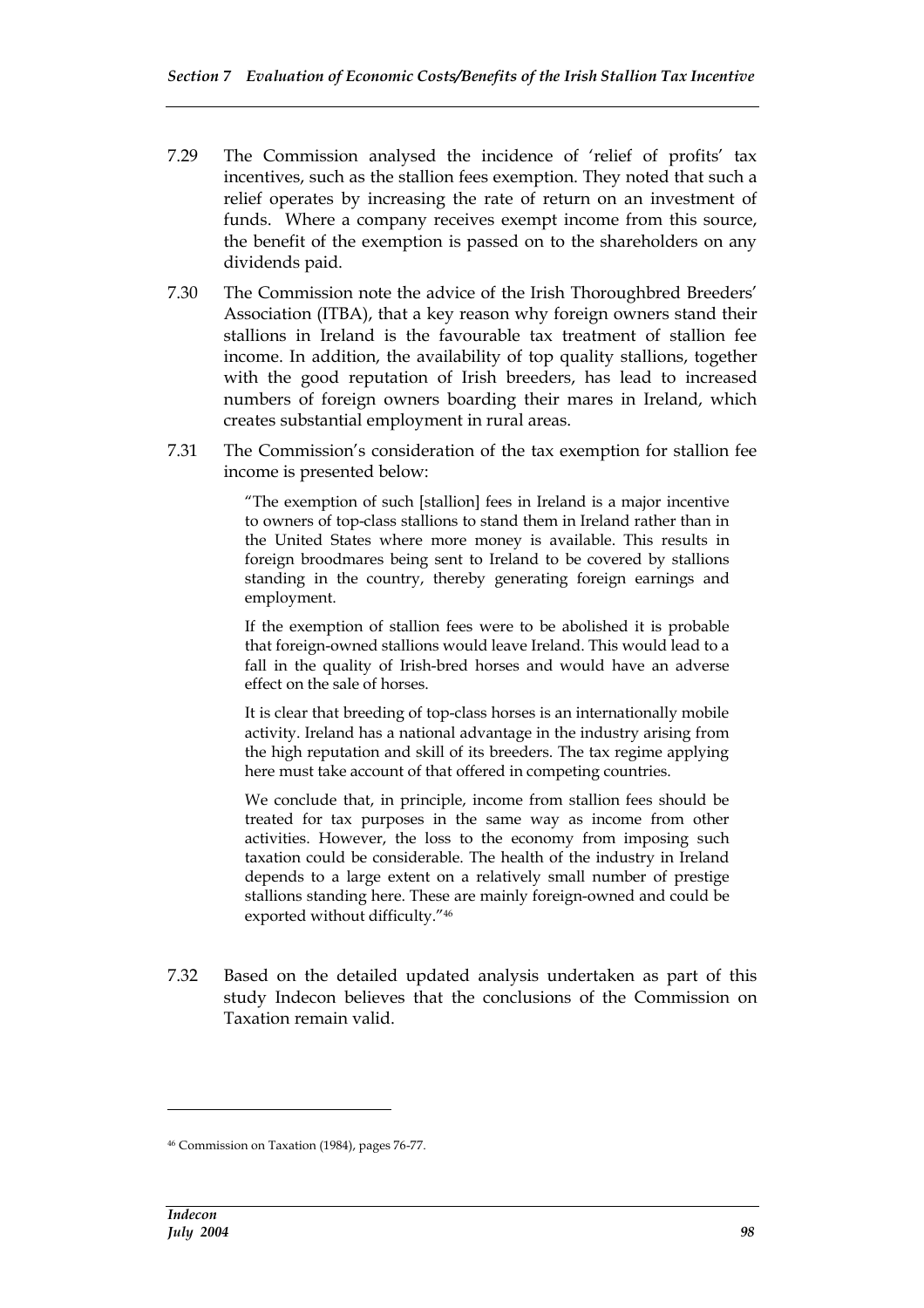7.29 The Commission analysed the incidence of 'relief of profits' tax incentives, such as the stallion fees exemption. They noted that such a relief operates by increasing the rate of return on an investment of funds. Where a company receives exempt income from this source, the benefit of the exemption is passed on to the shareholders on any dividends paid.

7.30 The Commission note the advice of the Irish Thoroughbred Breeders' Association (ITBA), that a key reason why foreign owners stand their stallions in Ireland is the favourable tax treatment of stallion fee income. In addition, the availability of top quality stallions, together with the good reputation of Irish breeders, has lead to increased numbers of foreign owners boarding their mares in Ireland, which creates substantial employment in rural areas.

7.31 The Commission's consideration of the tax exemption for stallion fee income is presented below:

> "The exemption of such [stallion] fees in Ireland is a major incentive to owners of top-class stallions to stand them in Ireland rather than in the United States where more money is available. This results in foreign broodmares being sent to Ireland to be covered by stallions standing in the country, thereby generating foreign earnings and employment.
>
> If the exemption of stallion fees were to be abolished it is probable that foreign-owned stallions would leave Ireland. This would lead to a fall in the quality of Irish-bred horses and would have an adverse effect on the sale of horses.
>
> It is clear that breeding of top-class horses is an internationally mobile activity. Ireland has a national advantage in the industry arising from the high reputation and skill of its breeders. The tax regime applying here must take account of that offered in competing countries.
>
> We conclude that, in principle, income from stallion fees should be treated for tax purposes in the same way as income from other activities. However, the loss to the economy from imposing such taxation could be considerable. The health of the industry in Ireland depends to a large extent on a relatively small number of prestige stallions standing here. These are mainly foreign-owned and could be exported without difficulty."[46]

7.32 Based on the detailed updated analysis undertaken as part of this study Indecon believes that the conclusions of the Commission on Taxation remain valid.

---

[46] Commission on Taxation (1984), pages 76-77.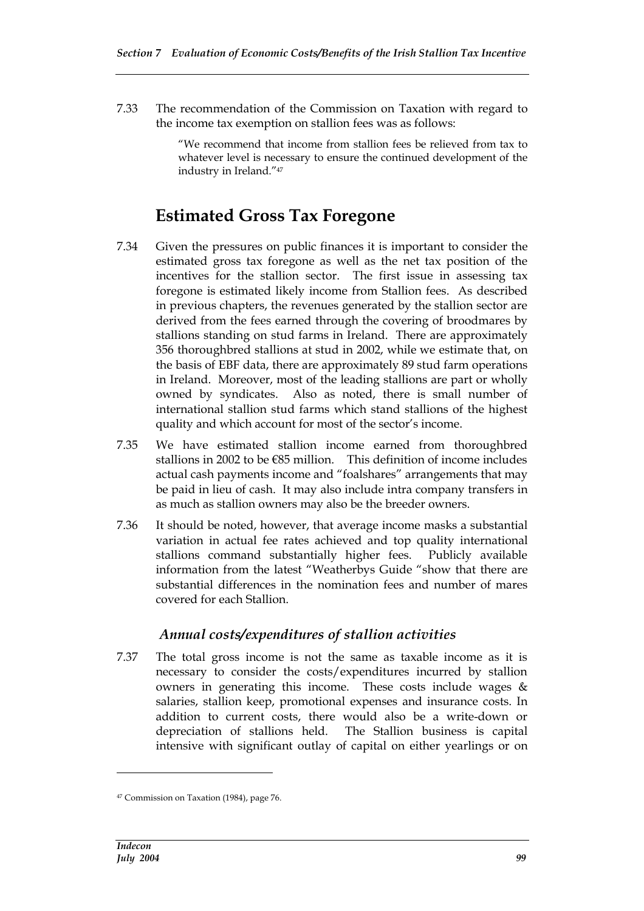7.33 The recommendation of the Commission on Taxation with regard to the income tax exemption on stallion fees was as follows:

> "We recommend that income from stallion fees be relieved from tax to whatever level is necessary to ensure the continued development of the industry in Ireland."[47]

## Estimated Gross Tax Foregone

7.34 Given the pressures on public finances it is important to consider the estimated gross tax foregone as well as the net tax position of the incentives for the stallion sector. The first issue in assessing tax foregone is estimated likely income from Stallion fees. As described in previous chapters, the revenues generated by the stallion sector are derived from the fees earned through the covering of broodmares by stallions standing on stud farms in Ireland. There are approximately 356 thoroughbred stallions at stud in 2002, while we estimate that, on the basis of EBF data, there are approximately 89 stud farm operations in Ireland. Moreover, most of the leading stallions are part or wholly owned by syndicates. Also as noted, there is small number of international stallion stud farms which stand stallions of the highest quality and which account for most of the sector's income.

7.35 We have estimated stallion income earned from thoroughbred stallions in 2002 to be €85 million. This definition of income includes actual cash payments income and "foalshares" arrangements that may be paid in lieu of cash. It may also include intra company transfers in as much as stallion owners may also be the breeder owners.

7.36 It should be noted, however, that average income masks a substantial variation in actual fee rates achieved and top quality international stallions command substantially higher fees. Publicly available information from the latest "Weatherbys Guide "show that there are substantial differences in the nomination fees and number of mares covered for each Stallion.

### *Annual costs/expenditures of stallion activities*

7.37 The total gross income is not the same as taxable income as it is necessary to consider the costs/expenditures incurred by stallion owners in generating this income. These costs include wages & salaries, stallion keep, promotional expenses and insurance costs. In addition to current costs, there would also be a write-down or depreciation of stallions held. The Stallion business is capital intensive with significant outlay of capital on either yearlings or on

---

[47] Commission on Taxation (1984), page 76.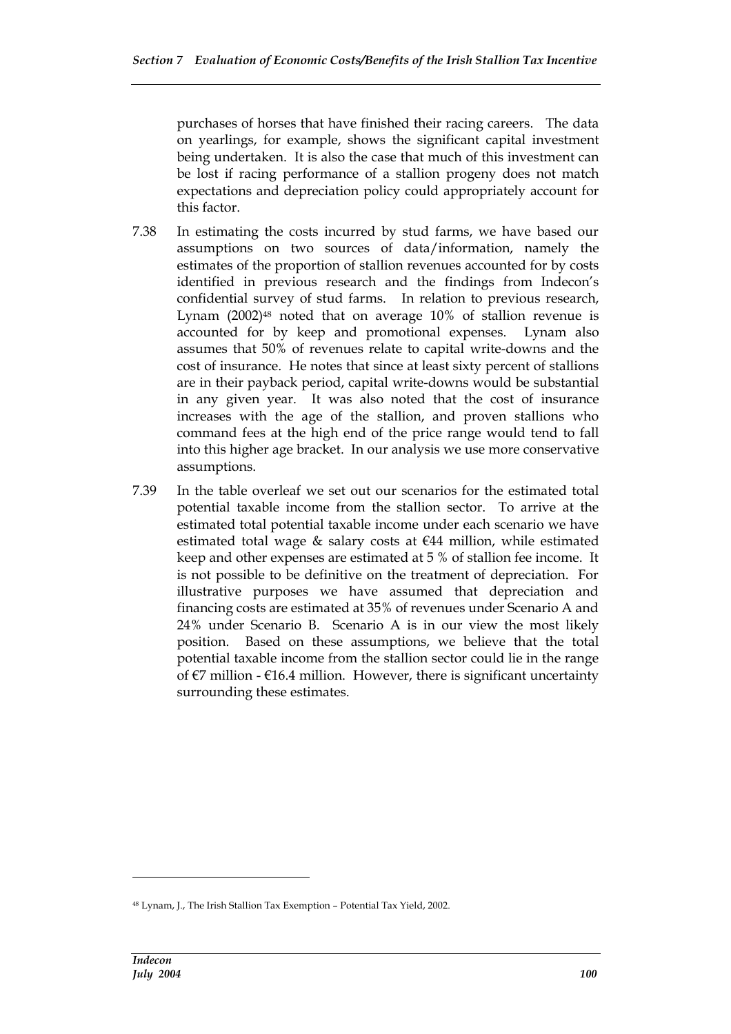purchases of horses that have finished their racing careers. The data on yearlings, for example, shows the significant capital investment being undertaken. It is also the case that much of this investment can be lost if racing performance of a stallion progeny does not match expectations and depreciation policy could appropriately account for this factor.

7.38 In estimating the costs incurred by stud farms, we have based our assumptions on two sources of data/information, namely the estimates of the proportion of stallion revenues accounted for by costs identified in previous research and the findings from Indecon's confidential survey of stud farms. In relation to previous research, Lynam (2002)[48] noted that on average 10% of stallion revenue is accounted for by keep and promotional expenses. Lynam also assumes that 50% of revenues relate to capital write-downs and the cost of insurance. He notes that since at least sixty percent of stallions are in their payback period, capital write-downs would be substantial in any given year. It was also noted that the cost of insurance increases with the age of the stallion, and proven stallions who command fees at the high end of the price range would tend to fall into this higher age bracket. In our analysis we use more conservative assumptions.

7.39 In the table overleaf we set out our scenarios for the estimated total potential taxable income from the stallion sector. To arrive at the estimated total potential taxable income under each scenario we have estimated total wage & salary costs at €44 million, while estimated keep and other expenses are estimated at 5 % of stallion fee income. It is not possible to be definitive on the treatment of depreciation. For illustrative purposes we have assumed that depreciation and financing costs are estimated at 35% of revenues under Scenario A and 24% under Scenario B. Scenario A is in our view the most likely position. Based on these assumptions, we believe that the total potential taxable income from the stallion sector could lie in the range of €7 million - €16.4 million. However, there is significant uncertainty surrounding these estimates.

[48] Lynam, J., The Irish Stallion Tax Exemption – Potential Tax Yield, 2002.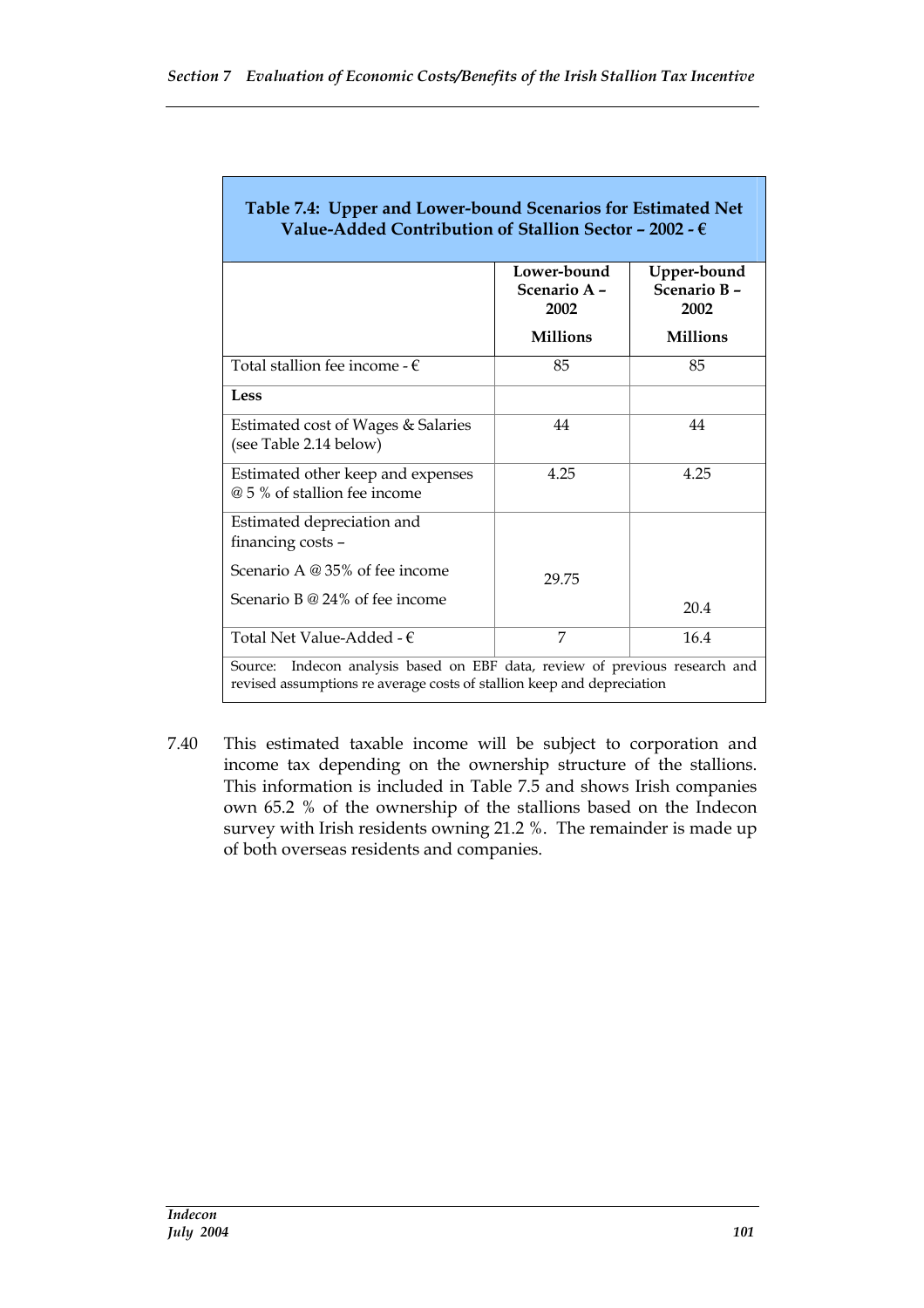**Table 7.4: Upper and Lower-bound Scenarios for Estimated Net Value-Added Contribution of Stallion Sector – 2002 - €**

| | Lower-bound Scenario A – 2002<br>Millions | Upper-bound Scenario B – 2002<br>Millions |
|---|---|---|
| Total stallion fee income - € | 85 | 85 |
| **Less** | | |
| Estimated cost of Wages & Salaries (see Table 2.14 below) | 44 | 44 |
| Estimated other keep and expenses @ 5 % of stallion fee income | 4.25 | 4.25 |
| Estimated depreciation and financing costs – | | |
| Scenario A @ 35% of fee income | 29.75 | |
| Scenario B @ 24% of fee income | | 20.4 |
| Total Net Value-Added - € | 7 | 16.4 |

Source: Indecon analysis based on EBF data, review of previous research and revised assumptions re average costs of stallion keep and depreciation

7.40 This estimated taxable income will be subject to corporation and income tax depending on the ownership structure of the stallions. This information is included in Table 7.5 and shows Irish companies own 65.2 % of the ownership of the stallions based on the Indecon survey with Irish residents owning 21.2 %. The remainder is made up of both overseas residents and companies.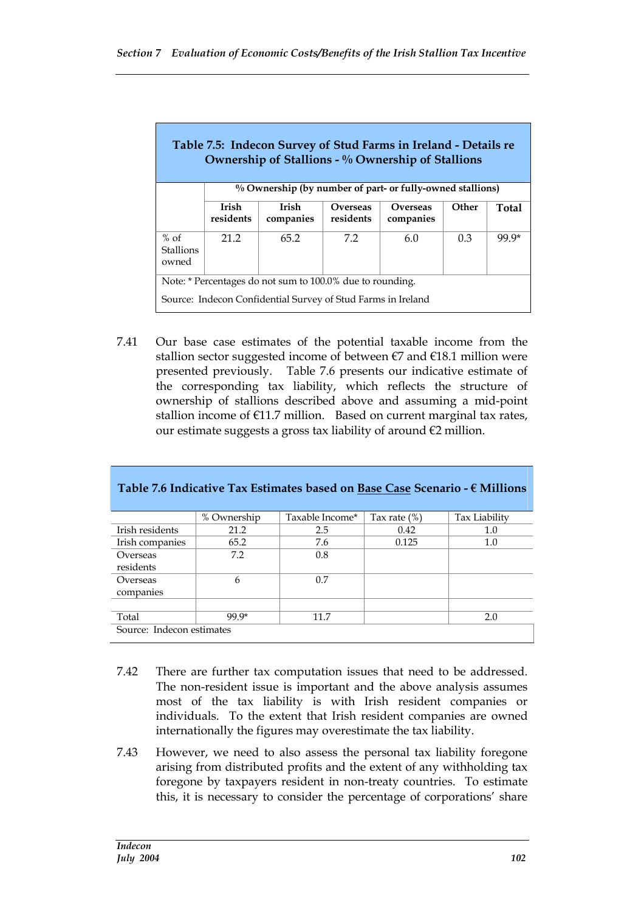**Table 7.5: Indecon Survey of Stud Farms in Ireland - Details re Ownership of Stallions - % Ownership of Stallions**

| | % Ownership (by number of part- or fully-owned stallions) | | | | | |
|---|---|---|---|---|---|---|
| | Irish residents | Irish companies | Overseas residents | Overseas companies | Other | Total |
| % of Stallions owned | 21.2 | 65.2 | 7.2 | 6.0 | 0.3 | 99.9* |

Note: * Percentages do not sum to 100.0% due to rounding.

Source: Indecon Confidential Survey of Stud Farms in Ireland

7.41 Our base case estimates of the potential taxable income from the stallion sector suggested income of between €7 and €18.1 million were presented previously. Table 7.6 presents our indicative estimate of the corresponding tax liability, which reflects the structure of ownership of stallions described above and assuming a mid-point stallion income of €11.7 million. Based on current marginal tax rates, our estimate suggests a gross tax liability of around €2 million.

**Table 7.6 Indicative Tax Estimates based on Base Case Scenario - € Millions**

| | % Ownership | Taxable Income* | Tax rate (%) | Tax Liability |
|---|---|---|---|---|
| Irish residents | 21.2 | 2.5 | 0.42 | 1.0 |
| Irish companies | 65.2 | 7.6 | 0.125 | 1.0 |
| Overseas residents | 7.2 | 0.8 | | |
| Overseas companies | 6 | 0.7 | | |
| | | | | |
| Total | 99.9* | 11.7 | | 2.0 |

Source: Indecon estimates

7.42 There are further tax computation issues that need to be addressed. The non-resident issue is important and the above analysis assumes most of the tax liability is with Irish resident companies or individuals. To the extent that Irish resident companies are owned internationally the figures may overestimate the tax liability.

7.43 However, we need to also assess the personal tax liability foregone arising from distributed profits and the extent of any withholding tax foregone by taxpayers resident in non-treaty countries. To estimate this, it is necessary to consider the percentage of corporations' share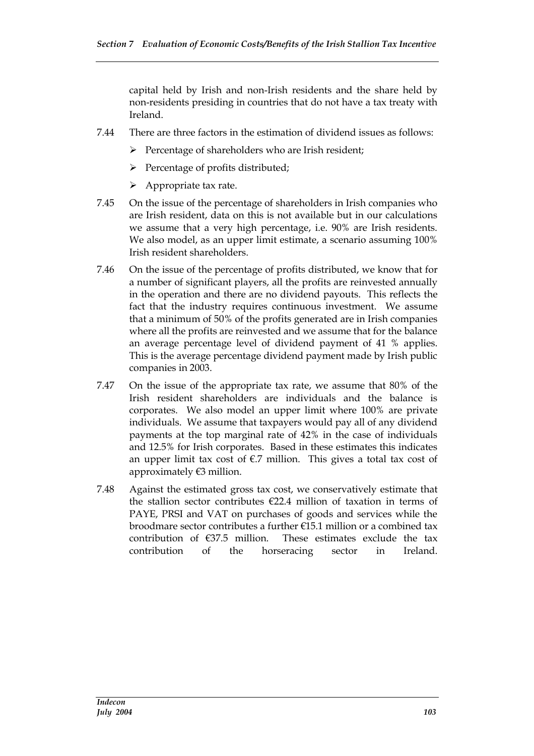capital held by Irish and non-Irish residents and the share held by non-residents presiding in countries that do not have a tax treaty with Ireland.

7.44 There are three factors in the estimation of dividend issues as follows:

- Percentage of shareholders who are Irish resident;
- Percentage of profits distributed;
- Appropriate tax rate.

7.45 On the issue of the percentage of shareholders in Irish companies who are Irish resident, data on this is not available but in our calculations we assume that a very high percentage, i.e. 90% are Irish residents. We also model, as an upper limit estimate, a scenario assuming 100% Irish resident shareholders.

7.46 On the issue of the percentage of profits distributed, we know that for a number of significant players, all the profits are reinvested annually in the operation and there are no dividend payouts. This reflects the fact that the industry requires continuous investment. We assume that a minimum of 50% of the profits generated are in Irish companies where all the profits are reinvested and we assume that for the balance an average percentage level of dividend payment of 41 % applies. This is the average percentage dividend payment made by Irish public companies in 2003.

7.47 On the issue of the appropriate tax rate, we assume that 80% of the Irish resident shareholders are individuals and the balance is corporates. We also model an upper limit where 100% are private individuals. We assume that taxpayers would pay all of any dividend payments at the top marginal rate of 42% in the case of individuals and 12.5% for Irish corporates. Based in these estimates this indicates an upper limit tax cost of €.7 million. This gives a total tax cost of approximately €3 million.

7.48 Against the estimated gross tax cost, we conservatively estimate that the stallion sector contributes €22.4 million of taxation in terms of PAYE, PRSI and VAT on purchases of goods and services while the broodmare sector contributes a further €15.1 million or a combined tax contribution of €37.5 million. These estimates exclude the tax contribution of the horseracing sector in Ireland.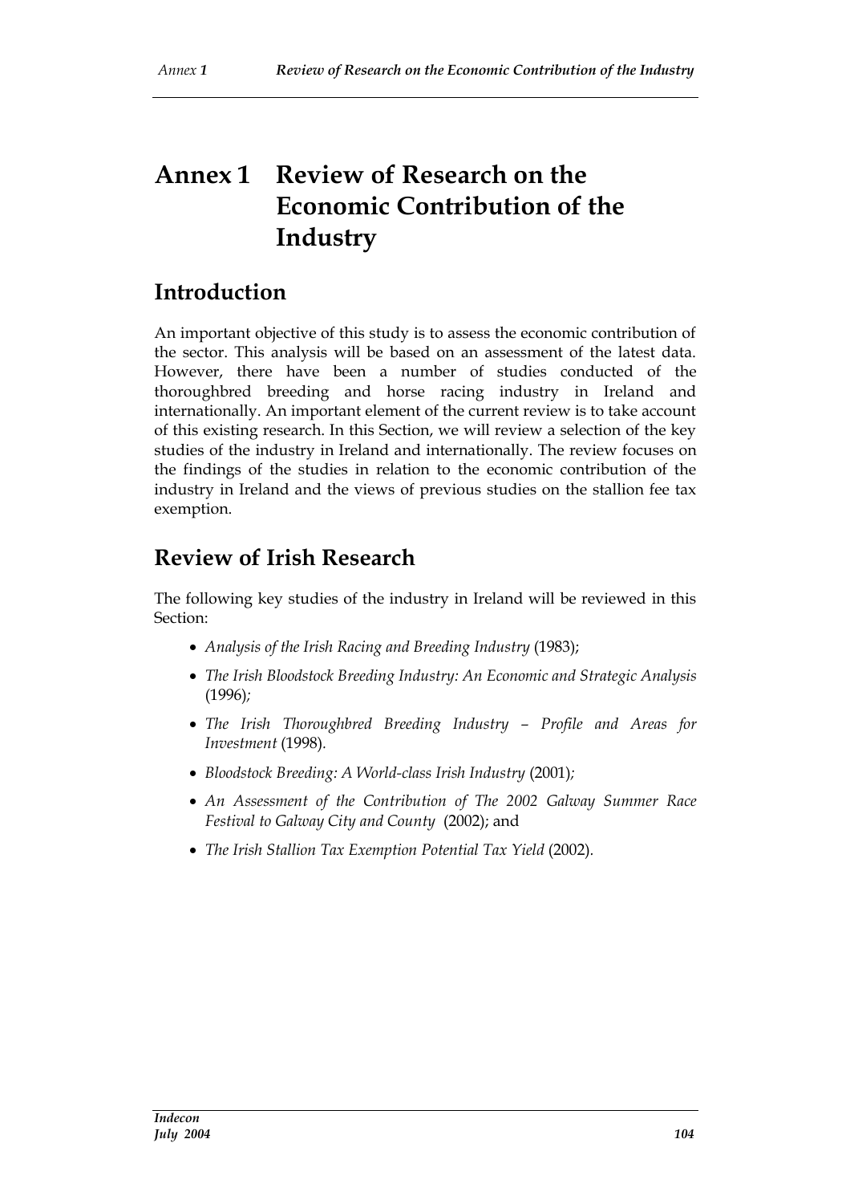# Annex 1 Review of Research on the Economic Contribution of the Industry

## Introduction

An important objective of this study is to assess the economic contribution of the sector. This analysis will be based on an assessment of the latest data. However, there have been a number of studies conducted of the thoroughbred breeding and horse racing industry in Ireland and internationally. An important element of the current review is to take account of this existing research. In this Section, we will review a selection of the key studies of the industry in Ireland and internationally. The review focuses on the findings of the studies in relation to the economic contribution of the industry in Ireland and the views of previous studies on the stallion fee tax exemption.

## Review of Irish Research

The following key studies of the industry in Ireland will be reviewed in this Section:

- *Analysis of the Irish Racing and Breeding Industry* (1983);
- *The Irish Bloodstock Breeding Industry: An Economic and Strategic Analysis* (1996)*;*
- *The Irish Thoroughbred Breeding Industry – Profile and Areas for Investment* (1998).
- *Bloodstock Breeding: A World-class Irish Industry* (2001)*;*
- *An Assessment of the Contribution of The 2002 Galway Summer Race Festival to Galway City and County* (2002); and
- *The Irish Stallion Tax Exemption Potential Tax Yield* (2002).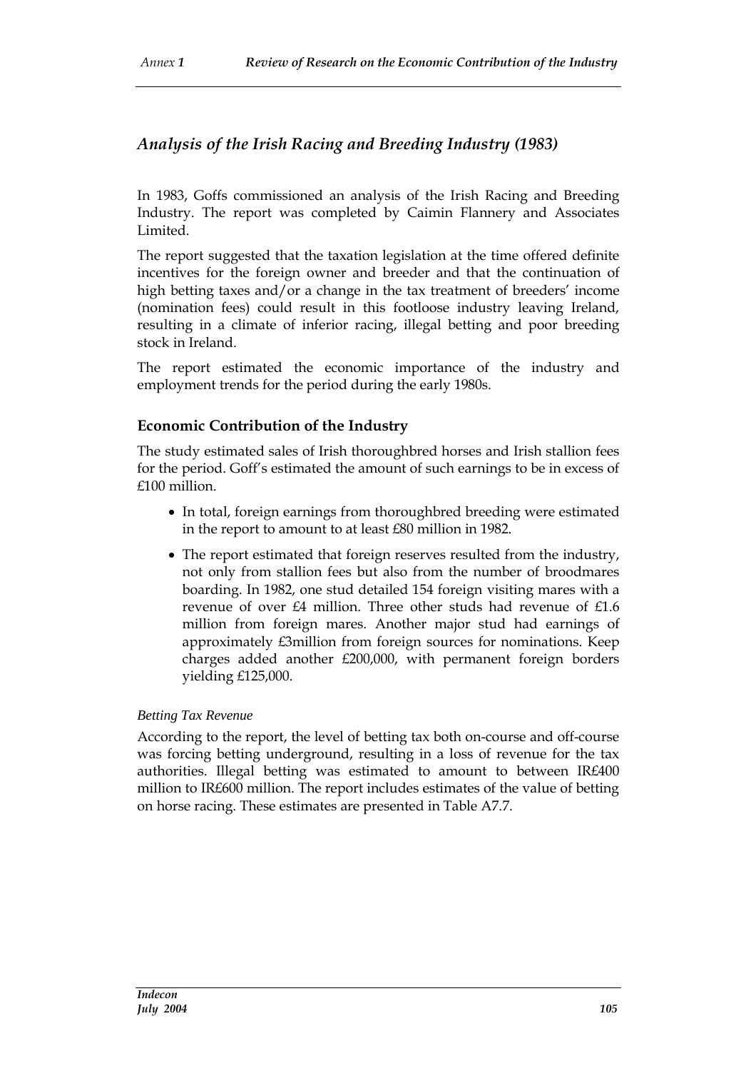## *Analysis of the Irish Racing and Breeding Industry (1983)*

In 1983, Goffs commissioned an analysis of the Irish Racing and Breeding Industry. The report was completed by Caimin Flannery and Associates Limited.

The report suggested that the taxation legislation at the time offered definite incentives for the foreign owner and breeder and that the continuation of high betting taxes and/or a change in the tax treatment of breeders' income (nomination fees) could result in this footloose industry leaving Ireland, resulting in a climate of inferior racing, illegal betting and poor breeding stock in Ireland.

The report estimated the economic importance of the industry and employment trends for the period during the early 1980s.

### Economic Contribution of the Industry

The study estimated sales of Irish thoroughbred horses and Irish stallion fees for the period. Goff's estimated the amount of such earnings to be in excess of £100 million.

- In total, foreign earnings from thoroughbred breeding were estimated in the report to amount to at least £80 million in 1982.
- The report estimated that foreign reserves resulted from the industry, not only from stallion fees but also from the number of broodmares boarding. In 1982, one stud detailed 154 foreign visiting mares with a revenue of over £4 million. Three other studs had revenue of £1.6 million from foreign mares. Another major stud had earnings of approximately £3million from foreign sources for nominations. Keep charges added another £200,000, with permanent foreign borders yielding £125,000.

*Betting Tax Revenue*

According to the report, the level of betting tax both on-course and off-course was forcing betting underground, resulting in a loss of revenue for the tax authorities. Illegal betting was estimated to amount to between IR£400 million to IR£600 million. The report includes estimates of the value of betting on horse racing. These estimates are presented in Table A7.7.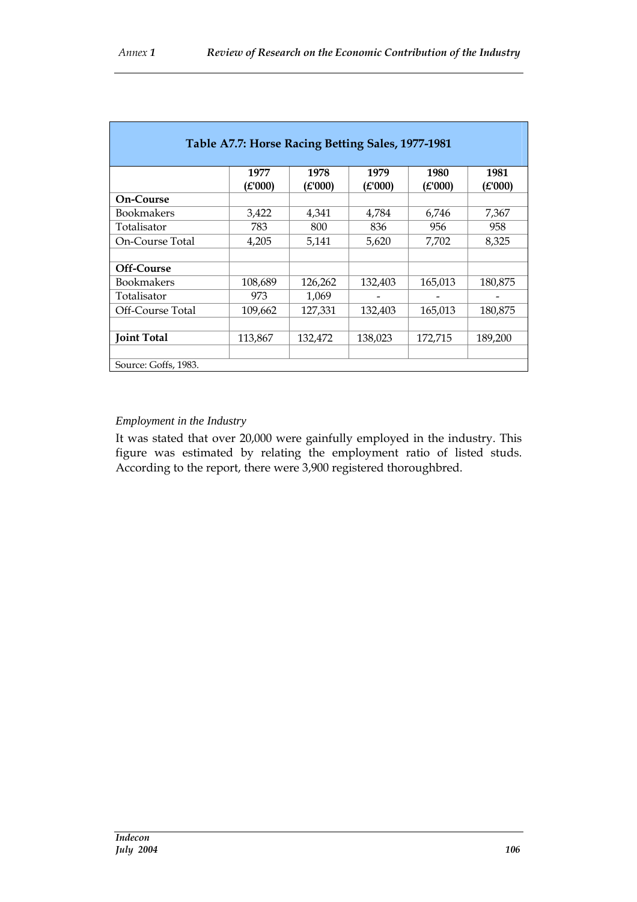| Table A7.7: Horse Racing Betting Sales, 1977-1981 | | | | | |
|---|---|---|---|---|---|
| | **1977 (£'000)** | **1978 (£'000)** | **1979 (£'000)** | **1980 (£'000)** | **1981 (£'000)** |
| **On-Course** | | | | | |
| Bookmakers | 3,422 | 4,341 | 4,784 | 6,746 | 7,367 |
| Totalisator | 783 | 800 | 836 | 956 | 958 |
| On-Course Total | 4,205 | 5,141 | 5,620 | 7,702 | 8,325 |
| | | | | | |
| **Off-Course** | | | | | |
| Bookmakers | 108,689 | 126,262 | 132,403 | 165,013 | 180,875 |
| Totalisator | 973 | 1,069 | - | - | - |
| Off-Course Total | 109,662 | 127,331 | 132,403 | 165,013 | 180,875 |
| | | | | | |
| **Joint Total** | 113,867 | 132,472 | 138,023 | 172,715 | 189,200 |
| | | | | | |
| Source: Goffs, 1983. | | | | | |

*Employment in the Industry*

It was stated that over 20,000 were gainfully employed in the industry. This figure was estimated by relating the employment ratio of listed studs. According to the report, there were 3,900 registered thoroughbred.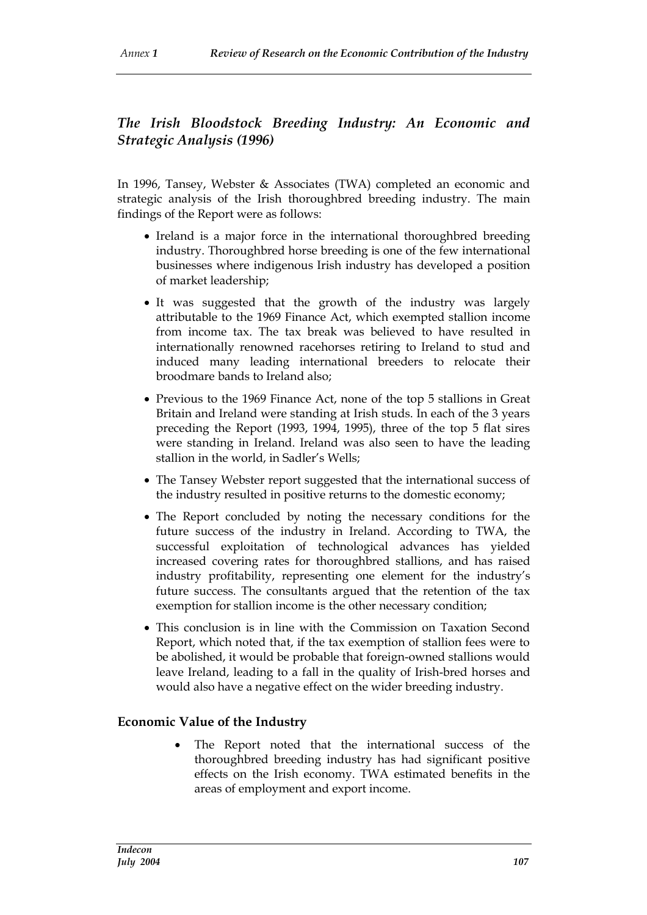## *The Irish Bloodstock Breeding Industry: An Economic and Strategic Analysis (1996)*

In 1996, Tansey, Webster & Associates (TWA) completed an economic and strategic analysis of the Irish thoroughbred breeding industry. The main findings of the Report were as follows:

- Ireland is a major force in the international thoroughbred breeding industry. Thoroughbred horse breeding is one of the few international businesses where indigenous Irish industry has developed a position of market leadership;
- It was suggested that the growth of the industry was largely attributable to the 1969 Finance Act, which exempted stallion income from income tax. The tax break was believed to have resulted in internationally renowned racehorses retiring to Ireland to stud and induced many leading international breeders to relocate their broodmare bands to Ireland also;
- Previous to the 1969 Finance Act, none of the top 5 stallions in Great Britain and Ireland were standing at Irish studs. In each of the 3 years preceding the Report (1993, 1994, 1995), three of the top 5 flat sires were standing in Ireland. Ireland was also seen to have the leading stallion in the world, in Sadler's Wells;
- The Tansey Webster report suggested that the international success of the industry resulted in positive returns to the domestic economy;
- The Report concluded by noting the necessary conditions for the future success of the industry in Ireland. According to TWA, the successful exploitation of technological advances has yielded increased covering rates for thoroughbred stallions, and has raised industry profitability, representing one element for the industry's future success. The consultants argued that the retention of the tax exemption for stallion income is the other necessary condition;
- This conclusion is in line with the Commission on Taxation Second Report, which noted that, if the tax exemption of stallion fees were to be abolished, it would be probable that foreign-owned stallions would leave Ireland, leading to a fall in the quality of Irish-bred horses and would also have a negative effect on the wider breeding industry.

### Economic Value of the Industry

- The Report noted that the international success of the thoroughbred breeding industry has had significant positive effects on the Irish economy. TWA estimated benefits in the areas of employment and export income.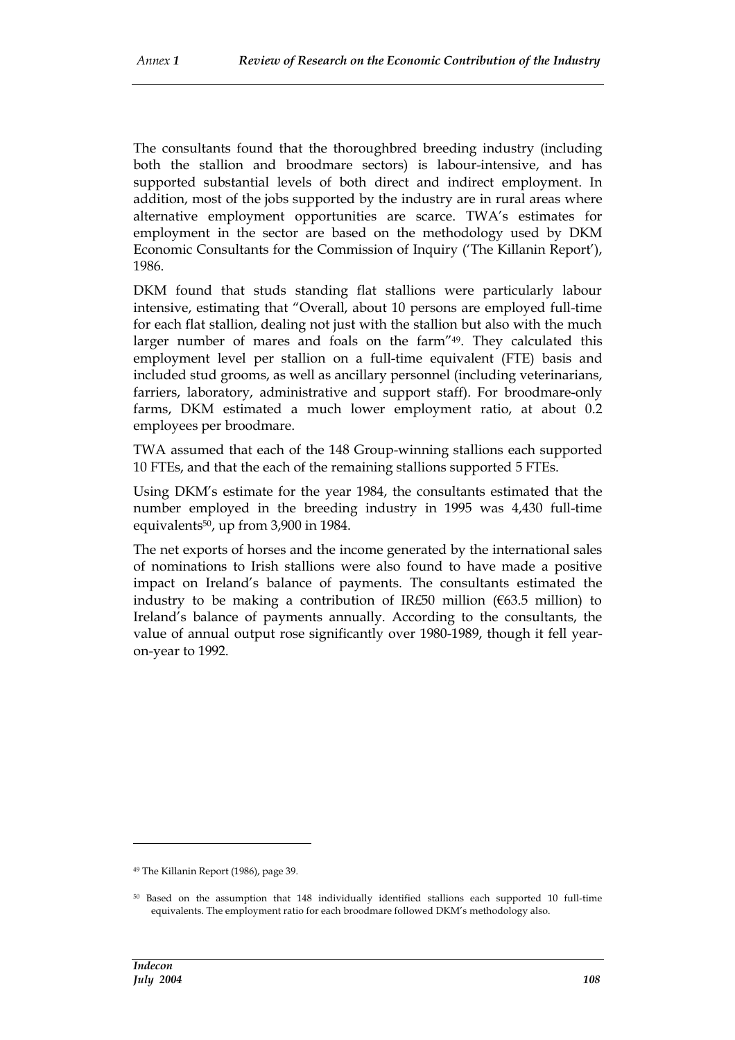The consultants found that the thoroughbred breeding industry (including both the stallion and broodmare sectors) is labour-intensive, and has supported substantial levels of both direct and indirect employment. In addition, most of the jobs supported by the industry are in rural areas where alternative employment opportunities are scarce. TWA's estimates for employment in the sector are based on the methodology used by DKM Economic Consultants for the Commission of Inquiry ('The Killanin Report'), 1986.

DKM found that studs standing flat stallions were particularly labour intensive, estimating that "Overall, about 10 persons are employed full-time for each flat stallion, dealing not just with the stallion but also with the much larger number of mares and foals on the farm"[49]. They calculated this employment level per stallion on a full-time equivalent (FTE) basis and included stud grooms, as well as ancillary personnel (including veterinarians, farriers, laboratory, administrative and support staff). For broodmare-only farms, DKM estimated a much lower employment ratio, at about 0.2 employees per broodmare.

TWA assumed that each of the 148 Group-winning stallions each supported 10 FTEs, and that the each of the remaining stallions supported 5 FTEs.

Using DKM's estimate for the year 1984, the consultants estimated that the number employed in the breeding industry in 1995 was 4,430 full-time equivalents[50], up from 3,900 in 1984.

The net exports of horses and the income generated by the international sales of nominations to Irish stallions were also found to have made a positive impact on Ireland's balance of payments. The consultants estimated the industry to be making a contribution of IR£50 million (€63.5 million) to Ireland's balance of payments annually. According to the consultants, the value of annual output rose significantly over 1980-1989, though it fell year-on-year to 1992.

---

[49] The Killanin Report (1986), page 39.

[50] Based on the assumption that 148 individually identified stallions each supported 10 full-time equivalents. The employment ratio for each broodmare followed DKM's methodology also.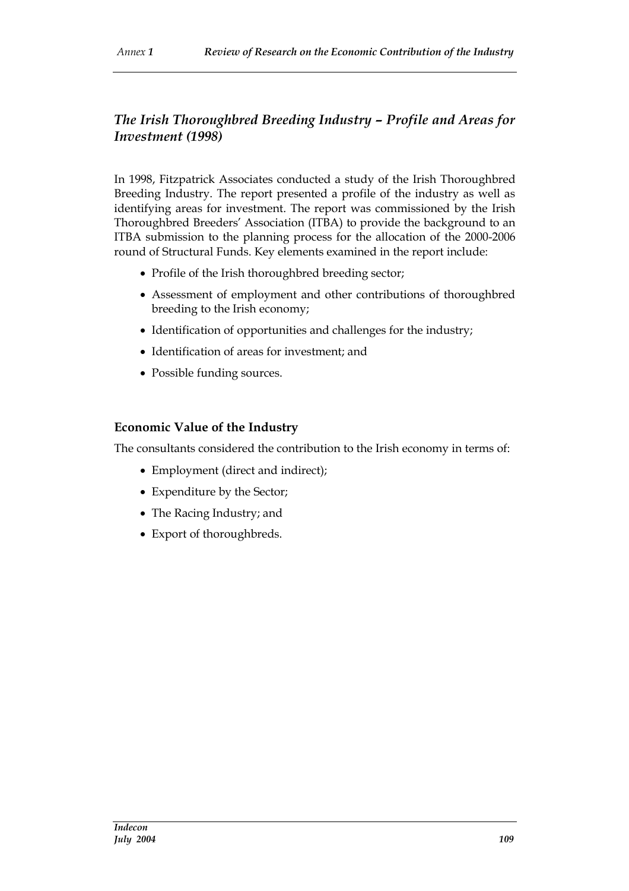## *The Irish Thoroughbred Breeding Industry – Profile and Areas for Investment (1998)*

In 1998, Fitzpatrick Associates conducted a study of the Irish Thoroughbred Breeding Industry. The report presented a profile of the industry as well as identifying areas for investment. The report was commissioned by the Irish Thoroughbred Breeders' Association (ITBA) to provide the background to an ITBA submission to the planning process for the allocation of the 2000-2006 round of Structural Funds. Key elements examined in the report include:

- Profile of the Irish thoroughbred breeding sector;
- Assessment of employment and other contributions of thoroughbred breeding to the Irish economy;
- Identification of opportunities and challenges for the industry;
- Identification of areas for investment; and
- Possible funding sources.

### Economic Value of the Industry

The consultants considered the contribution to the Irish economy in terms of:

- Employment (direct and indirect);
- Expenditure by the Sector;
- The Racing Industry; and
- Export of thoroughbreds.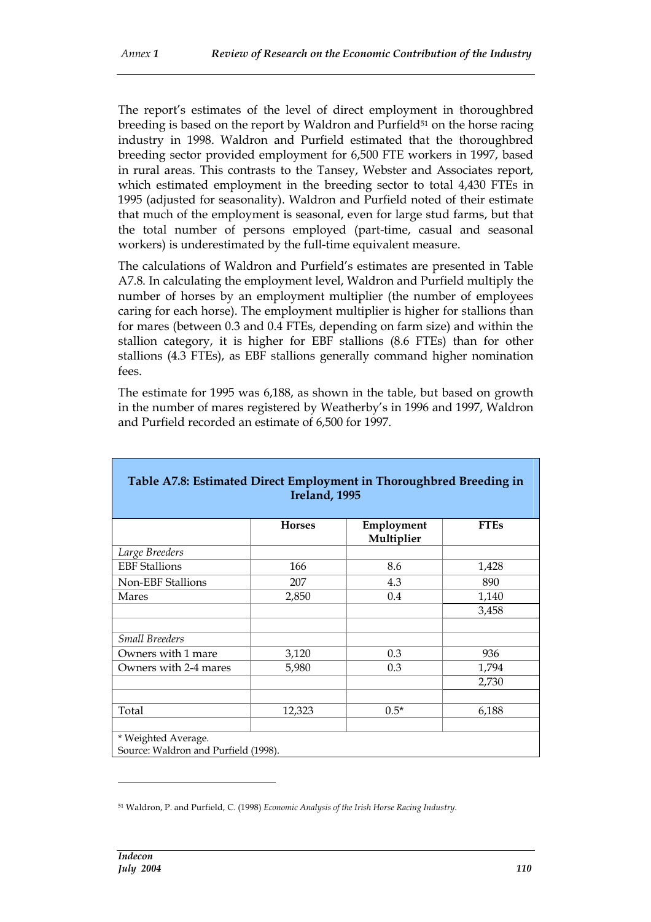The report's estimates of the level of direct employment in thoroughbred breeding is based on the report by Waldron and Purfield[51] on the horse racing industry in 1998. Waldron and Purfield estimated that the thoroughbred breeding sector provided employment for 6,500 FTE workers in 1997, based in rural areas. This contrasts to the Tansey, Webster and Associates report, which estimated employment in the breeding sector to total 4,430 FTEs in 1995 (adjusted for seasonality). Waldron and Purfield noted of their estimate that much of the employment is seasonal, even for large stud farms, but that the total number of persons employed (part-time, casual and seasonal workers) is underestimated by the full-time equivalent measure.

The calculations of Waldron and Purfield's estimates are presented in Table A7.8. In calculating the employment level, Waldron and Purfield multiply the number of horses by an employment multiplier (the number of employees caring for each horse). The employment multiplier is higher for stallions than for mares (between 0.3 and 0.4 FTEs, depending on farm size) and within the stallion category, it is higher for EBF stallions (8.6 FTEs) than for other stallions (4.3 FTEs), as EBF stallions generally command higher nomination fees.

The estimate for 1995 was 6,188, as shown in the table, but based on growth in the number of mares registered by Weatherby's in 1996 and 1997, Waldron and Purfield recorded an estimate of 6,500 for 1997.

**Table A7.8: Estimated Direct Employment in Thoroughbred Breeding in Ireland, 1995**

| | Horses | Employment Multiplier | FTEs |
|---|---|---|---|
| *Large Breeders* | | | |
| EBF Stallions | 166 | 8.6 | 1,428 |
| Non-EBF Stallions | 207 | 4.3 | 890 |
| Mares | 2,850 | 0.4 | 1,140 |
| | | | 3,458 |
| | | | |
| *Small Breeders* | | | |
| Owners with 1 mare | 3,120 | 0.3 | 936 |
| Owners with 2-4 mares | 5,980 | 0.3 | 1,794 |
| | | | 2,730 |
| | | | |
| Total | 12,323 | 0.5* | 6,188 |

\* Weighted Average.
Source: Waldron and Purfield (1998).

[51] Waldron, P. and Purfield, C. (1998) *Economic Analysis of the Irish Horse Racing Industry.*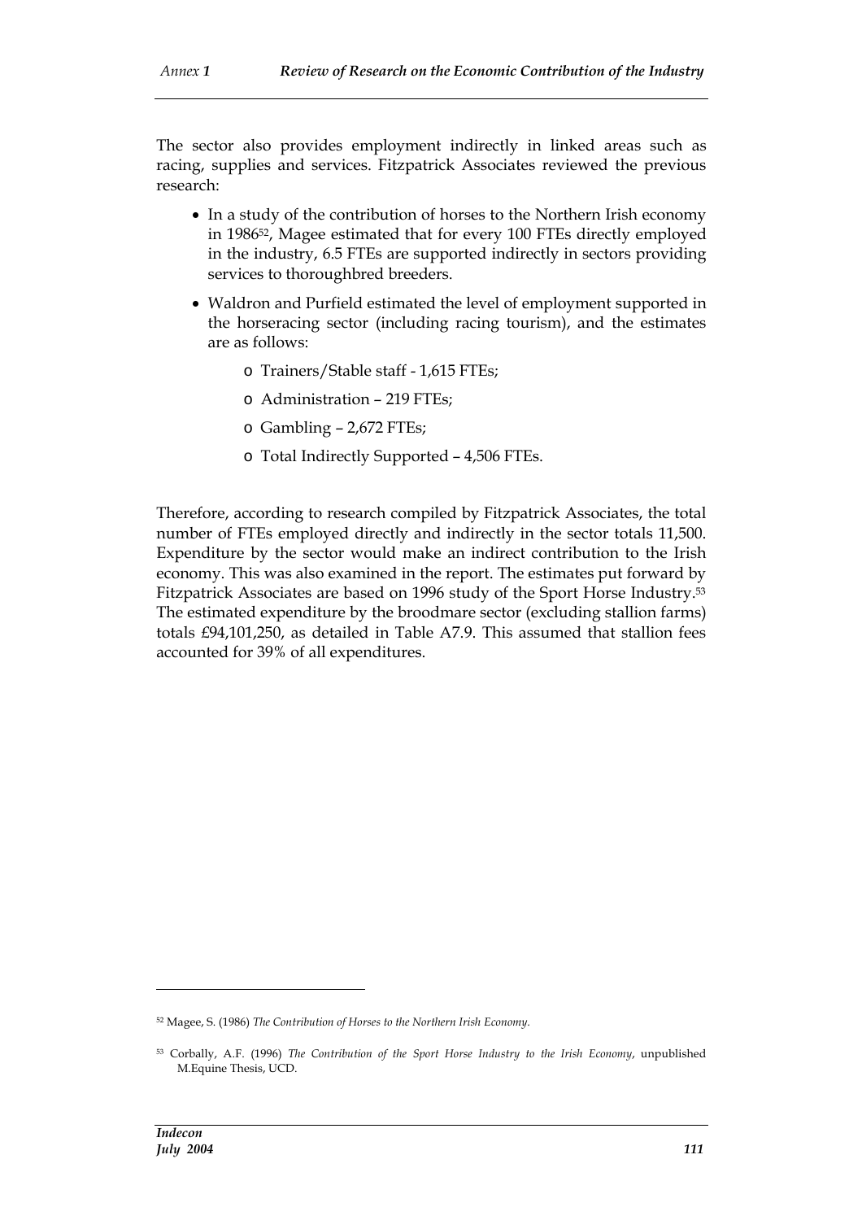The sector also provides employment indirectly in linked areas such as racing, supplies and services. Fitzpatrick Associates reviewed the previous research:

- In a study of the contribution of horses to the Northern Irish economy in 1986[52], Magee estimated that for every 100 FTEs directly employed in the industry, 6.5 FTEs are supported indirectly in sectors providing services to thoroughbred breeders.
- Waldron and Purfield estimated the level of employment supported in the horseracing sector (including racing tourism), and the estimates are as follows:
  - Trainers/Stable staff - 1,615 FTEs;
  - Administration – 219 FTEs;
  - Gambling – 2,672 FTEs;
  - Total Indirectly Supported – 4,506 FTEs.

Therefore, according to research compiled by Fitzpatrick Associates, the total number of FTEs employed directly and indirectly in the sector totals 11,500. Expenditure by the sector would make an indirect contribution to the Irish economy. This was also examined in the report. The estimates put forward by Fitzpatrick Associates are based on 1996 study of the Sport Horse Industry.[53] The estimated expenditure by the broodmare sector (excluding stallion farms) totals £94,101,250, as detailed in Table A7.9. This assumed that stallion fees accounted for 39% of all expenditures.

[52] Magee, S. (1986) *The Contribution of Horses to the Northern Irish Economy.*

[53] Corbally, A.F. (1996) *The Contribution of the Sport Horse Industry to the Irish Economy*, unpublished M.Equine Thesis, UCD.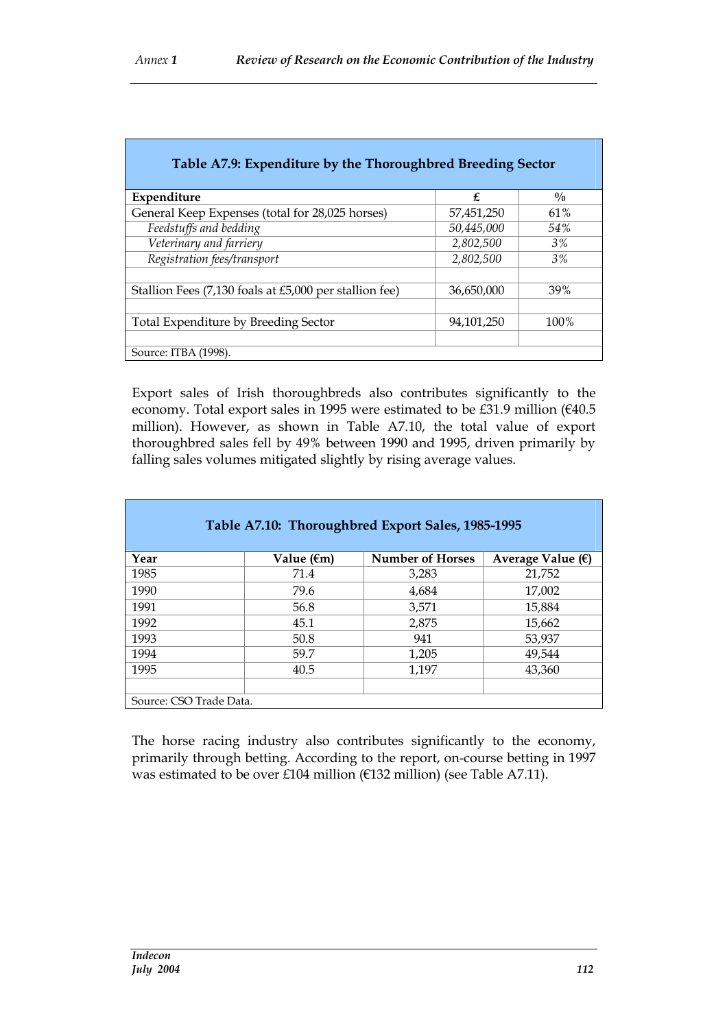| Table A7.9: Expenditure by the Thoroughbred Breeding Sector | | |
|---|---|---|
| **Expenditure** | **£** | **%** |
| General Keep Expenses (total for 28,025 horses) | 57,451,250 | 61% |
| *Feedstuffs and bedding* | *50,445,000* | *54%* |
| *Veterinary and farriery* | *2,802,500* | *3%* |
| *Registration fees/transport* | *2,802,500* | *3%* |
| | | |
| Stallion Fees (7,130 foals at £5,000 per stallion fee) | 36,650,000 | 39% |
| | | |
| Total Expenditure by Breeding Sector | 94,101,250 | 100% |
| | | |
| Source: ITBA (1998). | | |

Export sales of Irish thoroughbreds also contributes significantly to the economy. Total export sales in 1995 were estimated to be £31.9 million (€40.5 million). However, as shown in Table A7.10, the total value of export thoroughbred sales fell by 49% between 1990 and 1995, driven primarily by falling sales volumes mitigated slightly by rising average values.

| Table A7.10: Thoroughbred Export Sales, 1985-1995 | | | |
|---|---|---|---|
| **Year** | **Value (€m)** | **Number of Horses** | **Average Value (€)** |
| 1985 | 71.4 | 3,283 | 21,752 |
| 1990 | 79.6 | 4,684 | 17,002 |
| 1991 | 56.8 | 3,571 | 15,884 |
| 1992 | 45.1 | 2,875 | 15,662 |
| 1993 | 50.8 | 941 | 53,937 |
| 1994 | 59.7 | 1,205 | 49,544 |
| 1995 | 40.5 | 1,197 | 43,360 |
| | | | |
| Source: CSO Trade Data. | | | |

The horse racing industry also contributes significantly to the economy, primarily through betting. According to the report, on-course betting in 1997 was estimated to be over £104 million (€132 million) (see Table A7.11).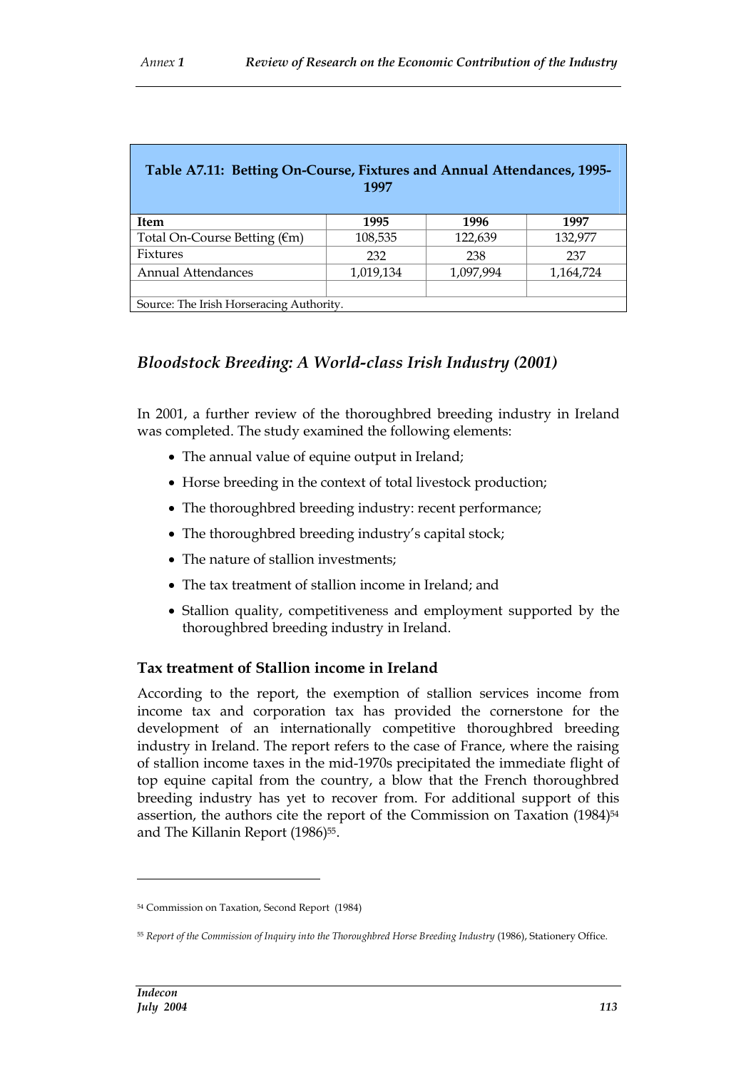| Table A7.11: Betting On-Course, Fixtures and Annual Attendances, 1995-1997 | | | |
|---|---|---|---|
| **Item** | **1995** | **1996** | **1997** |
| Total On-Course Betting (€m) | 108,535 | 122,639 | 132,977 |
| Fixtures | 232 | 238 | 237 |
| Annual Attendances | 1,019,134 | 1,097,994 | 1,164,724 |
| | | | |
| Source: The Irish Horseracing Authority. | | | |

## *Bloodstock Breeding: A World-class Irish Industry (2001)*

In 2001, a further review of the thoroughbred breeding industry in Ireland was completed. The study examined the following elements:

- The annual value of equine output in Ireland;
- Horse breeding in the context of total livestock production;
- The thoroughbred breeding industry: recent performance;
- The thoroughbred breeding industry's capital stock;
- The nature of stallion investments;
- The tax treatment of stallion income in Ireland; and
- Stallion quality, competitiveness and employment supported by the thoroughbred breeding industry in Ireland.

### Tax treatment of Stallion income in Ireland

According to the report, the exemption of stallion services income from income tax and corporation tax has provided the cornerstone for the development of an internationally competitive thoroughbred breeding industry in Ireland. The report refers to the case of France, where the raising of stallion income taxes in the mid-1970s precipitated the immediate flight of top equine capital from the country, a blow that the French thoroughbred breeding industry has yet to recover from. For additional support of this assertion, the authors cite the report of the Commission on Taxation (1984)[54] and The Killanin Report (1986)[55].

[54] Commission on Taxation, Second Report (1984)

[55] *Report of the Commission of Inquiry into the Thoroughbred Horse Breeding Industry* (1986), Stationery Office.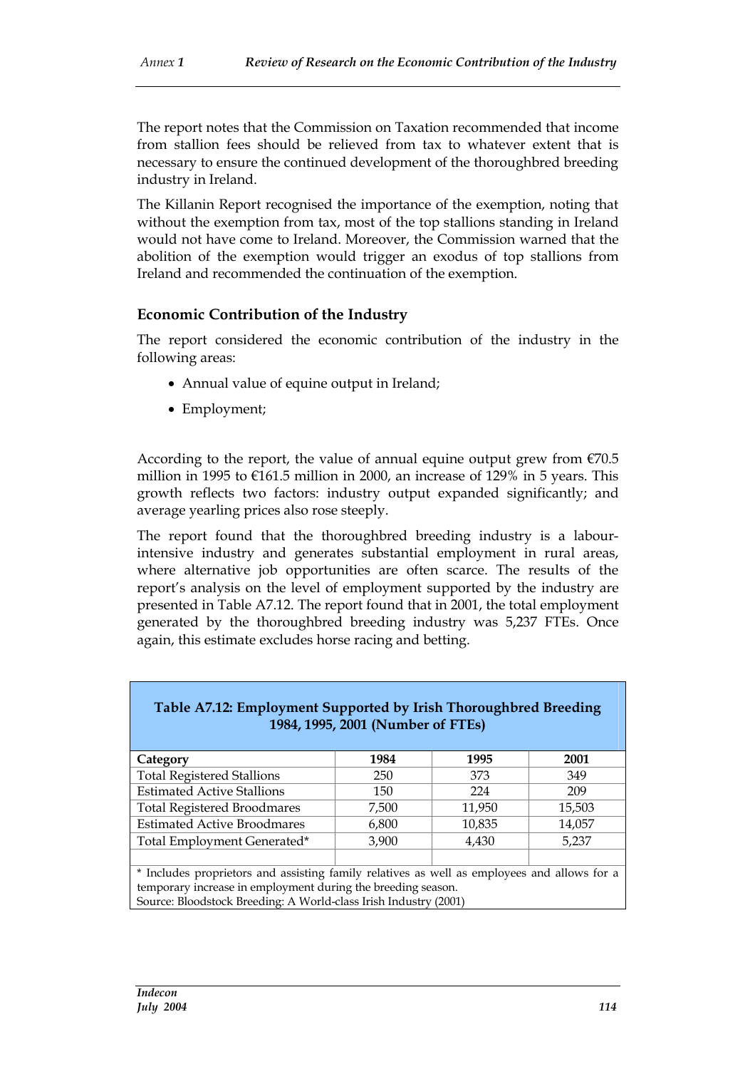The report notes that the Commission on Taxation recommended that income from stallion fees should be relieved from tax to whatever extent that is necessary to ensure the continued development of the thoroughbred breeding industry in Ireland.

The Killanin Report recognised the importance of the exemption, noting that without the exemption from tax, most of the top stallions standing in Ireland would not have come to Ireland. Moreover, the Commission warned that the abolition of the exemption would trigger an exodus of top stallions from Ireland and recommended the continuation of the exemption.

### Economic Contribution of the Industry

The report considered the economic contribution of the industry in the following areas:

- Annual value of equine output in Ireland;
- Employment;

According to the report, the value of annual equine output grew from €70.5 million in 1995 to €161.5 million in 2000, an increase of 129% in 5 years. This growth reflects two factors: industry output expanded significantly; and average yearling prices also rose steeply.

The report found that the thoroughbred breeding industry is a labour-intensive industry and generates substantial employment in rural areas, where alternative job opportunities are often scarce. The results of the report's analysis on the level of employment supported by the industry are presented in Table A7.12. The report found that in 2001, the total employment generated by the thoroughbred breeding industry was 5,237 FTEs. Once again, this estimate excludes horse racing and betting.

**Table A7.12: Employment Supported by Irish Thoroughbred Breeding 1984, 1995, 2001 (Number of FTEs)**

| Category | 1984 | 1995 | 2001 |
|---|---|---|---|
| Total Registered Stallions | 250 | 373 | 349 |
| Estimated Active Stallions | 150 | 224 | 209 |
| Total Registered Broodmares | 7,500 | 11,950 | 15,503 |
| Estimated Active Broodmares | 6,800 | 10,835 | 14,057 |
| Total Employment Generated* | 3,900 | 4,430 | 5,237 |

\* Includes proprietors and assisting family relatives as well as employees and allows for a temporary increase in employment during the breeding season.
Source: Bloodstock Breeding: A World-class Irish Industry (2001)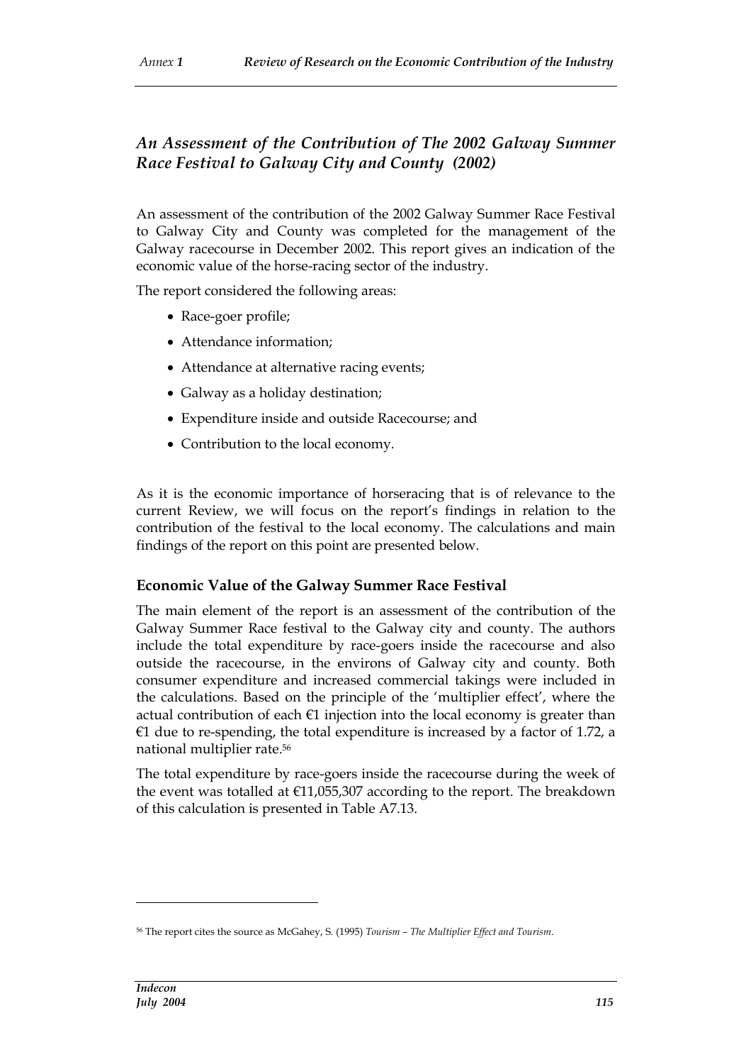## *An Assessment of the Contribution of The 2002 Galway Summer Race Festival to Galway City and County (2002)*

An assessment of the contribution of the 2002 Galway Summer Race Festival to Galway City and County was completed for the management of the Galway racecourse in December 2002. This report gives an indication of the economic value of the horse-racing sector of the industry.

The report considered the following areas:

- Race-goer profile;
- Attendance information;
- Attendance at alternative racing events;
- Galway as a holiday destination;
- Expenditure inside and outside Racecourse; and
- Contribution to the local economy.

As it is the economic importance of horseracing that is of relevance to the current Review, we will focus on the report's findings in relation to the contribution of the festival to the local economy. The calculations and main findings of the report on this point are presented below.

### Economic Value of the Galway Summer Race Festival

The main element of the report is an assessment of the contribution of the Galway Summer Race festival to the Galway city and county. The authors include the total expenditure by race-goers inside the racecourse and also outside the racecourse, in the environs of Galway city and county. Both consumer expenditure and increased commercial takings were included in the calculations. Based on the principle of the 'multiplier effect', where the actual contribution of each €1 injection into the local economy is greater than €1 due to re-spending, the total expenditure is increased by a factor of 1.72, a national multiplier rate.[56]

The total expenditure by race-goers inside the racecourse during the week of the event was totalled at €11,055,307 according to the report. The breakdown of this calculation is presented in Table A7.13.

[56] The report cites the source as McGahey, S. (1995) *Tourism – The Multiplier Effect and Tourism.*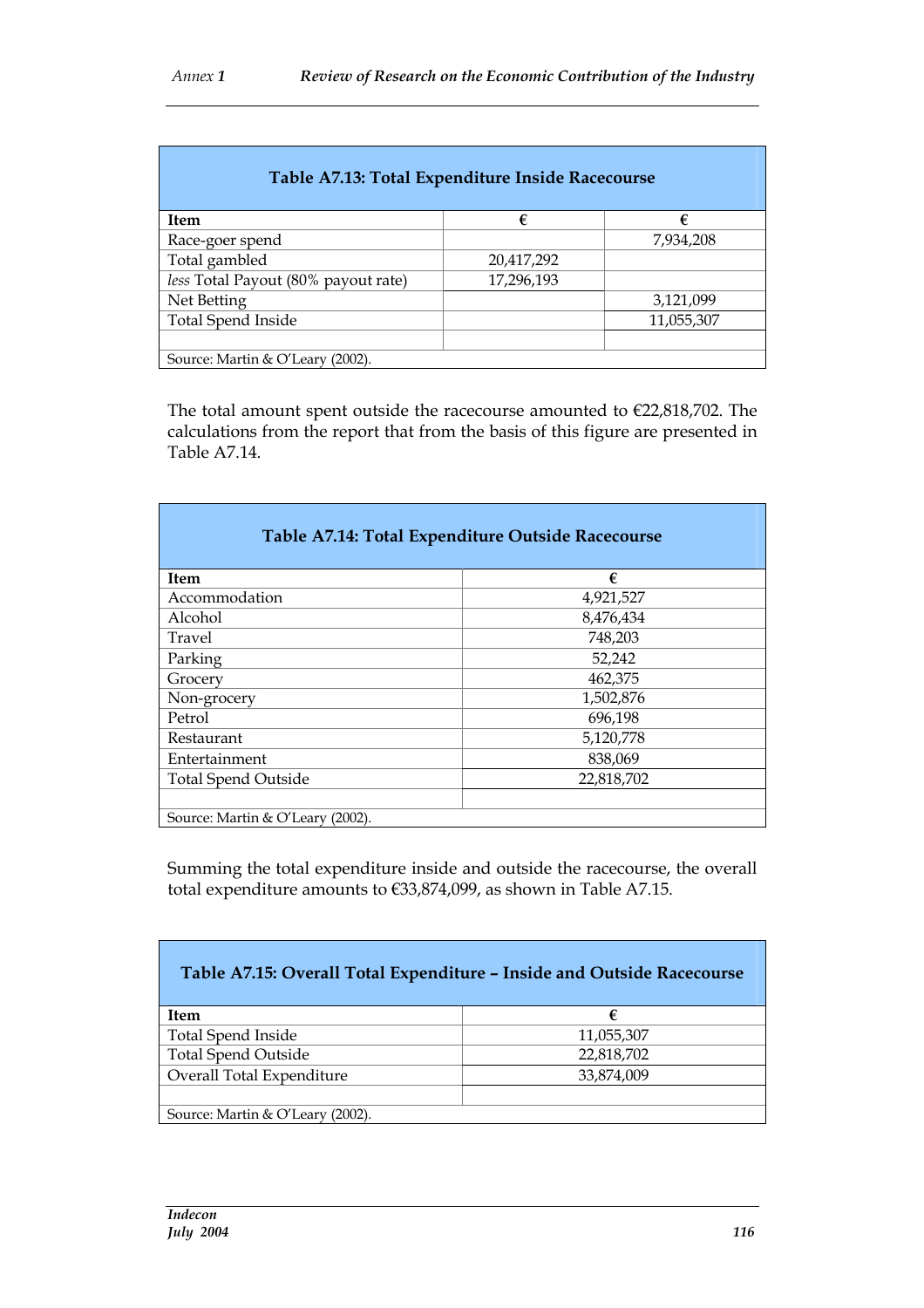| Table A7.13: Total Expenditure Inside Racecourse | | |
|---|---|---|
| **Item** | **€** | **€** |
| Race-goer spend | | 7,934,208 |
| Total gambled | 20,417,292 | |
| *less* Total Payout (80% payout rate) | 17,296,193 | |
| Net Betting | | 3,121,099 |
| Total Spend Inside | | 11,055,307 |
| | | |
| Source: Martin & O'Leary (2002). | | |

The total amount spent outside the racecourse amounted to €22,818,702. The calculations from the report that from the basis of this figure are presented in Table A7.14.

| Table A7.14: Total Expenditure Outside Racecourse | |
|---|---|
| **Item** | **€** |
| Accommodation | 4,921,527 |
| Alcohol | 8,476,434 |
| Travel | 748,203 |
| Parking | 52,242 |
| Grocery | 462,375 |
| Non-grocery | 1,502,876 |
| Petrol | 696,198 |
| Restaurant | 5,120,778 |
| Entertainment | 838,069 |
| Total Spend Outside | 22,818,702 |
| | |
| Source: Martin & O'Leary (2002). | |

Summing the total expenditure inside and outside the racecourse, the overall total expenditure amounts to €33,874,099, as shown in Table A7.15.

| Table A7.15: Overall Total Expenditure – Inside and Outside Racecourse | |
|---|---|
| **Item** | **€** |
| Total Spend Inside | 11,055,307 |
| Total Spend Outside | 22,818,702 |
| Overall Total Expenditure | 33,874,009 |
| | |
| Source: Martin & O'Leary (2002). | |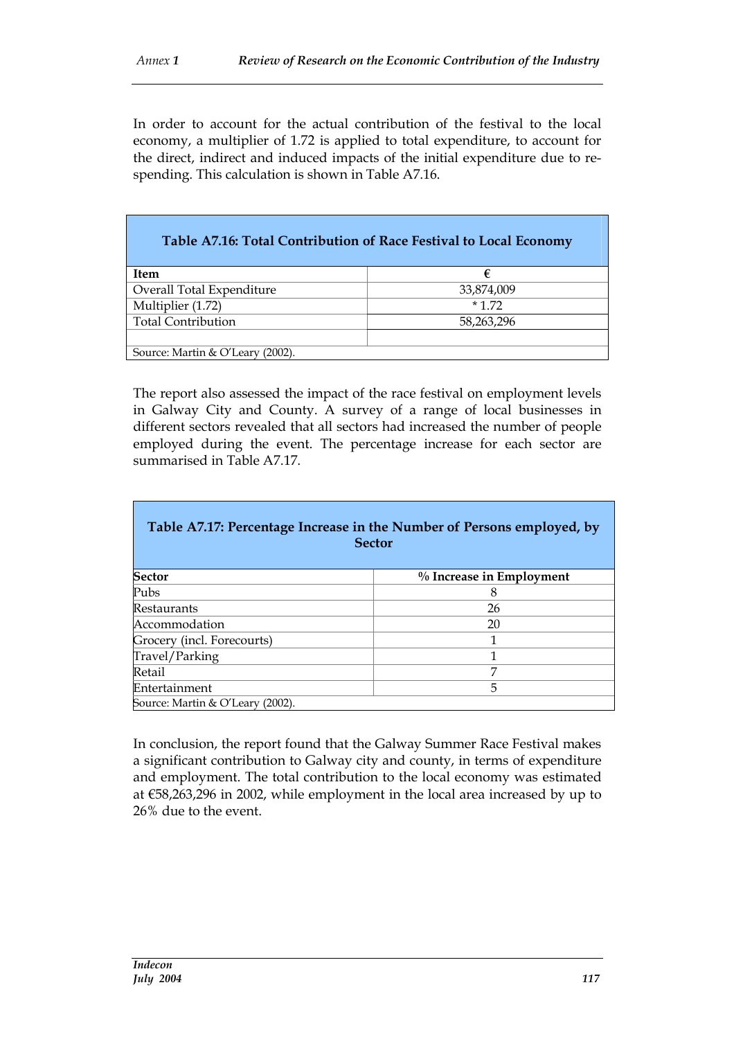In order to account for the actual contribution of the festival to the local economy, a multiplier of 1.72 is applied to total expenditure, to account for the direct, indirect and induced impacts of the initial expenditure due to re-spending. This calculation is shown in Table A7.16.

**Table A7.16: Total Contribution of Race Festival to Local Economy**

| Item | € |
|---|---|
| Overall Total Expenditure | 33,874,009 |
| Multiplier (1.72) | * 1.72 |
| Total Contribution | 58,263,296 |
| | |

Source: Martin & O'Leary (2002).

The report also assessed the impact of the race festival on employment levels in Galway City and County. A survey of a range of local businesses in different sectors revealed that all sectors had increased the number of people employed during the event. The percentage increase for each sector are summarised in Table A7.17.

**Table A7.17: Percentage Increase in the Number of Persons employed, by Sector**

| Sector | % Increase in Employment |
|---|---|
| Pubs | 8 |
| Restaurants | 26 |
| Accommodation | 20 |
| Grocery (incl. Forecourts) | 1 |
| Travel/Parking | 1 |
| Retail | 7 |
| Entertainment | 5 |

Source: Martin & O'Leary (2002).

In conclusion, the report found that the Galway Summer Race Festival makes a significant contribution to Galway city and county, in terms of expenditure and employment. The total contribution to the local economy was estimated at €58,263,296 in 2002, while employment in the local area increased by up to 26% due to the event.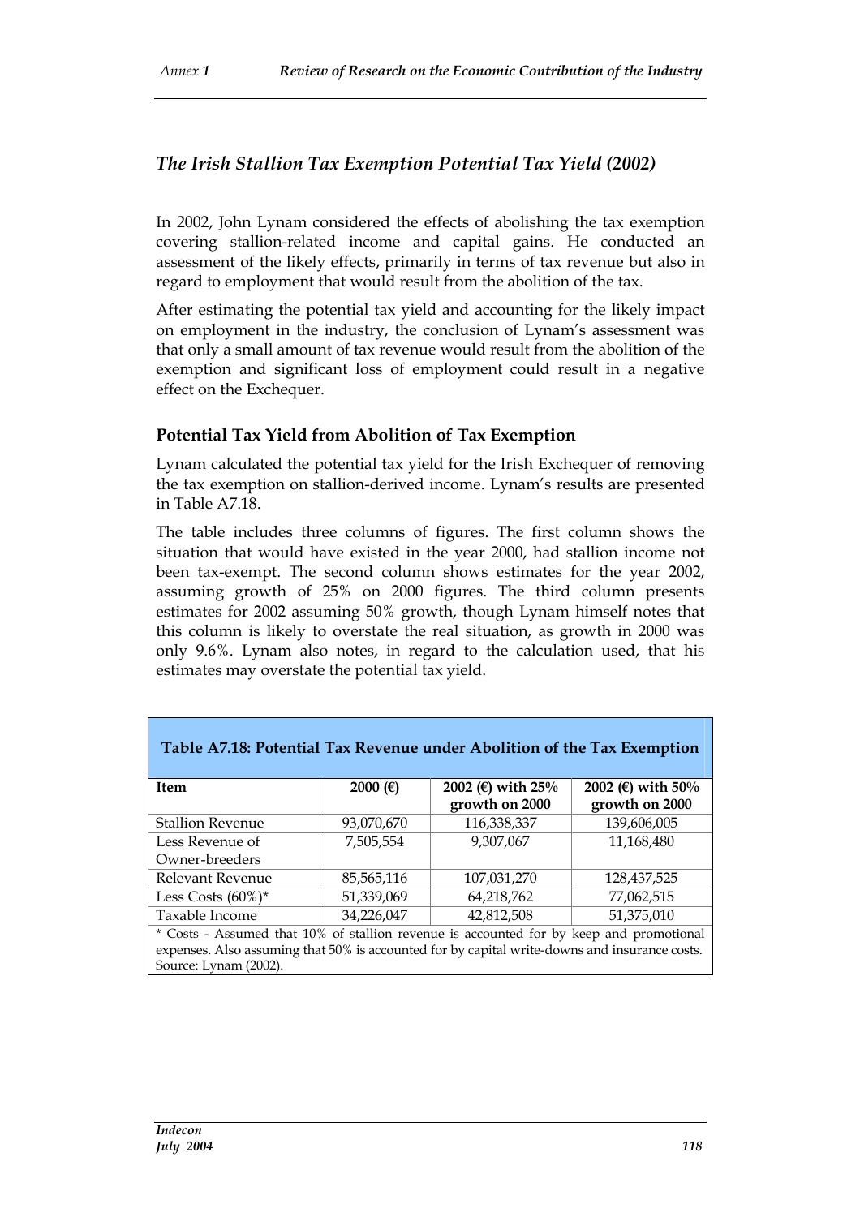## *The Irish Stallion Tax Exemption Potential Tax Yield (2002)*

In 2002, John Lynam considered the effects of abolishing the tax exemption covering stallion-related income and capital gains. He conducted an assessment of the likely effects, primarily in terms of tax revenue but also in regard to employment that would result from the abolition of the tax.

After estimating the potential tax yield and accounting for the likely impact on employment in the industry, the conclusion of Lynam's assessment was that only a small amount of tax revenue would result from the abolition of the exemption and significant loss of employment could result in a negative effect on the Exchequer.

### Potential Tax Yield from Abolition of Tax Exemption

Lynam calculated the potential tax yield for the Irish Exchequer of removing the tax exemption on stallion-derived income. Lynam's results are presented in Table A7.18.

The table includes three columns of figures. The first column shows the situation that would have existed in the year 2000, had stallion income not been tax-exempt. The second column shows estimates for the year 2002, assuming growth of 25% on 2000 figures. The third column presents estimates for 2002 assuming 50% growth, though Lynam himself notes that this column is likely to overstate the real situation, as growth in 2000 was only 9.6%. Lynam also notes, in regard to the calculation used, that his estimates may overstate the potential tax yield.

**Table A7.18: Potential Tax Revenue under Abolition of the Tax Exemption**

| Item | 2000 (€) | 2002 (€) with 25% growth on 2000 | 2002 (€) with 50% growth on 2000 |
|---|---|---|---|
| Stallion Revenue | 93,070,670 | 116,338,337 | 139,606,005 |
| Less Revenue of Owner-breeders | 7,505,554 | 9,307,067 | 11,168,480 |
| Relevant Revenue | 85,565,116 | 107,031,270 | 128,437,525 |
| Less Costs (60%)* | 51,339,069 | 64,218,762 | 77,062,515 |
| Taxable Income | 34,226,047 | 42,812,508 | 51,375,010 |

\* Costs - Assumed that 10% of stallion revenue is accounted for by keep and promotional expenses. Also assuming that 50% is accounted for by capital write-downs and insurance costs.
Source: Lynam (2002).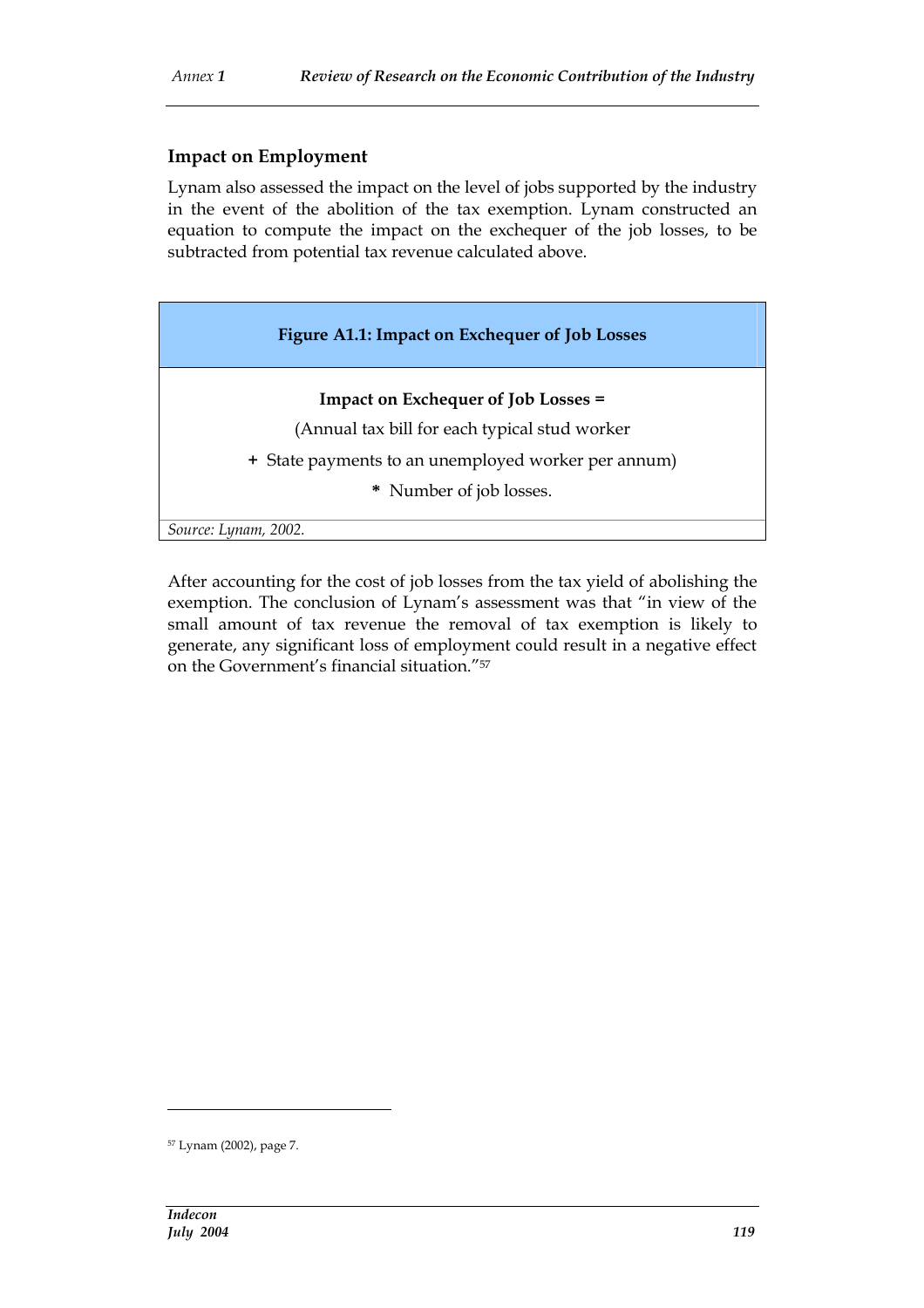### Impact on Employment

Lynam also assessed the impact on the level of jobs supported by the industry in the event of the abolition of the tax exemption. Lynam constructed an equation to compute the impact on the exchequer of the job losses, to be subtracted from potential tax revenue calculated above.

| Figure A1.1: Impact on Exchequer of Job Losses |
|---|
| **Impact on Exchequer of Job Losses =**<br>(Annual tax bill for each typical stud worker<br>**+** State payments to an unemployed worker per annum)<br>**\*** Number of job losses. |
| *Source: Lynam, 2002.* |

After accounting for the cost of job losses from the tax yield of abolishing the exemption. The conclusion of Lynam's assessment was that "in view of the small amount of tax revenue the removal of tax exemption is likely to generate, any significant loss of employment could result in a negative effect on the Government's financial situation."[57]

[57] Lynam (2002), page 7.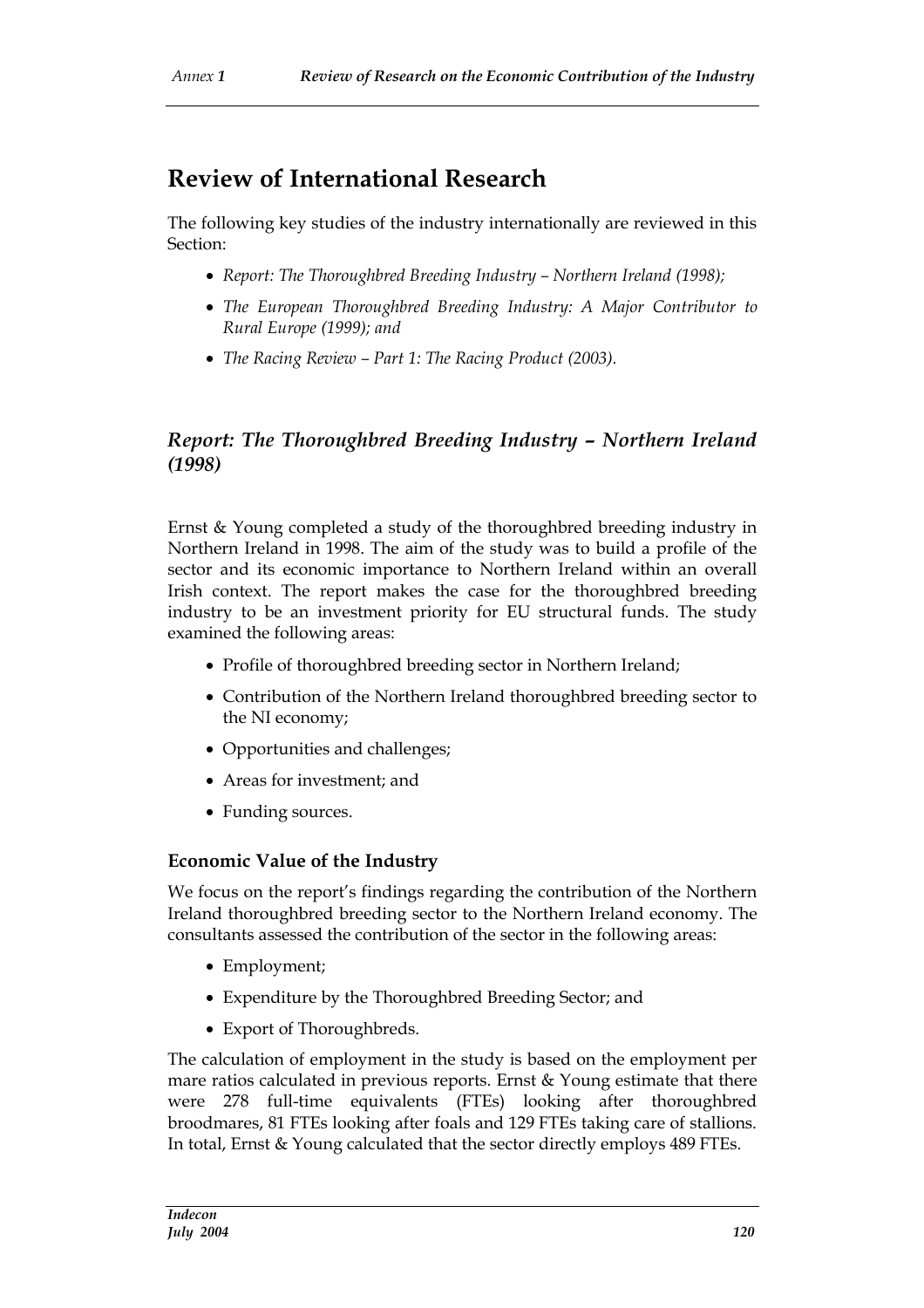# Review of International Research

The following key studies of the industry internationally are reviewed in this Section:

- *Report: The Thoroughbred Breeding Industry – Northern Ireland (1998);*
- *The European Thoroughbred Breeding Industry: A Major Contributor to Rural Europe (1999); and*
- *The Racing Review – Part 1: The Racing Product (2003).*

## *Report: The Thoroughbred Breeding Industry – Northern Ireland (1998)*

Ernst & Young completed a study of the thoroughbred breeding industry in Northern Ireland in 1998. The aim of the study was to build a profile of the sector and its economic importance to Northern Ireland within an overall Irish context. The report makes the case for the thoroughbred breeding industry to be an investment priority for EU structural funds. The study examined the following areas:

- Profile of thoroughbred breeding sector in Northern Ireland;
- Contribution of the Northern Ireland thoroughbred breeding sector to the NI economy;
- Opportunities and challenges;
- Areas for investment; and
- Funding sources.

### Economic Value of the Industry

We focus on the report's findings regarding the contribution of the Northern Ireland thoroughbred breeding sector to the Northern Ireland economy. The consultants assessed the contribution of the sector in the following areas:

- Employment;
- Expenditure by the Thoroughbred Breeding Sector; and
- Export of Thoroughbreds.

The calculation of employment in the study is based on the employment per mare ratios calculated in previous reports. Ernst & Young estimate that there were 278 full-time equivalents (FTEs) looking after thoroughbred broodmares, 81 FTEs looking after foals and 129 FTEs taking care of stallions. In total, Ernst & Young calculated that the sector directly employs 489 FTEs.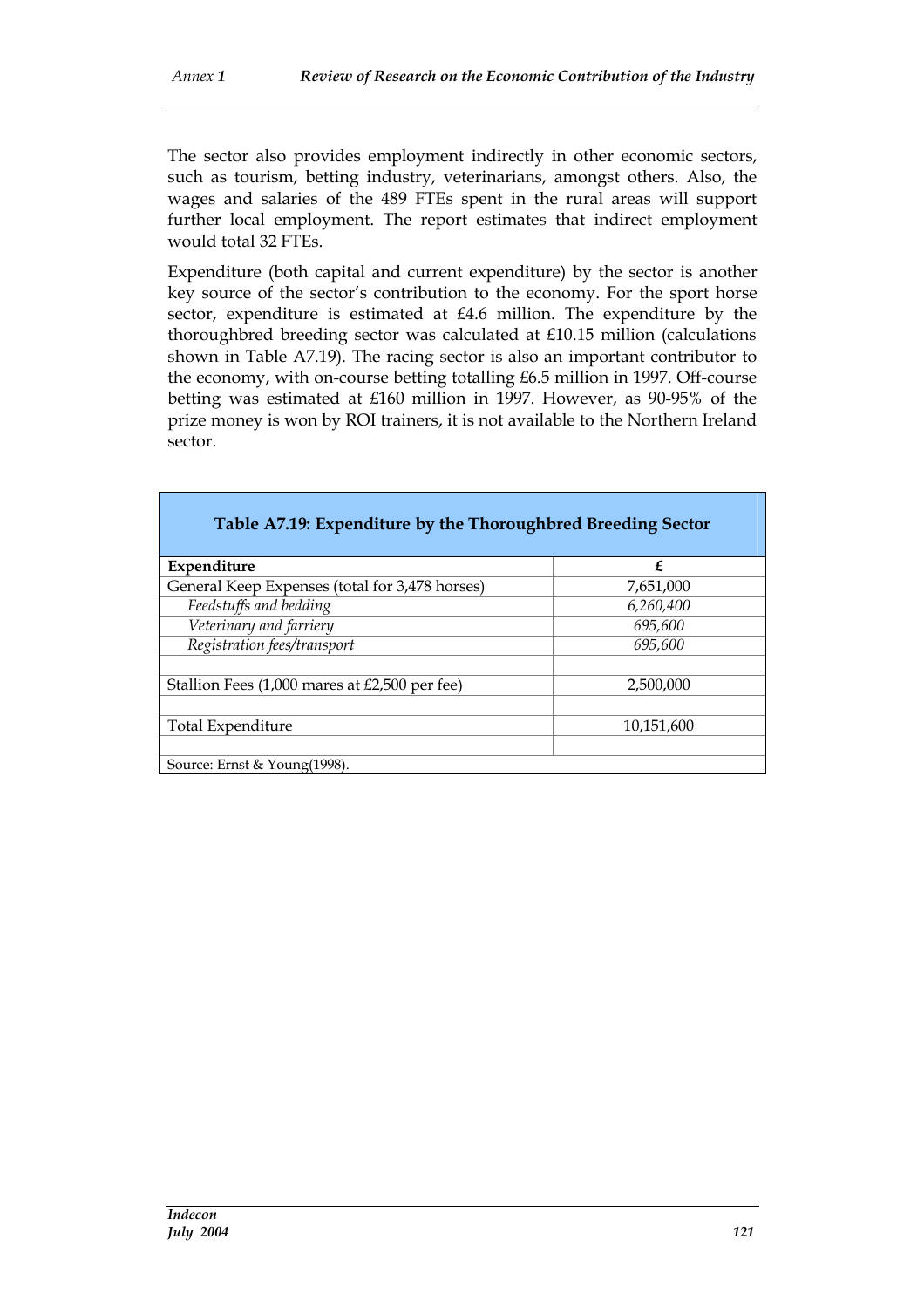The sector also provides employment indirectly in other economic sectors, such as tourism, betting industry, veterinarians, amongst others. Also, the wages and salaries of the 489 FTEs spent in the rural areas will support further local employment. The report estimates that indirect employment would total 32 FTEs.

Expenditure (both capital and current expenditure) by the sector is another key source of the sector's contribution to the economy. For the sport horse sector, expenditure is estimated at £4.6 million. The expenditure by the thoroughbred breeding sector was calculated at £10.15 million (calculations shown in Table A7.19). The racing sector is also an important contributor to the economy, with on-course betting totalling £6.5 million in 1997. Off-course betting was estimated at £160 million in 1997. However, as 90-95% of the prize money is won by ROI trainers, it is not available to the Northern Ireland sector.

**Table A7.19: Expenditure by the Thoroughbred Breeding Sector**

| **Expenditure** | **£** |
|---|---|
| General Keep Expenses (total for 3,478 horses) | 7,651,000 |
| *Feedstuffs and bedding* | *6,260,400* |
| *Veterinary and farriery* | *695,600* |
| *Registration fees/transport* | *695,600* |
| | |
| Stallion Fees (1,000 mares at £2,500 per fee) | 2,500,000 |
| | |
| Total Expenditure | 10,151,600 |
| | |

Source: Ernst & Young(1998).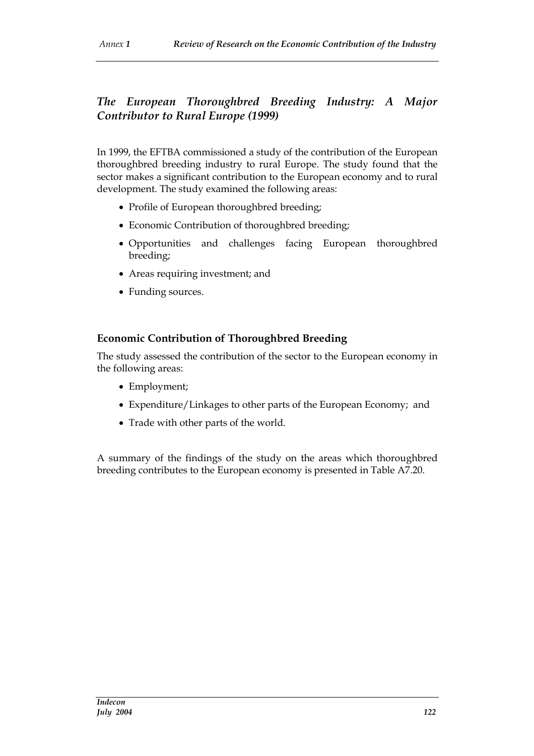## *The European Thoroughbred Breeding Industry: A Major Contributor to Rural Europe (1999)*

In 1999, the EFTBA commissioned a study of the contribution of the European thoroughbred breeding industry to rural Europe. The study found that the sector makes a significant contribution to the European economy and to rural development. The study examined the following areas:

- Profile of European thoroughbred breeding;
- Economic Contribution of thoroughbred breeding;
- Opportunities and challenges facing European thoroughbred breeding;
- Areas requiring investment; and
- Funding sources.

### Economic Contribution of Thoroughbred Breeding

The study assessed the contribution of the sector to the European economy in the following areas:

- Employment;
- Expenditure/Linkages to other parts of the European Economy; and
- Trade with other parts of the world.

A summary of the findings of the study on the areas which thoroughbred breeding contributes to the European economy is presented in Table A7.20.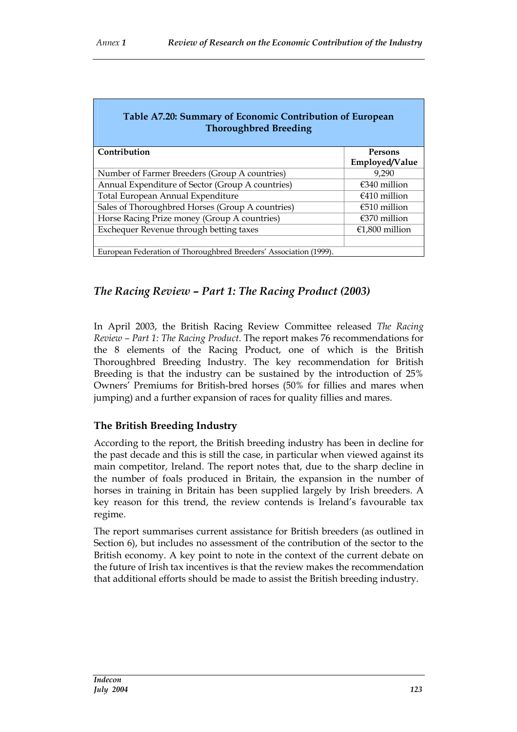**Table A7.20: Summary of Economic Contribution of European Thoroughbred Breeding**

| Contribution | Persons Employed/Value |
|---|---|
| Number of Farmer Breeders (Group A countries) | 9,290 |
| Annual Expenditure of Sector (Group A countries) | €340 million |
| Total European Annual Expenditure | €410 million |
| Sales of Thoroughbred Horses (Group A countries) | €510 million |
| Horse Racing Prize money (Group A countries) | €370 million |
| Exchequer Revenue through betting taxes | €1,800 million |
| | |

European Federation of Thoroughbred Breeders' Association (1999).

## *The Racing Review – Part 1: The Racing Product (2003)*

In April 2003, the British Racing Review Committee released *The Racing Review – Part 1: The Racing Product*. The report makes 76 recommendations for the 8 elements of the Racing Product, one of which is the British Thoroughbred Breeding Industry. The key recommendation for British Breeding is that the industry can be sustained by the introduction of 25% Owners' Premiums for British-bred horses (50% for fillies and mares when jumping) and a further expansion of races for quality fillies and mares.

### The British Breeding Industry

According to the report, the British breeding industry has been in decline for the past decade and this is still the case, in particular when viewed against its main competitor, Ireland. The report notes that, due to the sharp decline in the number of foals produced in Britain, the expansion in the number of horses in training in Britain has been supplied largely by Irish breeders. A key reason for this trend, the review contends is Ireland's favourable tax regime.

The report summarises current assistance for British breeders (as outlined in Section 6), but includes no assessment of the contribution of the sector to the British economy. A key point to note in the context of the current debate on the future of Irish tax incentives is that the review makes the recommendation that additional efforts should be made to assist the British breeding industry.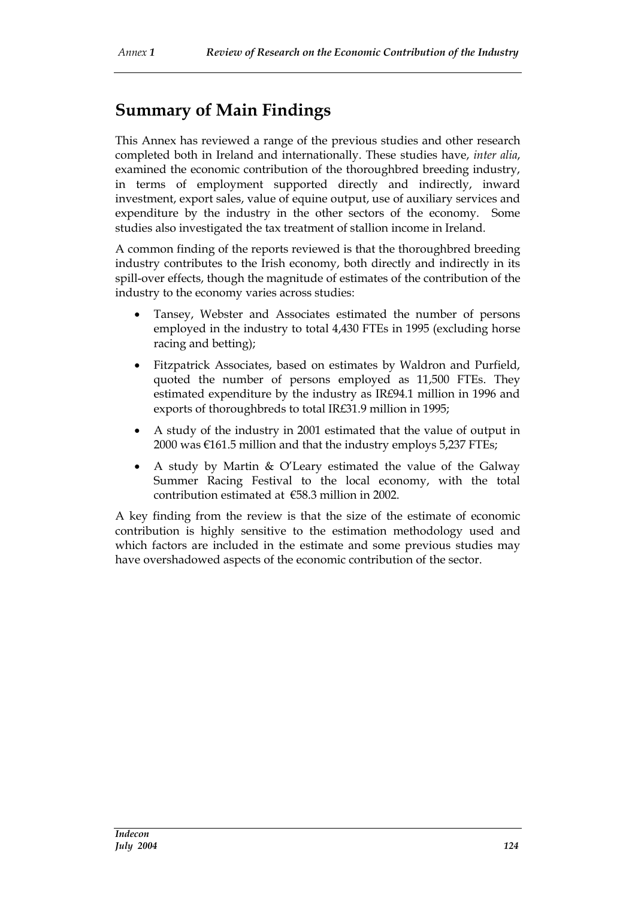## Summary of Main Findings

This Annex has reviewed a range of the previous studies and other research completed both in Ireland and internationally. These studies have, *inter alia*, examined the economic contribution of the thoroughbred breeding industry, in terms of employment supported directly and indirectly, inward investment, export sales, value of equine output, use of auxiliary services and expenditure by the industry in the other sectors of the economy. Some studies also investigated the tax treatment of stallion income in Ireland.

A common finding of the reports reviewed is that the thoroughbred breeding industry contributes to the Irish economy, both directly and indirectly in its spill-over effects, though the magnitude of estimates of the contribution of the industry to the economy varies across studies:

- Tansey, Webster and Associates estimated the number of persons employed in the industry to total 4,430 FTEs in 1995 (excluding horse racing and betting);
- Fitzpatrick Associates, based on estimates by Waldron and Purfield, quoted the number of persons employed as 11,500 FTEs. They estimated expenditure by the industry as IR£94.1 million in 1996 and exports of thoroughbreds to total IR£31.9 million in 1995;
- A study of the industry in 2001 estimated that the value of output in 2000 was €161.5 million and that the industry employs 5,237 FTEs;
- A study by Martin & O'Leary estimated the value of the Galway Summer Racing Festival to the local economy, with the total contribution estimated at €58.3 million in 2002.

A key finding from the review is that the size of the estimate of economic contribution is highly sensitive to the estimation methodology used and which factors are included in the estimate and some previous studies may have overshadowed aspects of the economic contribution of the sector.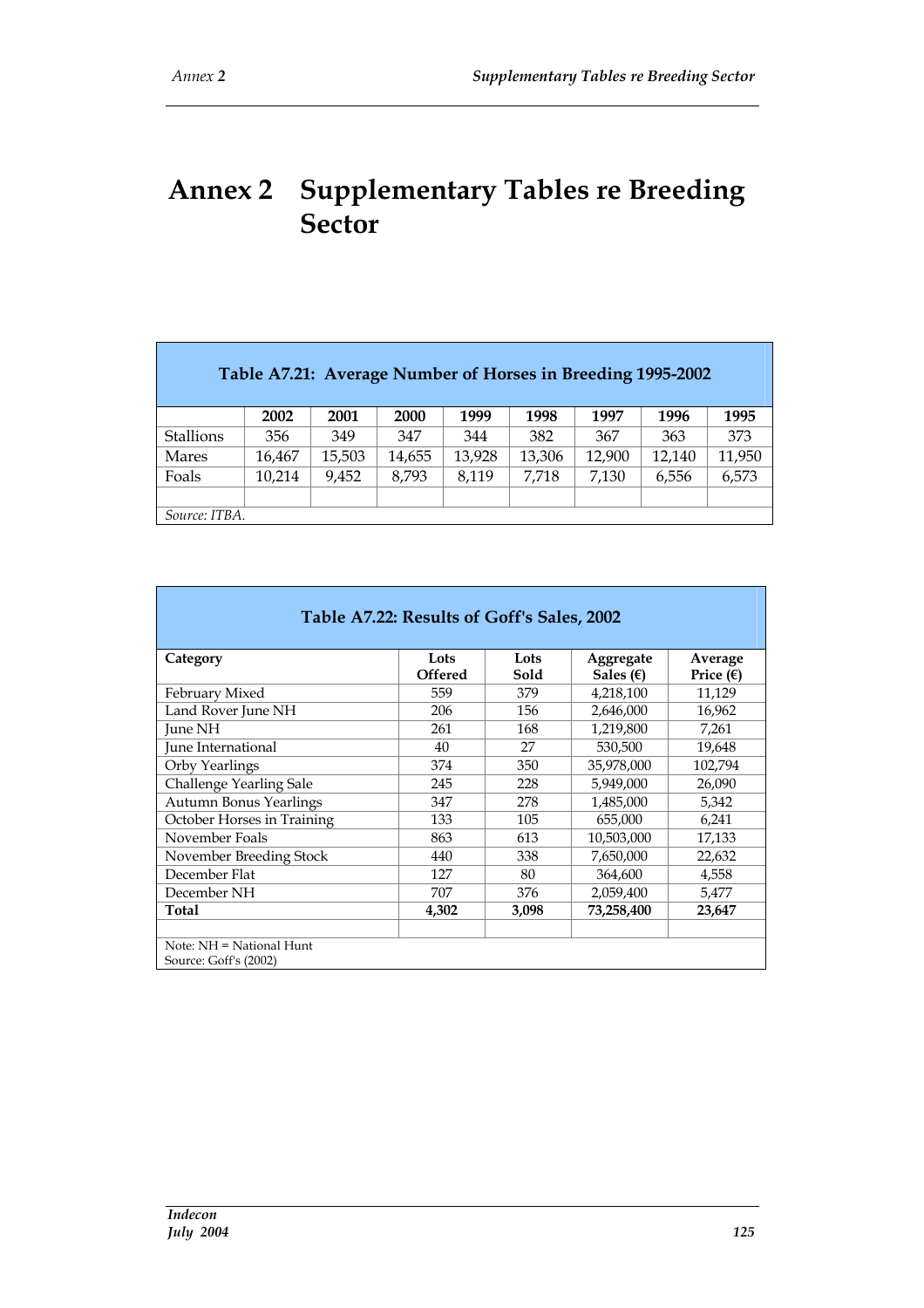# Annex 2 Supplementary Tables re Breeding Sector

**Table A7.21: Average Number of Horses in Breeding 1995-2002**

| | 2002 | 2001 | 2000 | 1999 | 1998 | 1997 | 1996 | 1995 |
|---|---|---|---|---|---|---|---|---|
| Stallions | 356 | 349 | 347 | 344 | 382 | 367 | 363 | 373 |
| Mares | 16,467 | 15,503 | 14,655 | 13,928 | 13,306 | 12,900 | 12,140 | 11,950 |
| Foals | 10,214 | 9,452 | 8,793 | 8,119 | 7,718 | 7,130 | 6,556 | 6,573 |

*Source: ITBA.*

**Table A7.22: Results of Goff's Sales, 2002**

| Category | Lots Offered | Lots Sold | Aggregate Sales (€) | Average Price (€) |
|---|---|---|---|---|
| February Mixed | 559 | 379 | 4,218,100 | 11,129 |
| Land Rover June NH | 206 | 156 | 2,646,000 | 16,962 |
| June NH | 261 | 168 | 1,219,800 | 7,261 |
| June International | 40 | 27 | 530,500 | 19,648 |
| Orby Yearlings | 374 | 350 | 35,978,000 | 102,794 |
| Challenge Yearling Sale | 245 | 228 | 5,949,000 | 26,090 |
| Autumn Bonus Yearlings | 347 | 278 | 1,485,000 | 5,342 |
| October Horses in Training | 133 | 105 | 655,000 | 6,241 |
| November Foals | 863 | 613 | 10,503,000 | 17,133 |
| November Breeding Stock | 440 | 338 | 7,650,000 | 22,632 |
| December Flat | 127 | 80 | 364,600 | 4,558 |
| December NH | 707 | 376 | 2,059,400 | 5,477 |
| **Total** | **4,302** | **3,098** | **73,258,400** | **23,647** |

Note: NH = National Hunt
Source: Goff's (2002)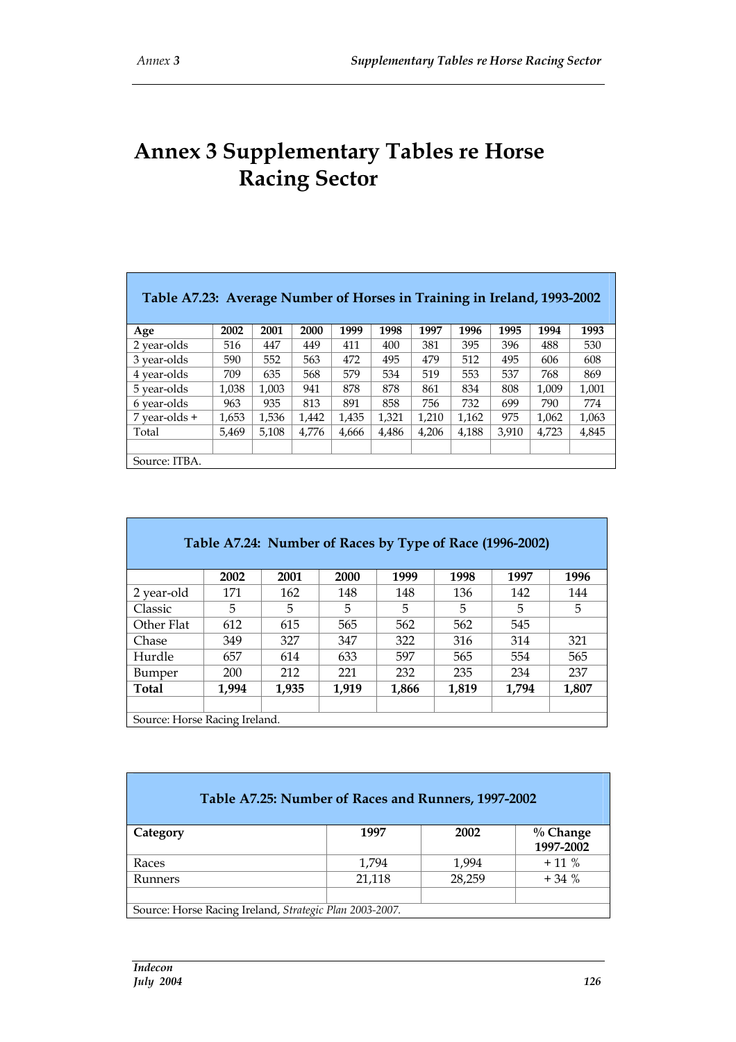# Annex 3 Supplementary Tables re Horse Racing Sector

**Table A7.23: Average Number of Horses in Training in Ireland, 1993-2002**

| Age | 2002 | 2001 | 2000 | 1999 | 1998 | 1997 | 1996 | 1995 | 1994 | 1993 |
|---|---|---|---|---|---|---|---|---|---|---|
| 2 year-olds | 516 | 447 | 449 | 411 | 400 | 381 | 395 | 396 | 488 | 530 |
| 3 year-olds | 590 | 552 | 563 | 472 | 495 | 479 | 512 | 495 | 606 | 608 |
| 4 year-olds | 709 | 635 | 568 | 579 | 534 | 519 | 553 | 537 | 768 | 869 |
| 5 year-olds | 1,038 | 1,003 | 941 | 878 | 878 | 861 | 834 | 808 | 1,009 | 1,001 |
| 6 year-olds | 963 | 935 | 813 | 891 | 858 | 756 | 732 | 699 | 790 | 774 |
| 7 year-olds + | 1,653 | 1,536 | 1,442 | 1,435 | 1,321 | 1,210 | 1,162 | 975 | 1,062 | 1,063 |
| Total | 5,469 | 5,108 | 4,776 | 4,666 | 4,486 | 4,206 | 4,188 | 3,910 | 4,723 | 4,845 |

Source: ITBA.

**Table A7.24: Number of Races by Type of Race (1996-2002)**

| | 2002 | 2001 | 2000 | 1999 | 1998 | 1997 | 1996 |
|---|---|---|---|---|---|---|---|
| 2 year-old | 171 | 162 | 148 | 148 | 136 | 142 | 144 |
| Classic | 5 | 5 | 5 | 5 | 5 | 5 | 5 |
| Other Flat | 612 | 615 | 565 | 562 | 562 | 545 | |
| Chase | 349 | 327 | 347 | 322 | 316 | 314 | 321 |
| Hurdle | 657 | 614 | 633 | 597 | 565 | 554 | 565 |
| Bumper | 200 | 212 | 221 | 232 | 235 | 234 | 237 |
| **Total** | **1,994** | **1,935** | **1,919** | **1,866** | **1,819** | **1,794** | **1,807** |

Source: Horse Racing Ireland.

**Table A7.25: Number of Races and Runners, 1997-2002**

| Category | 1997 | 2002 | % Change 1997-2002 |
|---|---|---|---|
| Races | 1,794 | 1,994 | + 11 % |
| Runners | 21,118 | 28,259 | + 34 % |

Source: Horse Racing Ireland, *Strategic Plan 2003-2007.*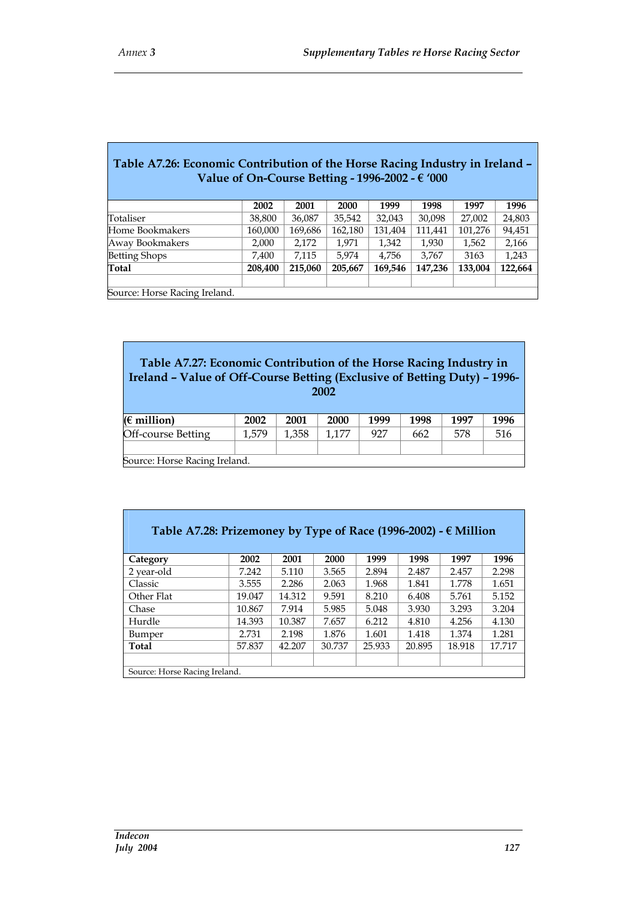| Table A7.26: Economic Contribution of the Horse Racing Industry in Ireland – Value of On-Course Betting - 1996-2002 - € '000 | | | | | | | |
|---|---|---|---|---|---|---|---|
| | **2002** | **2001** | **2000** | **1999** | **1998** | **1997** | **1996** |
| Totaliser | 38,800 | 36,087 | 35,542 | 32,043 | 30,098 | 27,002 | 24,803 |
| Home Bookmakers | 160,000 | 169,686 | 162,180 | 131,404 | 111,441 | 101,276 | 94,451 |
| Away Bookmakers | 2,000 | 2,172 | 1,971 | 1,342 | 1,930 | 1,562 | 2,166 |
| Betting Shops | 7,400 | 7,115 | 5,974 | 4,756 | 3,767 | 3163 | 1,243 |
| **Total** | **208,400** | **215,060** | **205,667** | **169,546** | **147,236** | **133,004** | **122,664** |
| Source: Horse Racing Ireland. | | | | | | | |

| Table A7.27: Economic Contribution of the Horse Racing Industry in Ireland – Value of Off-Course Betting (Exclusive of Betting Duty) – 1996-2002 | | | | | | | |
|---|---|---|---|---|---|---|---|
| **(€ million)** | **2002** | **2001** | **2000** | **1999** | **1998** | **1997** | **1996** |
| Off-course Betting | 1,579 | 1,358 | 1,177 | 927 | 662 | 578 | 516 |
| Source: Horse Racing Ireland. | | | | | | | |

| Table A7.28: Prizemoney by Type of Race (1996-2002) - € Million | | | | | | | |
|---|---|---|---|---|---|---|---|
| **Category** | **2002** | **2001** | **2000** | **1999** | **1998** | **1997** | **1996** |
| 2 year-old | 7.242 | 5.110 | 3.565 | 2.894 | 2.487 | 2.457 | 2.298 |
| Classic | 3.555 | 2.286 | 2.063 | 1.968 | 1.841 | 1.778 | 1.651 |
| Other Flat | 19.047 | 14.312 | 9.591 | 8.210 | 6.408 | 5.761 | 5.152 |
| Chase | 10.867 | 7.914 | 5.985 | 5.048 | 3.930 | 3.293 | 3.204 |
| Hurdle | 14.393 | 10.387 | 7.657 | 6.212 | 4.810 | 4.256 | 4.130 |
| Bumper | 2.731 | 2.198 | 1.876 | 1.601 | 1.418 | 1.374 | 1.281 |
| **Total** | 57.837 | 42.207 | 30.737 | 25.933 | 20.895 | 18.918 | 17.717 |
| Source: Horse Racing Ireland. | | | | | | | |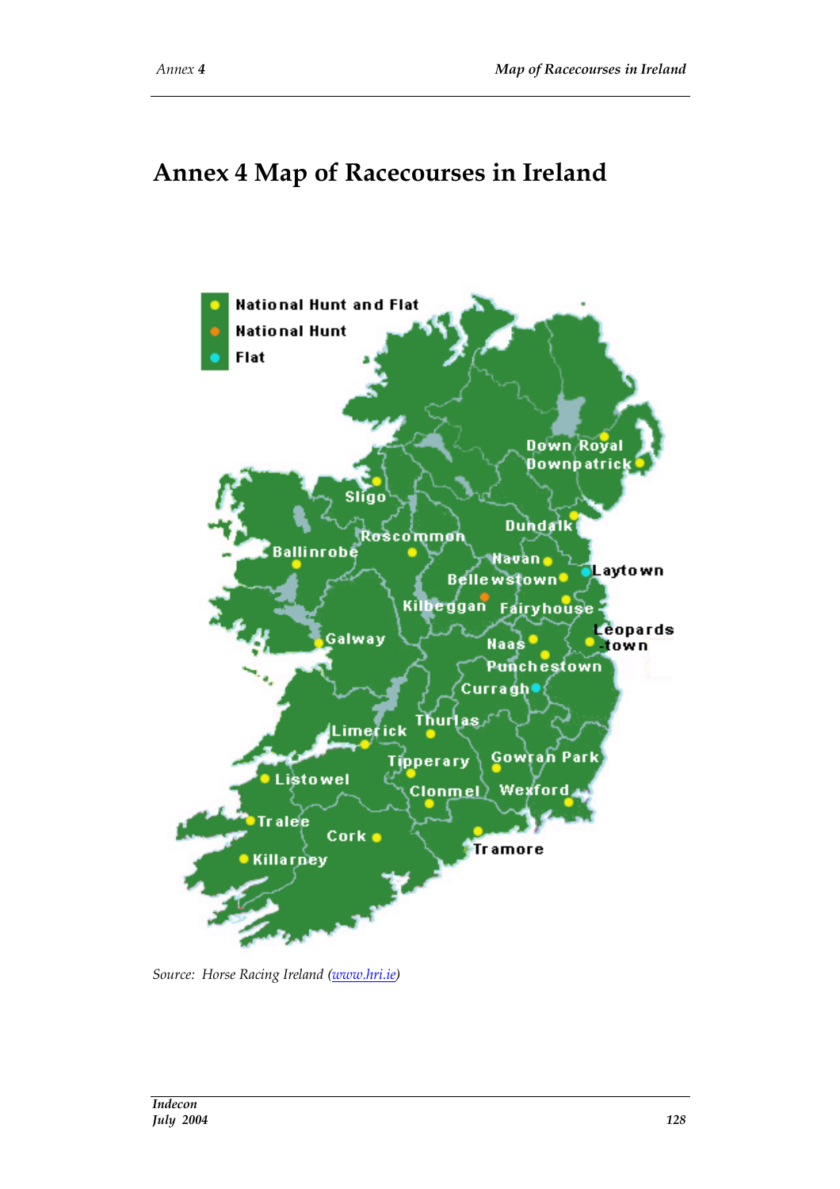# Annex 4 Map of Racecourses in Ireland

National Hunt and Flat
National Hunt
Flat

Down Royal
Downpatrick
Sligo
Dundalk
Roscommon
Ballinrobe
Navan
Laytown
Bellewstown
Kilbeggan
Fairyhouse
Leopards -town
Galway
Naas
Punchestown
Curragh
Thurlas
Limerick
Tipperary
Gowran Park
Listowel
Clonmel
Wexford
Tralee
Cork
Tramore
Killarney

*Source: Horse Racing Ireland (www.hri.ie)*